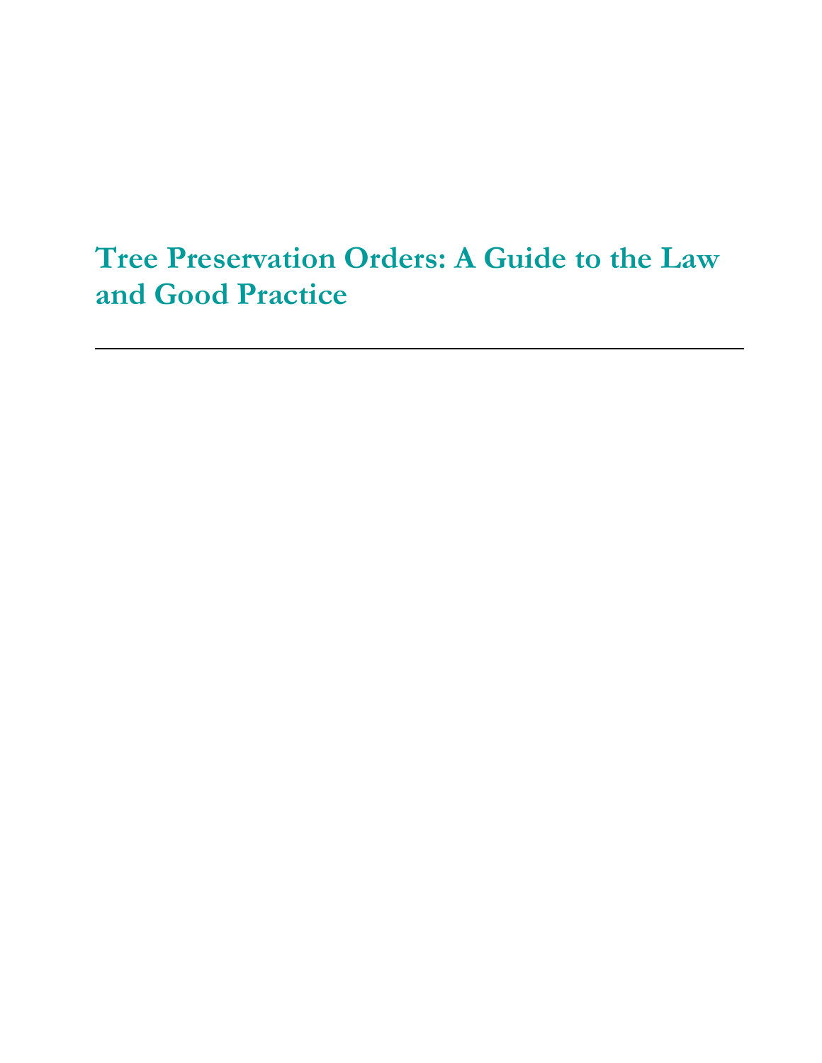# Tree Preservation Orders: A Guide to the Law and Good Practice

---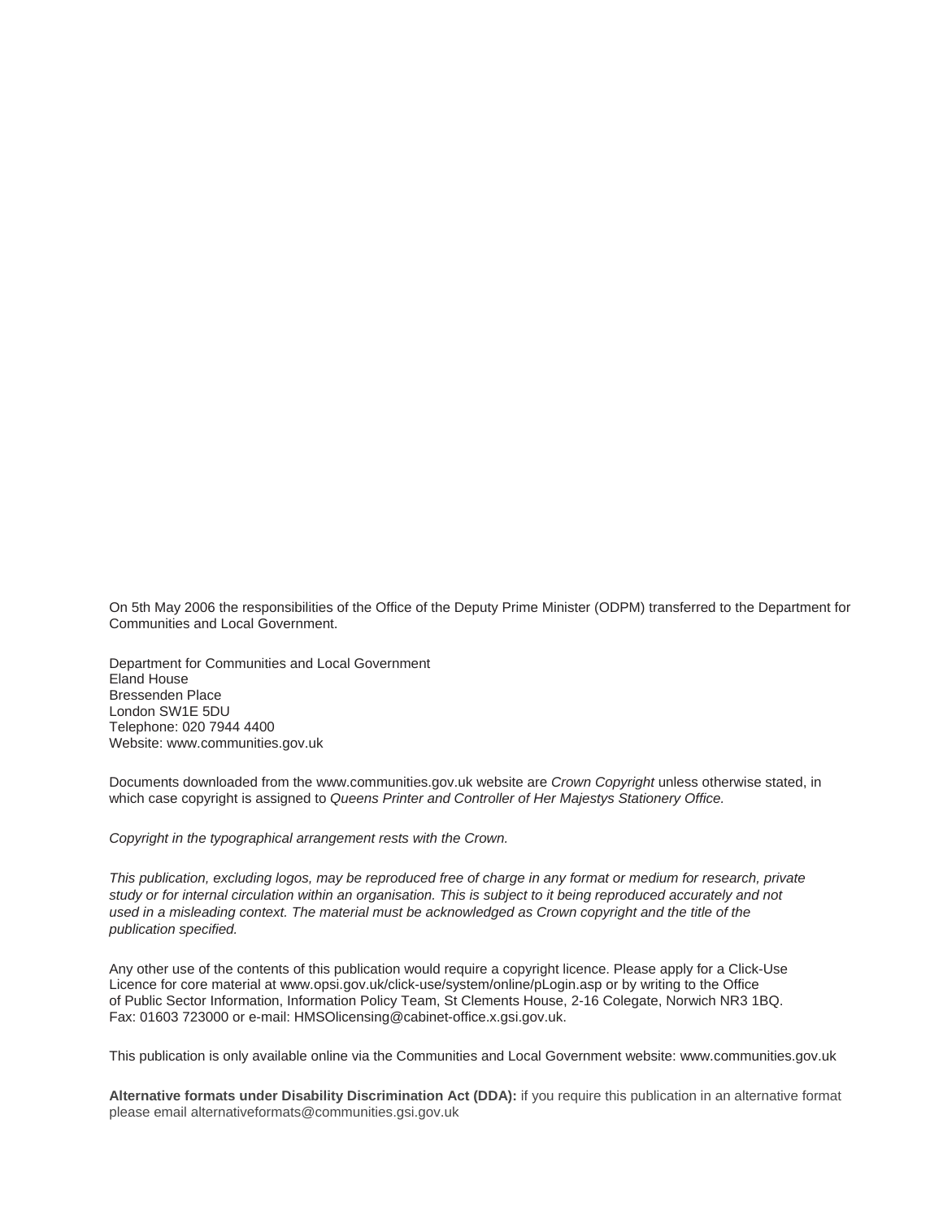On 5th May 2006 the responsibilities of the Office of the Deputy Prime Minister (ODPM) transferred to the Department for Communities and Local Government.

Department for Communities and Local Government
Eland House
Bressenden Place
London SW1E 5DU
Telephone: 020 7944 4400
Website: www.communities.gov.uk

Documents downloaded from the www.communities.gov.uk website are *Crown Copyright* unless otherwise stated, in which case copyright is assigned to *Queens Printer and Controller of Her Majestys Stationery Office.*

*Copyright in the typographical arrangement rests with the Crown.*

*This publication, excluding logos, may be reproduced free of charge in any format or medium for research, private study or for internal circulation within an organisation. This is subject to it being reproduced accurately and not used in a misleading context. The material must be acknowledged as Crown copyright and the title of the publication specified.*

Any other use of the contents of this publication would require a copyright licence. Please apply for a Click-Use Licence for core material at www.opsi.gov.uk/click-use/system/online/pLogin.asp or by writing to the Office of Public Sector Information, Information Policy Team, St Clements House, 2-16 Colegate, Norwich NR3 1BQ. Fax: 01603 723000 or e-mail: HMSOlicensing@cabinet-office.x.gsi.gov.uk.

This publication is only available online via the Communities and Local Government website: www.communities.gov.uk

**Alternative formats under Disability Discrimination Act (DDA):** if you require this publication in an alternative format please email alternativeformats@communities.gsi.gov.uk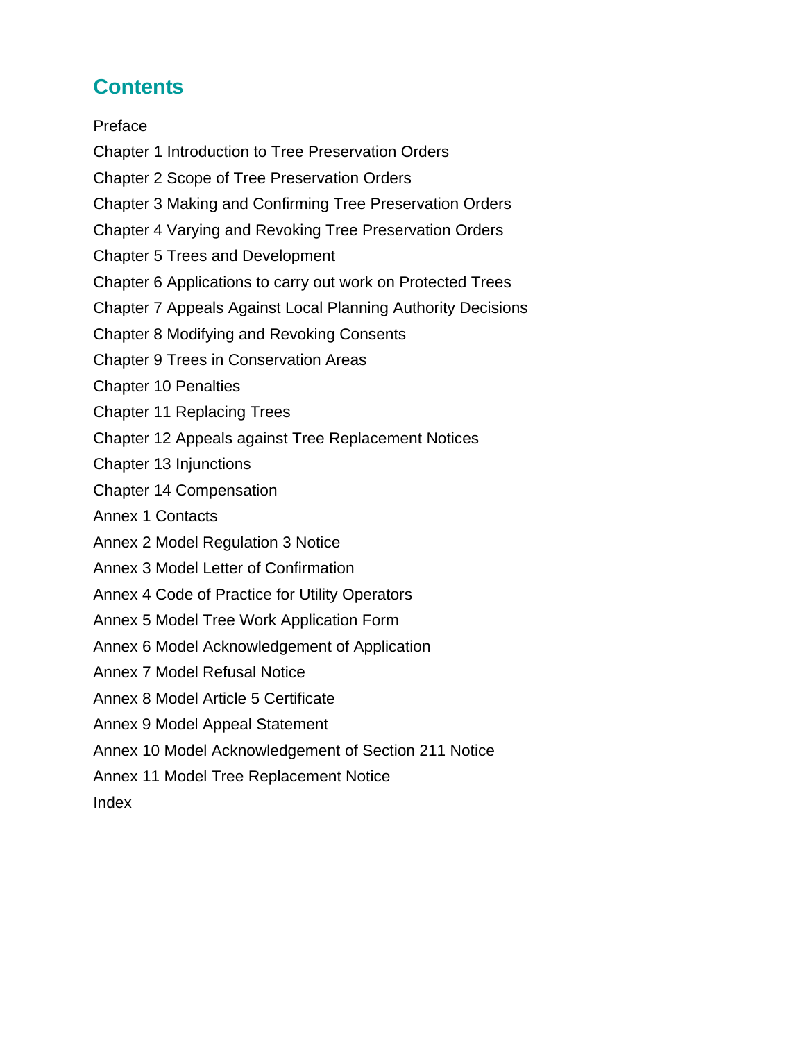# Contents

Preface

Chapter 1 Introduction to Tree Preservation Orders

Chapter 2 Scope of Tree Preservation Orders

Chapter 3 Making and Confirming Tree Preservation Orders

Chapter 4 Varying and Revoking Tree Preservation Orders

Chapter 5 Trees and Development

Chapter 6 Applications to carry out work on Protected Trees

Chapter 7 Appeals Against Local Planning Authority Decisions

Chapter 8 Modifying and Revoking Consents

Chapter 9 Trees in Conservation Areas

Chapter 10 Penalties

Chapter 11 Replacing Trees

Chapter 12 Appeals against Tree Replacement Notices

Chapter 13 Injunctions

Chapter 14 Compensation

Annex 1 Contacts

Annex 2 Model Regulation 3 Notice

Annex 3 Model Letter of Confirmation

Annex 4 Code of Practice for Utility Operators

Annex 5 Model Tree Work Application Form

Annex 6 Model Acknowledgement of Application

Annex 7 Model Refusal Notice

Annex 8 Model Article 5 Certificate

Annex 9 Model Appeal Statement

Annex 10 Model Acknowledgement of Section 211 Notice

Annex 11 Model Tree Replacement Notice

Index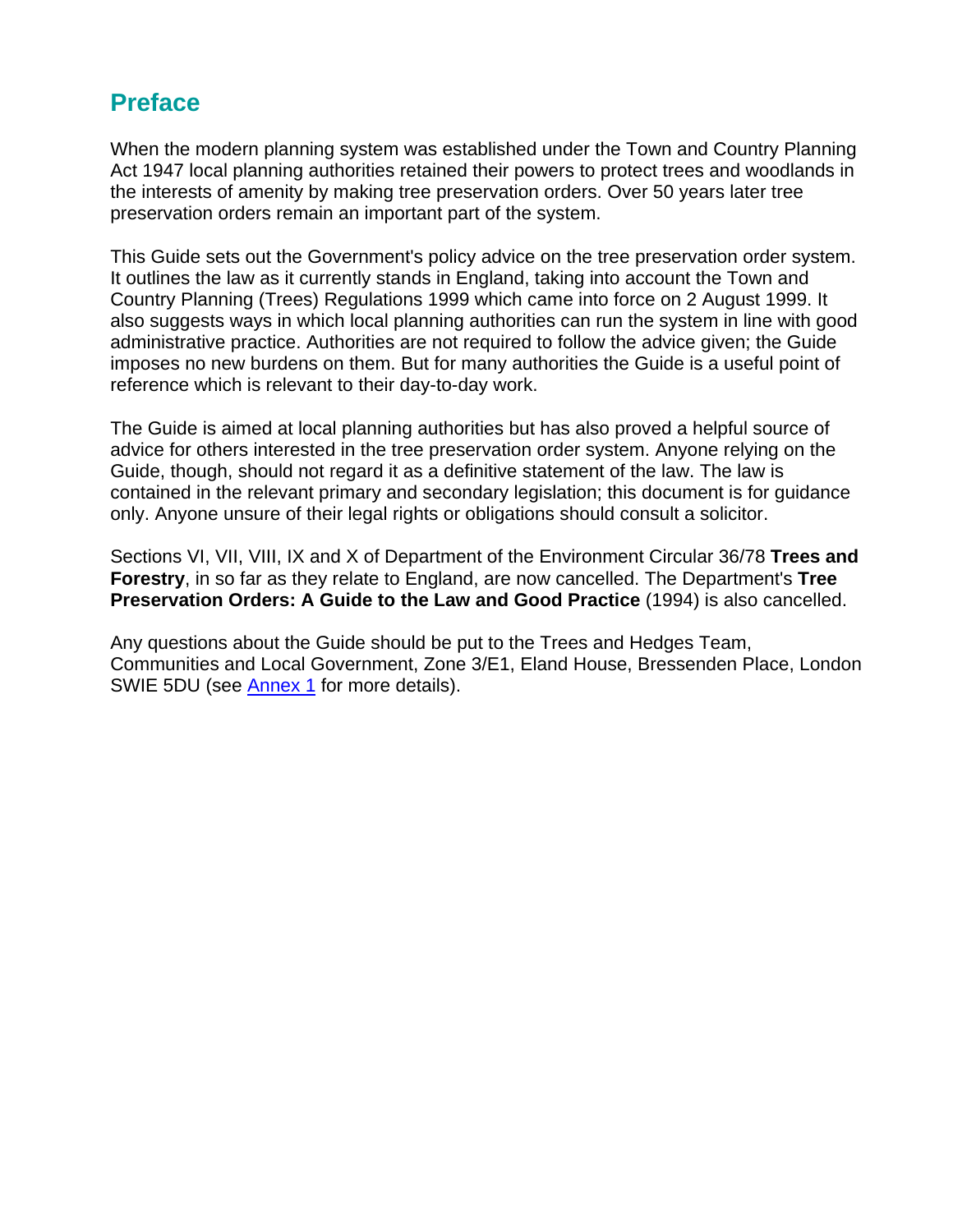## Preface

When the modern planning system was established under the Town and Country Planning Act 1947 local planning authorities retained their powers to protect trees and woodlands in the interests of amenity by making tree preservation orders. Over 50 years later tree preservation orders remain an important part of the system.

This Guide sets out the Government's policy advice on the tree preservation order system. It outlines the law as it currently stands in England, taking into account the Town and Country Planning (Trees) Regulations 1999 which came into force on 2 August 1999. It also suggests ways in which local planning authorities can run the system in line with good administrative practice. Authorities are not required to follow the advice given; the Guide imposes no new burdens on them. But for many authorities the Guide is a useful point of reference which is relevant to their day-to-day work.

The Guide is aimed at local planning authorities but has also proved a helpful source of advice for others interested in the tree preservation order system. Anyone relying on the Guide, though, should not regard it as a definitive statement of the law. The law is contained in the relevant primary and secondary legislation; this document is for guidance only. Anyone unsure of their legal rights or obligations should consult a solicitor.

Sections VI, VII, VIII, IX and X of Department of the Environment Circular 36/78 **Trees and Forestry**, in so far as they relate to England, are now cancelled. The Department's **Tree Preservation Orders: A Guide to the Law and Good Practice** (1994) is also cancelled.

Any questions about the Guide should be put to the Trees and Hedges Team, Communities and Local Government, Zone 3/E1, Eland House, Bressenden Place, London SWIE 5DU (see Annex 1 for more details).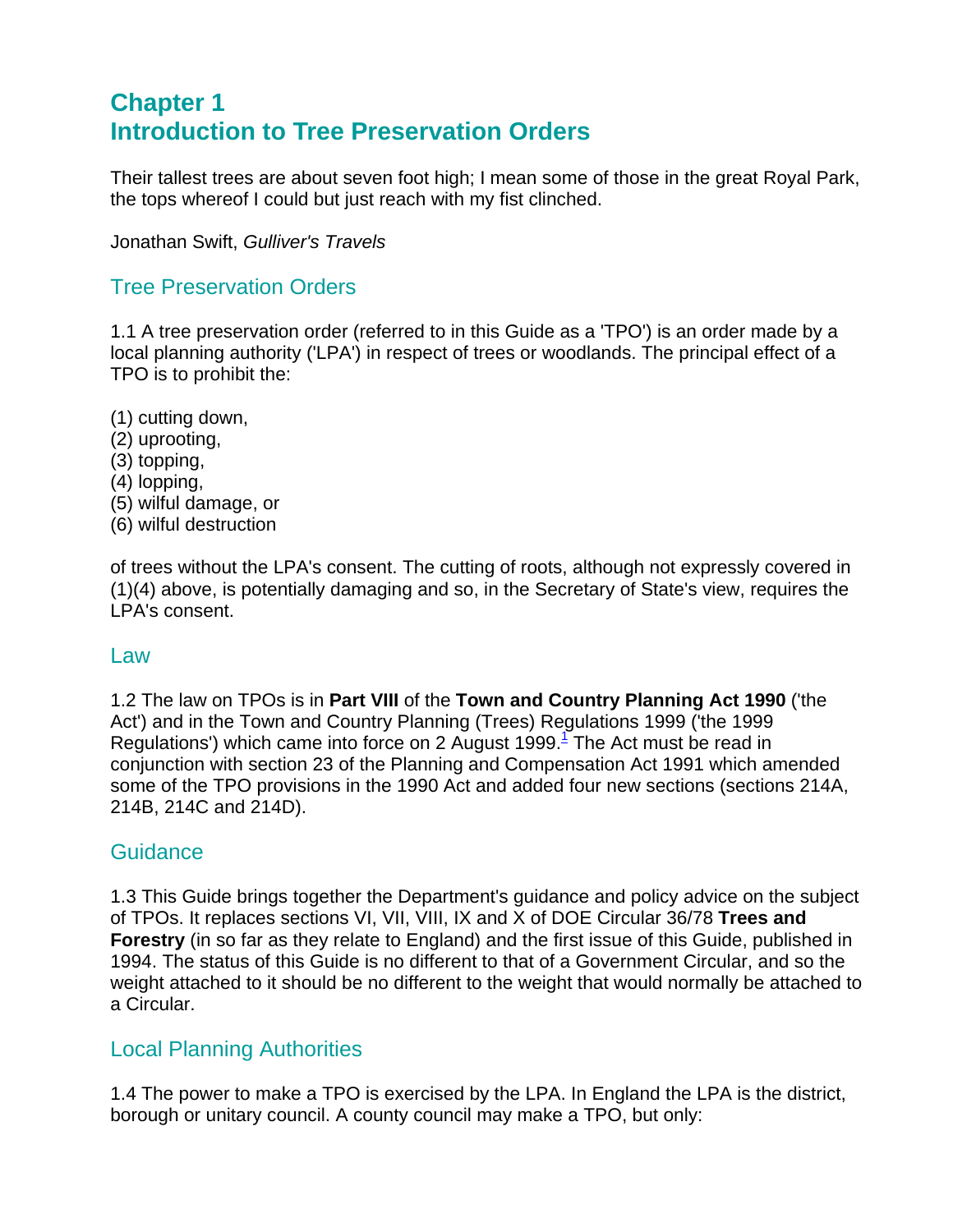# Chapter 1
# Introduction to Tree Preservation Orders

Their tallest trees are about seven foot high; I mean some of those in the great Royal Park, the tops whereof I could but just reach with my fist clinched.

Jonathan Swift, *Gulliver's Travels*

## Tree Preservation Orders

1.1 A tree preservation order (referred to in this Guide as a 'TPO') is an order made by a local planning authority ('LPA') in respect of trees or woodlands. The principal effect of a TPO is to prohibit the:

(1) cutting down,
(2) uprooting,
(3) topping,
(4) lopping,
(5) wilful damage, or
(6) wilful destruction

of trees without the LPA's consent. The cutting of roots, although not expressly covered in (1)(4) above, is potentially damaging and so, in the Secretary of State's view, requires the LPA's consent.

## Law

1.2 The law on TPOs is in **Part VIII** of the **Town and Country Planning Act 1990** ('the Act') and in the Town and Country Planning (Trees) Regulations 1999 ('the 1999 Regulations') which came into force on 2 August 1999.[1] The Act must be read in conjunction with section 23 of the Planning and Compensation Act 1991 which amended some of the TPO provisions in the 1990 Act and added four new sections (sections 214A, 214B, 214C and 214D).

## Guidance

1.3 This Guide brings together the Department's guidance and policy advice on the subject of TPOs. It replaces sections VI, VII, VIII, IX and X of DOE Circular 36/78 **Trees and Forestry** (in so far as they relate to England) and the first issue of this Guide, published in 1994. The status of this Guide is no different to that of a Government Circular, and so the weight attached to it should be no different to the weight that would normally be attached to a Circular.

## Local Planning Authorities

1.4 The power to make a TPO is exercised by the LPA. In England the LPA is the district, borough or unitary council. A county council may make a TPO, but only: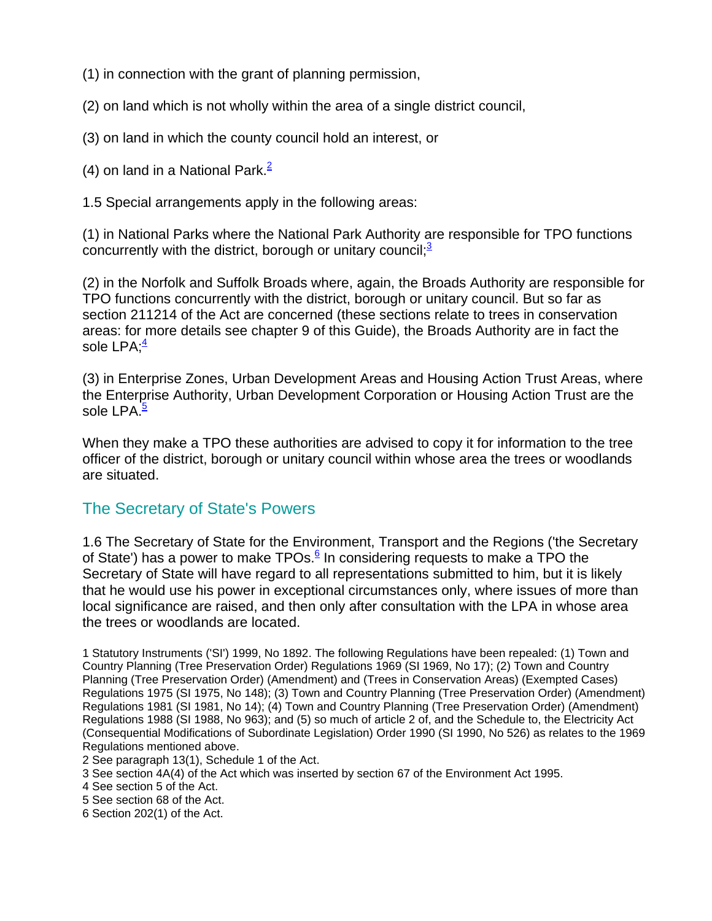(1) in connection with the grant of planning permission,

(2) on land which is not wholly within the area of a single district council,

(3) on land in which the county council hold an interest, or

(4) on land in a National Park.[2]

1.5 Special arrangements apply in the following areas:

(1) in National Parks where the National Park Authority are responsible for TPO functions concurrently with the district, borough or unitary council;[3]

(2) in the Norfolk and Suffolk Broads where, again, the Broads Authority are responsible for TPO functions concurrently with the district, borough or unitary council. But so far as section 211214 of the Act are concerned (these sections relate to trees in conservation areas: for more details see chapter 9 of this Guide), the Broads Authority are in fact the sole LPA;[4]

(3) in Enterprise Zones, Urban Development Areas and Housing Action Trust Areas, where the Enterprise Authority, Urban Development Corporation or Housing Action Trust are the sole LPA.[5]

When they make a TPO these authorities are advised to copy it for information to the tree officer of the district, borough or unitary council within whose area the trees or woodlands are situated.

## The Secretary of State's Powers

1.6 The Secretary of State for the Environment, Transport and the Regions ('the Secretary of State') has a power to make TPOs.[6] In considering requests to make a TPO the Secretary of State will have regard to all representations submitted to him, but it is likely that he would use his power in exceptional circumstances only, where issues of more than local significance are raised, and then only after consultation with the LPA in whose area the trees or woodlands are located.

1 Statutory Instruments ('SI') 1999, No 1892. The following Regulations have been repealed: (1) Town and Country Planning (Tree Preservation Order) Regulations 1969 (SI 1969, No 17); (2) Town and Country Planning (Tree Preservation Order) (Amendment) and (Trees in Conservation Areas) (Exempted Cases) Regulations 1975 (SI 1975, No 148); (3) Town and Country Planning (Tree Preservation Order) (Amendment) Regulations 1981 (SI 1981, No 14); (4) Town and Country Planning (Tree Preservation Order) (Amendment) Regulations 1988 (SI 1988, No 963); and (5) so much of article 2 of, and the Schedule to, the Electricity Act (Consequential Modifications of Subordinate Legislation) Order 1990 (SI 1990, No 526) as relates to the 1969 Regulations mentioned above.
2 See paragraph 13(1), Schedule 1 of the Act.
3 See section 4A(4) of the Act which was inserted by section 67 of the Environment Act 1995.
4 See section 5 of the Act.
5 See section 68 of the Act.
6 Section 202(1) of the Act.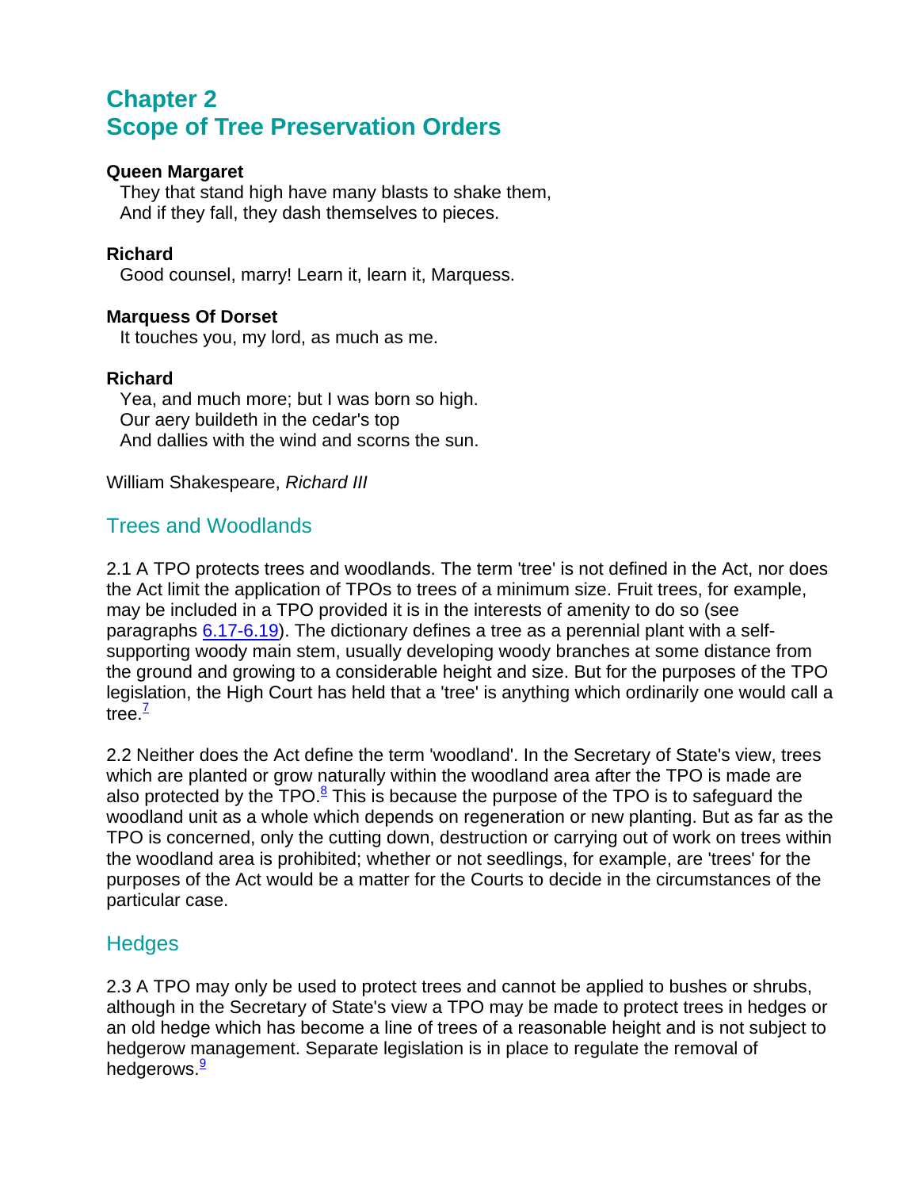# Chapter 2
# Scope of Tree Preservation Orders

**Queen Margaret**
They that stand high have many blasts to shake them,
And if they fall, they dash themselves to pieces.

**Richard**
Good counsel, marry! Learn it, learn it, Marquess.

**Marquess Of Dorset**
It touches you, my lord, as much as me.

**Richard**
Yea, and much more; but I was born so high.
Our aery buildeth in the cedar's top
And dallies with the wind and scorns the sun.

William Shakespeare, *Richard III*

## Trees and Woodlands

2.1 A TPO protects trees and woodlands. The term 'tree' is not defined in the Act, nor does the Act limit the application of TPOs to trees of a minimum size. Fruit trees, for example, may be included in a TPO provided it is in the interests of amenity to do so (see paragraphs 6.17-6.19). The dictionary defines a tree as a perennial plant with a self-supporting woody main stem, usually developing woody branches at some distance from the ground and growing to a considerable height and size. But for the purposes of the TPO legislation, the High Court has held that a 'tree' is anything which ordinarily one would call a tree.[7]

2.2 Neither does the Act define the term 'woodland'. In the Secretary of State's view, trees which are planted or grow naturally within the woodland area after the TPO is made are also protected by the TPO.[8] This is because the purpose of the TPO is to safeguard the woodland unit as a whole which depends on regeneration or new planting. But as far as the TPO is concerned, only the cutting down, destruction or carrying out of work on trees within the woodland area is prohibited; whether or not seedlings, for example, are 'trees' for the purposes of the Act would be a matter for the Courts to decide in the circumstances of the particular case.

## Hedges

2.3 A TPO may only be used to protect trees and cannot be applied to bushes or shrubs, although in the Secretary of State's view a TPO may be made to protect trees in hedges or an old hedge which has become a line of trees of a reasonable height and is not subject to hedgerow management. Separate legislation is in place to regulate the removal of hedgerows.[9]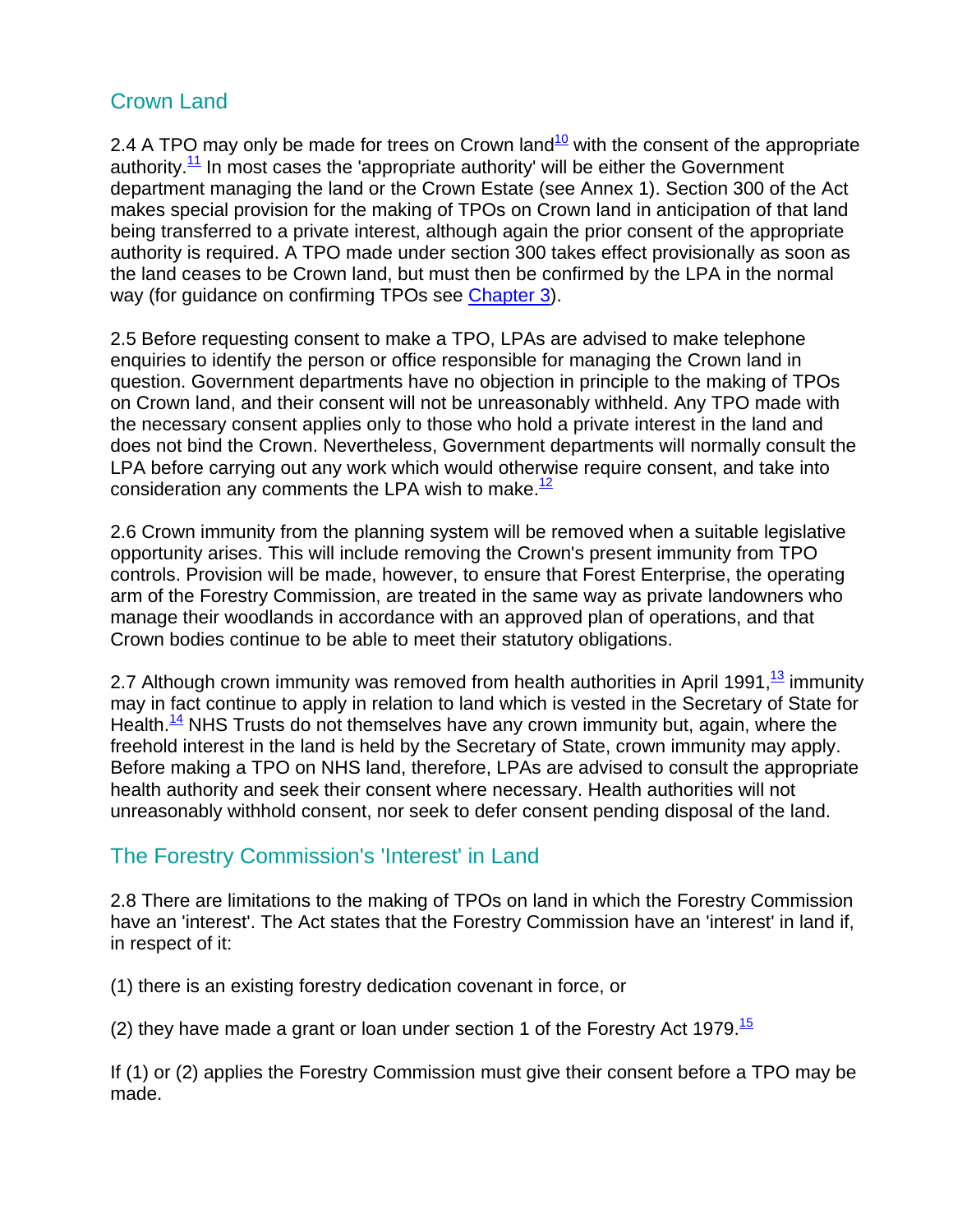## Crown Land

2.4 A TPO may only be made for trees on Crown land[10] with the consent of the appropriate authority.[11] In most cases the 'appropriate authority' will be either the Government department managing the land or the Crown Estate (see Annex 1). Section 300 of the Act makes special provision for the making of TPOs on Crown land in anticipation of that land being transferred to a private interest, although again the prior consent of the appropriate authority is required. A TPO made under section 300 takes effect provisionally as soon as the land ceases to be Crown land, but must then be confirmed by the LPA in the normal way (for guidance on confirming TPOs see Chapter 3).

2.5 Before requesting consent to make a TPO, LPAs are advised to make telephone enquiries to identify the person or office responsible for managing the Crown land in question. Government departments have no objection in principle to the making of TPOs on Crown land, and their consent will not be unreasonably withheld. Any TPO made with the necessary consent applies only to those who hold a private interest in the land and does not bind the Crown. Nevertheless, Government departments will normally consult the LPA before carrying out any work which would otherwise require consent, and take into consideration any comments the LPA wish to make.[12]

2.6 Crown immunity from the planning system will be removed when a suitable legislative opportunity arises. This will include removing the Crown's present immunity from TPO controls. Provision will be made, however, to ensure that Forest Enterprise, the operating arm of the Forestry Commission, are treated in the same way as private landowners who manage their woodlands in accordance with an approved plan of operations, and that Crown bodies continue to be able to meet their statutory obligations.

2.7 Although crown immunity was removed from health authorities in April 1991,[13] immunity may in fact continue to apply in relation to land which is vested in the Secretary of State for Health.[14] NHS Trusts do not themselves have any crown immunity but, again, where the freehold interest in the land is held by the Secretary of State, crown immunity may apply. Before making a TPO on NHS land, therefore, LPAs are advised to consult the appropriate health authority and seek their consent where necessary. Health authorities will not unreasonably withhold consent, nor seek to defer consent pending disposal of the land.

## The Forestry Commission's 'Interest' in Land

2.8 There are limitations to the making of TPOs on land in which the Forestry Commission have an 'interest'. The Act states that the Forestry Commission have an 'interest' in land if, in respect of it:

(1) there is an existing forestry dedication covenant in force, or

(2) they have made a grant or loan under section 1 of the Forestry Act 1979.[15]

If (1) or (2) applies the Forestry Commission must give their consent before a TPO may be made.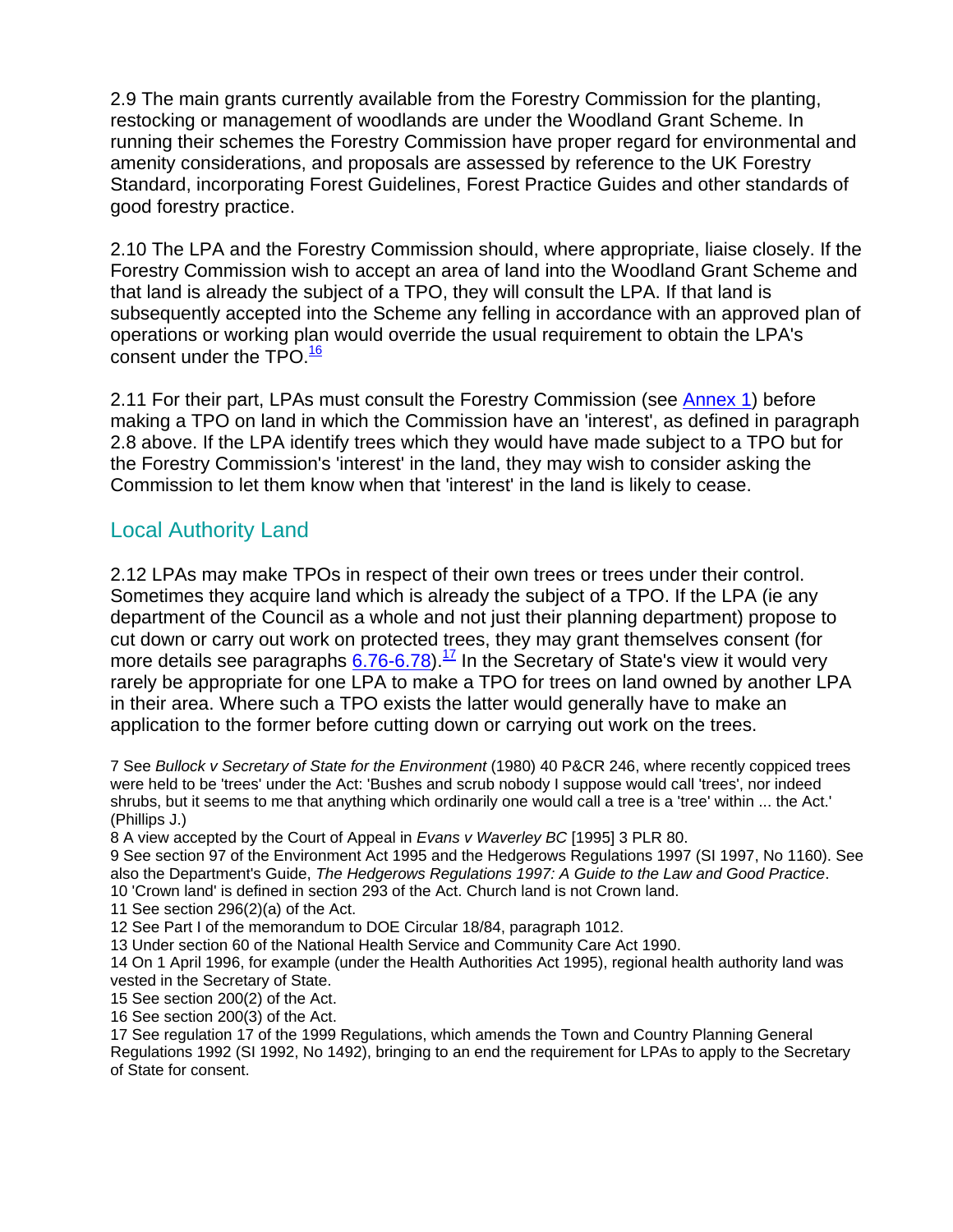2.9 The main grants currently available from the Forestry Commission for the planting, restocking or management of woodlands are under the Woodland Grant Scheme. In running their schemes the Forestry Commission have proper regard for environmental and amenity considerations, and proposals are assessed by reference to the UK Forestry Standard, incorporating Forest Guidelines, Forest Practice Guides and other standards of good forestry practice.

2.10 The LPA and the Forestry Commission should, where appropriate, liaise closely. If the Forestry Commission wish to accept an area of land into the Woodland Grant Scheme and that land is already the subject of a TPO, they will consult the LPA. If that land is subsequently accepted into the Scheme any felling in accordance with an approved plan of operations or working plan would override the usual requirement to obtain the LPA's consent under the TPO.[16]

2.11 For their part, LPAs must consult the Forestry Commission (see Annex 1) before making a TPO on land in which the Commission have an 'interest', as defined in paragraph 2.8 above. If the LPA identify trees which they would have made subject to a TPO but for the Forestry Commission's 'interest' in the land, they may wish to consider asking the Commission to let them know when that 'interest' in the land is likely to cease.

## Local Authority Land

2.12 LPAs may make TPOs in respect of their own trees or trees under their control. Sometimes they acquire land which is already the subject of a TPO. If the LPA (ie any department of the Council as a whole and not just their planning department) propose to cut down or carry out work on protected trees, they may grant themselves consent (for more details see paragraphs 6.76-6.78).[17] In the Secretary of State's view it would very rarely be appropriate for one LPA to make a TPO for trees on land owned by another LPA in their area. Where such a TPO exists the latter would generally have to make an application to the former before cutting down or carrying out work on the trees.

7 See *Bullock v Secretary of State for the Environment* (1980) 40 P&CR 246, where recently coppiced trees were held to be 'trees' under the Act: 'Bushes and scrub nobody I suppose would call 'trees', nor indeed shrubs, but it seems to me that anything which ordinarily one would call a tree is a 'tree' within ... the Act.' (Phillips J.)

8 A view accepted by the Court of Appeal in *Evans v Waverley BC* [1995] 3 PLR 80.

9 See section 97 of the Environment Act 1995 and the Hedgerows Regulations 1997 (SI 1997, No 1160). See also the Department's Guide, *The Hedgerows Regulations 1997: A Guide to the Law and Good Practice*.

10 'Crown land' is defined in section 293 of the Act. Church land is not Crown land.

11 See section 296(2)(a) of the Act.

12 See Part I of the memorandum to DOE Circular 18/84, paragraph 1012.

13 Under section 60 of the National Health Service and Community Care Act 1990.

14 On 1 April 1996, for example (under the Health Authorities Act 1995), regional health authority land was vested in the Secretary of State.

15 See section 200(2) of the Act.

16 See section 200(3) of the Act.

17 See regulation 17 of the 1999 Regulations, which amends the Town and Country Planning General Regulations 1992 (SI 1992, No 1492), bringing to an end the requirement for LPAs to apply to the Secretary of State for consent.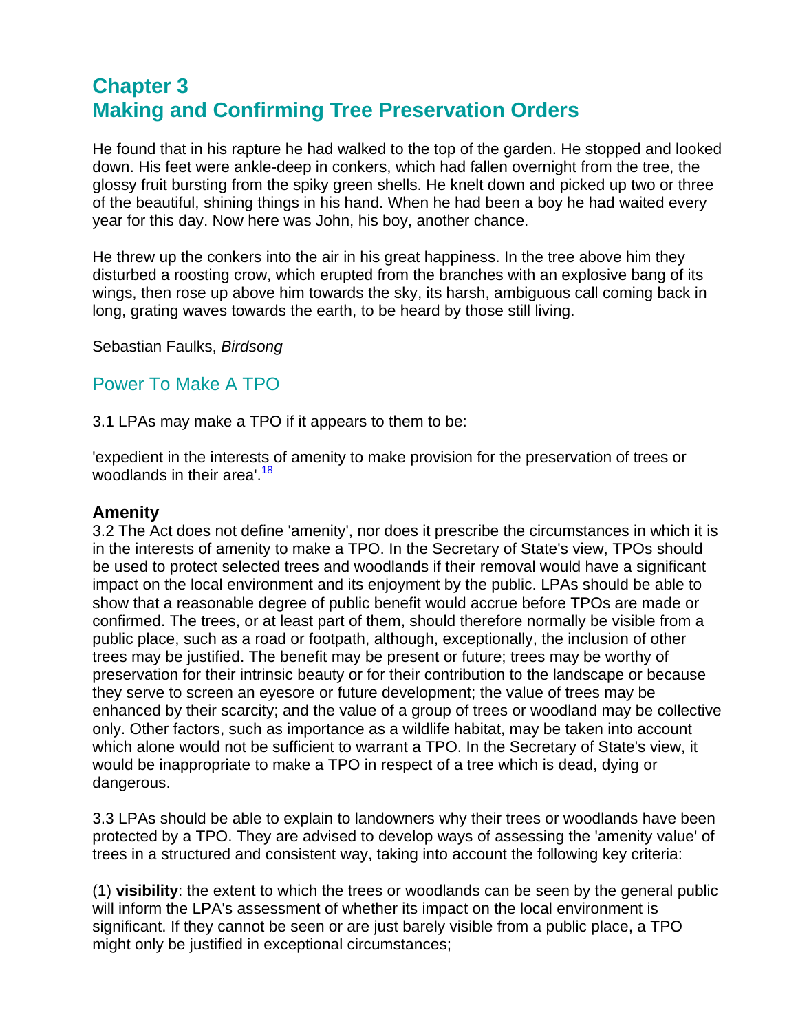# Chapter 3
# Making and Confirming Tree Preservation Orders

He found that in his rapture he had walked to the top of the garden. He stopped and looked down. His feet were ankle-deep in conkers, which had fallen overnight from the tree, the glossy fruit bursting from the spiky green shells. He knelt down and picked up two or three of the beautiful, shining things in his hand. When he had been a boy he had waited every year for this day. Now here was John, his boy, another chance.

He threw up the conkers into the air in his great happiness. In the tree above him they disturbed a roosting crow, which erupted from the branches with an explosive bang of its wings, then rose up above him towards the sky, its harsh, ambiguous call coming back in long, grating waves towards the earth, to be heard by those still living.

Sebastian Faulks, *Birdsong*

## Power To Make A TPO

3.1 LPAs may make a TPO if it appears to them to be:

'expedient in the interests of amenity to make provision for the preservation of trees or woodlands in their area'.[18]

### Amenity

3.2 The Act does not define 'amenity', nor does it prescribe the circumstances in which it is in the interests of amenity to make a TPO. In the Secretary of State's view, TPOs should be used to protect selected trees and woodlands if their removal would have a significant impact on the local environment and its enjoyment by the public. LPAs should be able to show that a reasonable degree of public benefit would accrue before TPOs are made or confirmed. The trees, or at least part of them, should therefore normally be visible from a public place, such as a road or footpath, although, exceptionally, the inclusion of other trees may be justified. The benefit may be present or future; trees may be worthy of preservation for their intrinsic beauty or for their contribution to the landscape or because they serve to screen an eyesore or future development; the value of trees may be enhanced by their scarcity; and the value of a group of trees or woodland may be collective only. Other factors, such as importance as a wildlife habitat, may be taken into account which alone would not be sufficient to warrant a TPO. In the Secretary of State's view, it would be inappropriate to make a TPO in respect of a tree which is dead, dying or dangerous.

3.3 LPAs should be able to explain to landowners why their trees or woodlands have been protected by a TPO. They are advised to develop ways of assessing the 'amenity value' of trees in a structured and consistent way, taking into account the following key criteria:

(1) **visibility**: the extent to which the trees or woodlands can be seen by the general public will inform the LPA's assessment of whether its impact on the local environment is significant. If they cannot be seen or are just barely visible from a public place, a TPO might only be justified in exceptional circumstances;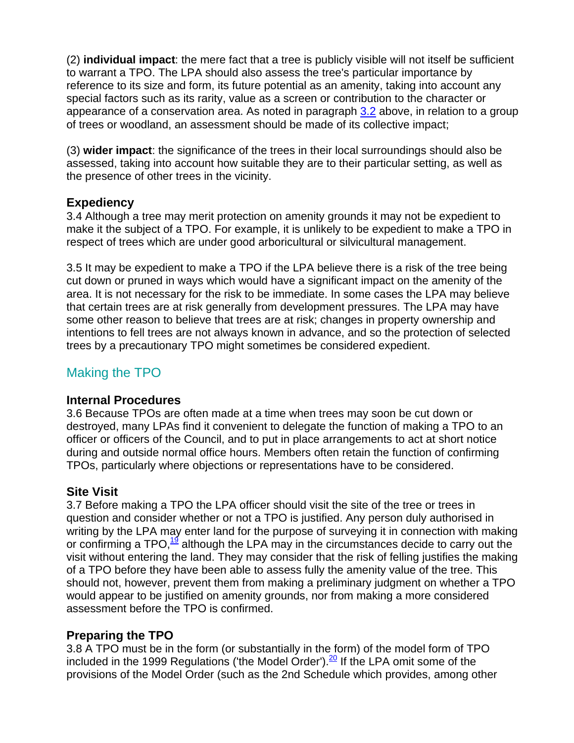(2) **individual impact**: the mere fact that a tree is publicly visible will not itself be sufficient to warrant a TPO. The LPA should also assess the tree's particular importance by reference to its size and form, its future potential as an amenity, taking into account any special factors such as its rarity, value as a screen or contribution to the character or appearance of a conservation area. As noted in paragraph 3.2 above, in relation to a group of trees or woodland, an assessment should be made of its collective impact;

(3) **wider impact**: the significance of the trees in their local surroundings should also be assessed, taking into account how suitable they are to their particular setting, as well as the presence of other trees in the vicinity.

### Expediency

3.4 Although a tree may merit protection on amenity grounds it may not be expedient to make it the subject of a TPO. For example, it is unlikely to be expedient to make a TPO in respect of trees which are under good arboricultural or silvicultural management.

3.5 It may be expedient to make a TPO if the LPA believe there is a risk of the tree being cut down or pruned in ways which would have a significant impact on the amenity of the area. It is not necessary for the risk to be immediate. In some cases the LPA may believe that certain trees are at risk generally from development pressures. The LPA may have some other reason to believe that trees are at risk; changes in property ownership and intentions to fell trees are not always known in advance, and so the protection of selected trees by a precautionary TPO might sometimes be considered expedient.

## Making the TPO

### Internal Procedures

3.6 Because TPOs are often made at a time when trees may soon be cut down or destroyed, many LPAs find it convenient to delegate the function of making a TPO to an officer or officers of the Council, and to put in place arrangements to act at short notice during and outside normal office hours. Members often retain the function of confirming TPOs, particularly where objections or representations have to be considered.

### Site Visit

3.7 Before making a TPO the LPA officer should visit the site of the tree or trees in question and consider whether or not a TPO is justified. Any person duly authorised in writing by the LPA may enter land for the purpose of surveying it in connection with making or confirming a TPO,[19] although the LPA may in the circumstances decide to carry out the visit without entering the land. They may consider that the risk of felling justifies the making of a TPO before they have been able to assess fully the amenity value of the tree. This should not, however, prevent them from making a preliminary judgment on whether a TPO would appear to be justified on amenity grounds, nor from making a more considered assessment before the TPO is confirmed.

### Preparing the TPO

3.8 A TPO must be in the form (or substantially in the form) of the model form of TPO included in the 1999 Regulations ('the Model Order').[20] If the LPA omit some of the provisions of the Model Order (such as the 2nd Schedule which provides, among other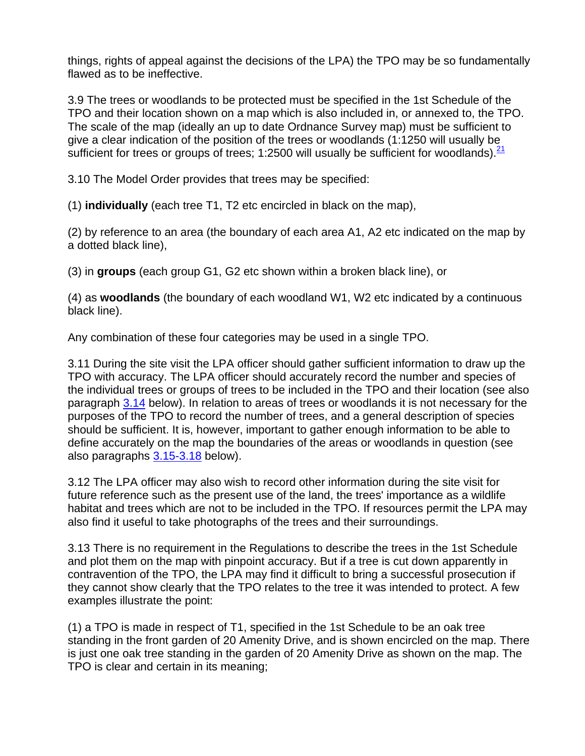things, rights of appeal against the decisions of the LPA) the TPO may be so fundamentally flawed as to be ineffective.

3.9 The trees or woodlands to be protected must be specified in the 1st Schedule of the TPO and their location shown on a map which is also included in, or annexed to, the TPO. The scale of the map (ideally an up to date Ordnance Survey map) must be sufficient to give a clear indication of the position of the trees or woodlands (1:1250 will usually be sufficient for trees or groups of trees; 1:2500 will usually be sufficient for woodlands).[21]

3.10 The Model Order provides that trees may be specified:

(1) **individually** (each tree T1, T2 etc encircled in black on the map),

(2) by reference to an area (the boundary of each area A1, A2 etc indicated on the map by a dotted black line),

(3) in **groups** (each group G1, G2 etc shown within a broken black line), or

(4) as **woodlands** (the boundary of each woodland W1, W2 etc indicated by a continuous black line).

Any combination of these four categories may be used in a single TPO.

3.11 During the site visit the LPA officer should gather sufficient information to draw up the TPO with accuracy. The LPA officer should accurately record the number and species of the individual trees or groups of trees to be included in the TPO and their location (see also paragraph 3.14 below). In relation to areas of trees or woodlands it is not necessary for the purposes of the TPO to record the number of trees, and a general description of species should be sufficient. It is, however, important to gather enough information to be able to define accurately on the map the boundaries of the areas or woodlands in question (see also paragraphs 3.15-3.18 below).

3.12 The LPA officer may also wish to record other information during the site visit for future reference such as the present use of the land, the trees' importance as a wildlife habitat and trees which are not to be included in the TPO. If resources permit the LPA may also find it useful to take photographs of the trees and their surroundings.

3.13 There is no requirement in the Regulations to describe the trees in the 1st Schedule and plot them on the map with pinpoint accuracy. But if a tree is cut down apparently in contravention of the TPO, the LPA may find it difficult to bring a successful prosecution if they cannot show clearly that the TPO relates to the tree it was intended to protect. A few examples illustrate the point:

(1) a TPO is made in respect of T1, specified in the 1st Schedule to be an oak tree standing in the front garden of 20 Amenity Drive, and is shown encircled on the map. There is just one oak tree standing in the garden of 20 Amenity Drive as shown on the map. The TPO is clear and certain in its meaning;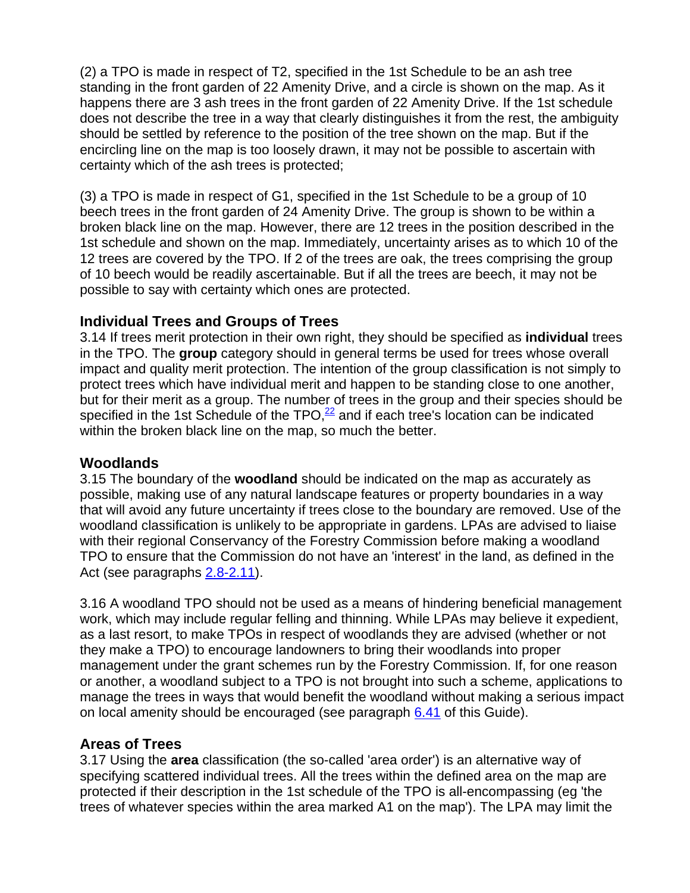(2) a TPO is made in respect of T2, specified in the 1st Schedule to be an ash tree standing in the front garden of 22 Amenity Drive, and a circle is shown on the map. As it happens there are 3 ash trees in the front garden of 22 Amenity Drive. If the 1st schedule does not describe the tree in a way that clearly distinguishes it from the rest, the ambiguity should be settled by reference to the position of the tree shown on the map. But if the encircling line on the map is too loosely drawn, it may not be possible to ascertain with certainty which of the ash trees is protected;

(3) a TPO is made in respect of G1, specified in the 1st Schedule to be a group of 10 beech trees in the front garden of 24 Amenity Drive. The group is shown to be within a broken black line on the map. However, there are 12 trees in the position described in the 1st schedule and shown on the map. Immediately, uncertainty arises as to which 10 of the 12 trees are covered by the TPO. If 2 of the trees are oak, the trees comprising the group of 10 beech would be readily ascertainable. But if all the trees are beech, it may not be possible to say with certainty which ones are protected.

### Individual Trees and Groups of Trees

3.14 If trees merit protection in their own right, they should be specified as **individual** trees in the TPO. The **group** category should in general terms be used for trees whose overall impact and quality merit protection. The intention of the group classification is not simply to protect trees which have individual merit and happen to be standing close to one another, but for their merit as a group. The number of trees in the group and their species should be specified in the 1st Schedule of the TPO,[22] and if each tree's location can be indicated within the broken black line on the map, so much the better.

### Woodlands

3.15 The boundary of the **woodland** should be indicated on the map as accurately as possible, making use of any natural landscape features or property boundaries in a way that will avoid any future uncertainty if trees close to the boundary are removed. Use of the woodland classification is unlikely to be appropriate in gardens. LPAs are advised to liaise with their regional Conservancy of the Forestry Commission before making a woodland TPO to ensure that the Commission do not have an 'interest' in the land, as defined in the Act (see paragraphs 2.8-2.11).

3.16 A woodland TPO should not be used as a means of hindering beneficial management work, which may include regular felling and thinning. While LPAs may believe it expedient, as a last resort, to make TPOs in respect of woodlands they are advised (whether or not they make a TPO) to encourage landowners to bring their woodlands into proper management under the grant schemes run by the Forestry Commission. If, for one reason or another, a woodland subject to a TPO is not brought into such a scheme, applications to manage the trees in ways that would benefit the woodland without making a serious impact on local amenity should be encouraged (see paragraph 6.41 of this Guide).

### Areas of Trees

3.17 Using the **area** classification (the so-called 'area order') is an alternative way of specifying scattered individual trees. All the trees within the defined area on the map are protected if their description in the 1st schedule of the TPO is all-encompassing (eg 'the trees of whatever species within the area marked A1 on the map'). The LPA may limit the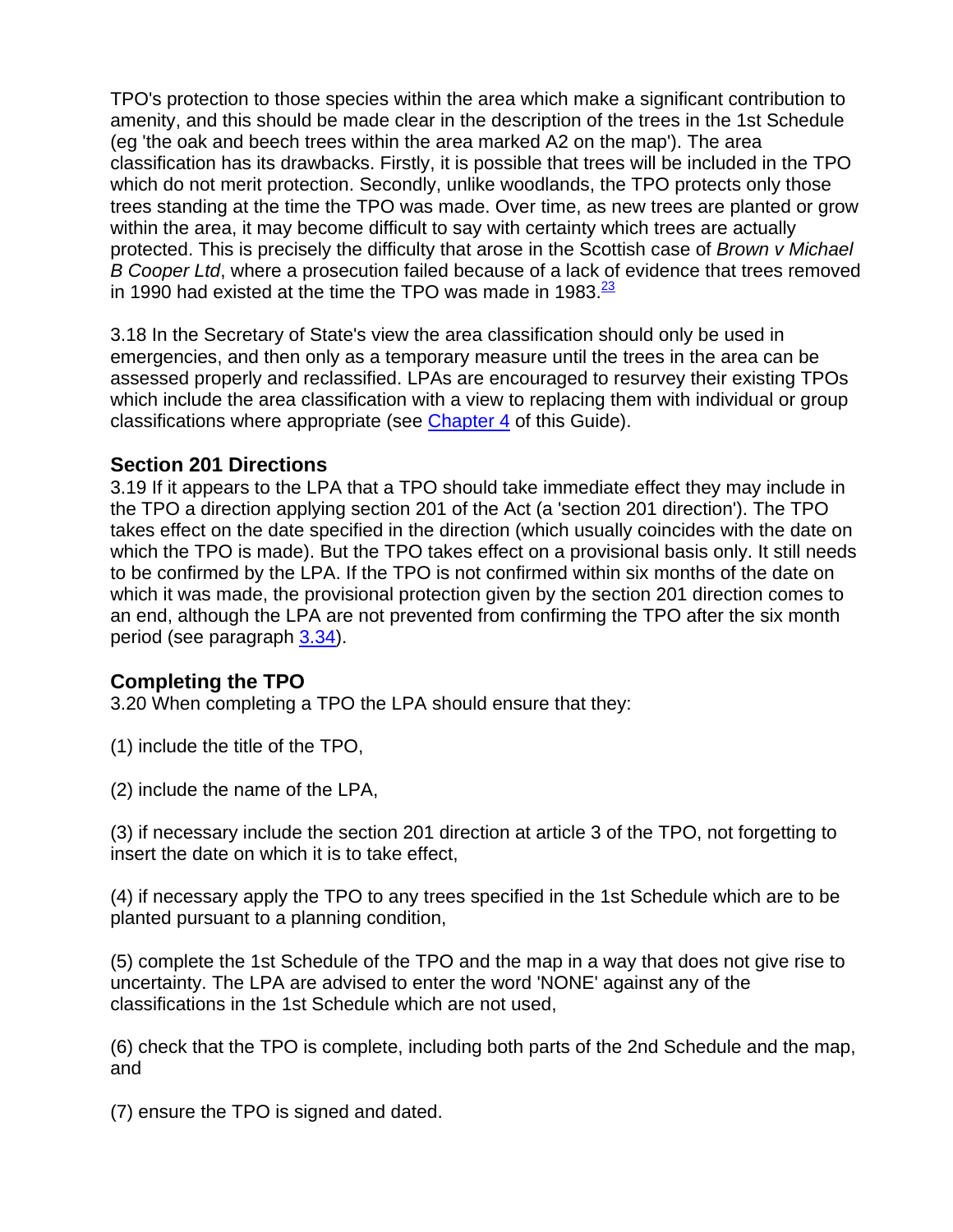TPO's protection to those species within the area which make a significant contribution to amenity, and this should be made clear in the description of the trees in the 1st Schedule (eg 'the oak and beech trees within the area marked A2 on the map'). The area classification has its drawbacks. Firstly, it is possible that trees will be included in the TPO which do not merit protection. Secondly, unlike woodlands, the TPO protects only those trees standing at the time the TPO was made. Over time, as new trees are planted or grow within the area, it may become difficult to say with certainty which trees are actually protected. This is precisely the difficulty that arose in the Scottish case of *Brown v Michael B Cooper Ltd*, where a prosecution failed because of a lack of evidence that trees removed in 1990 had existed at the time the TPO was made in 1983.[23]

3.18 In the Secretary of State's view the area classification should only be used in emergencies, and then only as a temporary measure until the trees in the area can be assessed properly and reclassified. LPAs are encouraged to resurvey their existing TPOs which include the area classification with a view to replacing them with individual or group classifications where appropriate (see Chapter 4 of this Guide).

### Section 201 Directions

3.19 If it appears to the LPA that a TPO should take immediate effect they may include in the TPO a direction applying section 201 of the Act (a 'section 201 direction'). The TPO takes effect on the date specified in the direction (which usually coincides with the date on which the TPO is made). But the TPO takes effect on a provisional basis only. It still needs to be confirmed by the LPA. If the TPO is not confirmed within six months of the date on which it was made, the provisional protection given by the section 201 direction comes to an end, although the LPA are not prevented from confirming the TPO after the six month period (see paragraph 3.34).

### Completing the TPO

3.20 When completing a TPO the LPA should ensure that they:

(1) include the title of the TPO,

(2) include the name of the LPA,

(3) if necessary include the section 201 direction at article 3 of the TPO, not forgetting to insert the date on which it is to take effect,

(4) if necessary apply the TPO to any trees specified in the 1st Schedule which are to be planted pursuant to a planning condition,

(5) complete the 1st Schedule of the TPO and the map in a way that does not give rise to uncertainty. The LPA are advised to enter the word 'NONE' against any of the classifications in the 1st Schedule which are not used,

(6) check that the TPO is complete, including both parts of the 2nd Schedule and the map, and

(7) ensure the TPO is signed and dated.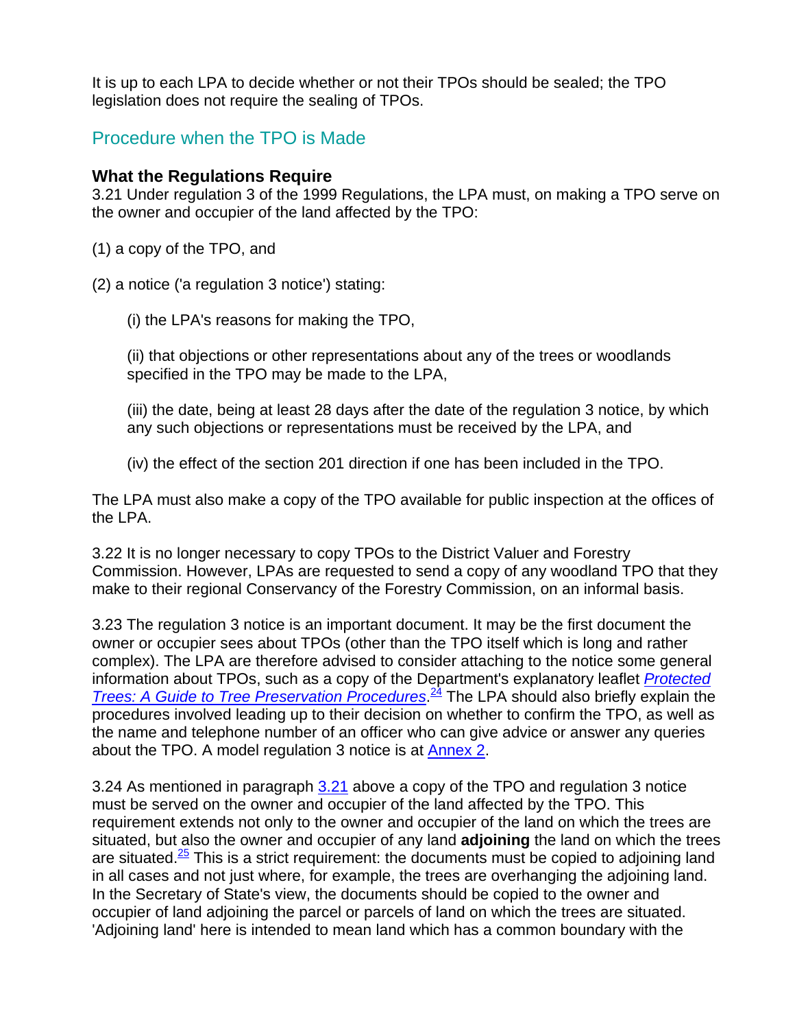It is up to each LPA to decide whether or not their TPOs should be sealed; the TPO legislation does not require the sealing of TPOs.

## Procedure when the TPO is Made

### What the Regulations Require

3.21 Under regulation 3 of the 1999 Regulations, the LPA must, on making a TPO serve on the owner and occupier of the land affected by the TPO:

(1) a copy of the TPO, and

(2) a notice ('a regulation 3 notice') stating:

> (i) the LPA's reasons for making the TPO,
>
> (ii) that objections or other representations about any of the trees or woodlands specified in the TPO may be made to the LPA,
>
> (iii) the date, being at least 28 days after the date of the regulation 3 notice, by which any such objections or representations must be received by the LPA, and
>
> (iv) the effect of the section 201 direction if one has been included in the TPO.

The LPA must also make a copy of the TPO available for public inspection at the offices of the LPA.

3.22 It is no longer necessary to copy TPOs to the District Valuer and Forestry Commission. However, LPAs are requested to send a copy of any woodland TPO that they make to their regional Conservancy of the Forestry Commission, on an informal basis.

3.23 The regulation 3 notice is an important document. It may be the first document the owner or occupier sees about TPOs (other than the TPO itself which is long and rather complex). The LPA are therefore advised to consider attaching to the notice some general information about TPOs, such as a copy of the Department's explanatory leaflet *Protected Trees: A Guide to Tree Preservation Procedures*.[24] The LPA should also briefly explain the procedures involved leading up to their decision on whether to confirm the TPO, as well as the name and telephone number of an officer who can give advice or answer any queries about the TPO. A model regulation 3 notice is at Annex 2.

3.24 As mentioned in paragraph 3.21 above a copy of the TPO and regulation 3 notice must be served on the owner and occupier of the land affected by the TPO. This requirement extends not only to the owner and occupier of the land on which the trees are situated, but also the owner and occupier of any land **adjoining** the land on which the trees are situated.[25] This is a strict requirement: the documents must be copied to adjoining land in all cases and not just where, for example, the trees are overhanging the adjoining land. In the Secretary of State's view, the documents should be copied to the owner and occupier of land adjoining the parcel or parcels of land on which the trees are situated. 'Adjoining land' here is intended to mean land which has a common boundary with the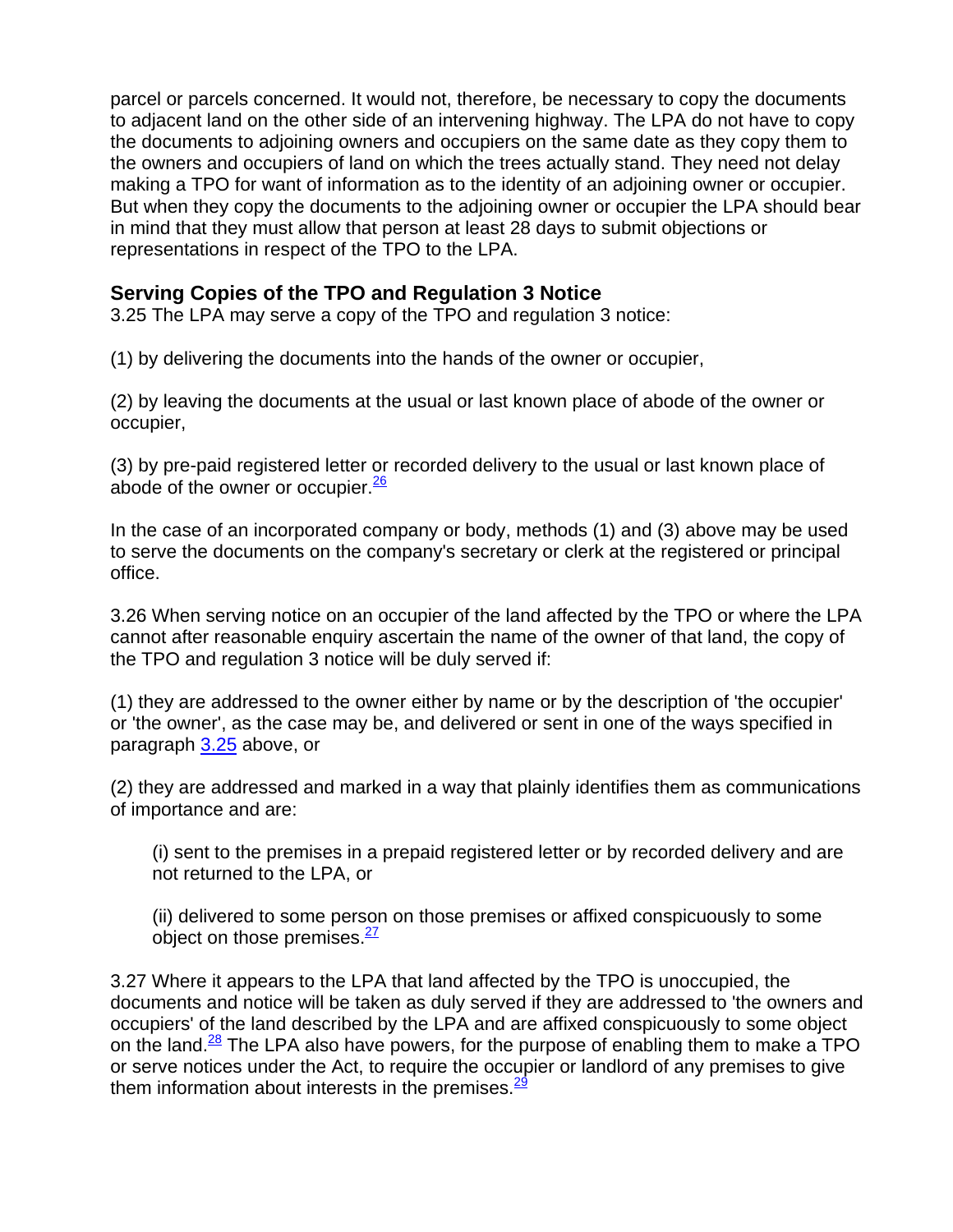parcel or parcels concerned. It would not, therefore, be necessary to copy the documents to adjacent land on the other side of an intervening highway. The LPA do not have to copy the documents to adjoining owners and occupiers on the same date as they copy them to the owners and occupiers of land on which the trees actually stand. They need not delay making a TPO for want of information as to the identity of an adjoining owner or occupier. But when they copy the documents to the adjoining owner or occupier the LPA should bear in mind that they must allow that person at least 28 days to submit objections or representations in respect of the TPO to the LPA.

### Serving Copies of the TPO and Regulation 3 Notice

3.25 The LPA may serve a copy of the TPO and regulation 3 notice:

(1) by delivering the documents into the hands of the owner or occupier,

(2) by leaving the documents at the usual or last known place of abode of the owner or occupier,

(3) by pre-paid registered letter or recorded delivery to the usual or last known place of abode of the owner or occupier.[26]

In the case of an incorporated company or body, methods (1) and (3) above may be used to serve the documents on the company's secretary or clerk at the registered or principal office.

3.26 When serving notice on an occupier of the land affected by the TPO or where the LPA cannot after reasonable enquiry ascertain the name of the owner of that land, the copy of the TPO and regulation 3 notice will be duly served if:

(1) they are addressed to the owner either by name or by the description of 'the occupier' or 'the owner', as the case may be, and delivered or sent in one of the ways specified in paragraph 3.25 above, or

(2) they are addressed and marked in a way that plainly identifies them as communications of importance and are:

> (i) sent to the premises in a prepaid registered letter or by recorded delivery and are not returned to the LPA, or
>
> (ii) delivered to some person on those premises or affixed conspicuously to some object on those premises.[27]

3.27 Where it appears to the LPA that land affected by the TPO is unoccupied, the documents and notice will be taken as duly served if they are addressed to 'the owners and occupiers' of the land described by the LPA and are affixed conspicuously to some object on the land.[28] The LPA also have powers, for the purpose of enabling them to make a TPO or serve notices under the Act, to require the occupier or landlord of any premises to give them information about interests in the premises.[29]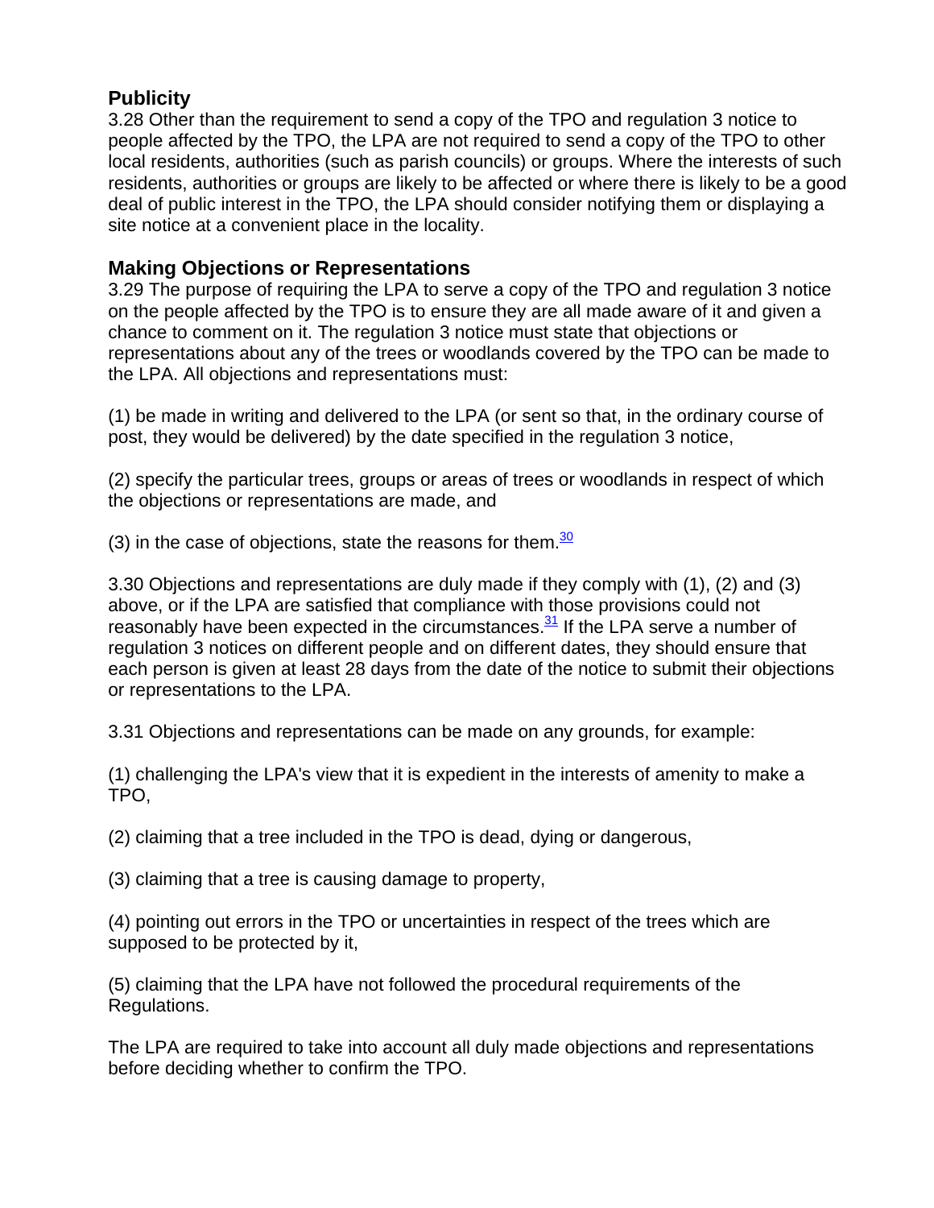## Publicity

3.28 Other than the requirement to send a copy of the TPO and regulation 3 notice to people affected by the TPO, the LPA are not required to send a copy of the TPO to other local residents, authorities (such as parish councils) or groups. Where the interests of such residents, authorities or groups are likely to be affected or where there is likely to be a good deal of public interest in the TPO, the LPA should consider notifying them or displaying a site notice at a convenient place in the locality.

## Making Objections or Representations

3.29 The purpose of requiring the LPA to serve a copy of the TPO and regulation 3 notice on the people affected by the TPO is to ensure they are all made aware of it and given a chance to comment on it. The regulation 3 notice must state that objections or representations about any of the trees or woodlands covered by the TPO can be made to the LPA. All objections and representations must:

(1) be made in writing and delivered to the LPA (or sent so that, in the ordinary course of post, they would be delivered) by the date specified in the regulation 3 notice,

(2) specify the particular trees, groups or areas of trees or woodlands in respect of which the objections or representations are made, and

(3) in the case of objections, state the reasons for them.[30]

3.30 Objections and representations are duly made if they comply with (1), (2) and (3) above, or if the LPA are satisfied that compliance with those provisions could not reasonably have been expected in the circumstances.[31] If the LPA serve a number of regulation 3 notices on different people and on different dates, they should ensure that each person is given at least 28 days from the date of the notice to submit their objections or representations to the LPA.

3.31 Objections and representations can be made on any grounds, for example:

(1) challenging the LPA's view that it is expedient in the interests of amenity to make a TPO,

(2) claiming that a tree included in the TPO is dead, dying or dangerous,

(3) claiming that a tree is causing damage to property,

(4) pointing out errors in the TPO or uncertainties in respect of the trees which are supposed to be protected by it,

(5) claiming that the LPA have not followed the procedural requirements of the Regulations.

The LPA are required to take into account all duly made objections and representations before deciding whether to confirm the TPO.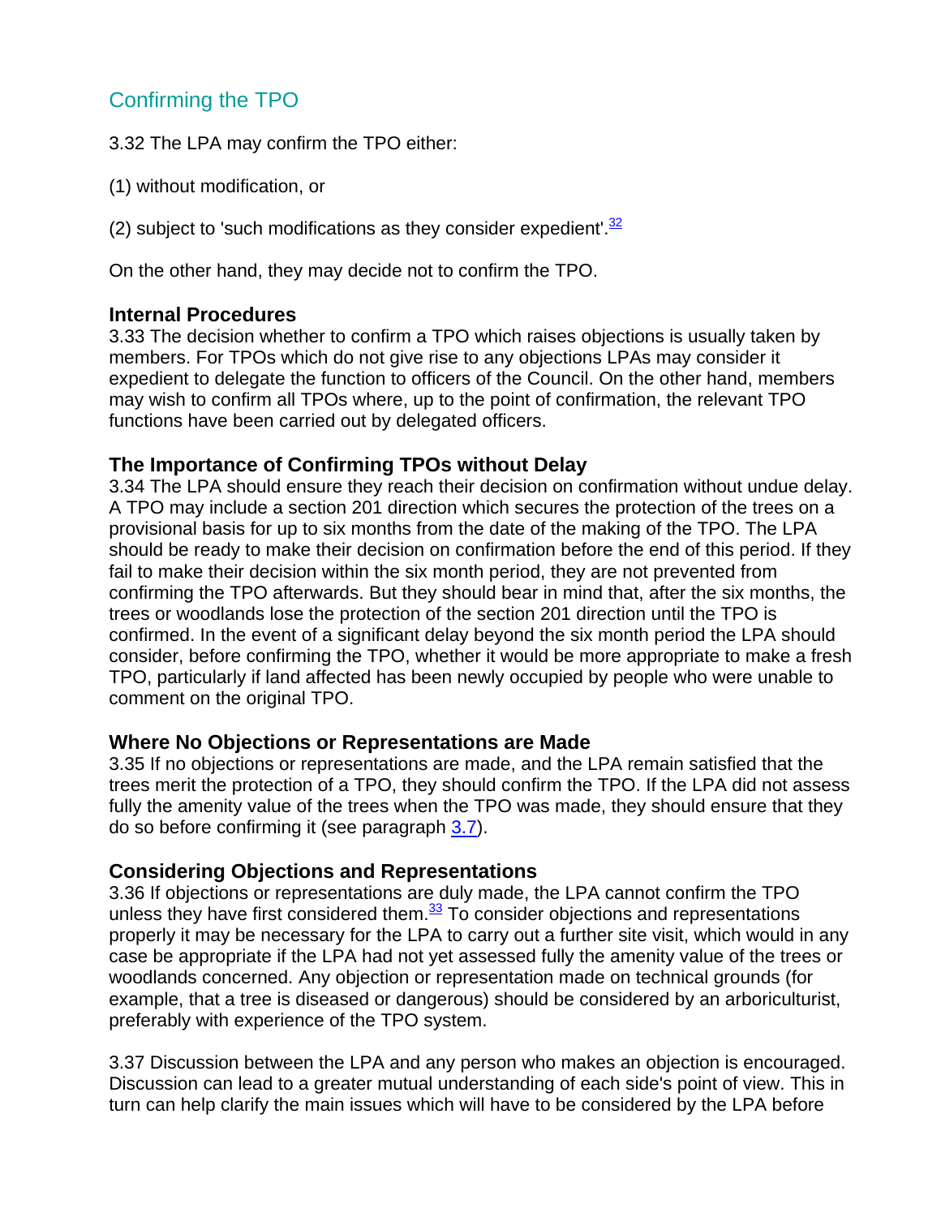## Confirming the TPO

3.32 The LPA may confirm the TPO either:

(1) without modification, or

(2) subject to 'such modifications as they consider expedient'.[32]

On the other hand, they may decide not to confirm the TPO.

### Internal Procedures

3.33 The decision whether to confirm a TPO which raises objections is usually taken by members. For TPOs which do not give rise to any objections LPAs may consider it expedient to delegate the function to officers of the Council. On the other hand, members may wish to confirm all TPOs where, up to the point of confirmation, the relevant TPO functions have been carried out by delegated officers.

### The Importance of Confirming TPOs without Delay

3.34 The LPA should ensure they reach their decision on confirmation without undue delay. A TPO may include a section 201 direction which secures the protection of the trees on a provisional basis for up to six months from the date of the making of the TPO. The LPA should be ready to make their decision on confirmation before the end of this period. If they fail to make their decision within the six month period, they are not prevented from confirming the TPO afterwards. But they should bear in mind that, after the six months, the trees or woodlands lose the protection of the section 201 direction until the TPO is confirmed. In the event of a significant delay beyond the six month period the LPA should consider, before confirming the TPO, whether it would be more appropriate to make a fresh TPO, particularly if land affected has been newly occupied by people who were unable to comment on the original TPO.

### Where No Objections or Representations are Made

3.35 If no objections or representations are made, and the LPA remain satisfied that the trees merit the protection of a TPO, they should confirm the TPO. If the LPA did not assess fully the amenity value of the trees when the TPO was made, they should ensure that they do so before confirming it (see paragraph 3.7).

### Considering Objections and Representations

3.36 If objections or representations are duly made, the LPA cannot confirm the TPO unless they have first considered them.[33] To consider objections and representations properly it may be necessary for the LPA to carry out a further site visit, which would in any case be appropriate if the LPA had not yet assessed fully the amenity value of the trees or woodlands concerned. Any objection or representation made on technical grounds (for example, that a tree is diseased or dangerous) should be considered by an arboriculturist, preferably with experience of the TPO system.

3.37 Discussion between the LPA and any person who makes an objection is encouraged. Discussion can lead to a greater mutual understanding of each side's point of view. This in turn can help clarify the main issues which will have to be considered by the LPA before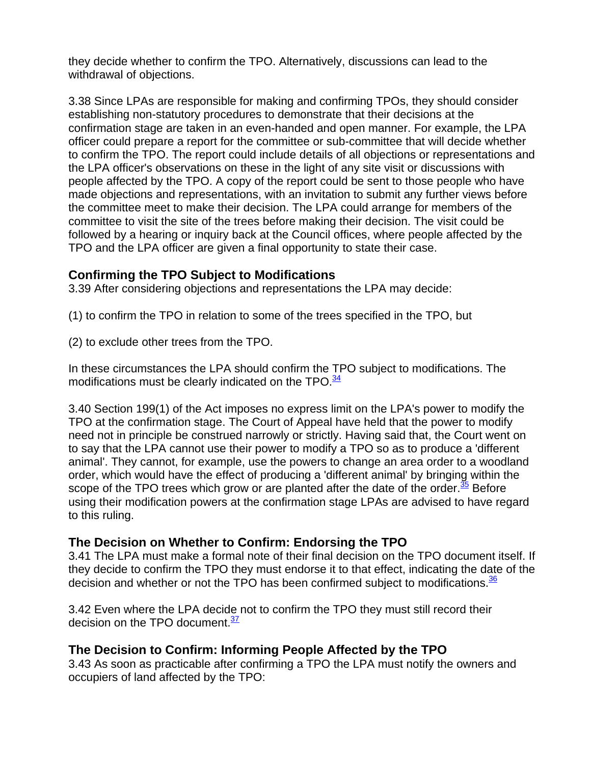they decide whether to confirm the TPO. Alternatively, discussions can lead to the withdrawal of objections.

3.38 Since LPAs are responsible for making and confirming TPOs, they should consider establishing non-statutory procedures to demonstrate that their decisions at the confirmation stage are taken in an even-handed and open manner. For example, the LPA officer could prepare a report for the committee or sub-committee that will decide whether to confirm the TPO. The report could include details of all objections or representations and the LPA officer's observations on these in the light of any site visit or discussions with people affected by the TPO. A copy of the report could be sent to those people who have made objections and representations, with an invitation to submit any further views before the committee meet to make their decision. The LPA could arrange for members of the committee to visit the site of the trees before making their decision. The visit could be followed by a hearing or inquiry back at the Council offices, where people affected by the TPO and the LPA officer are given a final opportunity to state their case.

### Confirming the TPO Subject to Modifications

3.39 After considering objections and representations the LPA may decide:

(1) to confirm the TPO in relation to some of the trees specified in the TPO, but

(2) to exclude other trees from the TPO.

In these circumstances the LPA should confirm the TPO subject to modifications. The modifications must be clearly indicated on the TPO.[34]

3.40 Section 199(1) of the Act imposes no express limit on the LPA's power to modify the TPO at the confirmation stage. The Court of Appeal have held that the power to modify need not in principle be construed narrowly or strictly. Having said that, the Court went on to say that the LPA cannot use their power to modify a TPO so as to produce a 'different animal'. They cannot, for example, use the powers to change an area order to a woodland order, which would have the effect of producing a 'different animal' by bringing within the scope of the TPO trees which grow or are planted after the date of the order.[35] Before using their modification powers at the confirmation stage LPAs are advised to have regard to this ruling.

### The Decision on Whether to Confirm: Endorsing the TPO

3.41 The LPA must make a formal note of their final decision on the TPO document itself. If they decide to confirm the TPO they must endorse it to that effect, indicating the date of the decision and whether or not the TPO has been confirmed subject to modifications.[36]

3.42 Even where the LPA decide not to confirm the TPO they must still record their decision on the TPO document.[37]

### The Decision to Confirm: Informing People Affected by the TPO

3.43 As soon as practicable after confirming a TPO the LPA must notify the owners and occupiers of land affected by the TPO: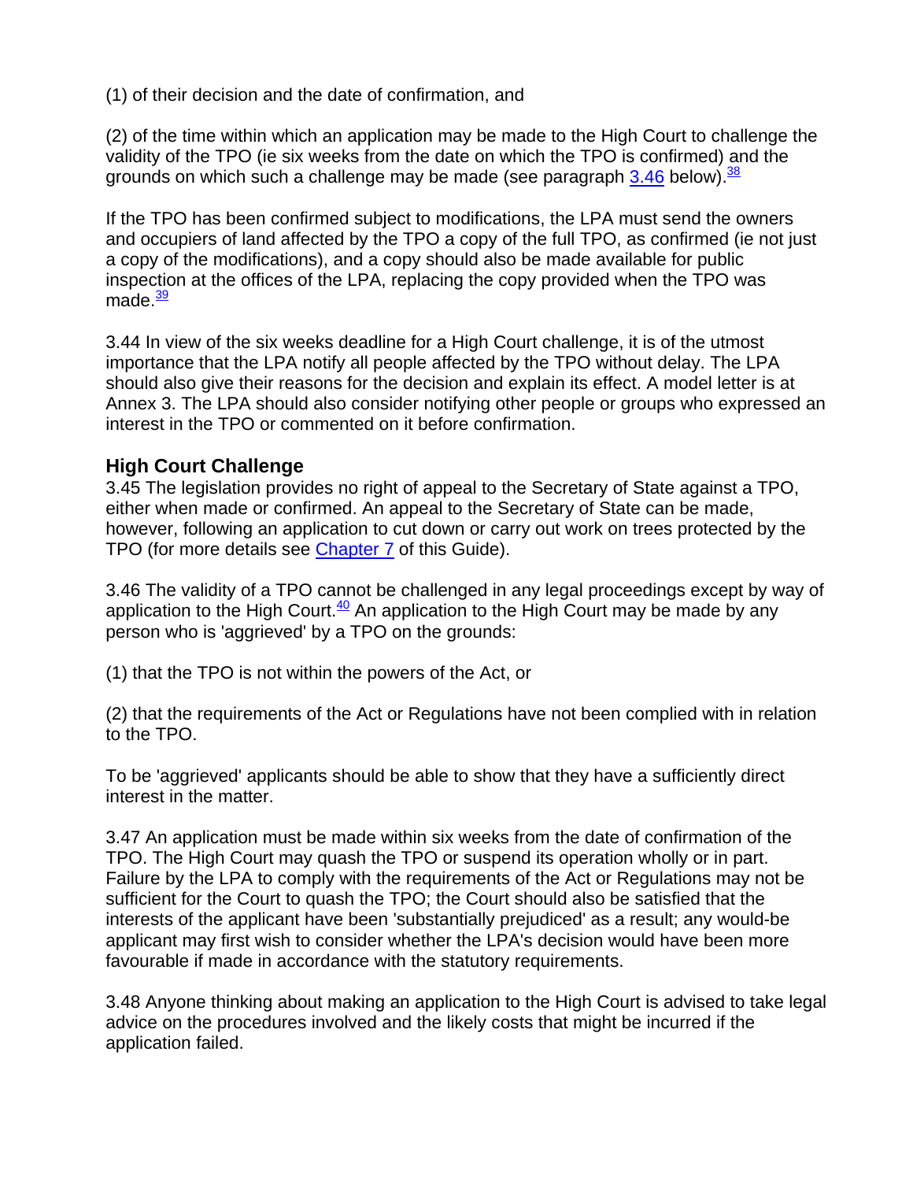(1) of their decision and the date of confirmation, and

(2) of the time within which an application may be made to the High Court to challenge the validity of the TPO (ie six weeks from the date on which the TPO is confirmed) and the grounds on which such a challenge may be made (see paragraph 3.46 below).[38]

If the TPO has been confirmed subject to modifications, the LPA must send the owners and occupiers of land affected by the TPO a copy of the full TPO, as confirmed (ie not just a copy of the modifications), and a copy should also be made available for public inspection at the offices of the LPA, replacing the copy provided when the TPO was made.[39]

3.44 In view of the six weeks deadline for a High Court challenge, it is of the utmost importance that the LPA notify all people affected by the TPO without delay. The LPA should also give their reasons for the decision and explain its effect. A model letter is at Annex 3. The LPA should also consider notifying other people or groups who expressed an interest in the TPO or commented on it before confirmation.

### High Court Challenge

3.45 The legislation provides no right of appeal to the Secretary of State against a TPO, either when made or confirmed. An appeal to the Secretary of State can be made, however, following an application to cut down or carry out work on trees protected by the TPO (for more details see Chapter 7 of this Guide).

3.46 The validity of a TPO cannot be challenged in any legal proceedings except by way of application to the High Court.[40] An application to the High Court may be made by any person who is 'aggrieved' by a TPO on the grounds:

(1) that the TPO is not within the powers of the Act, or

(2) that the requirements of the Act or Regulations have not been complied with in relation to the TPO.

To be 'aggrieved' applicants should be able to show that they have a sufficiently direct interest in the matter.

3.47 An application must be made within six weeks from the date of confirmation of the TPO. The High Court may quash the TPO or suspend its operation wholly or in part. Failure by the LPA to comply with the requirements of the Act or Regulations may not be sufficient for the Court to quash the TPO; the Court should also be satisfied that the interests of the applicant have been 'substantially prejudiced' as a result; any would-be applicant may first wish to consider whether the LPA's decision would have been more favourable if made in accordance with the statutory requirements.

3.48 Anyone thinking about making an application to the High Court is advised to take legal advice on the procedures involved and the likely costs that might be incurred if the application failed.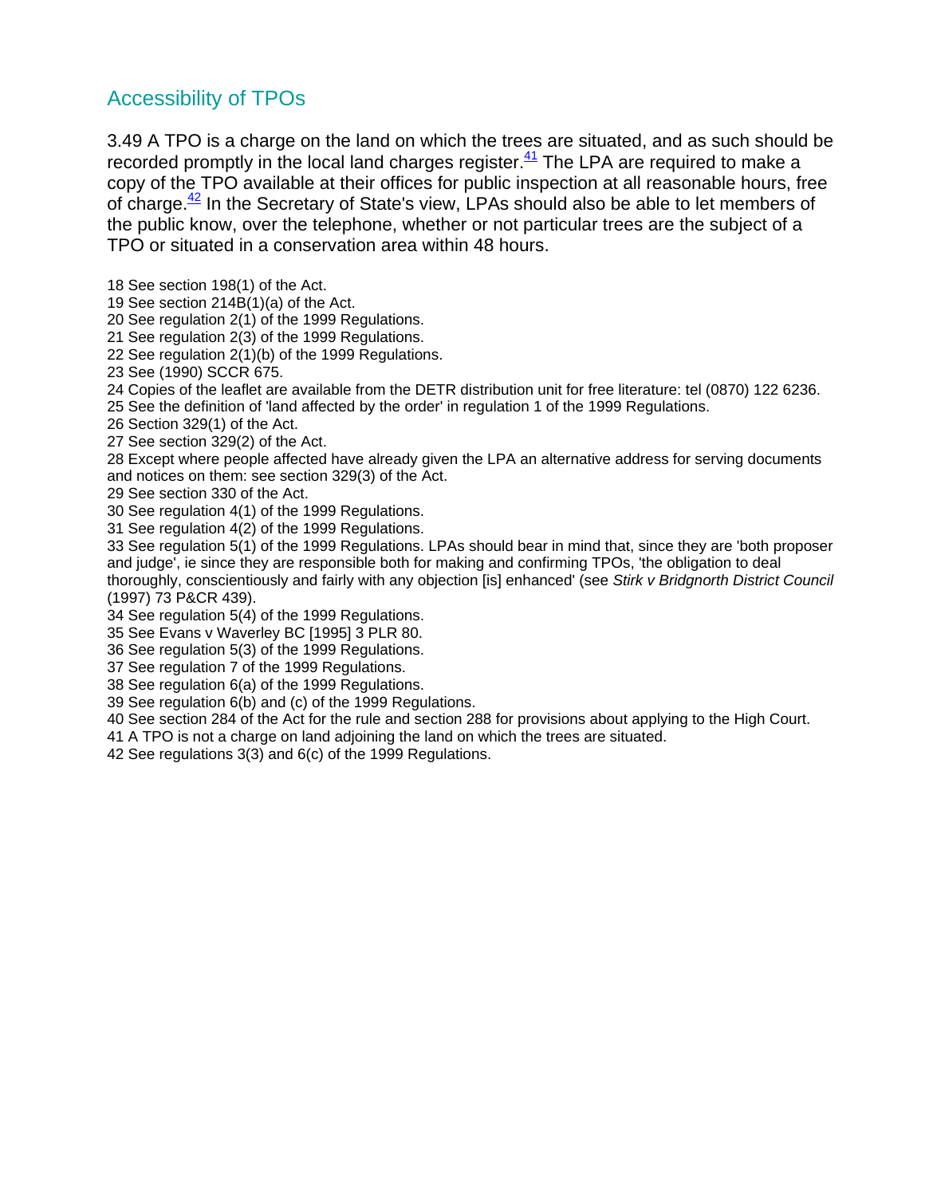## Accessibility of TPOs

3.49 A TPO is a charge on the land on which the trees are situated, and as such should be recorded promptly in the local land charges register.[41] The LPA are required to make a copy of the TPO available at their offices for public inspection at all reasonable hours, free of charge.[42] In the Secretary of State's view, LPAs should also be able to let members of the public know, over the telephone, whether or not particular trees are the subject of a TPO or situated in a conservation area within 48 hours.

18 See section 198(1) of the Act.
19 See section 214B(1)(a) of the Act.
20 See regulation 2(1) of the 1999 Regulations.
21 See regulation 2(3) of the 1999 Regulations.
22 See regulation 2(1)(b) of the 1999 Regulations.
23 See (1990) SCCR 675.
24 Copies of the leaflet are available from the DETR distribution unit for free literature: tel (0870) 122 6236.
25 See the definition of 'land affected by the order' in regulation 1 of the 1999 Regulations.
26 Section 329(1) of the Act.
27 See section 329(2) of the Act.
28 Except where people affected have already given the LPA an alternative address for serving documents and notices on them: see section 329(3) of the Act.
29 See section 330 of the Act.
30 See regulation 4(1) of the 1999 Regulations.
31 See regulation 4(2) of the 1999 Regulations.
33 See regulation 5(1) of the 1999 Regulations. LPAs should bear in mind that, since they are 'both proposer and judge', ie since they are responsible both for making and confirming TPOs, 'the obligation to deal thoroughly, conscientiously and fairly with any objection [is] enhanced' (see *Stirk v Bridgnorth District Council* (1997) 73 P&CR 439).
34 See regulation 5(4) of the 1999 Regulations.
35 See Evans v Waverley BC [1995] 3 PLR 80.
36 See regulation 5(3) of the 1999 Regulations.
37 See regulation 7 of the 1999 Regulations.
38 See regulation 6(a) of the 1999 Regulations.
39 See regulation 6(b) and (c) of the 1999 Regulations.
40 See section 284 of the Act for the rule and section 288 for provisions about applying to the High Court.
41 A TPO is not a charge on land adjoining the land on which the trees are situated.
42 See regulations 3(3) and 6(c) of the 1999 Regulations.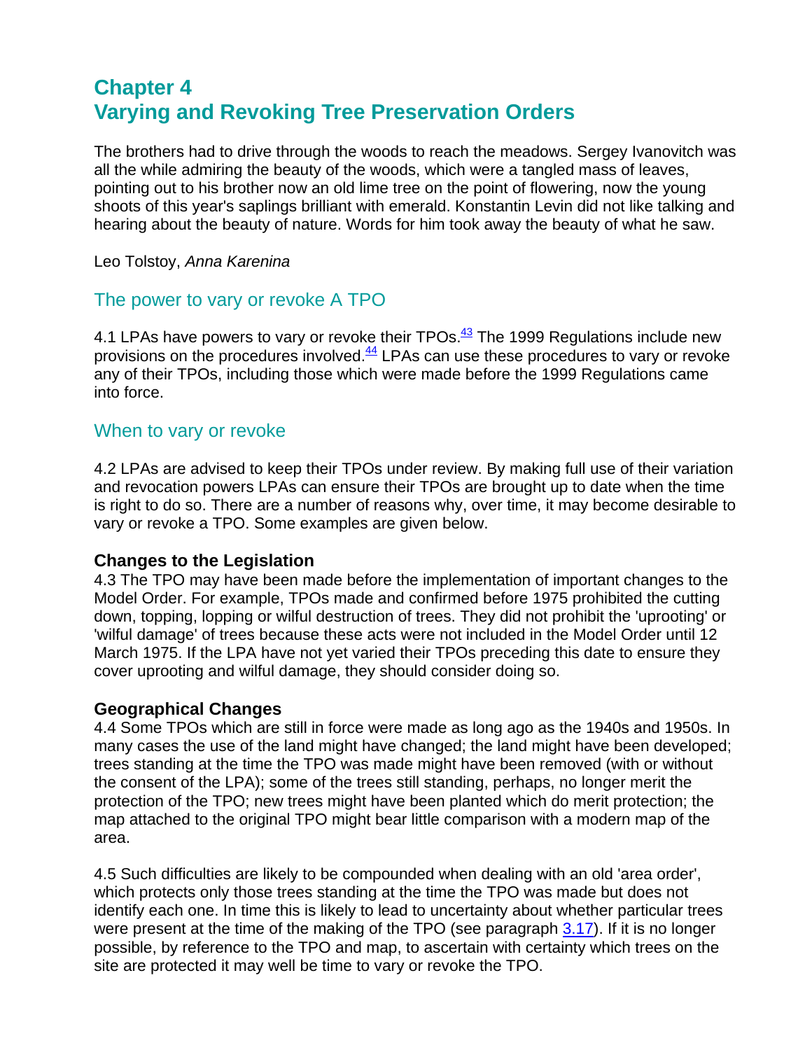# Chapter 4
# Varying and Revoking Tree Preservation Orders

The brothers had to drive through the woods to reach the meadows. Sergey Ivanovitch was all the while admiring the beauty of the woods, which were a tangled mass of leaves, pointing out to his brother now an old lime tree on the point of flowering, now the young shoots of this year's saplings brilliant with emerald. Konstantin Levin did not like talking and hearing about the beauty of nature. Words for him took away the beauty of what he saw.

Leo Tolstoy, *Anna Karenina*

## The power to vary or revoke A TPO

4.1 LPAs have powers to vary or revoke their TPOs.[43] The 1999 Regulations include new provisions on the procedures involved.[44] LPAs can use these procedures to vary or revoke any of their TPOs, including those which were made before the 1999 Regulations came into force.

## When to vary or revoke

4.2 LPAs are advised to keep their TPOs under review. By making full use of their variation and revocation powers LPAs can ensure their TPOs are brought up to date when the time is right to do so. There are a number of reasons why, over time, it may become desirable to vary or revoke a TPO. Some examples are given below.

**Changes to the Legislation**
4.3 The TPO may have been made before the implementation of important changes to the Model Order. For example, TPOs made and confirmed before 1975 prohibited the cutting down, topping, lopping or wilful destruction of trees. They did not prohibit the 'uprooting' or 'wilful damage' of trees because these acts were not included in the Model Order until 12 March 1975. If the LPA have not yet varied their TPOs preceding this date to ensure they cover uprooting and wilful damage, they should consider doing so.

**Geographical Changes**
4.4 Some TPOs which are still in force were made as long ago as the 1940s and 1950s. In many cases the use of the land might have changed; the land might have been developed; trees standing at the time the TPO was made might have been removed (with or without the consent of the LPA); some of the trees still standing, perhaps, no longer merit the protection of the TPO; new trees might have been planted which do merit protection; the map attached to the original TPO might bear little comparison with a modern map of the area.

4.5 Such difficulties are likely to be compounded when dealing with an old 'area order', which protects only those trees standing at the time the TPO was made but does not identify each one. In time this is likely to lead to uncertainty about whether particular trees were present at the time of the making of the TPO (see paragraph 3.17). If it is no longer possible, by reference to the TPO and map, to ascertain with certainty which trees on the site are protected it may well be time to vary or revoke the TPO.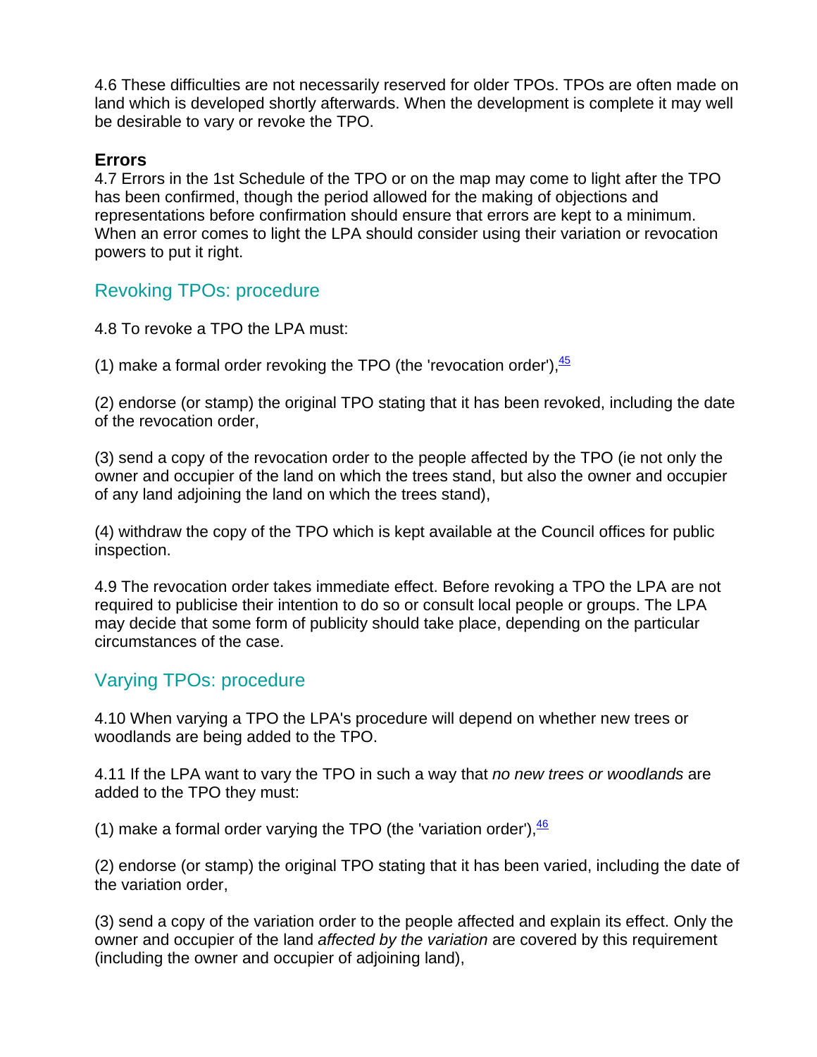4.6 These difficulties are not necessarily reserved for older TPOs. TPOs are often made on land which is developed shortly afterwards. When the development is complete it may well be desirable to vary or revoke the TPO.

**Errors**

4.7 Errors in the 1st Schedule of the TPO or on the map may come to light after the TPO has been confirmed, though the period allowed for the making of objections and representations before confirmation should ensure that errors are kept to a minimum. When an error comes to light the LPA should consider using their variation or revocation powers to put it right.

## Revoking TPOs: procedure

4.8 To revoke a TPO the LPA must:

(1) make a formal order revoking the TPO (the 'revocation order'),[45]

(2) endorse (or stamp) the original TPO stating that it has been revoked, including the date of the revocation order,

(3) send a copy of the revocation order to the people affected by the TPO (ie not only the owner and occupier of the land on which the trees stand, but also the owner and occupier of any land adjoining the land on which the trees stand),

(4) withdraw the copy of the TPO which is kept available at the Council offices for public inspection.

4.9 The revocation order takes immediate effect. Before revoking a TPO the LPA are not required to publicise their intention to do so or consult local people or groups. The LPA may decide that some form of publicity should take place, depending on the particular circumstances of the case.

## Varying TPOs: procedure

4.10 When varying a TPO the LPA's procedure will depend on whether new trees or woodlands are being added to the TPO.

4.11 If the LPA want to vary the TPO in such a way that *no new trees or woodlands* are added to the TPO they must:

(1) make a formal order varying the TPO (the 'variation order'),[46]

(2) endorse (or stamp) the original TPO stating that it has been varied, including the date of the variation order,

(3) send a copy of the variation order to the people affected and explain its effect. Only the owner and occupier of the land *affected by the variation* are covered by this requirement (including the owner and occupier of adjoining land),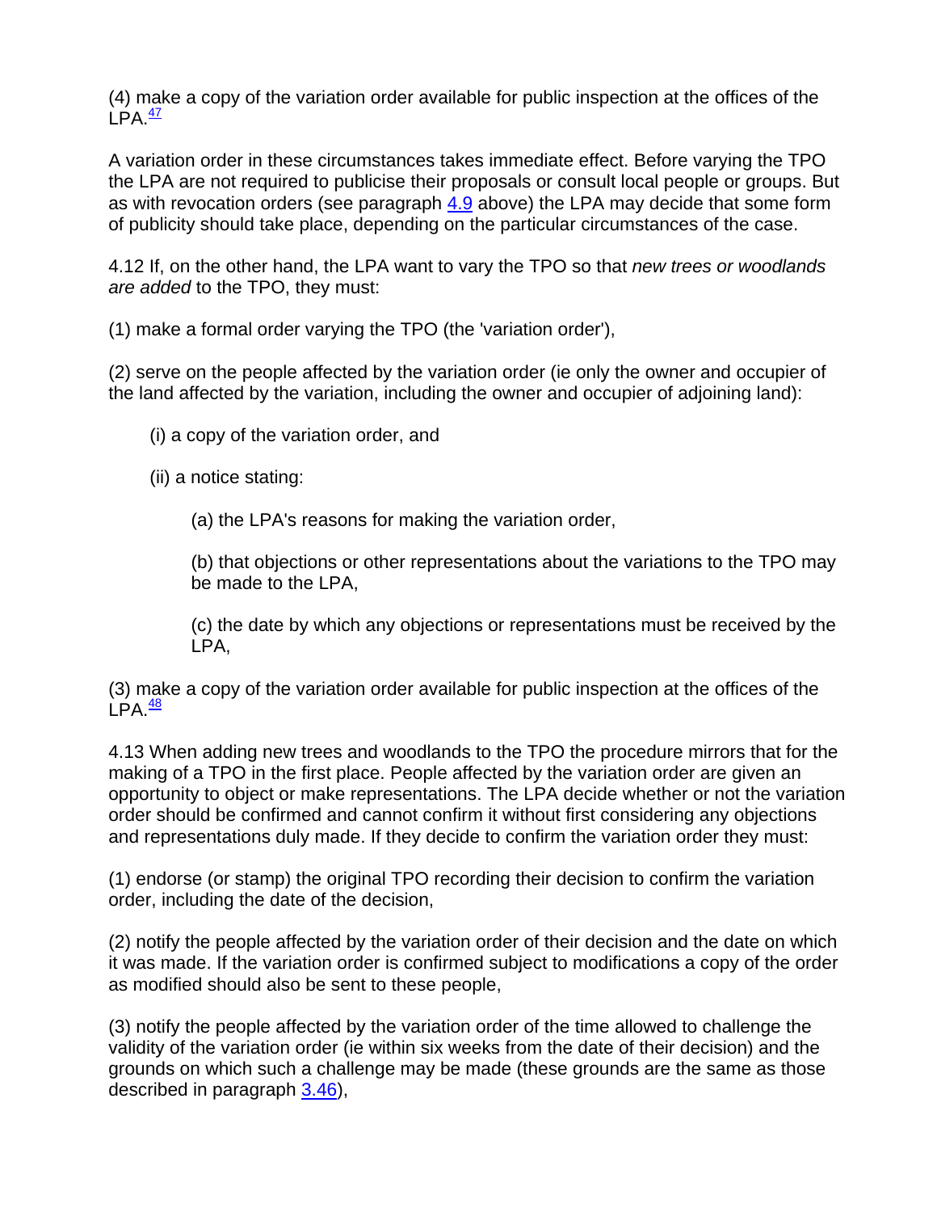(4) make a copy of the variation order available for public inspection at the offices of the LPA.[47]

A variation order in these circumstances takes immediate effect. Before varying the TPO the LPA are not required to publicise their proposals or consult local people or groups. But as with revocation orders (see paragraph 4.9 above) the LPA may decide that some form of publicity should take place, depending on the particular circumstances of the case.

4.12 If, on the other hand, the LPA want to vary the TPO so that *new trees or woodlands are added* to the TPO, they must:

(1) make a formal order varying the TPO (the 'variation order'),

(2) serve on the people affected by the variation order (ie only the owner and occupier of the land affected by the variation, including the owner and occupier of adjoining land):

> (i) a copy of the variation order, and
>
> (ii) a notice stating:
>
> > (a) the LPA's reasons for making the variation order,
> >
> > (b) that objections or other representations about the variations to the TPO may be made to the LPA,
> >
> > (c) the date by which any objections or representations must be received by the LPA,

(3) make a copy of the variation order available for public inspection at the offices of the LPA.[48]

4.13 When adding new trees and woodlands to the TPO the procedure mirrors that for the making of a TPO in the first place. People affected by the variation order are given an opportunity to object or make representations. The LPA decide whether or not the variation order should be confirmed and cannot confirm it without first considering any objections and representations duly made. If they decide to confirm the variation order they must:

(1) endorse (or stamp) the original TPO recording their decision to confirm the variation order, including the date of the decision,

(2) notify the people affected by the variation order of their decision and the date on which it was made. If the variation order is confirmed subject to modifications a copy of the order as modified should also be sent to these people,

(3) notify the people affected by the variation order of the time allowed to challenge the validity of the variation order (ie within six weeks from the date of their decision) and the grounds on which such a challenge may be made (these grounds are the same as those described in paragraph 3.46),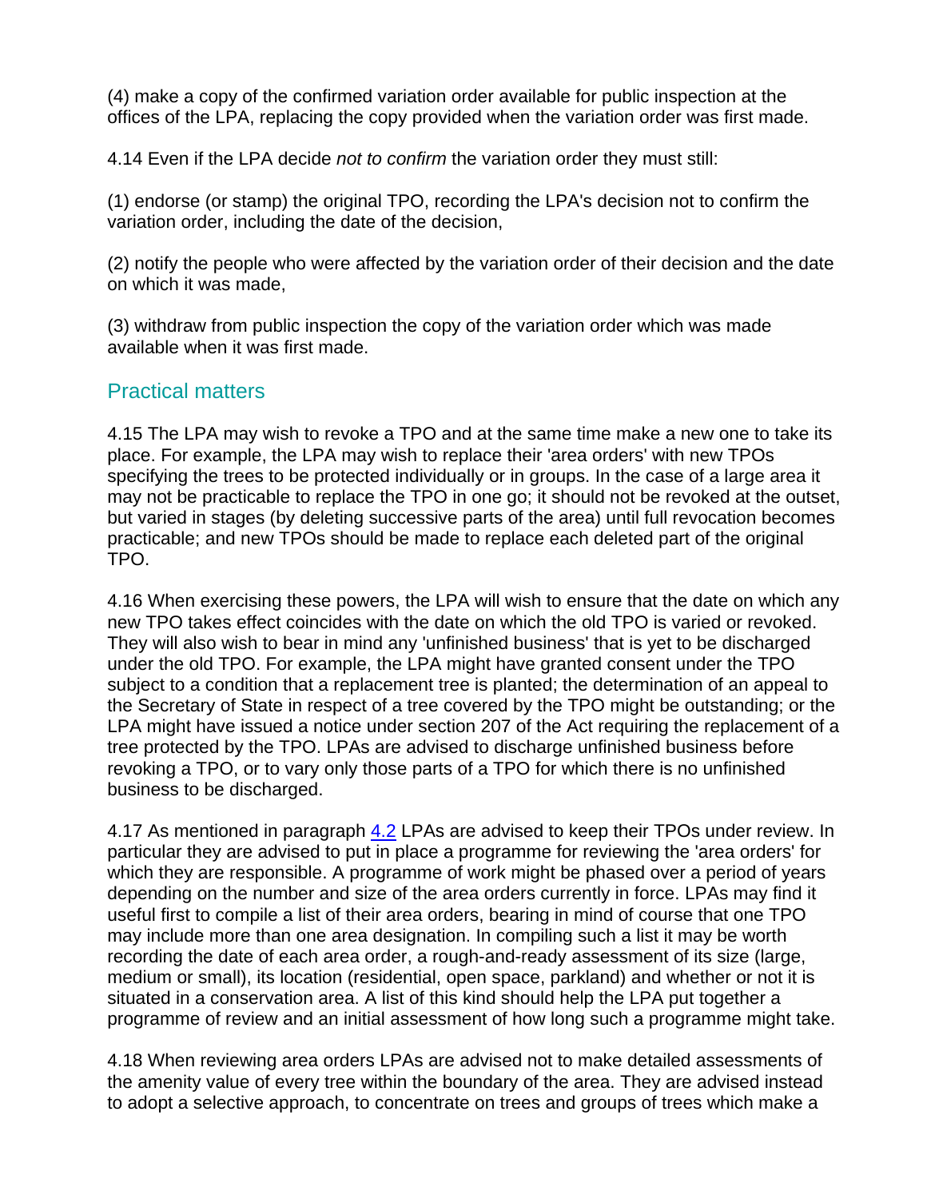(4) make a copy of the confirmed variation order available for public inspection at the offices of the LPA, replacing the copy provided when the variation order was first made.

4.14 Even if the LPA decide *not to confirm* the variation order they must still:

(1) endorse (or stamp) the original TPO, recording the LPA's decision not to confirm the variation order, including the date of the decision,

(2) notify the people who were affected by the variation order of their decision and the date on which it was made,

(3) withdraw from public inspection the copy of the variation order which was made available when it was first made.

## Practical matters

4.15 The LPA may wish to revoke a TPO and at the same time make a new one to take its place. For example, the LPA may wish to replace their 'area orders' with new TPOs specifying the trees to be protected individually or in groups. In the case of a large area it may not be practicable to replace the TPO in one go; it should not be revoked at the outset, but varied in stages (by deleting successive parts of the area) until full revocation becomes practicable; and new TPOs should be made to replace each deleted part of the original TPO.

4.16 When exercising these powers, the LPA will wish to ensure that the date on which any new TPO takes effect coincides with the date on which the old TPO is varied or revoked. They will also wish to bear in mind any 'unfinished business' that is yet to be discharged under the old TPO. For example, the LPA might have granted consent under the TPO subject to a condition that a replacement tree is planted; the determination of an appeal to the Secretary of State in respect of a tree covered by the TPO might be outstanding; or the LPA might have issued a notice under section 207 of the Act requiring the replacement of a tree protected by the TPO. LPAs are advised to discharge unfinished business before revoking a TPO, or to vary only those parts of a TPO for which there is no unfinished business to be discharged.

4.17 As mentioned in paragraph 4.2 LPAs are advised to keep their TPOs under review. In particular they are advised to put in place a programme for reviewing the 'area orders' for which they are responsible. A programme of work might be phased over a period of years depending on the number and size of the area orders currently in force. LPAs may find it useful first to compile a list of their area orders, bearing in mind of course that one TPO may include more than one area designation. In compiling such a list it may be worth recording the date of each area order, a rough-and-ready assessment of its size (large, medium or small), its location (residential, open space, parkland) and whether or not it is situated in a conservation area. A list of this kind should help the LPA put together a programme of review and an initial assessment of how long such a programme might take.

4.18 When reviewing area orders LPAs are advised not to make detailed assessments of the amenity value of every tree within the boundary of the area. They are advised instead to adopt a selective approach, to concentrate on trees and groups of trees which make a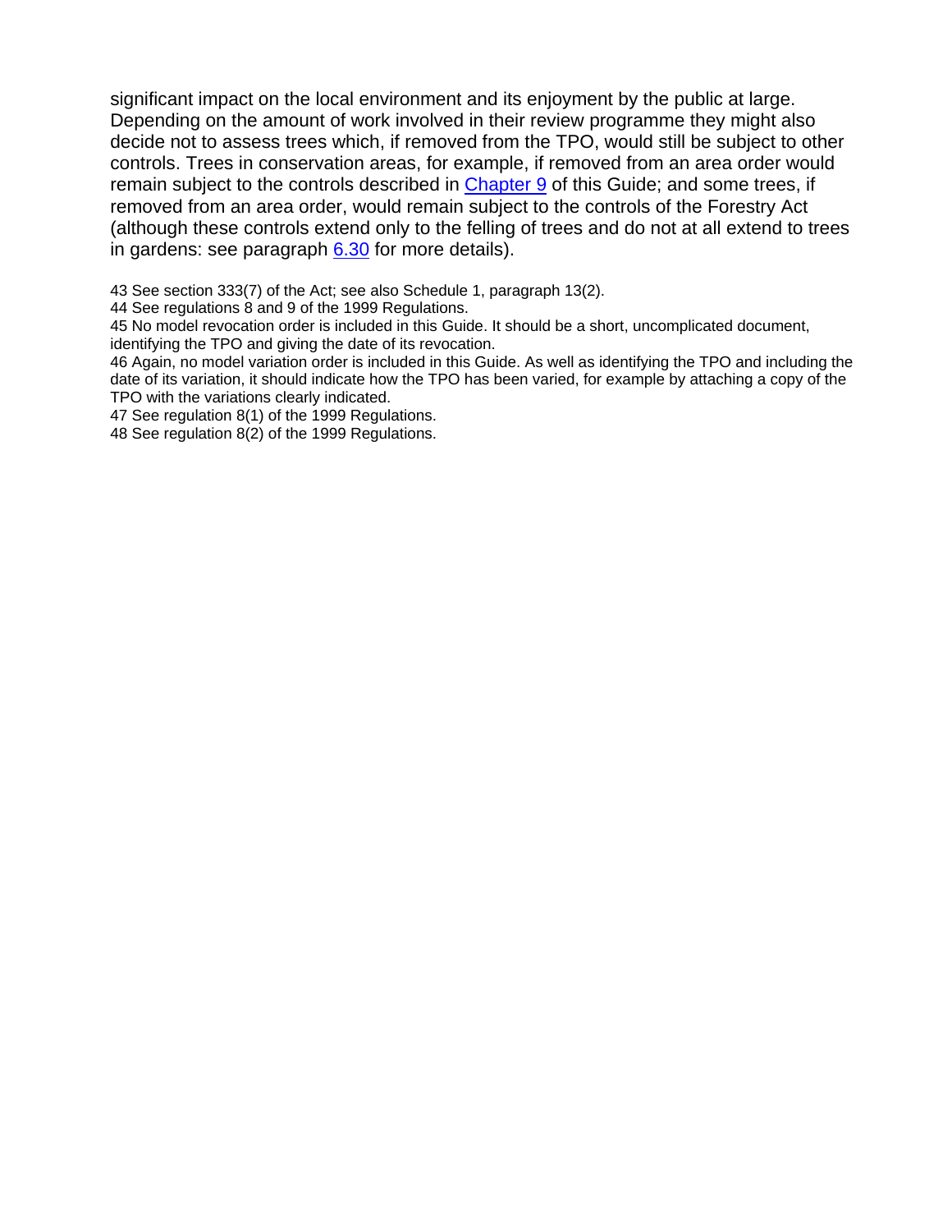significant impact on the local environment and its enjoyment by the public at large. Depending on the amount of work involved in their review programme they might also decide not to assess trees which, if removed from the TPO, would still be subject to other controls. Trees in conservation areas, for example, if removed from an area order would remain subject to the controls described in Chapter 9 of this Guide; and some trees, if removed from an area order, would remain subject to the controls of the Forestry Act (although these controls extend only to the felling of trees and do not at all extend to trees in gardens: see paragraph 6.30 for more details).

43 See section 333(7) of the Act; see also Schedule 1, paragraph 13(2).
44 See regulations 8 and 9 of the 1999 Regulations.
45 No model revocation order is included in this Guide. It should be a short, uncomplicated document, identifying the TPO and giving the date of its revocation.
46 Again, no model variation order is included in this Guide. As well as identifying the TPO and including the date of its variation, it should indicate how the TPO has been varied, for example by attaching a copy of the TPO with the variations clearly indicated.
47 See regulation 8(1) of the 1999 Regulations.
48 See regulation 8(2) of the 1999 Regulations.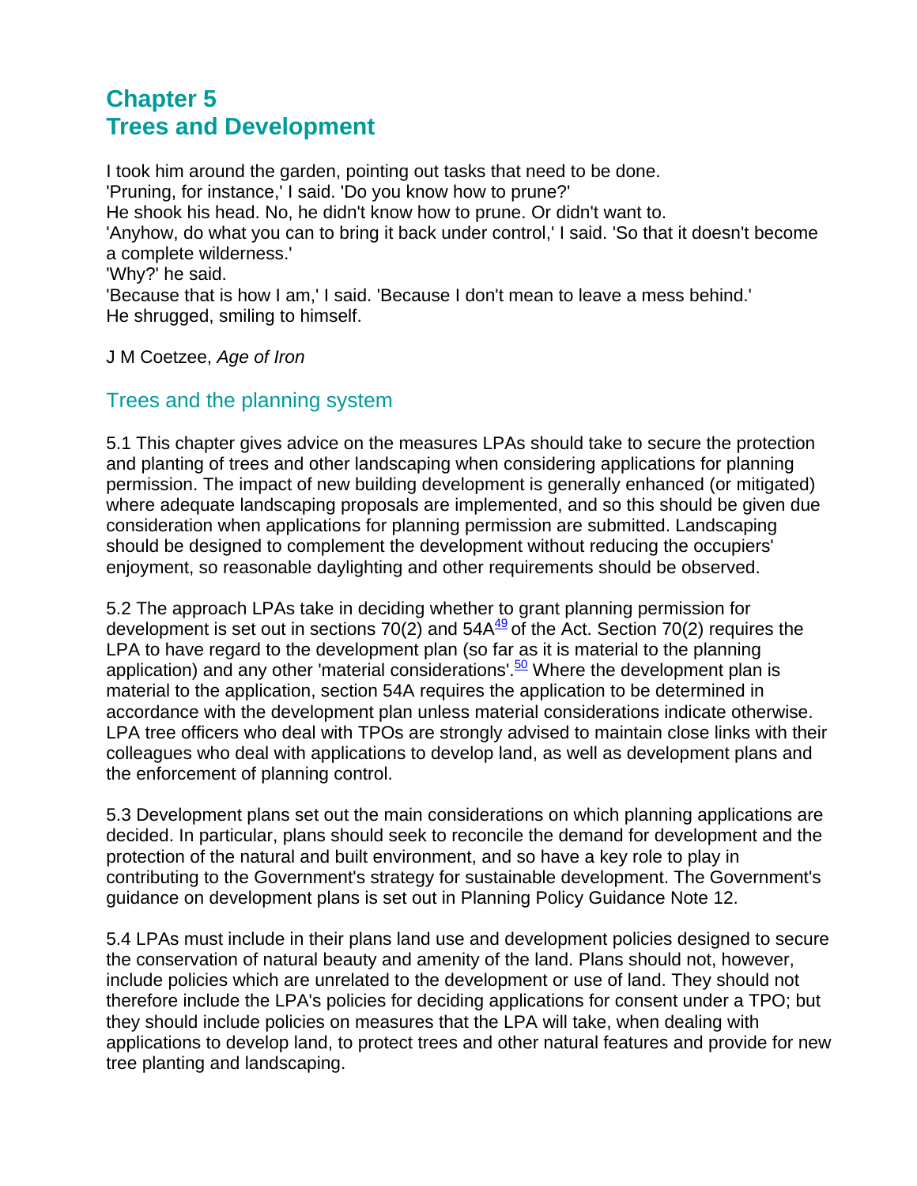# Chapter 5
# Trees and Development

I took him around the garden, pointing out tasks that need to be done.
'Pruning, for instance,' I said. 'Do you know how to prune?'
He shook his head. No, he didn't know how to prune. Or didn't want to.
'Anyhow, do what you can to bring it back under control,' I said. 'So that it doesn't become a complete wilderness.'
'Why?' he said.
'Because that is how I am,' I said. 'Because I don't mean to leave a mess behind.'
He shrugged, smiling to himself.

J M Coetzee, *Age of Iron*

## Trees and the planning system

5.1 This chapter gives advice on the measures LPAs should take to secure the protection and planting of trees and other landscaping when considering applications for planning permission. The impact of new building development is generally enhanced (or mitigated) where adequate landscaping proposals are implemented, and so this should be given due consideration when applications for planning permission are submitted. Landscaping should be designed to complement the development without reducing the occupiers' enjoyment, so reasonable daylighting and other requirements should be observed.

5.2 The approach LPAs take in deciding whether to grant planning permission for development is set out in sections 70(2) and 54A[49] of the Act. Section 70(2) requires the LPA to have regard to the development plan (so far as it is material to the planning application) and any other 'material considerations'.[50] Where the development plan is material to the application, section 54A requires the application to be determined in accordance with the development plan unless material considerations indicate otherwise. LPA tree officers who deal with TPOs are strongly advised to maintain close links with their colleagues who deal with applications to develop land, as well as development plans and the enforcement of planning control.

5.3 Development plans set out the main considerations on which planning applications are decided. In particular, plans should seek to reconcile the demand for development and the protection of the natural and built environment, and so have a key role to play in contributing to the Government's strategy for sustainable development. The Government's guidance on development plans is set out in Planning Policy Guidance Note 12.

5.4 LPAs must include in their plans land use and development policies designed to secure the conservation of natural beauty and amenity of the land. Plans should not, however, include policies which are unrelated to the development or use of land. They should not therefore include the LPA's policies for deciding applications for consent under a TPO; but they should include policies on measures that the LPA will take, when dealing with applications to develop land, to protect trees and other natural features and provide for new tree planting and landscaping.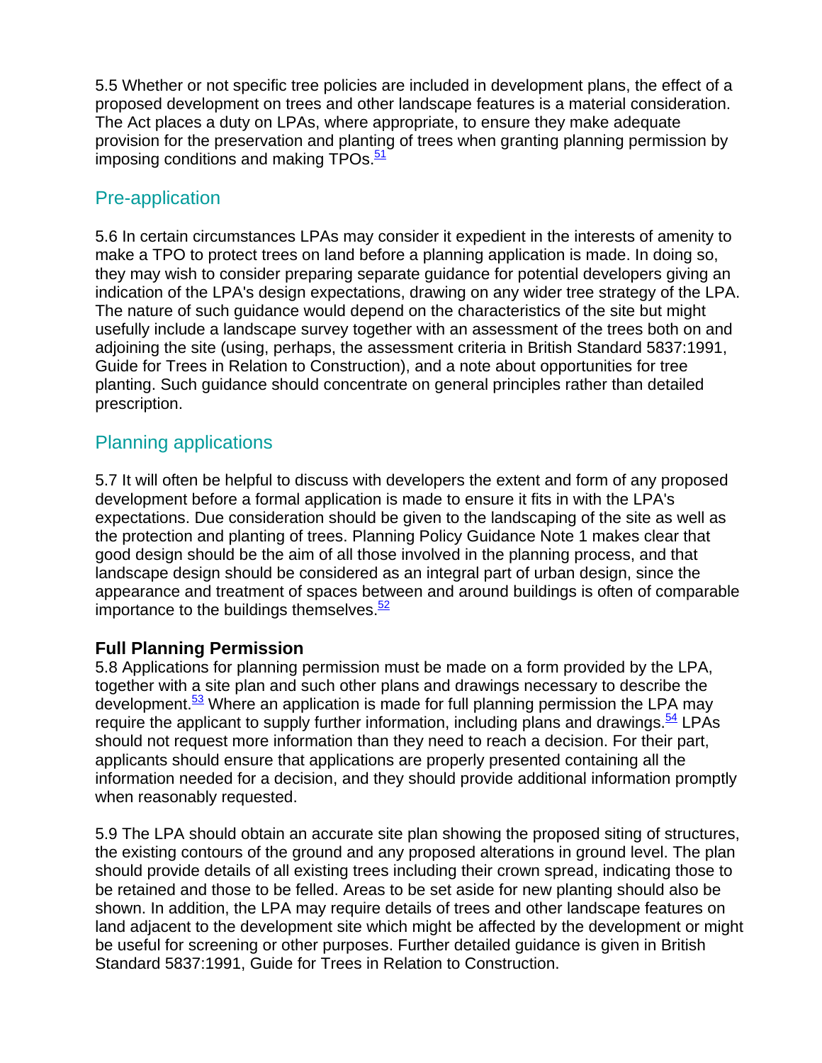5.5 Whether or not specific tree policies are included in development plans, the effect of a proposed development on trees and other landscape features is a material consideration. The Act places a duty on LPAs, where appropriate, to ensure they make adequate provision for the preservation and planting of trees when granting planning permission by imposing conditions and making TPOs.[51]

## Pre-application

5.6 In certain circumstances LPAs may consider it expedient in the interests of amenity to make a TPO to protect trees on land before a planning application is made. In doing so, they may wish to consider preparing separate guidance for potential developers giving an indication of the LPA's design expectations, drawing on any wider tree strategy of the LPA. The nature of such guidance would depend on the characteristics of the site but might usefully include a landscape survey together with an assessment of the trees both on and adjoining the site (using, perhaps, the assessment criteria in British Standard 5837:1991, Guide for Trees in Relation to Construction), and a note about opportunities for tree planting. Such guidance should concentrate on general principles rather than detailed prescription.

## Planning applications

5.7 It will often be helpful to discuss with developers the extent and form of any proposed development before a formal application is made to ensure it fits in with the LPA's expectations. Due consideration should be given to the landscaping of the site as well as the protection and planting of trees. Planning Policy Guidance Note 1 makes clear that good design should be the aim of all those involved in the planning process, and that landscape design should be considered as an integral part of urban design, since the appearance and treatment of spaces between and around buildings is often of comparable importance to the buildings themselves.[52]

### Full Planning Permission

5.8 Applications for planning permission must be made on a form provided by the LPA, together with a site plan and such other plans and drawings necessary to describe the development.[53] Where an application is made for full planning permission the LPA may require the applicant to supply further information, including plans and drawings.[54] LPAs should not request more information than they need to reach a decision. For their part, applicants should ensure that applications are properly presented containing all the information needed for a decision, and they should provide additional information promptly when reasonably requested.

5.9 The LPA should obtain an accurate site plan showing the proposed siting of structures, the existing contours of the ground and any proposed alterations in ground level. The plan should provide details of all existing trees including their crown spread, indicating those to be retained and those to be felled. Areas to be set aside for new planting should also be shown. In addition, the LPA may require details of trees and other landscape features on land adjacent to the development site which might be affected by the development or might be useful for screening or other purposes. Further detailed guidance is given in British Standard 5837:1991, Guide for Trees in Relation to Construction.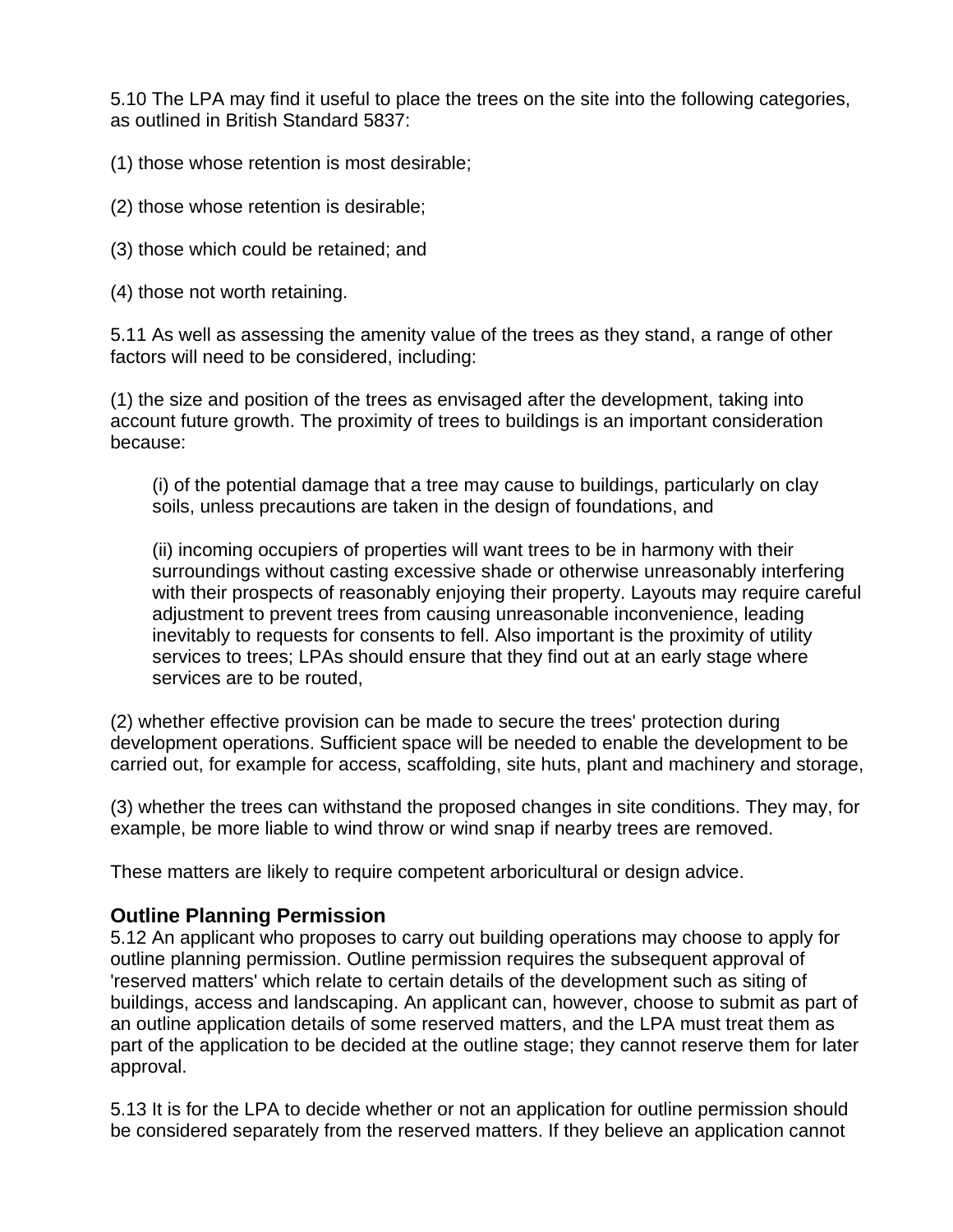5.10 The LPA may find it useful to place the trees on the site into the following categories, as outlined in British Standard 5837:

(1) those whose retention is most desirable;

(2) those whose retention is desirable;

(3) those which could be retained; and

(4) those not worth retaining.

5.11 As well as assessing the amenity value of the trees as they stand, a range of other factors will need to be considered, including:

(1) the size and position of the trees as envisaged after the development, taking into account future growth. The proximity of trees to buildings is an important consideration because:

> (i) of the potential damage that a tree may cause to buildings, particularly on clay soils, unless precautions are taken in the design of foundations, and
>
> (ii) incoming occupiers of properties will want trees to be in harmony with their surroundings without casting excessive shade or otherwise unreasonably interfering with their prospects of reasonably enjoying their property. Layouts may require careful adjustment to prevent trees from causing unreasonable inconvenience, leading inevitably to requests for consents to fell. Also important is the proximity of utility services to trees; LPAs should ensure that they find out at an early stage where services are to be routed,

(2) whether effective provision can be made to secure the trees' protection during development operations. Sufficient space will be needed to enable the development to be carried out, for example for access, scaffolding, site huts, plant and machinery and storage,

(3) whether the trees can withstand the proposed changes in site conditions. They may, for example, be more liable to wind throw or wind snap if nearby trees are removed.

These matters are likely to require competent arboricultural or design advice.

### Outline Planning Permission

5.12 An applicant who proposes to carry out building operations may choose to apply for outline planning permission. Outline permission requires the subsequent approval of 'reserved matters' which relate to certain details of the development such as siting of buildings, access and landscaping. An applicant can, however, choose to submit as part of an outline application details of some reserved matters, and the LPA must treat them as part of the application to be decided at the outline stage; they cannot reserve them for later approval.

5.13 It is for the LPA to decide whether or not an application for outline permission should be considered separately from the reserved matters. If they believe an application cannot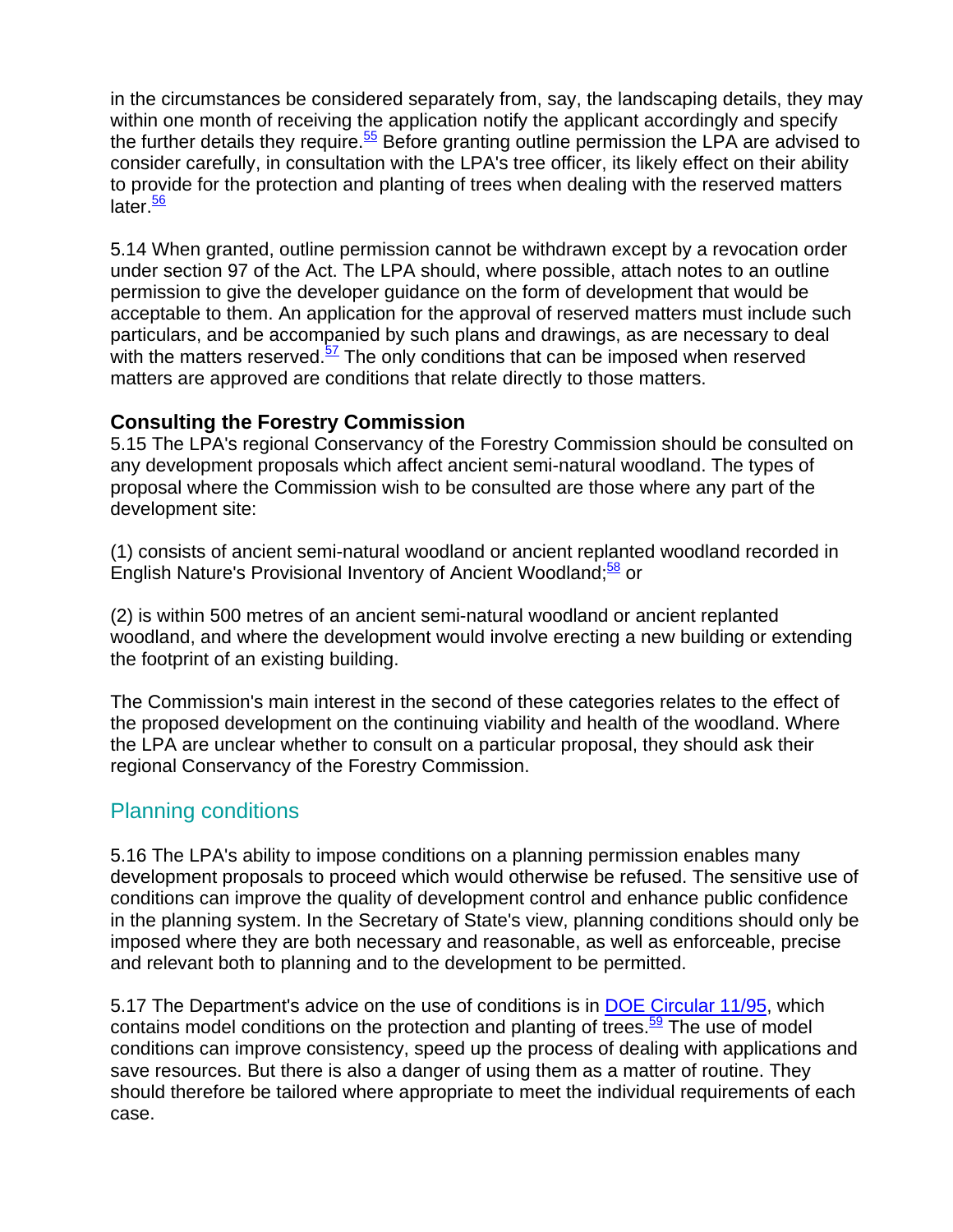in the circumstances be considered separately from, say, the landscaping details, they may within one month of receiving the application notify the applicant accordingly and specify the further details they require.[55] Before granting outline permission the LPA are advised to consider carefully, in consultation with the LPA's tree officer, its likely effect on their ability to provide for the protection and planting of trees when dealing with the reserved matters later.[56]

5.14 When granted, outline permission cannot be withdrawn except by a revocation order under section 97 of the Act. The LPA should, where possible, attach notes to an outline permission to give the developer guidance on the form of development that would be acceptable to them. An application for the approval of reserved matters must include such particulars, and be accompanied by such plans and drawings, as are necessary to deal with the matters reserved.[57] The only conditions that can be imposed when reserved matters are approved are conditions that relate directly to those matters.

**Consulting the Forestry Commission**

5.15 The LPA's regional Conservancy of the Forestry Commission should be consulted on any development proposals which affect ancient semi-natural woodland. The types of proposal where the Commission wish to be consulted are those where any part of the development site:

(1) consists of ancient semi-natural woodland or ancient replanted woodland recorded in English Nature's Provisional Inventory of Ancient Woodland;[58] or

(2) is within 500 metres of an ancient semi-natural woodland or ancient replanted woodland, and where the development would involve erecting a new building or extending the footprint of an existing building.

The Commission's main interest in the second of these categories relates to the effect of the proposed development on the continuing viability and health of the woodland. Where the LPA are unclear whether to consult on a particular proposal, they should ask their regional Conservancy of the Forestry Commission.

## Planning conditions

5.16 The LPA's ability to impose conditions on a planning permission enables many development proposals to proceed which would otherwise be refused. The sensitive use of conditions can improve the quality of development control and enhance public confidence in the planning system. In the Secretary of State's view, planning conditions should only be imposed where they are both necessary and reasonable, as well as enforceable, precise and relevant both to planning and to the development to be permitted.

5.17 The Department's advice on the use of conditions is in DOE Circular 11/95, which contains model conditions on the protection and planting of trees.[59] The use of model conditions can improve consistency, speed up the process of dealing with applications and save resources. But there is also a danger of using them as a matter of routine. They should therefore be tailored where appropriate to meet the individual requirements of each case.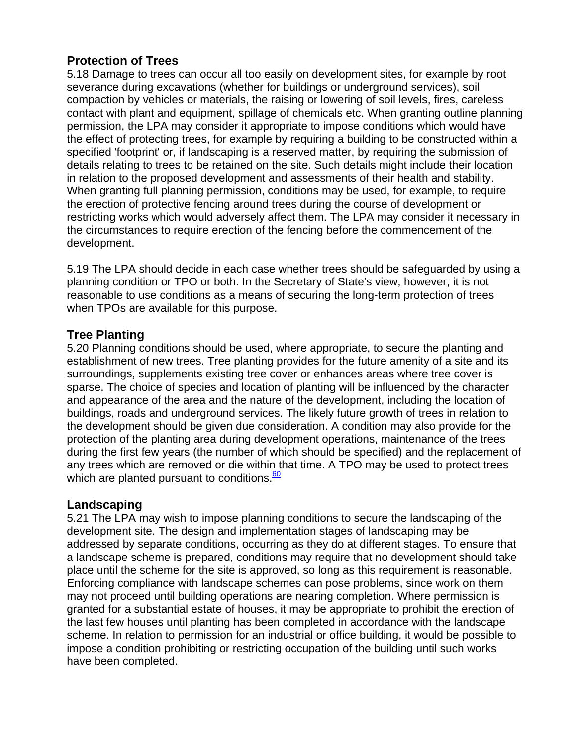## Protection of Trees

5.18 Damage to trees can occur all too easily on development sites, for example by root severance during excavations (whether for buildings or underground services), soil compaction by vehicles or materials, the raising or lowering of soil levels, fires, careless contact with plant and equipment, spillage of chemicals etc. When granting outline planning permission, the LPA may consider it appropriate to impose conditions which would have the effect of protecting trees, for example by requiring a building to be constructed within a specified 'footprint' or, if landscaping is a reserved matter, by requiring the submission of details relating to trees to be retained on the site. Such details might include their location in relation to the proposed development and assessments of their health and stability. When granting full planning permission, conditions may be used, for example, to require the erection of protective fencing around trees during the course of development or restricting works which would adversely affect them. The LPA may consider it necessary in the circumstances to require erection of the fencing before the commencement of the development.

5.19 The LPA should decide in each case whether trees should be safeguarded by using a planning condition or TPO or both. In the Secretary of State's view, however, it is not reasonable to use conditions as a means of securing the long-term protection of trees when TPOs are available for this purpose.

## Tree Planting

5.20 Planning conditions should be used, where appropriate, to secure the planting and establishment of new trees. Tree planting provides for the future amenity of a site and its surroundings, supplements existing tree cover or enhances areas where tree cover is sparse. The choice of species and location of planting will be influenced by the character and appearance of the area and the nature of the development, including the location of buildings, roads and underground services. The likely future growth of trees in relation to the development should be given due consideration. A condition may also provide for the protection of the planting area during development operations, maintenance of the trees during the first few years (the number of which should be specified) and the replacement of any trees which are removed or die within that time. A TPO may be used to protect trees which are planted pursuant to conditions.[60]

## Landscaping

5.21 The LPA may wish to impose planning conditions to secure the landscaping of the development site. The design and implementation stages of landscaping may be addressed by separate conditions, occurring as they do at different stages. To ensure that a landscape scheme is prepared, conditions may require that no development should take place until the scheme for the site is approved, so long as this requirement is reasonable. Enforcing compliance with landscape schemes can pose problems, since work on them may not proceed until building operations are nearing completion. Where permission is granted for a substantial estate of houses, it may be appropriate to prohibit the erection of the last few houses until planting has been completed in accordance with the landscape scheme. In relation to permission for an industrial or office building, it would be possible to impose a condition prohibiting or restricting occupation of the building until such works have been completed.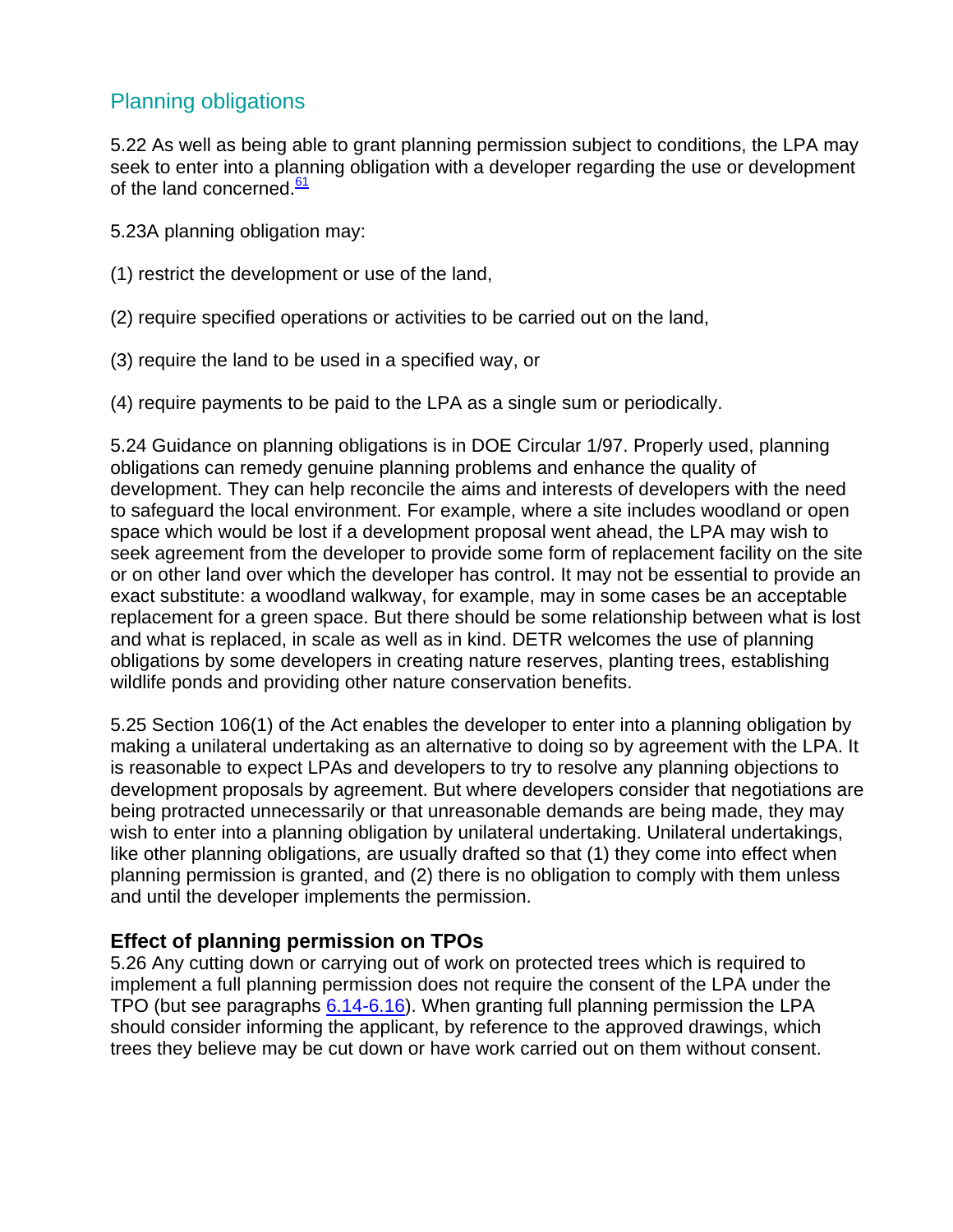## Planning obligations

5.22 As well as being able to grant planning permission subject to conditions, the LPA may seek to enter into a planning obligation with a developer regarding the use or development of the land concerned.[61]

5.23A planning obligation may:

(1) restrict the development or use of the land,

(2) require specified operations or activities to be carried out on the land,

(3) require the land to be used in a specified way, or

(4) require payments to be paid to the LPA as a single sum or periodically.

5.24 Guidance on planning obligations is in DOE Circular 1/97. Properly used, planning obligations can remedy genuine planning problems and enhance the quality of development. They can help reconcile the aims and interests of developers with the need to safeguard the local environment. For example, where a site includes woodland or open space which would be lost if a development proposal went ahead, the LPA may wish to seek agreement from the developer to provide some form of replacement facility on the site or on other land over which the developer has control. It may not be essential to provide an exact substitute: a woodland walkway, for example, may in some cases be an acceptable replacement for a green space. But there should be some relationship between what is lost and what is replaced, in scale as well as in kind. DETR welcomes the use of planning obligations by some developers in creating nature reserves, planting trees, establishing wildlife ponds and providing other nature conservation benefits.

5.25 Section 106(1) of the Act enables the developer to enter into a planning obligation by making a unilateral undertaking as an alternative to doing so by agreement with the LPA. It is reasonable to expect LPAs and developers to try to resolve any planning objections to development proposals by agreement. But where developers consider that negotiations are being protracted unnecessarily or that unreasonable demands are being made, they may wish to enter into a planning obligation by unilateral undertaking. Unilateral undertakings, like other planning obligations, are usually drafted so that (1) they come into effect when planning permission is granted, and (2) there is no obligation to comply with them unless and until the developer implements the permission.

### Effect of planning permission on TPOs

5.26 Any cutting down or carrying out of work on protected trees which is required to implement a full planning permission does not require the consent of the LPA under the TPO (but see paragraphs 6.14-6.16). When granting full planning permission the LPA should consider informing the applicant, by reference to the approved drawings, which trees they believe may be cut down or have work carried out on them without consent.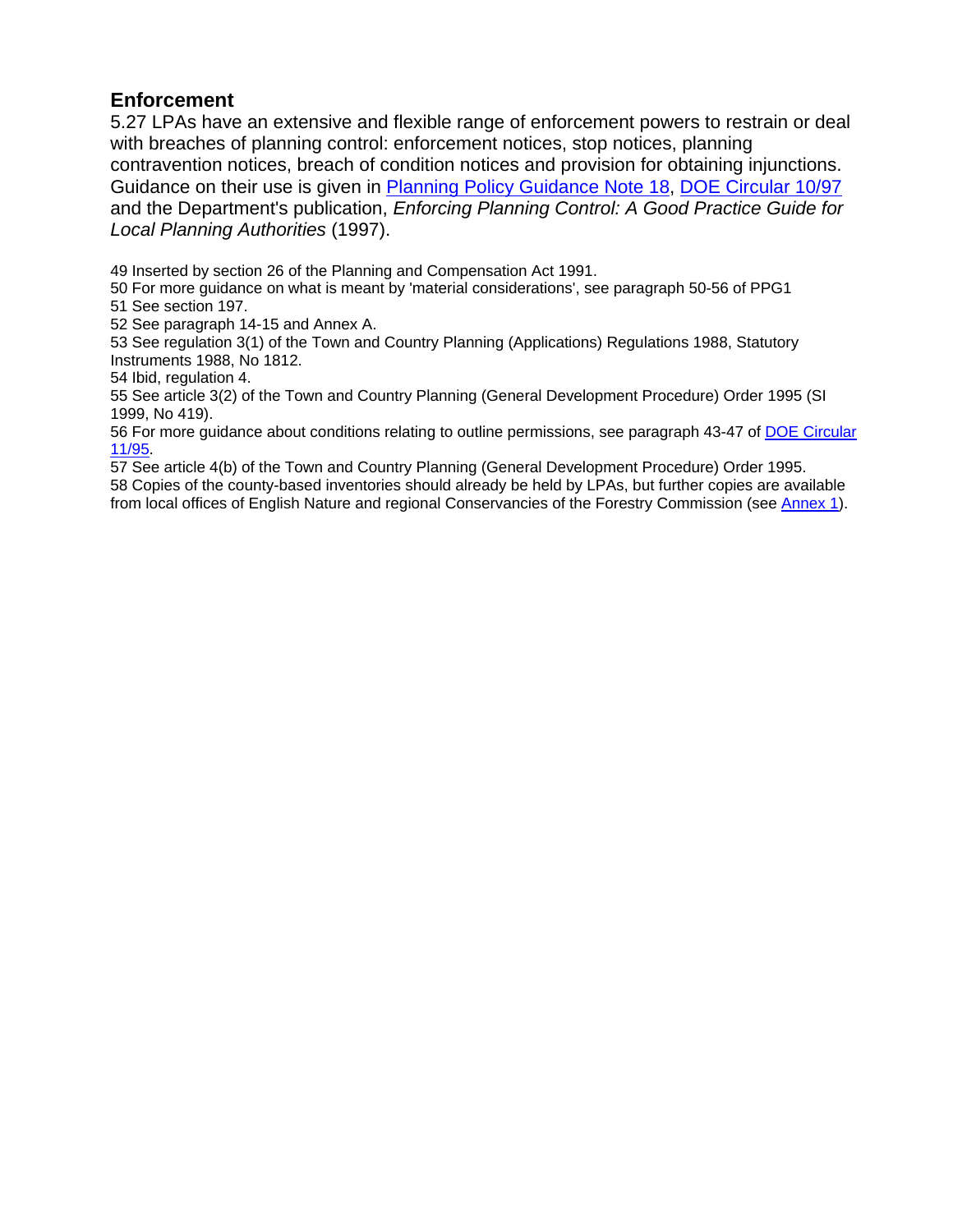## Enforcement

5.27 LPAs have an extensive and flexible range of enforcement powers to restrain or deal with breaches of planning control: enforcement notices, stop notices, planning contravention notices, breach of condition notices and provision for obtaining injunctions. Guidance on their use is given in Planning Policy Guidance Note 18, DOE Circular 10/97 and the Department's publication, *Enforcing Planning Control: A Good Practice Guide for Local Planning Authorities* (1997).

49 Inserted by section 26 of the Planning and Compensation Act 1991.

50 For more guidance on what is meant by 'material considerations', see paragraph 50-56 of PPG1

51 See section 197.

52 See paragraph 14-15 and Annex A.

53 See regulation 3(1) of the Town and Country Planning (Applications) Regulations 1988, Statutory Instruments 1988, No 1812.

54 Ibid, regulation 4.

55 See article 3(2) of the Town and Country Planning (General Development Procedure) Order 1995 (SI 1999, No 419).

56 For more guidance about conditions relating to outline permissions, see paragraph 43-47 of DOE Circular 11/95.

57 See article 4(b) of the Town and Country Planning (General Development Procedure) Order 1995.

58 Copies of the county-based inventories should already be held by LPAs, but further copies are available from local offices of English Nature and regional Conservancies of the Forestry Commission (see Annex 1).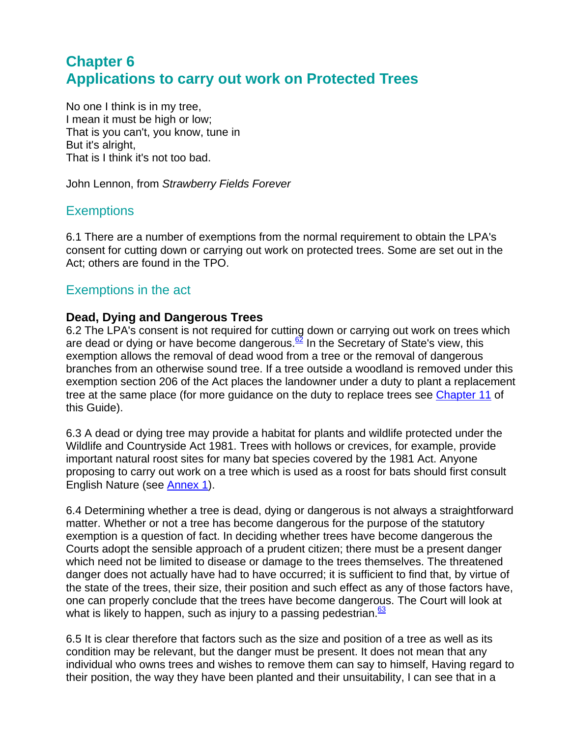# Chapter 6
# Applications to carry out work on Protected Trees

No one I think is in my tree,
I mean it must be high or low;
That is you can't, you know, tune in
But it's alright,
That is I think it's not too bad.

John Lennon, from *Strawberry Fields Forever*

## Exemptions

6.1 There are a number of exemptions from the normal requirement to obtain the LPA's consent for cutting down or carrying out work on protected trees. Some are set out in the Act; others are found in the TPO.

## Exemptions in the act

### Dead, Dying and Dangerous Trees

6.2 The LPA's consent is not required for cutting down or carrying out work on trees which are dead or dying or have become dangerous.[62] In the Secretary of State's view, this exemption allows the removal of dead wood from a tree or the removal of dangerous branches from an otherwise sound tree. If a tree outside a woodland is removed under this exemption section 206 of the Act places the landowner under a duty to plant a replacement tree at the same place (for more guidance on the duty to replace trees see Chapter 11 of this Guide).

6.3 A dead or dying tree may provide a habitat for plants and wildlife protected under the Wildlife and Countryside Act 1981. Trees with hollows or crevices, for example, provide important natural roost sites for many bat species covered by the 1981 Act. Anyone proposing to carry out work on a tree which is used as a roost for bats should first consult English Nature (see Annex 1).

6.4 Determining whether a tree is dead, dying or dangerous is not always a straightforward matter. Whether or not a tree has become dangerous for the purpose of the statutory exemption is a question of fact. In deciding whether trees have become dangerous the Courts adopt the sensible approach of a prudent citizen; there must be a present danger which need not be limited to disease or damage to the trees themselves. The threatened danger does not actually have had to have occurred; it is sufficient to find that, by virtue of the state of the trees, their size, their position and such effect as any of those factors have, one can properly conclude that the trees have become dangerous. The Court will look at what is likely to happen, such as injury to a passing pedestrian.[63]

6.5 It is clear therefore that factors such as the size and position of a tree as well as its condition may be relevant, but the danger must be present. It does not mean that any individual who owns trees and wishes to remove them can say to himself, Having regard to their position, the way they have been planted and their unsuitability, I can see that in a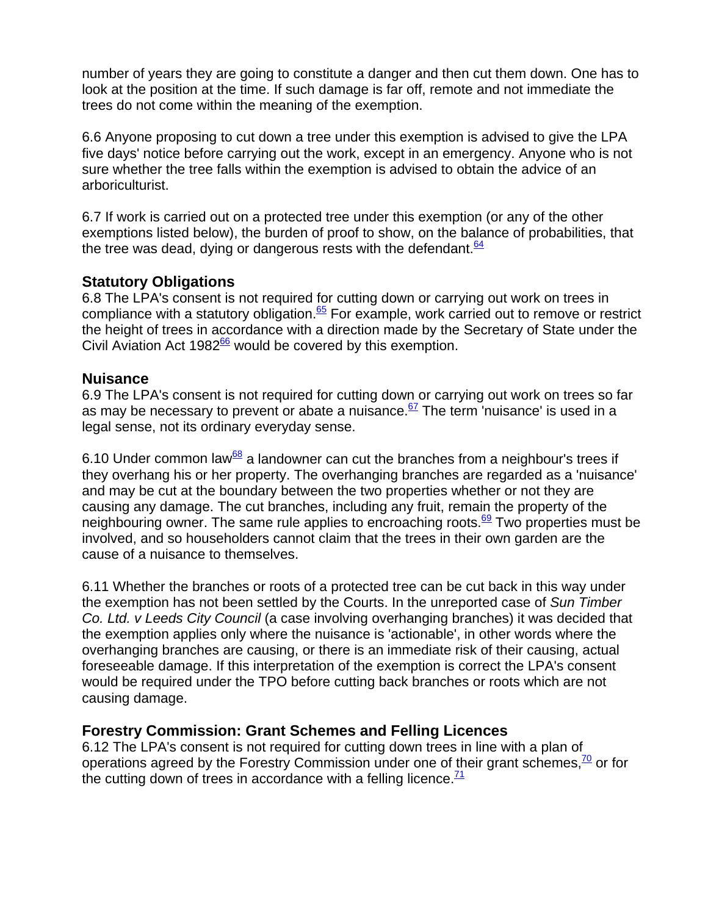number of years they are going to constitute a danger and then cut them down. One has to look at the position at the time. If such damage is far off, remote and not immediate the trees do not come within the meaning of the exemption.

6.6 Anyone proposing to cut down a tree under this exemption is advised to give the LPA five days' notice before carrying out the work, except in an emergency. Anyone who is not sure whether the tree falls within the exemption is advised to obtain the advice of an arboriculturist.

6.7 If work is carried out on a protected tree under this exemption (or any of the other exemptions listed below), the burden of proof to show, on the balance of probabilities, that the tree was dead, dying or dangerous rests with the defendant.[64]

### Statutory Obligations

6.8 The LPA's consent is not required for cutting down or carrying out work on trees in compliance with a statutory obligation.[65] For example, work carried out to remove or restrict the height of trees in accordance with a direction made by the Secretary of State under the Civil Aviation Act 1982[66] would be covered by this exemption.

### Nuisance

6.9 The LPA's consent is not required for cutting down or carrying out work on trees so far as may be necessary to prevent or abate a nuisance.[67] The term 'nuisance' is used in a legal sense, not its ordinary everyday sense.

6.10 Under common law[68] a landowner can cut the branches from a neighbour's trees if they overhang his or her property. The overhanging branches are regarded as a 'nuisance' and may be cut at the boundary between the two properties whether or not they are causing any damage. The cut branches, including any fruit, remain the property of the neighbouring owner. The same rule applies to encroaching roots.[69] Two properties must be involved, and so householders cannot claim that the trees in their own garden are the cause of a nuisance to themselves.

6.11 Whether the branches or roots of a protected tree can be cut back in this way under the exemption has not been settled by the Courts. In the unreported case of *Sun Timber Co. Ltd. v Leeds City Council* (a case involving overhanging branches) it was decided that the exemption applies only where the nuisance is 'actionable', in other words where the overhanging branches are causing, or there is an immediate risk of their causing, actual foreseeable damage. If this interpretation of the exemption is correct the LPA's consent would be required under the TPO before cutting back branches or roots which are not causing damage.

### Forestry Commission: Grant Schemes and Felling Licences

6.12 The LPA's consent is not required for cutting down trees in line with a plan of operations agreed by the Forestry Commission under one of their grant schemes,[70] or for the cutting down of trees in accordance with a felling licence.[71]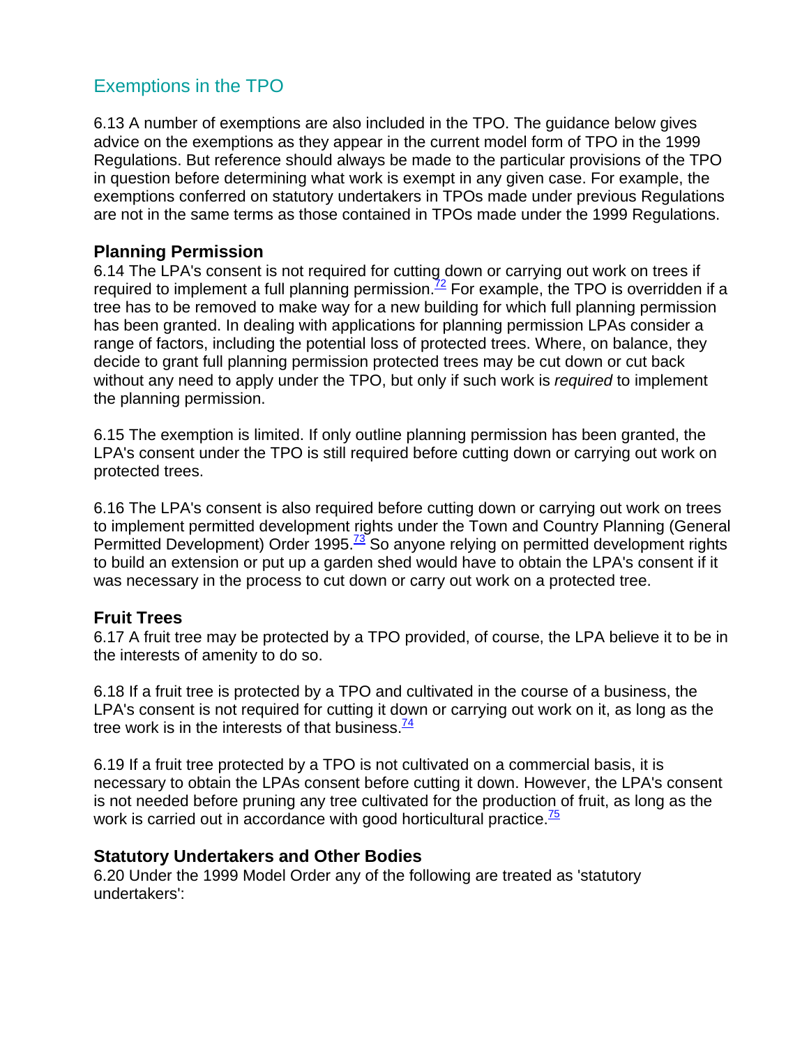## Exemptions in the TPO

6.13 A number of exemptions are also included in the TPO. The guidance below gives advice on the exemptions as they appear in the current model form of TPO in the 1999 Regulations. But reference should always be made to the particular provisions of the TPO in question before determining what work is exempt in any given case. For example, the exemptions conferred on statutory undertakers in TPOs made under previous Regulations are not in the same terms as those contained in TPOs made under the 1999 Regulations.

### Planning Permission

6.14 The LPA's consent is not required for cutting down or carrying out work on trees if required to implement a full planning permission.[72] For example, the TPO is overridden if a tree has to be removed to make way for a new building for which full planning permission has been granted. In dealing with applications for planning permission LPAs consider a range of factors, including the potential loss of protected trees. Where, on balance, they decide to grant full planning permission protected trees may be cut down or cut back without any need to apply under the TPO, but only if such work is *required* to implement the planning permission.

6.15 The exemption is limited. If only outline planning permission has been granted, the LPA's consent under the TPO is still required before cutting down or carrying out work on protected trees.

6.16 The LPA's consent is also required before cutting down or carrying out work on trees to implement permitted development rights under the Town and Country Planning (General Permitted Development) Order 1995.[73] So anyone relying on permitted development rights to build an extension or put up a garden shed would have to obtain the LPA's consent if it was necessary in the process to cut down or carry out work on a protected tree.

### Fruit Trees

6.17 A fruit tree may be protected by a TPO provided, of course, the LPA believe it to be in the interests of amenity to do so.

6.18 If a fruit tree is protected by a TPO and cultivated in the course of a business, the LPA's consent is not required for cutting it down or carrying out work on it, as long as the tree work is in the interests of that business.[74]

6.19 If a fruit tree protected by a TPO is not cultivated on a commercial basis, it is necessary to obtain the LPAs consent before cutting it down. However, the LPA's consent is not needed before pruning any tree cultivated for the production of fruit, as long as the work is carried out in accordance with good horticultural practice.[75]

### Statutory Undertakers and Other Bodies

6.20 Under the 1999 Model Order any of the following are treated as 'statutory undertakers':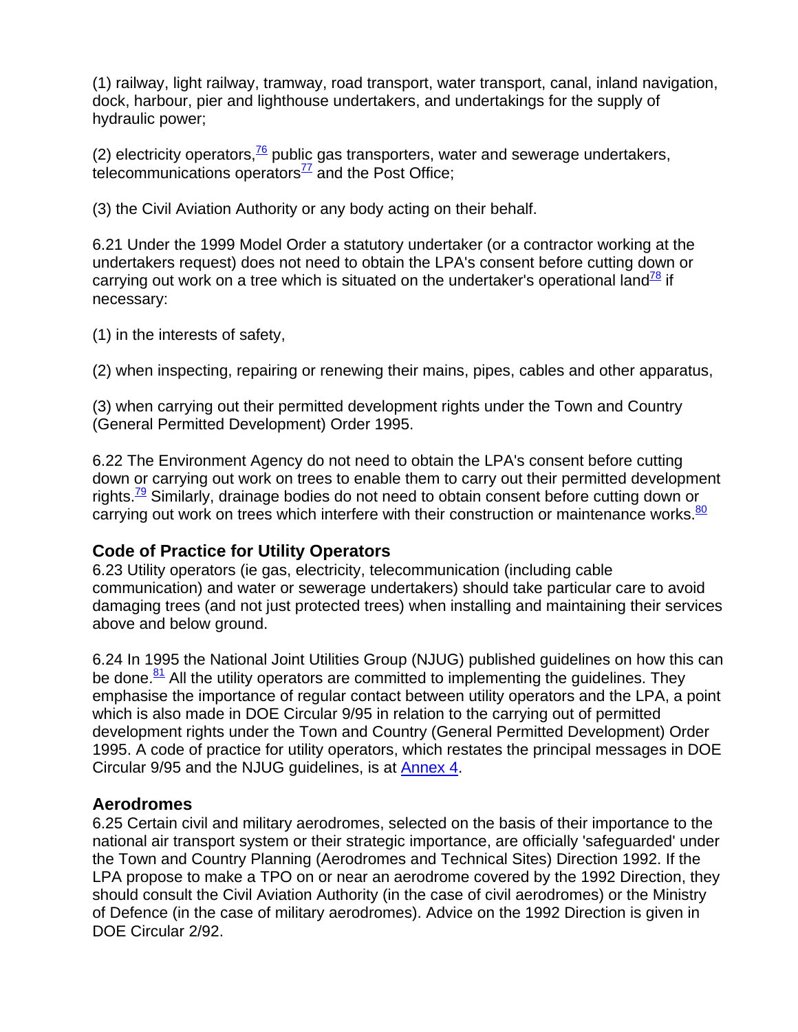(1) railway, light railway, tramway, road transport, water transport, canal, inland navigation, dock, harbour, pier and lighthouse undertakers, and undertakings for the supply of hydraulic power;

(2) electricity operators,[76] public gas transporters, water and sewerage undertakers, telecommunications operators[77] and the Post Office;

(3) the Civil Aviation Authority or any body acting on their behalf.

6.21 Under the 1999 Model Order a statutory undertaker (or a contractor working at the undertakers request) does not need to obtain the LPA's consent before cutting down or carrying out work on a tree which is situated on the undertaker's operational land[78] if necessary:

(1) in the interests of safety,

(2) when inspecting, repairing or renewing their mains, pipes, cables and other apparatus,

(3) when carrying out their permitted development rights under the Town and Country (General Permitted Development) Order 1995.

6.22 The Environment Agency do not need to obtain the LPA's consent before cutting down or carrying out work on trees to enable them to carry out their permitted development rights.[79] Similarly, drainage bodies do not need to obtain consent before cutting down or carrying out work on trees which interfere with their construction or maintenance works.[80]

### Code of Practice for Utility Operators

6.23 Utility operators (ie gas, electricity, telecommunication (including cable communication) and water or sewerage undertakers) should take particular care to avoid damaging trees (and not just protected trees) when installing and maintaining their services above and below ground.

6.24 In 1995 the National Joint Utilities Group (NJUG) published guidelines on how this can be done.[81] All the utility operators are committed to implementing the guidelines. They emphasise the importance of regular contact between utility operators and the LPA, a point which is also made in DOE Circular 9/95 in relation to the carrying out of permitted development rights under the Town and Country (General Permitted Development) Order 1995. A code of practice for utility operators, which restates the principal messages in DOE Circular 9/95 and the NJUG guidelines, is at Annex 4.

### Aerodromes

6.25 Certain civil and military aerodromes, selected on the basis of their importance to the national air transport system or their strategic importance, are officially 'safeguarded' under the Town and Country Planning (Aerodromes and Technical Sites) Direction 1992. If the LPA propose to make a TPO on or near an aerodrome covered by the 1992 Direction, they should consult the Civil Aviation Authority (in the case of civil aerodromes) or the Ministry of Defence (in the case of military aerodromes). Advice on the 1992 Direction is given in DOE Circular 2/92.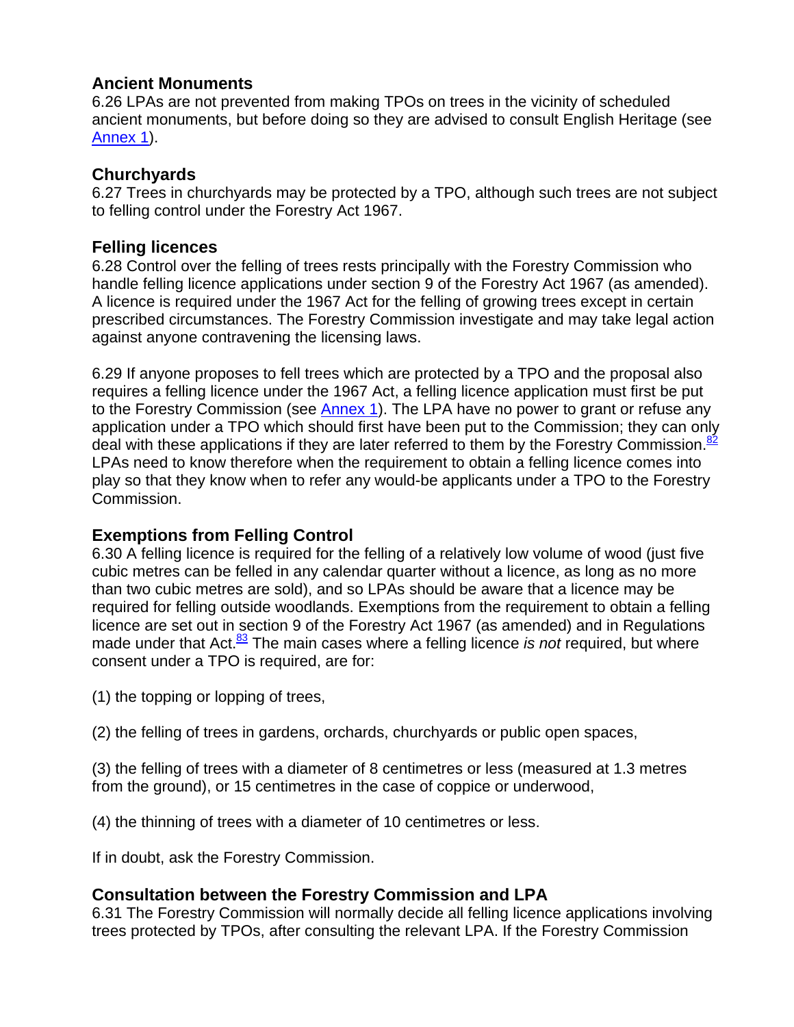### Ancient Monuments

6.26 LPAs are not prevented from making TPOs on trees in the vicinity of scheduled ancient monuments, but before doing so they are advised to consult English Heritage (see Annex 1).

### Churchyards

6.27 Trees in churchyards may be protected by a TPO, although such trees are not subject to felling control under the Forestry Act 1967.

### Felling licences

6.28 Control over the felling of trees rests principally with the Forestry Commission who handle felling licence applications under section 9 of the Forestry Act 1967 (as amended). A licence is required under the 1967 Act for the felling of growing trees except in certain prescribed circumstances. The Forestry Commission investigate and may take legal action against anyone contravening the licensing laws.

6.29 If anyone proposes to fell trees which are protected by a TPO and the proposal also requires a felling licence under the 1967 Act, a felling licence application must first be put to the Forestry Commission (see Annex 1). The LPA have no power to grant or refuse any application under a TPO which should first have been put to the Commission; they can only deal with these applications if they are later referred to them by the Forestry Commission.[82] LPAs need to know therefore when the requirement to obtain a felling licence comes into play so that they know when to refer any would-be applicants under a TPO to the Forestry Commission.

### Exemptions from Felling Control

6.30 A felling licence is required for the felling of a relatively low volume of wood (just five cubic metres can be felled in any calendar quarter without a licence, as long as no more than two cubic metres are sold), and so LPAs should be aware that a licence may be required for felling outside woodlands. Exemptions from the requirement to obtain a felling licence are set out in section 9 of the Forestry Act 1967 (as amended) and in Regulations made under that Act.[83] The main cases where a felling licence *is not* required, but where consent under a TPO is required, are for:

(1) the topping or lopping of trees,

(2) the felling of trees in gardens, orchards, churchyards or public open spaces,

(3) the felling of trees with a diameter of 8 centimetres or less (measured at 1.3 metres from the ground), or 15 centimetres in the case of coppice or underwood,

(4) the thinning of trees with a diameter of 10 centimetres or less.

If in doubt, ask the Forestry Commission.

### Consultation between the Forestry Commission and LPA

6.31 The Forestry Commission will normally decide all felling licence applications involving trees protected by TPOs, after consulting the relevant LPA. If the Forestry Commission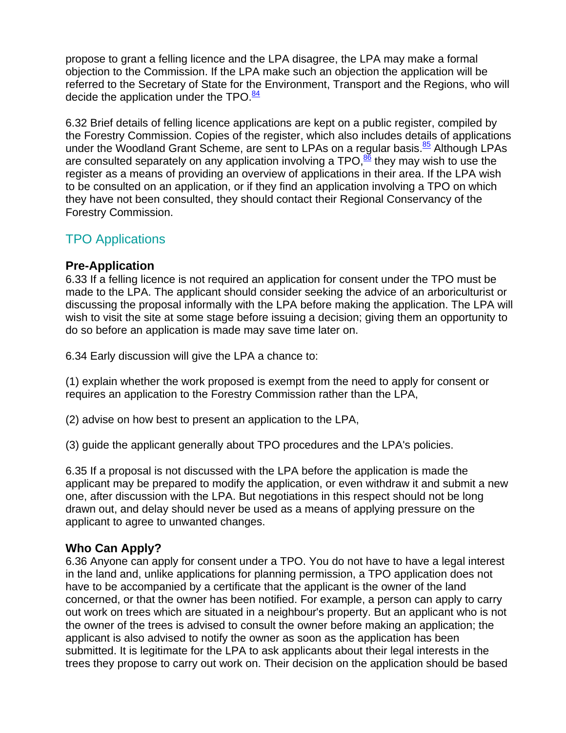propose to grant a felling licence and the LPA disagree, the LPA may make a formal objection to the Commission. If the LPA make such an objection the application will be referred to the Secretary of State for the Environment, Transport and the Regions, who will decide the application under the TPO.[84]

6.32 Brief details of felling licence applications are kept on a public register, compiled by the Forestry Commission. Copies of the register, which also includes details of applications under the Woodland Grant Scheme, are sent to LPAs on a regular basis.[85] Although LPAs are consulted separately on any application involving a TPO,[86] they may wish to use the register as a means of providing an overview of applications in their area. If the LPA wish to be consulted on an application, or if they find an application involving a TPO on which they have not been consulted, they should contact their Regional Conservancy of the Forestry Commission.

## TPO Applications

### Pre-Application

6.33 If a felling licence is not required an application for consent under the TPO must be made to the LPA. The applicant should consider seeking the advice of an arboriculturist or discussing the proposal informally with the LPA before making the application. The LPA will wish to visit the site at some stage before issuing a decision; giving them an opportunity to do so before an application is made may save time later on.

6.34 Early discussion will give the LPA a chance to:

(1) explain whether the work proposed is exempt from the need to apply for consent or requires an application to the Forestry Commission rather than the LPA,

(2) advise on how best to present an application to the LPA,

(3) guide the applicant generally about TPO procedures and the LPA's policies.

6.35 If a proposal is not discussed with the LPA before the application is made the applicant may be prepared to modify the application, or even withdraw it and submit a new one, after discussion with the LPA. But negotiations in this respect should not be long drawn out, and delay should never be used as a means of applying pressure on the applicant to agree to unwanted changes.

### Who Can Apply?

6.36 Anyone can apply for consent under a TPO. You do not have to have a legal interest in the land and, unlike applications for planning permission, a TPO application does not have to be accompanied by a certificate that the applicant is the owner of the land concerned, or that the owner has been notified. For example, a person can apply to carry out work on trees which are situated in a neighbour's property. But an applicant who is not the owner of the trees is advised to consult the owner before making an application; the applicant is also advised to notify the owner as soon as the application has been submitted. It is legitimate for the LPA to ask applicants about their legal interests in the trees they propose to carry out work on. Their decision on the application should be based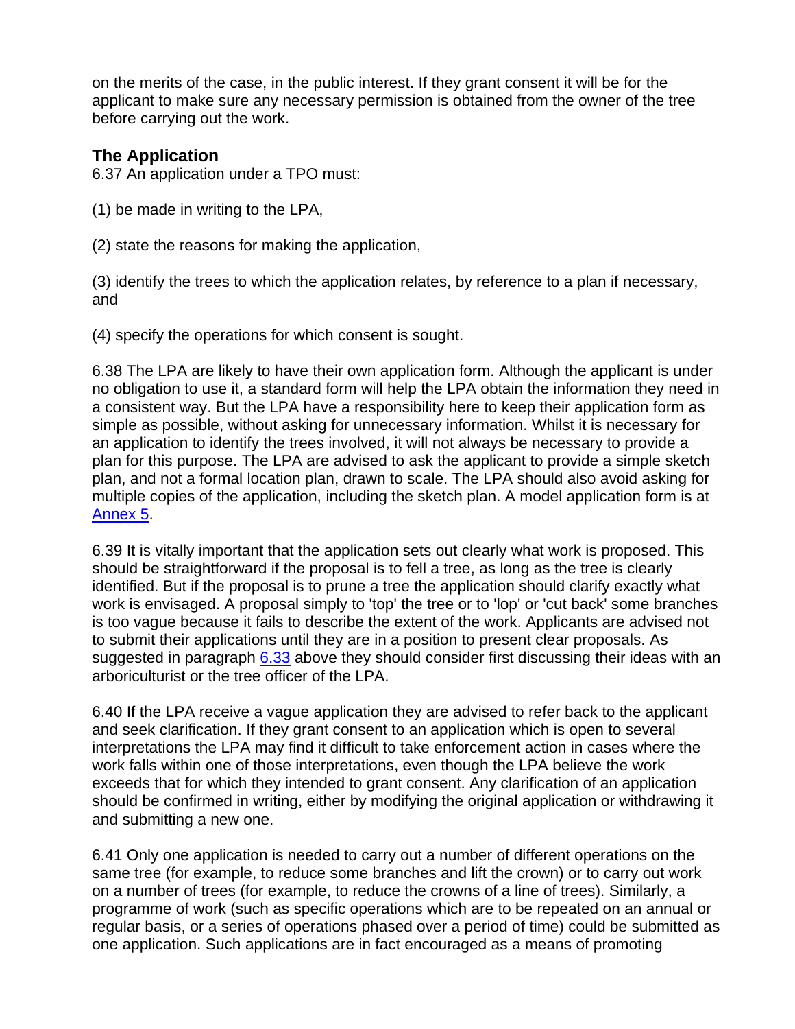on the merits of the case, in the public interest. If they grant consent it will be for the applicant to make sure any necessary permission is obtained from the owner of the tree before carrying out the work.

### The Application

6.37 An application under a TPO must:

(1) be made in writing to the LPA,

(2) state the reasons for making the application,

(3) identify the trees to which the application relates, by reference to a plan if necessary, and

(4) specify the operations for which consent is sought.

6.38 The LPA are likely to have their own application form. Although the applicant is under no obligation to use it, a standard form will help the LPA obtain the information they need in a consistent way. But the LPA have a responsibility here to keep their application form as simple as possible, without asking for unnecessary information. Whilst it is necessary for an application to identify the trees involved, it will not always be necessary to provide a plan for this purpose. The LPA are advised to ask the applicant to provide a simple sketch plan, and not a formal location plan, drawn to scale. The LPA should also avoid asking for multiple copies of the application, including the sketch plan. A model application form is at Annex 5.

6.39 It is vitally important that the application sets out clearly what work is proposed. This should be straightforward if the proposal is to fell a tree, as long as the tree is clearly identified. But if the proposal is to prune a tree the application should clarify exactly what work is envisaged. A proposal simply to 'top' the tree or to 'lop' or 'cut back' some branches is too vague because it fails to describe the extent of the work. Applicants are advised not to submit their applications until they are in a position to present clear proposals. As suggested in paragraph 6.33 above they should consider first discussing their ideas with an arboriculturist or the tree officer of the LPA.

6.40 If the LPA receive a vague application they are advised to refer back to the applicant and seek clarification. If they grant consent to an application which is open to several interpretations the LPA may find it difficult to take enforcement action in cases where the work falls within one of those interpretations, even though the LPA believe the work exceeds that for which they intended to grant consent. Any clarification of an application should be confirmed in writing, either by modifying the original application or withdrawing it and submitting a new one.

6.41 Only one application is needed to carry out a number of different operations on the same tree (for example, to reduce some branches and lift the crown) or to carry out work on a number of trees (for example, to reduce the crowns of a line of trees). Similarly, a programme of work (such as specific operations which are to be repeated on an annual or regular basis, or a series of operations phased over a period of time) could be submitted as one application. Such applications are in fact encouraged as a means of promoting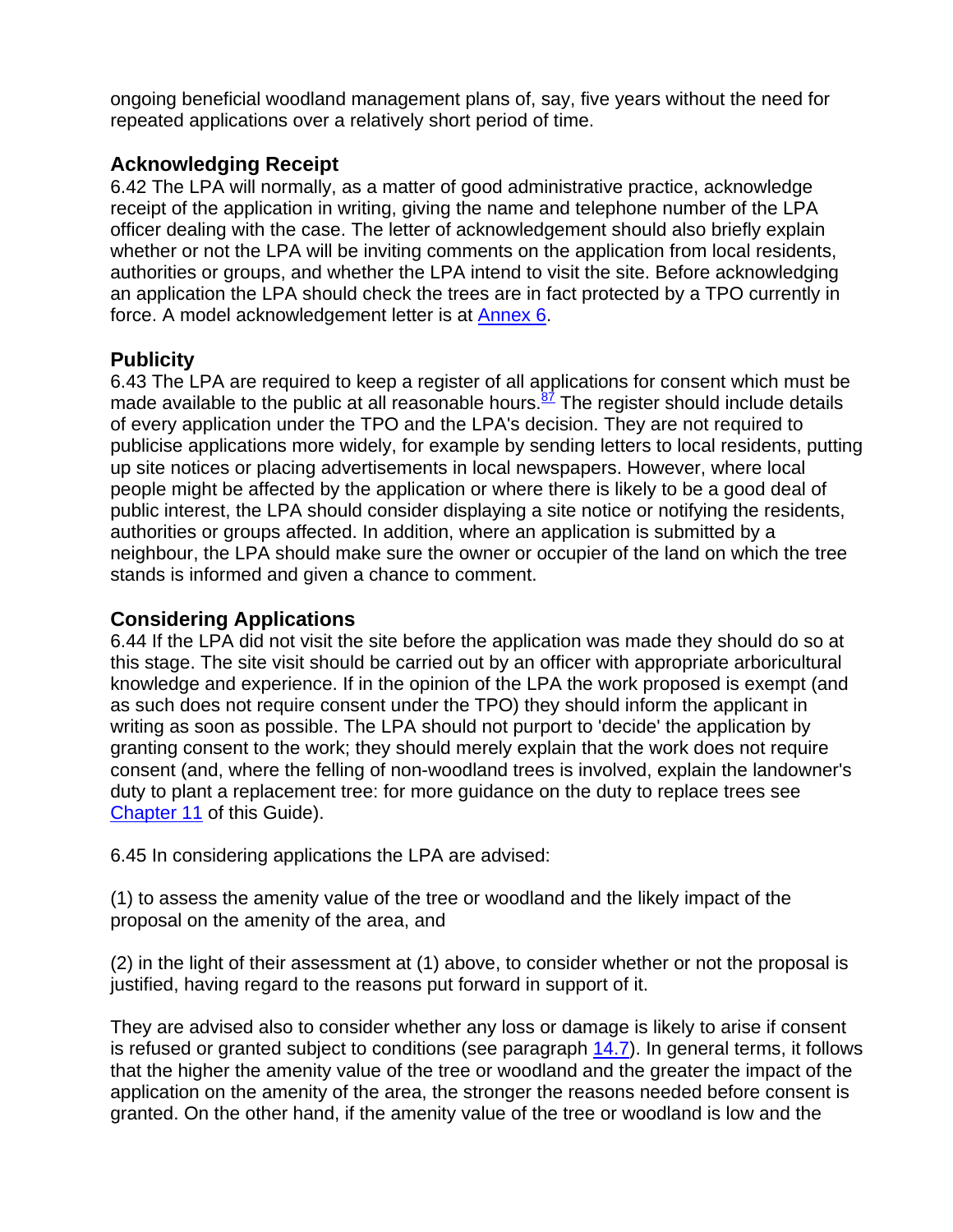ongoing beneficial woodland management plans of, say, five years without the need for repeated applications over a relatively short period of time.

## Acknowledging Receipt

6.42 The LPA will normally, as a matter of good administrative practice, acknowledge receipt of the application in writing, giving the name and telephone number of the LPA officer dealing with the case. The letter of acknowledgement should also briefly explain whether or not the LPA will be inviting comments on the application from local residents, authorities or groups, and whether the LPA intend to visit the site. Before acknowledging an application the LPA should check the trees are in fact protected by a TPO currently in force. A model acknowledgement letter is at Annex 6.

## Publicity

6.43 The LPA are required to keep a register of all applications for consent which must be made available to the public at all reasonable hours.[87] The register should include details of every application under the TPO and the LPA's decision. They are not required to publicise applications more widely, for example by sending letters to local residents, putting up site notices or placing advertisements in local newspapers. However, where local people might be affected by the application or where there is likely to be a good deal of public interest, the LPA should consider displaying a site notice or notifying the residents, authorities or groups affected. In addition, where an application is submitted by a neighbour, the LPA should make sure the owner or occupier of the land on which the tree stands is informed and given a chance to comment.

## Considering Applications

6.44 If the LPA did not visit the site before the application was made they should do so at this stage. The site visit should be carried out by an officer with appropriate arboricultural knowledge and experience. If in the opinion of the LPA the work proposed is exempt (and as such does not require consent under the TPO) they should inform the applicant in writing as soon as possible. The LPA should not purport to 'decide' the application by granting consent to the work; they should merely explain that the work does not require consent (and, where the felling of non-woodland trees is involved, explain the landowner's duty to plant a replacement tree: for more guidance on the duty to replace trees see Chapter 11 of this Guide).

6.45 In considering applications the LPA are advised:

(1) to assess the amenity value of the tree or woodland and the likely impact of the proposal on the amenity of the area, and

(2) in the light of their assessment at (1) above, to consider whether or not the proposal is justified, having regard to the reasons put forward in support of it.

They are advised also to consider whether any loss or damage is likely to arise if consent is refused or granted subject to conditions (see paragraph 14.7). In general terms, it follows that the higher the amenity value of the tree or woodland and the greater the impact of the application on the amenity of the area, the stronger the reasons needed before consent is granted. On the other hand, if the amenity value of the tree or woodland is low and the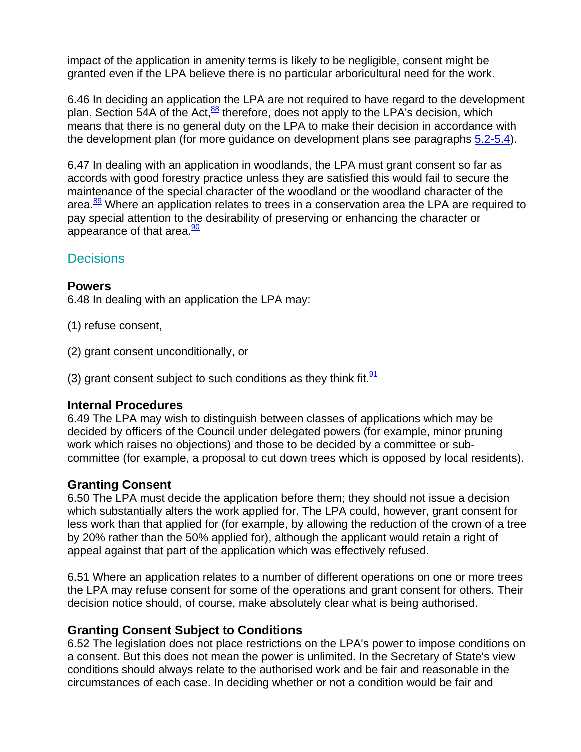impact of the application in amenity terms is likely to be negligible, consent might be granted even if the LPA believe there is no particular arboricultural need for the work.

6.46 In deciding an application the LPA are not required to have regard to the development plan. Section 54A of the Act,[88] therefore, does not apply to the LPA's decision, which means that there is no general duty on the LPA to make their decision in accordance with the development plan (for more guidance on development plans see paragraphs 5.2-5.4).

6.47 In dealing with an application in woodlands, the LPA must grant consent so far as accords with good forestry practice unless they are satisfied this would fail to secure the maintenance of the special character of the woodland or the woodland character of the area.[89] Where an application relates to trees in a conservation area the LPA are required to pay special attention to the desirability of preserving or enhancing the character or appearance of that area.[90]

## Decisions

### Powers

6.48 In dealing with an application the LPA may:

(1) refuse consent,

(2) grant consent unconditionally, or

(3) grant consent subject to such conditions as they think fit.[91]

### Internal Procedures

6.49 The LPA may wish to distinguish between classes of applications which may be decided by officers of the Council under delegated powers (for example, minor pruning work which raises no objections) and those to be decided by a committee or sub-committee (for example, a proposal to cut down trees which is opposed by local residents).

### Granting Consent

6.50 The LPA must decide the application before them; they should not issue a decision which substantially alters the work applied for. The LPA could, however, grant consent for less work than that applied for (for example, by allowing the reduction of the crown of a tree by 20% rather than the 50% applied for), although the applicant would retain a right of appeal against that part of the application which was effectively refused.

6.51 Where an application relates to a number of different operations on one or more trees the LPA may refuse consent for some of the operations and grant consent for others. Their decision notice should, of course, make absolutely clear what is being authorised.

### Granting Consent Subject to Conditions

6.52 The legislation does not place restrictions on the LPA's power to impose conditions on a consent. But this does not mean the power is unlimited. In the Secretary of State's view conditions should always relate to the authorised work and be fair and reasonable in the circumstances of each case. In deciding whether or not a condition would be fair and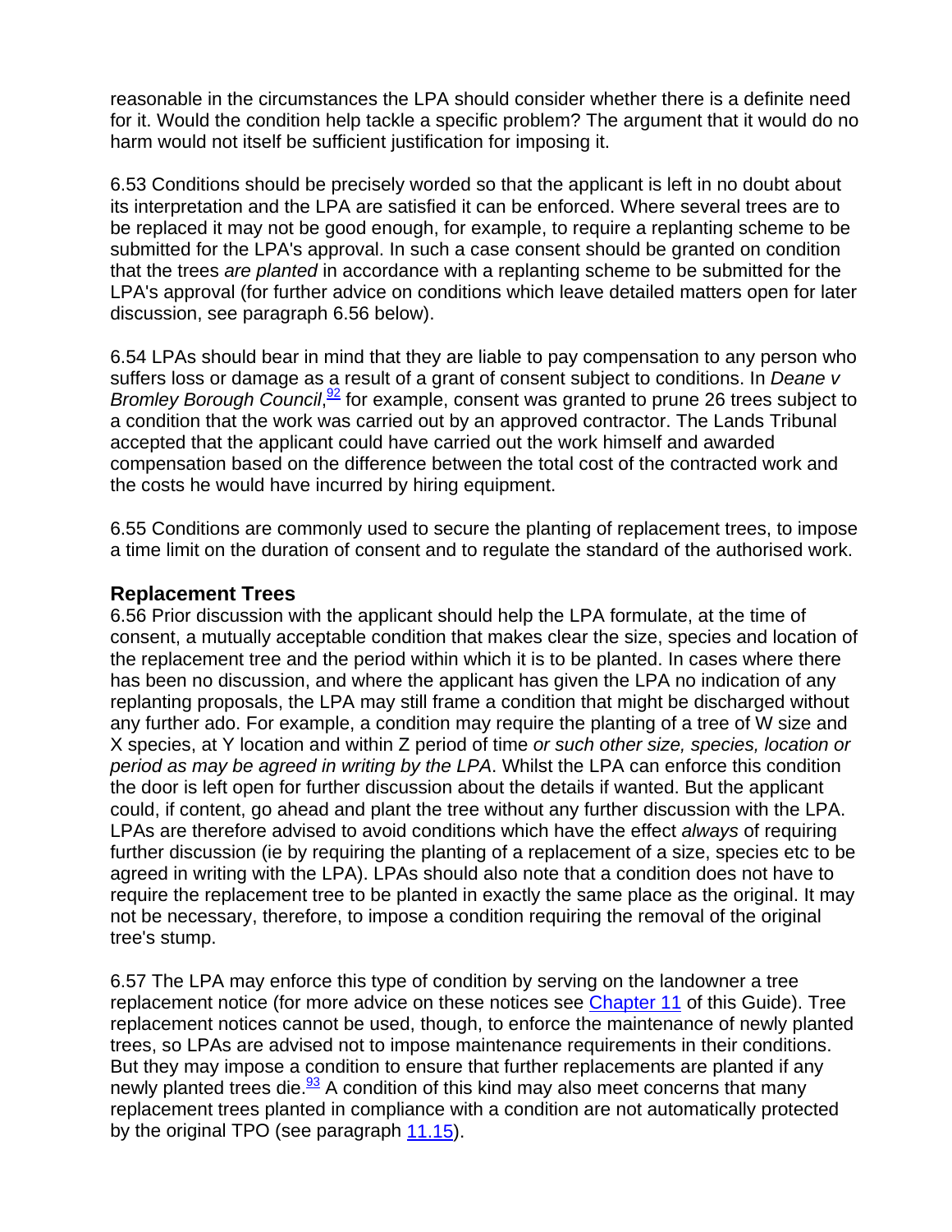reasonable in the circumstances the LPA should consider whether there is a definite need for it. Would the condition help tackle a specific problem? The argument that it would do no harm would not itself be sufficient justification for imposing it.

6.53 Conditions should be precisely worded so that the applicant is left in no doubt about its interpretation and the LPA are satisfied it can be enforced. Where several trees are to be replaced it may not be good enough, for example, to require a replanting scheme to be submitted for the LPA's approval. In such a case consent should be granted on condition that the trees *are planted* in accordance with a replanting scheme to be submitted for the LPA's approval (for further advice on conditions which leave detailed matters open for later discussion, see paragraph 6.56 below).

6.54 LPAs should bear in mind that they are liable to pay compensation to any person who suffers loss or damage as a result of a grant of consent subject to conditions. In *Deane v Bromley Borough Council*,[92] for example, consent was granted to prune 26 trees subject to a condition that the work was carried out by an approved contractor. The Lands Tribunal accepted that the applicant could have carried out the work himself and awarded compensation based on the difference between the total cost of the contracted work and the costs he would have incurred by hiring equipment.

6.55 Conditions are commonly used to secure the planting of replacement trees, to impose a time limit on the duration of consent and to regulate the standard of the authorised work.

### Replacement Trees

6.56 Prior discussion with the applicant should help the LPA formulate, at the time of consent, a mutually acceptable condition that makes clear the size, species and location of the replacement tree and the period within which it is to be planted. In cases where there has been no discussion, and where the applicant has given the LPA no indication of any replanting proposals, the LPA may still frame a condition that might be discharged without any further ado. For example, a condition may require the planting of a tree of W size and X species, at Y location and within Z period of time *or such other size, species, location or period as may be agreed in writing by the LPA*. Whilst the LPA can enforce this condition the door is left open for further discussion about the details if wanted. But the applicant could, if content, go ahead and plant the tree without any further discussion with the LPA. LPAs are therefore advised to avoid conditions which have the effect *always* of requiring further discussion (ie by requiring the planting of a replacement of a size, species etc to be agreed in writing with the LPA). LPAs should also note that a condition does not have to require the replacement tree to be planted in exactly the same place as the original. It may not be necessary, therefore, to impose a condition requiring the removal of the original tree's stump.

6.57 The LPA may enforce this type of condition by serving on the landowner a tree replacement notice (for more advice on these notices see Chapter 11 of this Guide). Tree replacement notices cannot be used, though, to enforce the maintenance of newly planted trees, so LPAs are advised not to impose maintenance requirements in their conditions. But they may impose a condition to ensure that further replacements are planted if any newly planted trees die.[93] A condition of this kind may also meet concerns that many replacement trees planted in compliance with a condition are not automatically protected by the original TPO (see paragraph 11.15).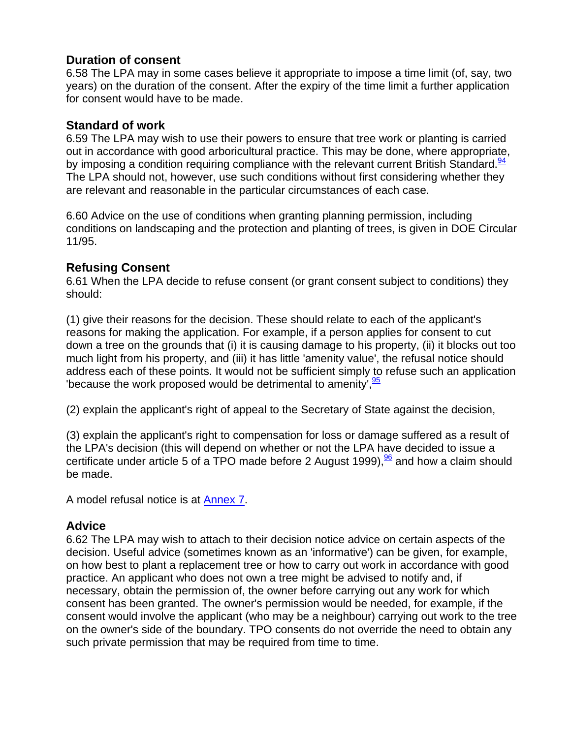### Duration of consent

6.58 The LPA may in some cases believe it appropriate to impose a time limit (of, say, two years) on the duration of the consent. After the expiry of the time limit a further application for consent would have to be made.

### Standard of work

6.59 The LPA may wish to use their powers to ensure that tree work or planting is carried out in accordance with good arboricultural practice. This may be done, where appropriate, by imposing a condition requiring compliance with the relevant current British Standard.[94] The LPA should not, however, use such conditions without first considering whether they are relevant and reasonable in the particular circumstances of each case.

6.60 Advice on the use of conditions when granting planning permission, including conditions on landscaping and the protection and planting of trees, is given in DOE Circular 11/95.

### Refusing Consent

6.61 When the LPA decide to refuse consent (or grant consent subject to conditions) they should:

(1) give their reasons for the decision. These should relate to each of the applicant's reasons for making the application. For example, if a person applies for consent to cut down a tree on the grounds that (i) it is causing damage to his property, (ii) it blocks out too much light from his property, and (iii) it has little 'amenity value', the refusal notice should address each of these points. It would not be sufficient simply to refuse such an application 'because the work proposed would be detrimental to amenity',[95]

(2) explain the applicant's right of appeal to the Secretary of State against the decision,

(3) explain the applicant's right to compensation for loss or damage suffered as a result of the LPA's decision (this will depend on whether or not the LPA have decided to issue a certificate under article 5 of a TPO made before 2 August 1999),[96] and how a claim should be made.

A model refusal notice is at Annex 7.

### Advice

6.62 The LPA may wish to attach to their decision notice advice on certain aspects of the decision. Useful advice (sometimes known as an 'informative') can be given, for example, on how best to plant a replacement tree or how to carry out work in accordance with good practice. An applicant who does not own a tree might be advised to notify and, if necessary, obtain the permission of, the owner before carrying out any work for which consent has been granted. The owner's permission would be needed, for example, if the consent would involve the applicant (who may be a neighbour) carrying out work to the tree on the owner's side of the boundary. TPO consents do not override the need to obtain any such private permission that may be required from time to time.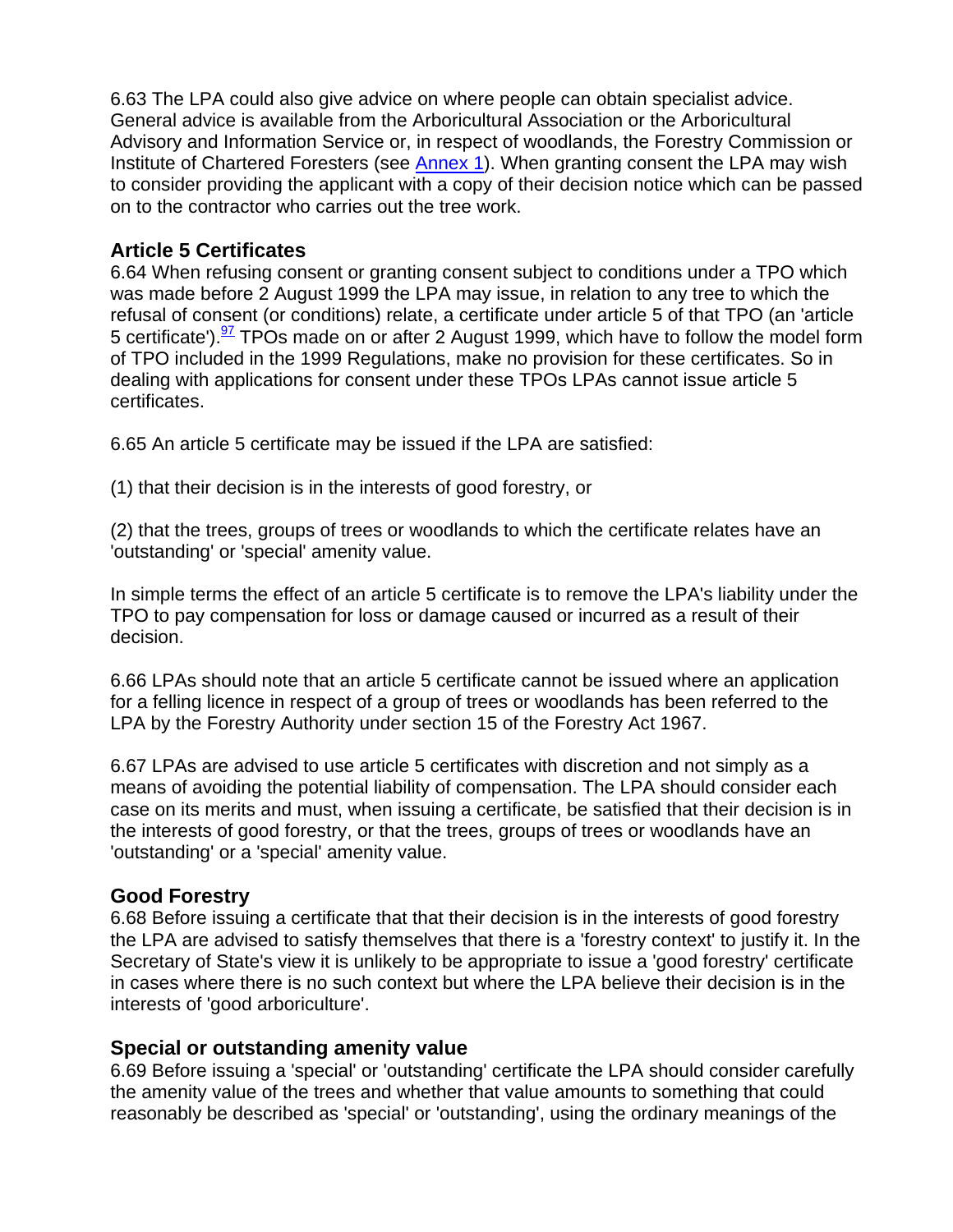6.63 The LPA could also give advice on where people can obtain specialist advice. General advice is available from the Arboricultural Association or the Arboricultural Advisory and Information Service or, in respect of woodlands, the Forestry Commission or Institute of Chartered Foresters (see Annex 1). When granting consent the LPA may wish to consider providing the applicant with a copy of their decision notice which can be passed on to the contractor who carries out the tree work.

### Article 5 Certificates

6.64 When refusing consent or granting consent subject to conditions under a TPO which was made before 2 August 1999 the LPA may issue, in relation to any tree to which the refusal of consent (or conditions) relate, a certificate under article 5 of that TPO (an 'article 5 certificate').[97] TPOs made on or after 2 August 1999, which have to follow the model form of TPO included in the 1999 Regulations, make no provision for these certificates. So in dealing with applications for consent under these TPOs LPAs cannot issue article 5 certificates.

6.65 An article 5 certificate may be issued if the LPA are satisfied:

(1) that their decision is in the interests of good forestry, or

(2) that the trees, groups of trees or woodlands to which the certificate relates have an 'outstanding' or 'special' amenity value.

In simple terms the effect of an article 5 certificate is to remove the LPA's liability under the TPO to pay compensation for loss or damage caused or incurred as a result of their decision.

6.66 LPAs should note that an article 5 certificate cannot be issued where an application for a felling licence in respect of a group of trees or woodlands has been referred to the LPA by the Forestry Authority under section 15 of the Forestry Act 1967.

6.67 LPAs are advised to use article 5 certificates with discretion and not simply as a means of avoiding the potential liability of compensation. The LPA should consider each case on its merits and must, when issuing a certificate, be satisfied that their decision is in the interests of good forestry, or that the trees, groups of trees or woodlands have an 'outstanding' or a 'special' amenity value.

### Good Forestry

6.68 Before issuing a certificate that that their decision is in the interests of good forestry the LPA are advised to satisfy themselves that there is a 'forestry context' to justify it. In the Secretary of State's view it is unlikely to be appropriate to issue a 'good forestry' certificate in cases where there is no such context but where the LPA believe their decision is in the interests of 'good arboriculture'.

### Special or outstanding amenity value

6.69 Before issuing a 'special' or 'outstanding' certificate the LPA should consider carefully the amenity value of the trees and whether that value amounts to something that could reasonably be described as 'special' or 'outstanding', using the ordinary meanings of the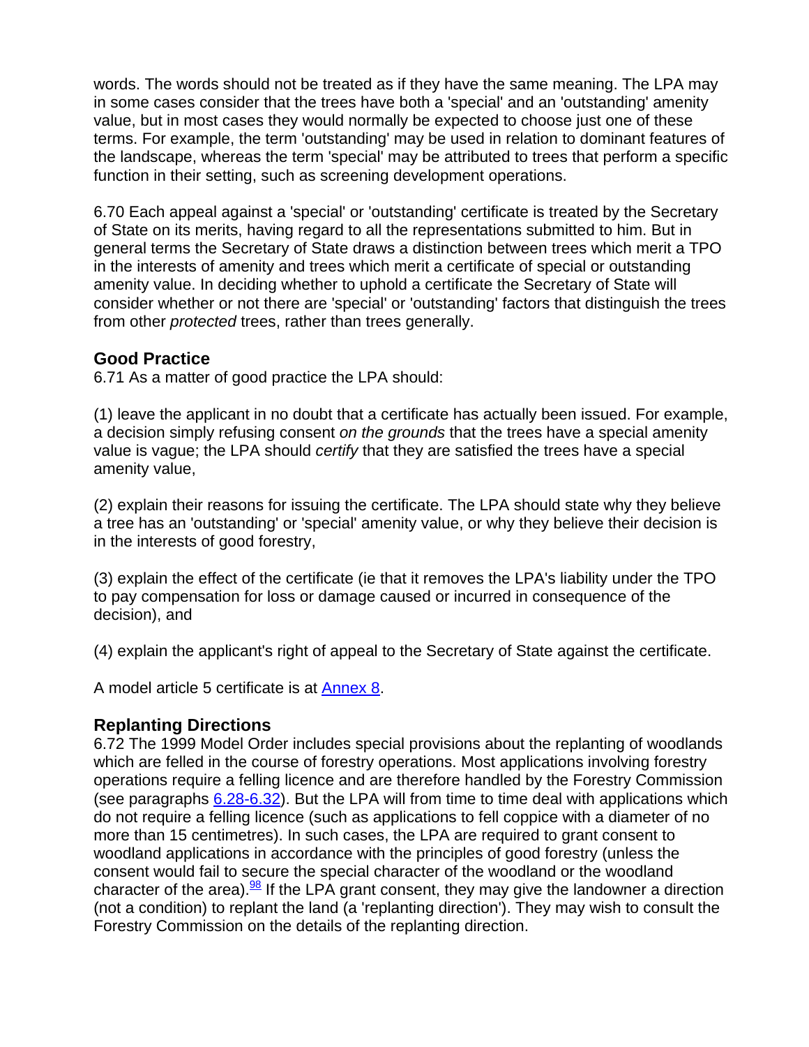words. The words should not be treated as if they have the same meaning. The LPA may in some cases consider that the trees have both a 'special' and an 'outstanding' amenity value, but in most cases they would normally be expected to choose just one of these terms. For example, the term 'outstanding' may be used in relation to dominant features of the landscape, whereas the term 'special' may be attributed to trees that perform a specific function in their setting, such as screening development operations.

6.70 Each appeal against a 'special' or 'outstanding' certificate is treated by the Secretary of State on its merits, having regard to all the representations submitted to him. But in general terms the Secretary of State draws a distinction between trees which merit a TPO in the interests of amenity and trees which merit a certificate of special or outstanding amenity value. In deciding whether to uphold a certificate the Secretary of State will consider whether or not there are 'special' or 'outstanding' factors that distinguish the trees from other *protected* trees, rather than trees generally.

### Good Practice

6.71 As a matter of good practice the LPA should:

(1) leave the applicant in no doubt that a certificate has actually been issued. For example, a decision simply refusing consent *on the grounds* that the trees have a special amenity value is vague; the LPA should *certify* that they are satisfied the trees have a special amenity value,

(2) explain their reasons for issuing the certificate. The LPA should state why they believe a tree has an 'outstanding' or 'special' amenity value, or why they believe their decision is in the interests of good forestry,

(3) explain the effect of the certificate (ie that it removes the LPA's liability under the TPO to pay compensation for loss or damage caused or incurred in consequence of the decision), and

(4) explain the applicant's right of appeal to the Secretary of State against the certificate.

A model article 5 certificate is at Annex 8.

### Replanting Directions

6.72 The 1999 Model Order includes special provisions about the replanting of woodlands which are felled in the course of forestry operations. Most applications involving forestry operations require a felling licence and are therefore handled by the Forestry Commission (see paragraphs 6.28-6.32). But the LPA will from time to time deal with applications which do not require a felling licence (such as applications to fell coppice with a diameter of no more than 15 centimetres). In such cases, the LPA are required to grant consent to woodland applications in accordance with the principles of good forestry (unless the consent would fail to secure the special character of the woodland or the woodland character of the area).[98] If the LPA grant consent, they may give the landowner a direction (not a condition) to replant the land (a 'replanting direction'). They may wish to consult the Forestry Commission on the details of the replanting direction.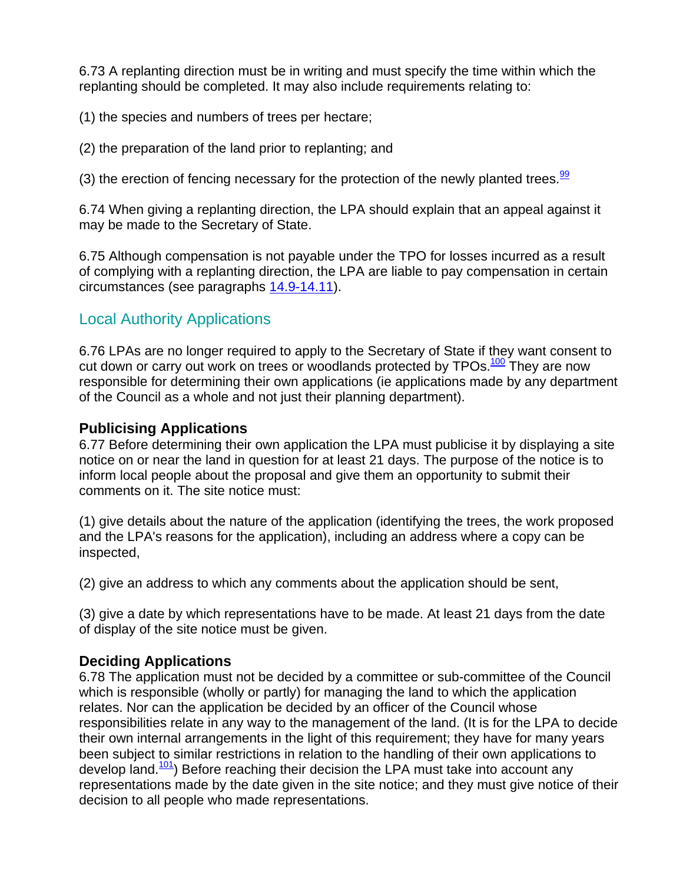6.73 A replanting direction must be in writing and must specify the time within which the replanting should be completed. It may also include requirements relating to:

(1) the species and numbers of trees per hectare;

(2) the preparation of the land prior to replanting; and

(3) the erection of fencing necessary for the protection of the newly planted trees.[99]

6.74 When giving a replanting direction, the LPA should explain that an appeal against it may be made to the Secretary of State.

6.75 Although compensation is not payable under the TPO for losses incurred as a result of complying with a replanting direction, the LPA are liable to pay compensation in certain circumstances (see paragraphs 14.9-14.11).

## Local Authority Applications

6.76 LPAs are no longer required to apply to the Secretary of State if they want consent to cut down or carry out work on trees or woodlands protected by TPOs.[100] They are now responsible for determining their own applications (ie applications made by any department of the Council as a whole and not just their planning department).

### Publicising Applications

6.77 Before determining their own application the LPA must publicise it by displaying a site notice on or near the land in question for at least 21 days. The purpose of the notice is to inform local people about the proposal and give them an opportunity to submit their comments on it. The site notice must:

(1) give details about the nature of the application (identifying the trees, the work proposed and the LPA's reasons for the application), including an address where a copy can be inspected,

(2) give an address to which any comments about the application should be sent,

(3) give a date by which representations have to be made. At least 21 days from the date of display of the site notice must be given.

### Deciding Applications

6.78 The application must not be decided by a committee or sub-committee of the Council which is responsible (wholly or partly) for managing the land to which the application relates. Nor can the application be decided by an officer of the Council whose responsibilities relate in any way to the management of the land. (It is for the LPA to decide their own internal arrangements in the light of this requirement; they have for many years been subject to similar restrictions in relation to the handling of their own applications to develop land.[101]) Before reaching their decision the LPA must take into account any representations made by the date given in the site notice; and they must give notice of their decision to all people who made representations.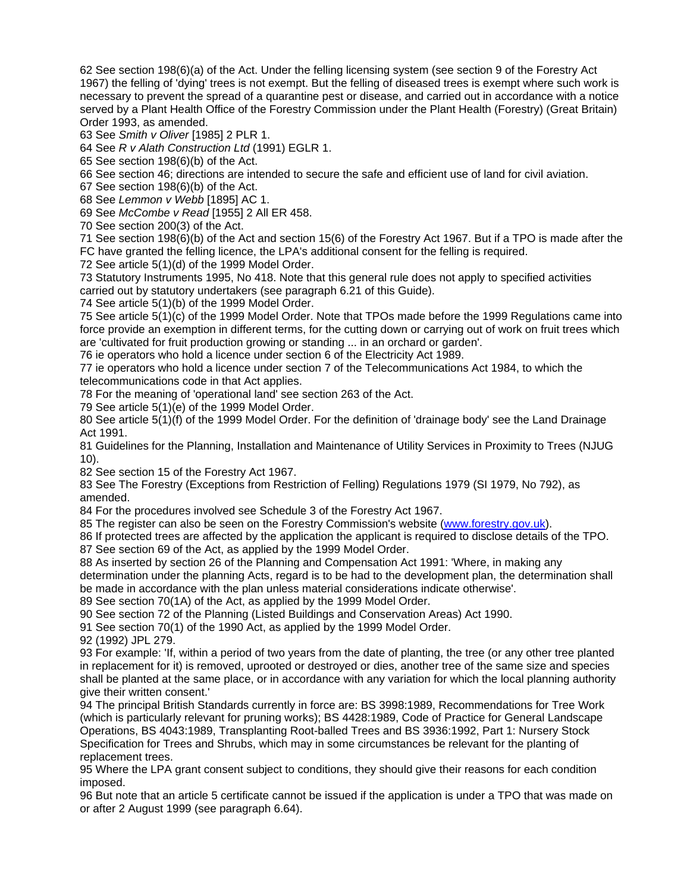62 See section 198(6)(a) of the Act. Under the felling licensing system (see section 9 of the Forestry Act 1967) the felling of 'dying' trees is not exempt. But the felling of diseased trees is exempt where such work is necessary to prevent the spread of a quarantine pest or disease, and carried out in accordance with a notice served by a Plant Health Office of the Forestry Commission under the Plant Health (Forestry) (Great Britain) Order 1993, as amended.

63 See *Smith v Oliver* [1985] 2 PLR 1.

64 See *R v Alath Construction Ltd* (1991) EGLR 1.

65 See section 198(6)(b) of the Act.

66 See section 46; directions are intended to secure the safe and efficient use of land for civil aviation.

67 See section 198(6)(b) of the Act.

68 See *Lemmon v Webb* [1895] AC 1.

69 See *McCombe v Read* [1955] 2 All ER 458.

70 See section 200(3) of the Act.

71 See section 198(6)(b) of the Act and section 15(6) of the Forestry Act 1967. But if a TPO is made after the FC have granted the felling licence, the LPA's additional consent for the felling is required.

72 See article 5(1)(d) of the 1999 Model Order.

73 Statutory Instruments 1995, No 418. Note that this general rule does not apply to specified activities carried out by statutory undertakers (see paragraph 6.21 of this Guide).

74 See article 5(1)(b) of the 1999 Model Order.

75 See article 5(1)(c) of the 1999 Model Order. Note that TPOs made before the 1999 Regulations came into force provide an exemption in different terms, for the cutting down or carrying out of work on fruit trees which are 'cultivated for fruit production growing or standing ... in an orchard or garden'.

76 ie operators who hold a licence under section 6 of the Electricity Act 1989.

77 ie operators who hold a licence under section 7 of the Telecommunications Act 1984, to which the telecommunications code in that Act applies.

78 For the meaning of 'operational land' see section 263 of the Act.

79 See article 5(1)(e) of the 1999 Model Order.

80 See article 5(1)(f) of the 1999 Model Order. For the definition of 'drainage body' see the Land Drainage Act 1991.

81 Guidelines for the Planning, Installation and Maintenance of Utility Services in Proximity to Trees (NJUG 10).

82 See section 15 of the Forestry Act 1967.

83 See The Forestry (Exceptions from Restriction of Felling) Regulations 1979 (SI 1979, No 792), as amended.

84 For the procedures involved see Schedule 3 of the Forestry Act 1967.

85 The register can also be seen on the Forestry Commission's website (www.forestry.gov.uk).

86 If protected trees are affected by the application the applicant is required to disclose details of the TPO.

87 See section 69 of the Act, as applied by the 1999 Model Order.

88 As inserted by section 26 of the Planning and Compensation Act 1991: 'Where, in making any determination under the planning Acts, regard is to be had to the development plan, the determination shall be made in accordance with the plan unless material considerations indicate otherwise'.

89 See section 70(1A) of the Act, as applied by the 1999 Model Order.

90 See section 72 of the Planning (Listed Buildings and Conservation Areas) Act 1990.

91 See section 70(1) of the 1990 Act, as applied by the 1999 Model Order.

92 (1992) JPL 279.

93 For example: 'If, within a period of two years from the date of planting, the tree (or any other tree planted in replacement for it) is removed, uprooted or destroyed or dies, another tree of the same size and species shall be planted at the same place, or in accordance with any variation for which the local planning authority give their written consent.'

94 The principal British Standards currently in force are: BS 3998:1989, Recommendations for Tree Work (which is particularly relevant for pruning works); BS 4428:1989, Code of Practice for General Landscape Operations, BS 4043:1989, Transplanting Root-balled Trees and BS 3936:1992, Part 1: Nursery Stock Specification for Trees and Shrubs, which may in some circumstances be relevant for the planting of replacement trees.

95 Where the LPA grant consent subject to conditions, they should give their reasons for each condition imposed.

96 But note that an article 5 certificate cannot be issued if the application is under a TPO that was made on or after 2 August 1999 (see paragraph 6.64).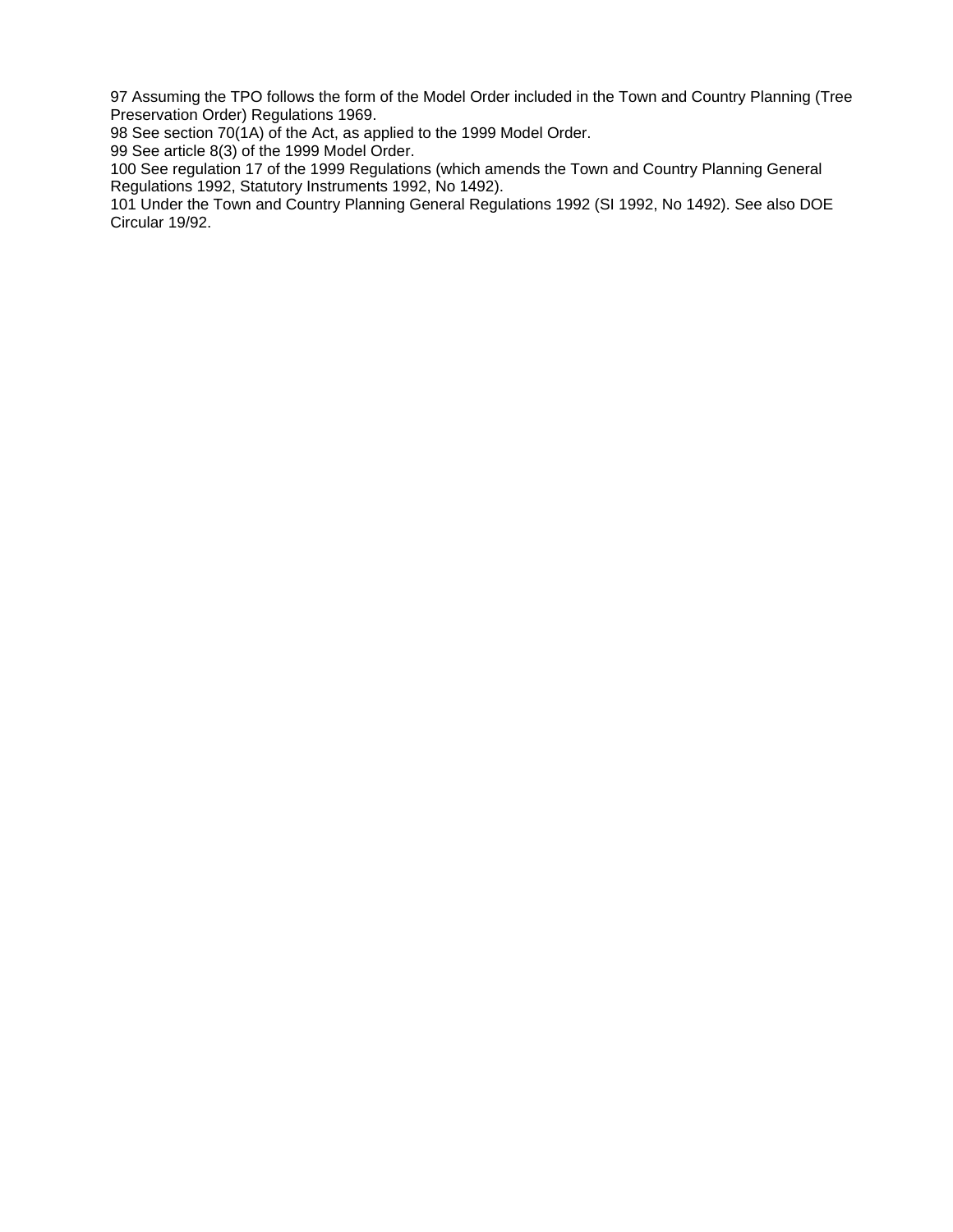97 Assuming the TPO follows the form of the Model Order included in the Town and Country Planning (Tree Preservation Order) Regulations 1969.

98 See section 70(1A) of the Act, as applied to the 1999 Model Order.

99 See article 8(3) of the 1999 Model Order.

100 See regulation 17 of the 1999 Regulations (which amends the Town and Country Planning General Regulations 1992, Statutory Instruments 1992, No 1492).

101 Under the Town and Country Planning General Regulations 1992 (SI 1992, No 1492). See also DOE Circular 19/92.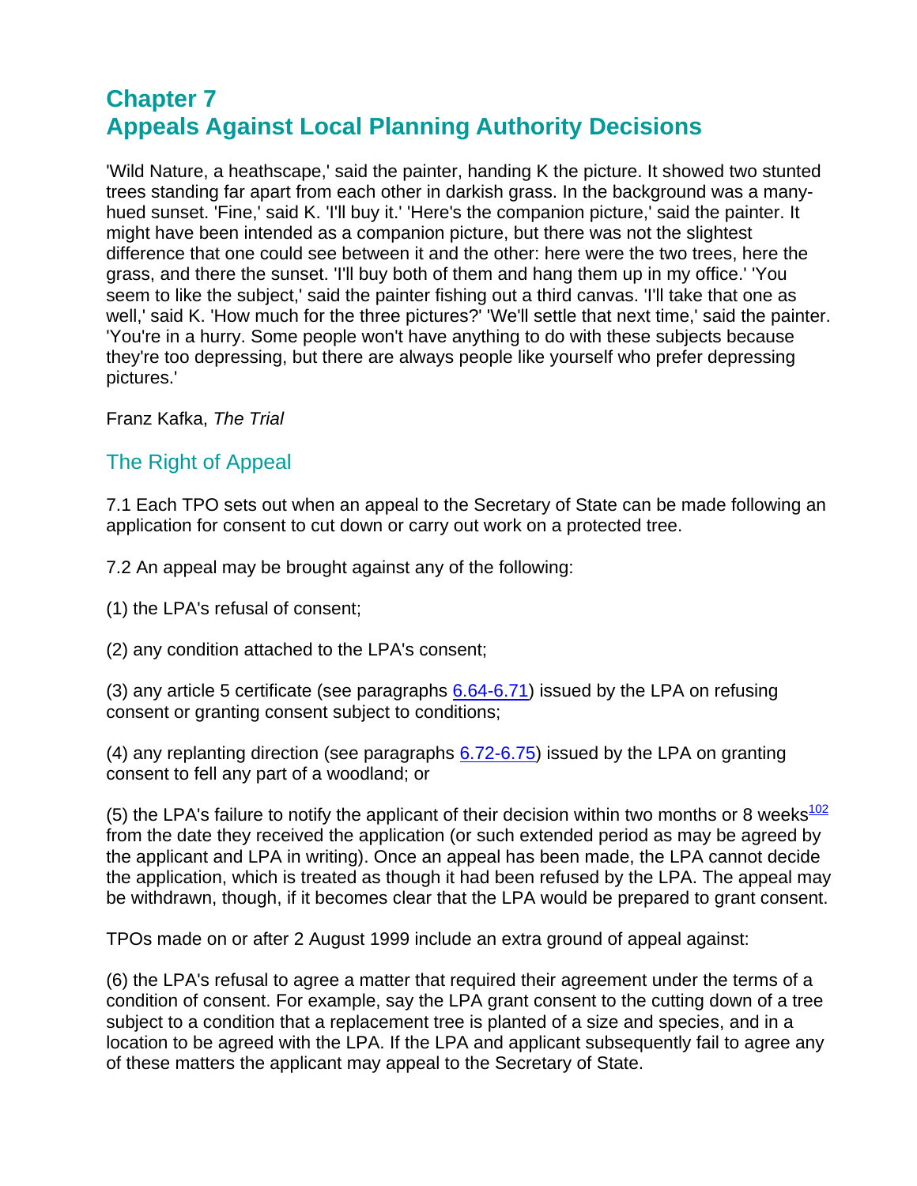# Chapter 7
# Appeals Against Local Planning Authority Decisions

'Wild Nature, a heathscape,' said the painter, handing K the picture. It showed two stunted trees standing far apart from each other in darkish grass. In the background was a many-hued sunset. 'Fine,' said K. 'I'll buy it.' 'Here's the companion picture,' said the painter. It might have been intended as a companion picture, but there was not the slightest difference that one could see between it and the other: here were the two trees, here the grass, and there the sunset. 'I'll buy both of them and hang them up in my office.' 'You seem to like the subject,' said the painter fishing out a third canvas. 'I'll take that one as well,' said K. 'How much for the three pictures?' 'We'll settle that next time,' said the painter. 'You're in a hurry. Some people won't have anything to do with these subjects because they're too depressing, but there are always people like yourself who prefer depressing pictures.'

Franz Kafka, *The Trial*

## The Right of Appeal

7.1 Each TPO sets out when an appeal to the Secretary of State can be made following an application for consent to cut down or carry out work on a protected tree.

7.2 An appeal may be brought against any of the following:

(1) the LPA's refusal of consent;

(2) any condition attached to the LPA's consent;

(3) any article 5 certificate (see paragraphs 6.64-6.71) issued by the LPA on refusing consent or granting consent subject to conditions;

(4) any replanting direction (see paragraphs 6.72-6.75) issued by the LPA on granting consent to fell any part of a woodland; or

(5) the LPA's failure to notify the applicant of their decision within two months or 8 weeks[102] from the date they received the application (or such extended period as may be agreed by the applicant and LPA in writing). Once an appeal has been made, the LPA cannot decide the application, which is treated as though it had been refused by the LPA. The appeal may be withdrawn, though, if it becomes clear that the LPA would be prepared to grant consent.

TPOs made on or after 2 August 1999 include an extra ground of appeal against:

(6) the LPA's refusal to agree a matter that required their agreement under the terms of a condition of consent. For example, say the LPA grant consent to the cutting down of a tree subject to a condition that a replacement tree is planted of a size and species, and in a location to be agreed with the LPA. If the LPA and applicant subsequently fail to agree any of these matters the applicant may appeal to the Secretary of State.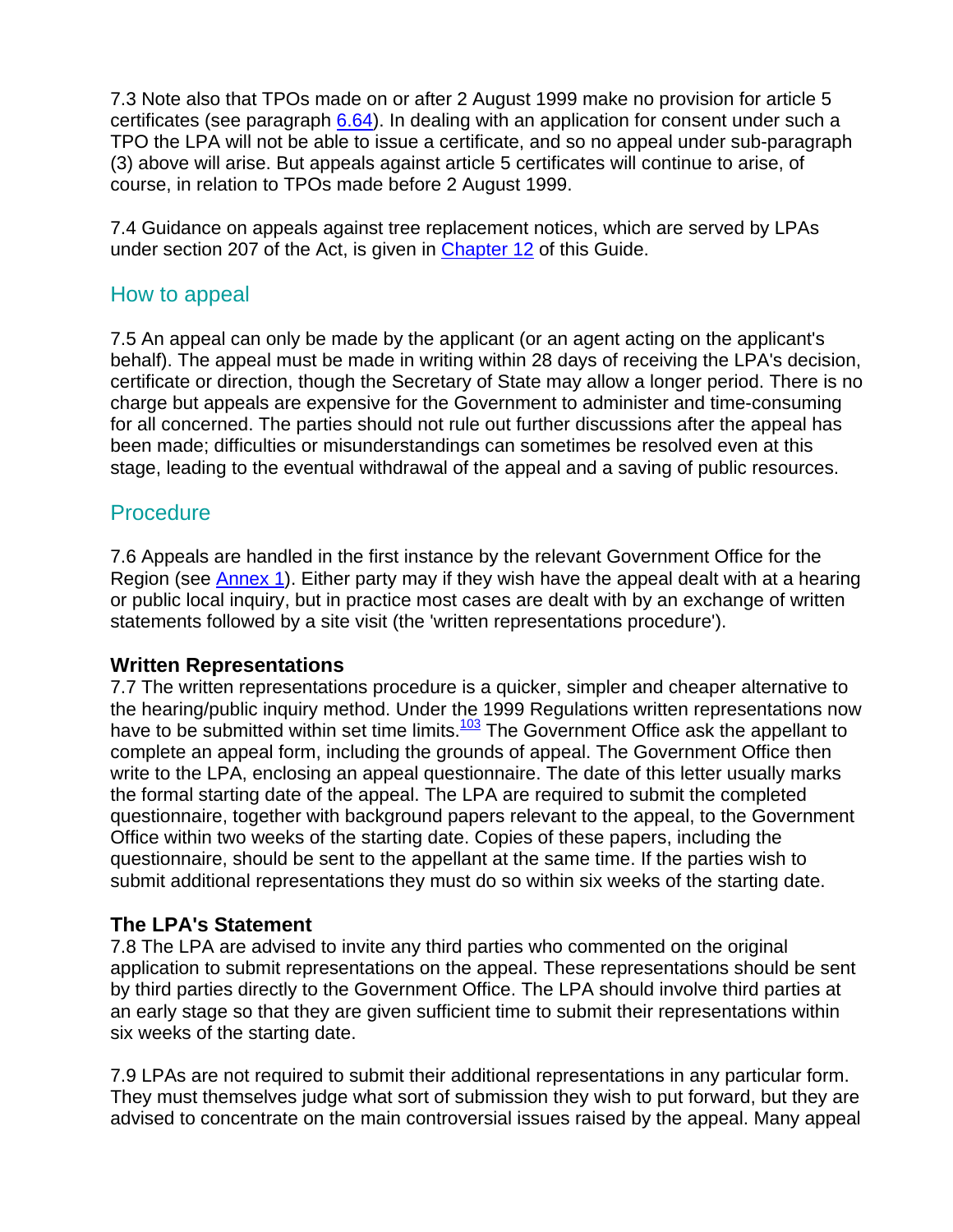7.3 Note also that TPOs made on or after 2 August 1999 make no provision for article 5 certificates (see paragraph 6.64). In dealing with an application for consent under such a TPO the LPA will not be able to issue a certificate, and so no appeal under sub-paragraph (3) above will arise. But appeals against article 5 certificates will continue to arise, of course, in relation to TPOs made before 2 August 1999.

7.4 Guidance on appeals against tree replacement notices, which are served by LPAs under section 207 of the Act, is given in Chapter 12 of this Guide.

## How to appeal

7.5 An appeal can only be made by the applicant (or an agent acting on the applicant's behalf). The appeal must be made in writing within 28 days of receiving the LPA's decision, certificate or direction, though the Secretary of State may allow a longer period. There is no charge but appeals are expensive for the Government to administer and time-consuming for all concerned. The parties should not rule out further discussions after the appeal has been made; difficulties or misunderstandings can sometimes be resolved even at this stage, leading to the eventual withdrawal of the appeal and a saving of public resources.

## Procedure

7.6 Appeals are handled in the first instance by the relevant Government Office for the Region (see Annex 1). Either party may if they wish have the appeal dealt with at a hearing or public local inquiry, but in practice most cases are dealt with by an exchange of written statements followed by a site visit (the 'written representations procedure').

### Written Representations

7.7 The written representations procedure is a quicker, simpler and cheaper alternative to the hearing/public inquiry method. Under the 1999 Regulations written representations now have to be submitted within set time limits.[103] The Government Office ask the appellant to complete an appeal form, including the grounds of appeal. The Government Office then write to the LPA, enclosing an appeal questionnaire. The date of this letter usually marks the formal starting date of the appeal. The LPA are required to submit the completed questionnaire, together with background papers relevant to the appeal, to the Government Office within two weeks of the starting date. Copies of these papers, including the questionnaire, should be sent to the appellant at the same time. If the parties wish to submit additional representations they must do so within six weeks of the starting date.

### The LPA's Statement

7.8 The LPA are advised to invite any third parties who commented on the original application to submit representations on the appeal. These representations should be sent by third parties directly to the Government Office. The LPA should involve third parties at an early stage so that they are given sufficient time to submit their representations within six weeks of the starting date.

7.9 LPAs are not required to submit their additional representations in any particular form. They must themselves judge what sort of submission they wish to put forward, but they are advised to concentrate on the main controversial issues raised by the appeal. Many appeal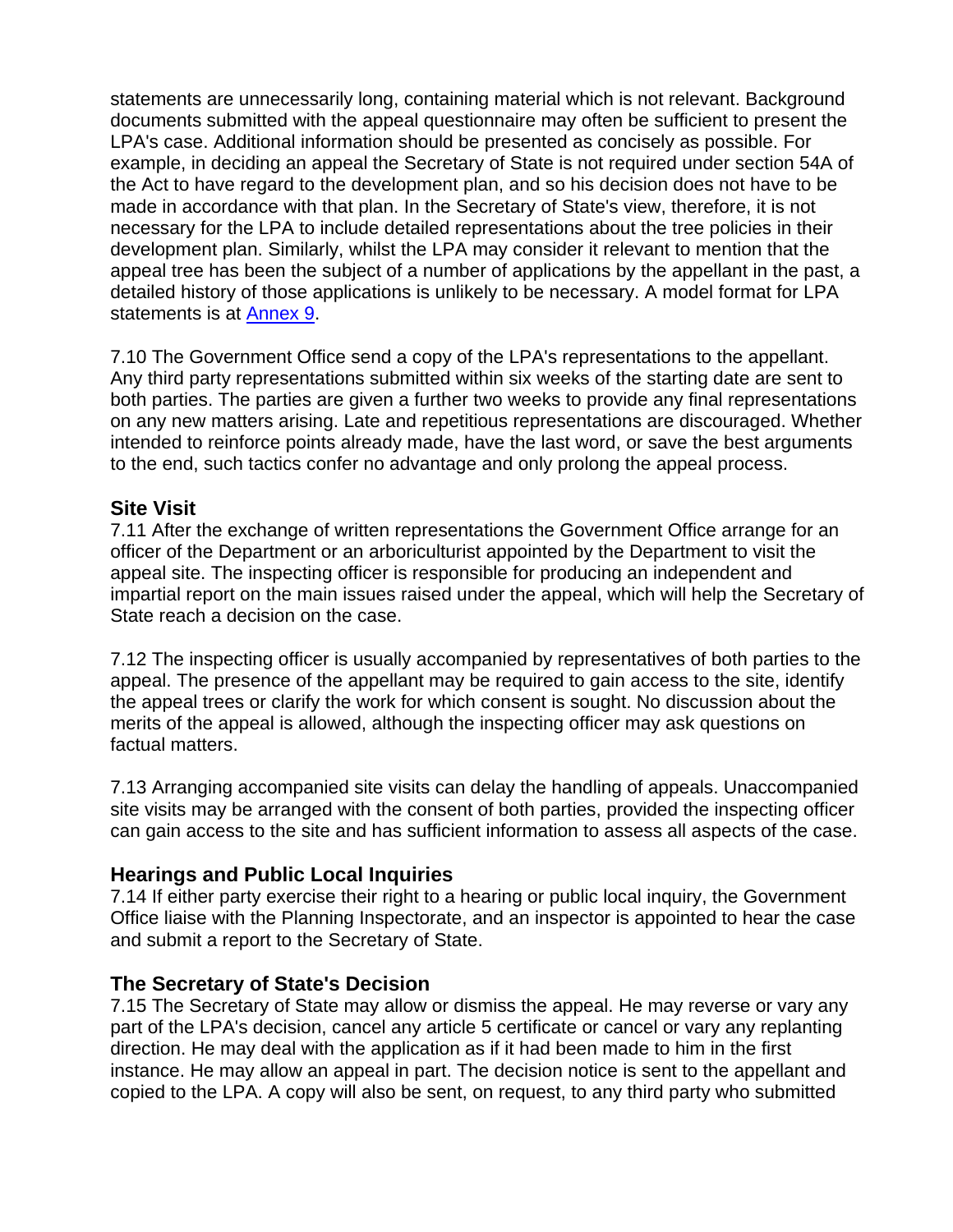statements are unnecessarily long, containing material which is not relevant. Background documents submitted with the appeal questionnaire may often be sufficient to present the LPA's case. Additional information should be presented as concisely as possible. For example, in deciding an appeal the Secretary of State is not required under section 54A of the Act to have regard to the development plan, and so his decision does not have to be made in accordance with that plan. In the Secretary of State's view, therefore, it is not necessary for the LPA to include detailed representations about the tree policies in their development plan. Similarly, whilst the LPA may consider it relevant to mention that the appeal tree has been the subject of a number of applications by the appellant in the past, a detailed history of those applications is unlikely to be necessary. A model format for LPA statements is at Annex 9.

7.10 The Government Office send a copy of the LPA's representations to the appellant. Any third party representations submitted within six weeks of the starting date are sent to both parties. The parties are given a further two weeks to provide any final representations on any new matters arising. Late and repetitious representations are discouraged. Whether intended to reinforce points already made, have the last word, or save the best arguments to the end, such tactics confer no advantage and only prolong the appeal process.

### Site Visit

7.11 After the exchange of written representations the Government Office arrange for an officer of the Department or an arboriculturist appointed by the Department to visit the appeal site. The inspecting officer is responsible for producing an independent and impartial report on the main issues raised under the appeal, which will help the Secretary of State reach a decision on the case.

7.12 The inspecting officer is usually accompanied by representatives of both parties to the appeal. The presence of the appellant may be required to gain access to the site, identify the appeal trees or clarify the work for which consent is sought. No discussion about the merits of the appeal is allowed, although the inspecting officer may ask questions on factual matters.

7.13 Arranging accompanied site visits can delay the handling of appeals. Unaccompanied site visits may be arranged with the consent of both parties, provided the inspecting officer can gain access to the site and has sufficient information to assess all aspects of the case.

### Hearings and Public Local Inquiries

7.14 If either party exercise their right to a hearing or public local inquiry, the Government Office liaise with the Planning Inspectorate, and an inspector is appointed to hear the case and submit a report to the Secretary of State.

### The Secretary of State's Decision

7.15 The Secretary of State may allow or dismiss the appeal. He may reverse or vary any part of the LPA's decision, cancel any article 5 certificate or cancel or vary any replanting direction. He may deal with the application as if it had been made to him in the first instance. He may allow an appeal in part. The decision notice is sent to the appellant and copied to the LPA. A copy will also be sent, on request, to any third party who submitted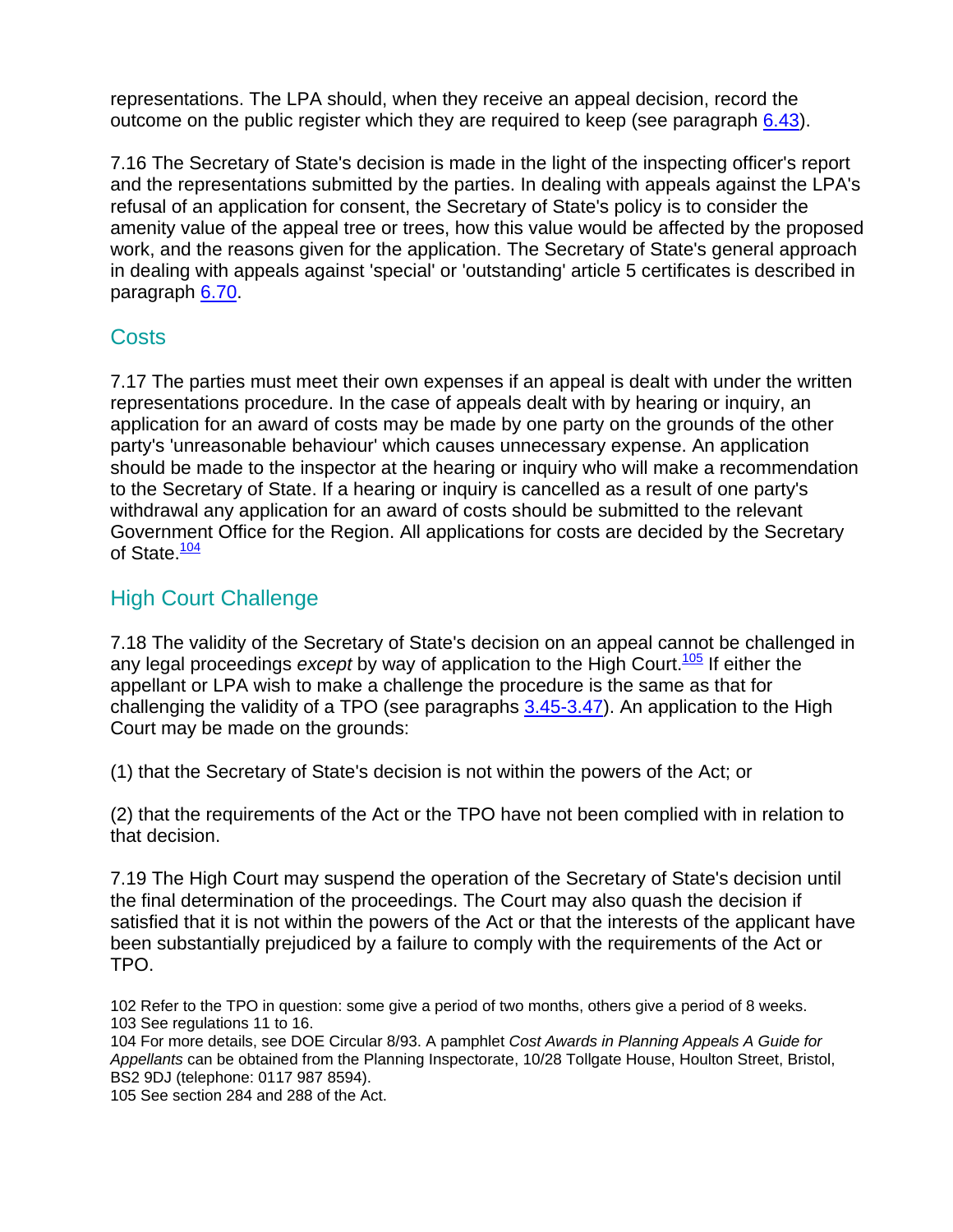representations. The LPA should, when they receive an appeal decision, record the outcome on the public register which they are required to keep (see paragraph 6.43).

7.16 The Secretary of State's decision is made in the light of the inspecting officer's report and the representations submitted by the parties. In dealing with appeals against the LPA's refusal of an application for consent, the Secretary of State's policy is to consider the amenity value of the appeal tree or trees, how this value would be affected by the proposed work, and the reasons given for the application. The Secretary of State's general approach in dealing with appeals against 'special' or 'outstanding' article 5 certificates is described in paragraph 6.70.

## Costs

7.17 The parties must meet their own expenses if an appeal is dealt with under the written representations procedure. In the case of appeals dealt with by hearing or inquiry, an application for an award of costs may be made by one party on the grounds of the other party's 'unreasonable behaviour' which causes unnecessary expense. An application should be made to the inspector at the hearing or inquiry who will make a recommendation to the Secretary of State. If a hearing or inquiry is cancelled as a result of one party's withdrawal any application for an award of costs should be submitted to the relevant Government Office for the Region. All applications for costs are decided by the Secretary of State.[104]

## High Court Challenge

7.18 The validity of the Secretary of State's decision on an appeal cannot be challenged in any legal proceedings *except* by way of application to the High Court.[105] If either the appellant or LPA wish to make a challenge the procedure is the same as that for challenging the validity of a TPO (see paragraphs 3.45-3.47). An application to the High Court may be made on the grounds:

(1) that the Secretary of State's decision is not within the powers of the Act; or

(2) that the requirements of the Act or the TPO have not been complied with in relation to that decision.

7.19 The High Court may suspend the operation of the Secretary of State's decision until the final determination of the proceedings. The Court may also quash the decision if satisfied that it is not within the powers of the Act or that the interests of the applicant have been substantially prejudiced by a failure to comply with the requirements of the Act or TPO.

102 Refer to the TPO in question: some give a period of two months, others give a period of 8 weeks.
103 See regulations 11 to 16.
104 For more details, see DOE Circular 8/93. A pamphlet *Cost Awards in Planning Appeals A Guide for Appellants* can be obtained from the Planning Inspectorate, 10/28 Tollgate House, Houlton Street, Bristol, BS2 9DJ (telephone: 0117 987 8594).
105 See section 284 and 288 of the Act.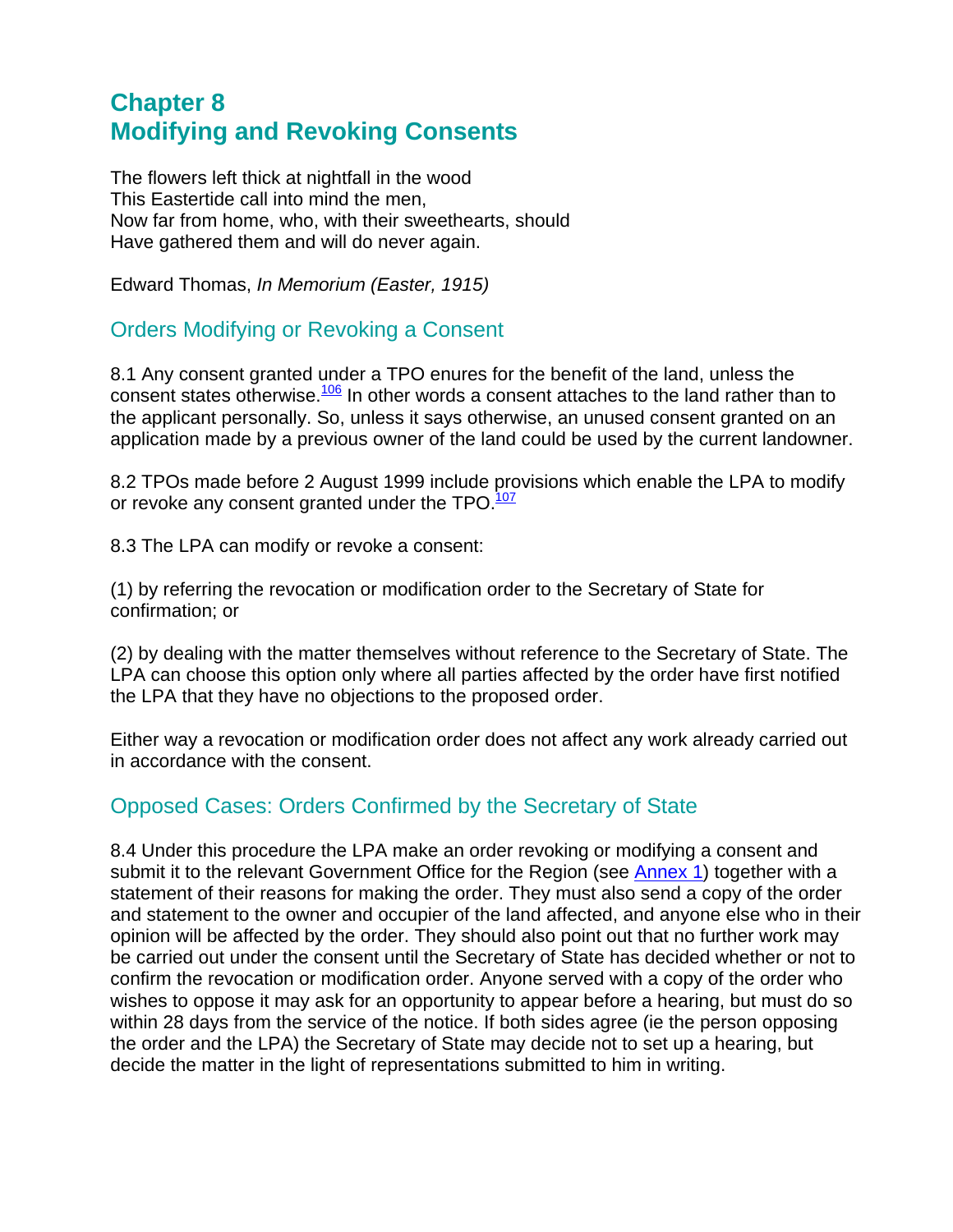# Chapter 8
# Modifying and Revoking Consents

The flowers left thick at nightfall in the wood
This Eastertide call into mind the men,
Now far from home, who, with their sweethearts, should
Have gathered them and will do never again.

Edward Thomas, *In Memorium (Easter, 1915)*

## Orders Modifying or Revoking a Consent

8.1 Any consent granted under a TPO enures for the benefit of the land, unless the consent states otherwise.[106] In other words a consent attaches to the land rather than to the applicant personally. So, unless it says otherwise, an unused consent granted on an application made by a previous owner of the land could be used by the current landowner.

8.2 TPOs made before 2 August 1999 include provisions which enable the LPA to modify or revoke any consent granted under the TPO.[107]

8.3 The LPA can modify or revoke a consent:

(1) by referring the revocation or modification order to the Secretary of State for confirmation; or

(2) by dealing with the matter themselves without reference to the Secretary of State. The LPA can choose this option only where all parties affected by the order have first notified the LPA that they have no objections to the proposed order.

Either way a revocation or modification order does not affect any work already carried out in accordance with the consent.

## Opposed Cases: Orders Confirmed by the Secretary of State

8.4 Under this procedure the LPA make an order revoking or modifying a consent and submit it to the relevant Government Office for the Region (see Annex 1) together with a statement of their reasons for making the order. They must also send a copy of the order and statement to the owner and occupier of the land affected, and anyone else who in their opinion will be affected by the order. They should also point out that no further work may be carried out under the consent until the Secretary of State has decided whether or not to confirm the revocation or modification order. Anyone served with a copy of the order who wishes to oppose it may ask for an opportunity to appear before a hearing, but must do so within 28 days from the service of the notice. If both sides agree (ie the person opposing the order and the LPA) the Secretary of State may decide not to set up a hearing, but decide the matter in the light of representations submitted to him in writing.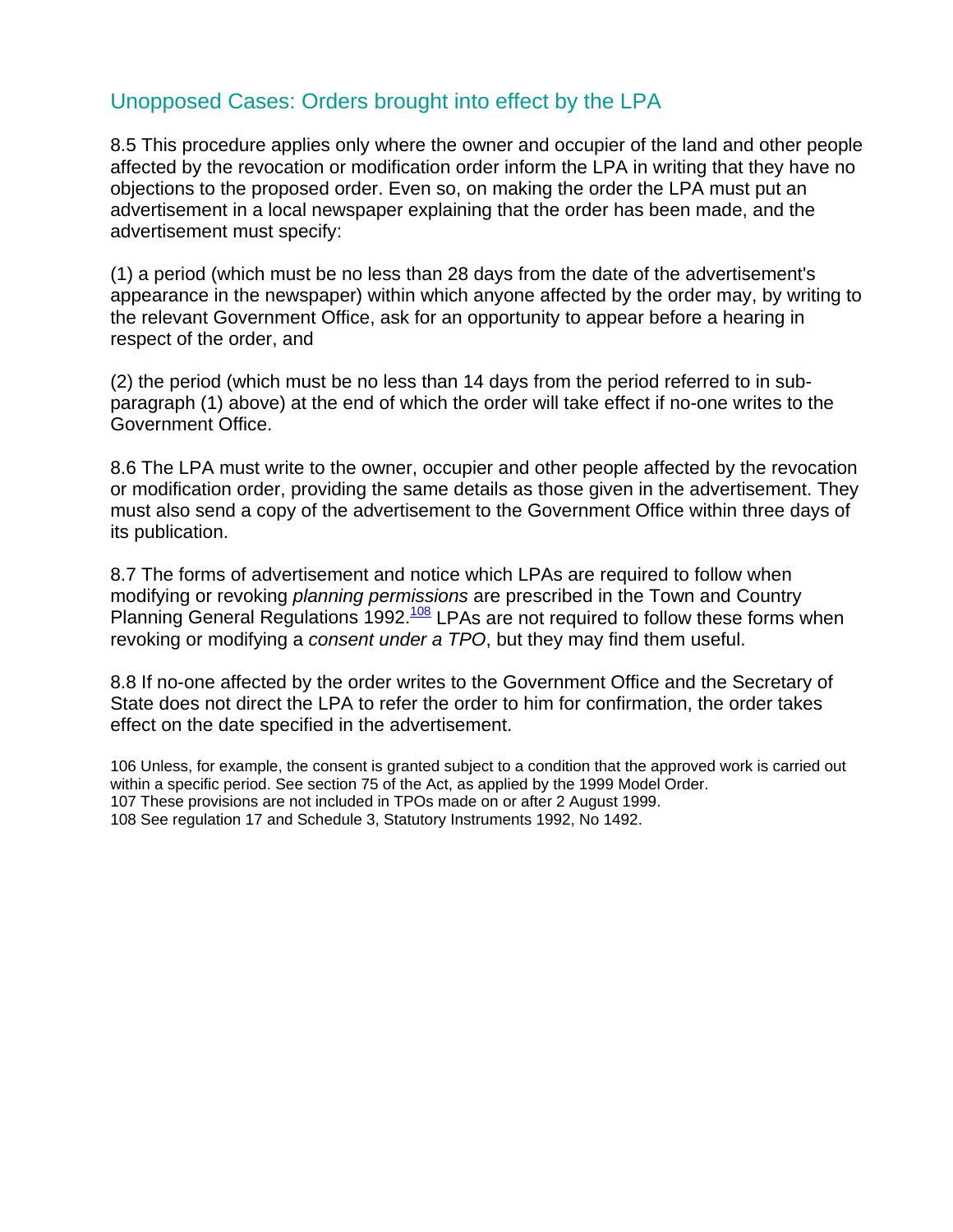## Unopposed Cases: Orders brought into effect by the LPA

8.5 This procedure applies only where the owner and occupier of the land and other people affected by the revocation or modification order inform the LPA in writing that they have no objections to the proposed order. Even so, on making the order the LPA must put an advertisement in a local newspaper explaining that the order has been made, and the advertisement must specify:

(1) a period (which must be no less than 28 days from the date of the advertisement's appearance in the newspaper) within which anyone affected by the order may, by writing to the relevant Government Office, ask for an opportunity to appear before a hearing in respect of the order, and

(2) the period (which must be no less than 14 days from the period referred to in sub-paragraph (1) above) at the end of which the order will take effect if no-one writes to the Government Office.

8.6 The LPA must write to the owner, occupier and other people affected by the revocation or modification order, providing the same details as those given in the advertisement. They must also send a copy of the advertisement to the Government Office within three days of its publication.

8.7 The forms of advertisement and notice which LPAs are required to follow when modifying or revoking *planning permissions* are prescribed in the Town and Country Planning General Regulations 1992.[108] LPAs are not required to follow these forms when revoking or modifying a *consent under a TPO*, but they may find them useful.

8.8 If no-one affected by the order writes to the Government Office and the Secretary of State does not direct the LPA to refer the order to him for confirmation, the order takes effect on the date specified in the advertisement.

106 Unless, for example, the consent is granted subject to a condition that the approved work is carried out within a specific period. See section 75 of the Act, as applied by the 1999 Model Order.
107 These provisions are not included in TPOs made on or after 2 August 1999.
108 See regulation 17 and Schedule 3, Statutory Instruments 1992, No 1492.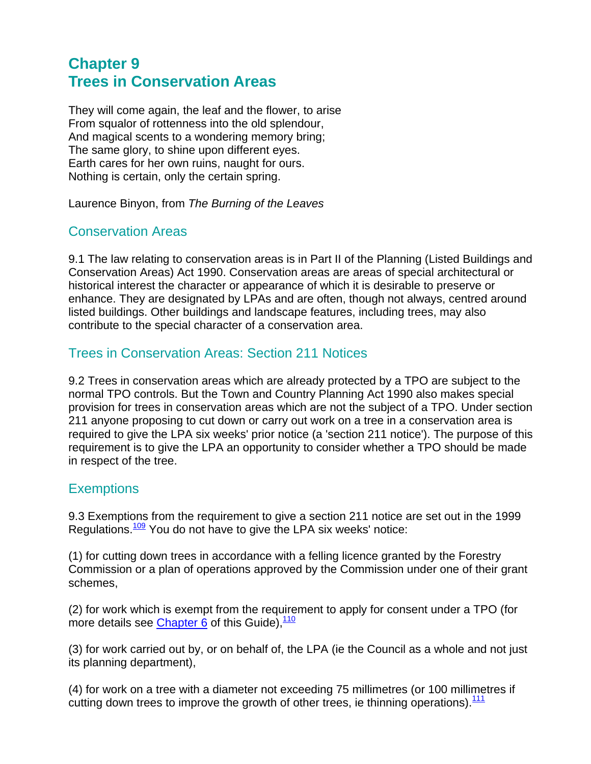# Chapter 9
# Trees in Conservation Areas

They will come again, the leaf and the flower, to arise
From squalor of rottenness into the old splendour,
And magical scents to a wondering memory bring;
The same glory, to shine upon different eyes.
Earth cares for her own ruins, naught for ours.
Nothing is certain, only the certain spring.

Laurence Binyon, from *The Burning of the Leaves*

## Conservation Areas

9.1 The law relating to conservation areas is in Part II of the Planning (Listed Buildings and Conservation Areas) Act 1990. Conservation areas are areas of special architectural or historical interest the character or appearance of which it is desirable to preserve or enhance. They are designated by LPAs and are often, though not always, centred around listed buildings. Other buildings and landscape features, including trees, may also contribute to the special character of a conservation area.

## Trees in Conservation Areas: Section 211 Notices

9.2 Trees in conservation areas which are already protected by a TPO are subject to the normal TPO controls. But the Town and Country Planning Act 1990 also makes special provision for trees in conservation areas which are not the subject of a TPO. Under section 211 anyone proposing to cut down or carry out work on a tree in a conservation area is required to give the LPA six weeks' prior notice (a 'section 211 notice'). The purpose of this requirement is to give the LPA an opportunity to consider whether a TPO should be made in respect of the tree.

## Exemptions

9.3 Exemptions from the requirement to give a section 211 notice are set out in the 1999 Regulations.[109] You do not have to give the LPA six weeks' notice:

(1) for cutting down trees in accordance with a felling licence granted by the Forestry Commission or a plan of operations approved by the Commission under one of their grant schemes,

(2) for work which is exempt from the requirement to apply for consent under a TPO (for more details see Chapter 6 of this Guide),[110]

(3) for work carried out by, or on behalf of, the LPA (ie the Council as a whole and not just its planning department),

(4) for work on a tree with a diameter not exceeding 75 millimetres (or 100 millimetres if cutting down trees to improve the growth of other trees, ie thinning operations).[111]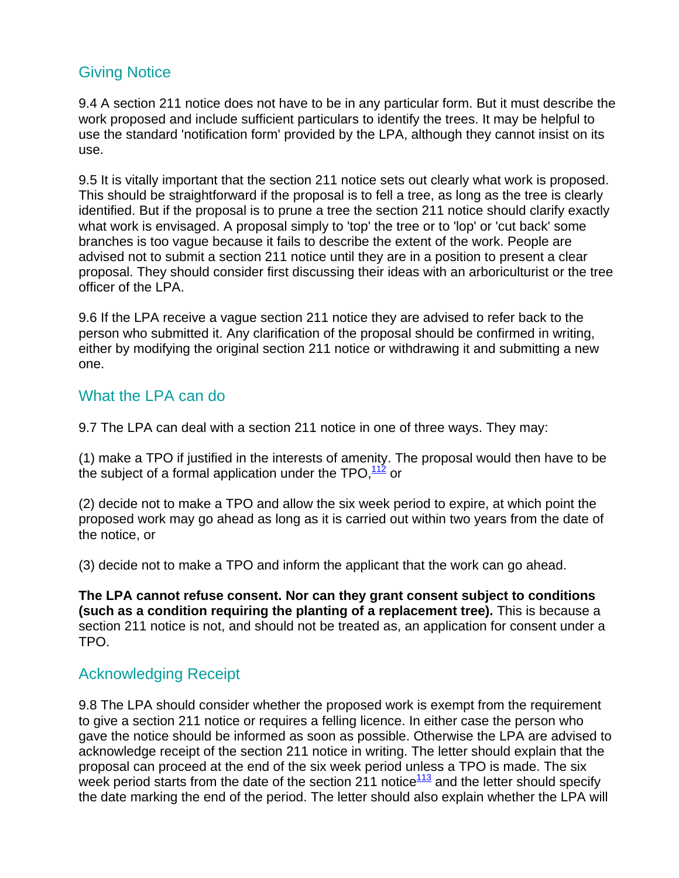## Giving Notice

9.4 A section 211 notice does not have to be in any particular form. But it must describe the work proposed and include sufficient particulars to identify the trees. It may be helpful to use the standard 'notification form' provided by the LPA, although they cannot insist on its use.

9.5 It is vitally important that the section 211 notice sets out clearly what work is proposed. This should be straightforward if the proposal is to fell a tree, as long as the tree is clearly identified. But if the proposal is to prune a tree the section 211 notice should clarify exactly what work is envisaged. A proposal simply to 'top' the tree or to 'lop' or 'cut back' some branches is too vague because it fails to describe the extent of the work. People are advised not to submit a section 211 notice until they are in a position to present a clear proposal. They should consider first discussing their ideas with an arboriculturist or the tree officer of the LPA.

9.6 If the LPA receive a vague section 211 notice they are advised to refer back to the person who submitted it. Any clarification of the proposal should be confirmed in writing, either by modifying the original section 211 notice or withdrawing it and submitting a new one.

## What the LPA can do

9.7 The LPA can deal with a section 211 notice in one of three ways. They may:

(1) make a TPO if justified in the interests of amenity. The proposal would then have to be the subject of a formal application under the TPO,[112] or

(2) decide not to make a TPO and allow the six week period to expire, at which point the proposed work may go ahead as long as it is carried out within two years from the date of the notice, or

(3) decide not to make a TPO and inform the applicant that the work can go ahead.

**The LPA cannot refuse consent. Nor can they grant consent subject to conditions (such as a condition requiring the planting of a replacement tree).** This is because a section 211 notice is not, and should not be treated as, an application for consent under a TPO.

## Acknowledging Receipt

9.8 The LPA should consider whether the proposed work is exempt from the requirement to give a section 211 notice or requires a felling licence. In either case the person who gave the notice should be informed as soon as possible. Otherwise the LPA are advised to acknowledge receipt of the section 211 notice in writing. The letter should explain that the proposal can proceed at the end of the six week period unless a TPO is made. The six week period starts from the date of the section 211 notice[113] and the letter should specify the date marking the end of the period. The letter should also explain whether the LPA will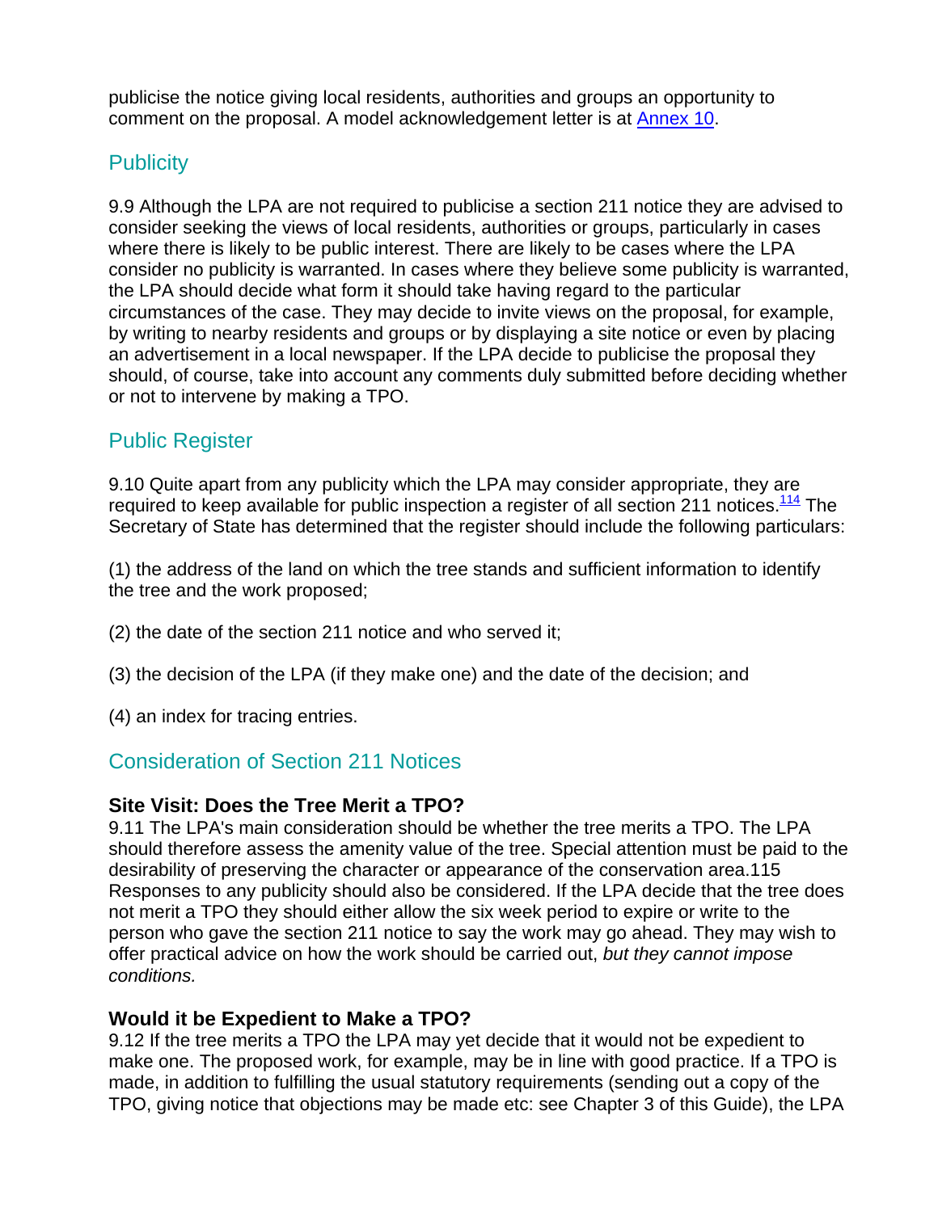publicise the notice giving local residents, authorities and groups an opportunity to comment on the proposal. A model acknowledgement letter is at Annex 10.

## Publicity

9.9 Although the LPA are not required to publicise a section 211 notice they are advised to consider seeking the views of local residents, authorities or groups, particularly in cases where there is likely to be public interest. There are likely to be cases where the LPA consider no publicity is warranted. In cases where they believe some publicity is warranted, the LPA should decide what form it should take having regard to the particular circumstances of the case. They may decide to invite views on the proposal, for example, by writing to nearby residents and groups or by displaying a site notice or even by placing an advertisement in a local newspaper. If the LPA decide to publicise the proposal they should, of course, take into account any comments duly submitted before deciding whether or not to intervene by making a TPO.

## Public Register

9.10 Quite apart from any publicity which the LPA may consider appropriate, they are required to keep available for public inspection a register of all section 211 notices.[114] The Secretary of State has determined that the register should include the following particulars:

(1) the address of the land on which the tree stands and sufficient information to identify the tree and the work proposed;

(2) the date of the section 211 notice and who served it;

(3) the decision of the LPA (if they make one) and the date of the decision; and

(4) an index for tracing entries.

## Consideration of Section 211 Notices

### Site Visit: Does the Tree Merit a TPO?

9.11 The LPA's main consideration should be whether the tree merits a TPO. The LPA should therefore assess the amenity value of the tree. Special attention must be paid to the desirability of preserving the character or appearance of the conservation area.115 Responses to any publicity should also be considered. If the LPA decide that the tree does not merit a TPO they should either allow the six week period to expire or write to the person who gave the section 211 notice to say the work may go ahead. They may wish to offer practical advice on how the work should be carried out, *but they cannot impose conditions.*

### Would it be Expedient to Make a TPO?

9.12 If the tree merits a TPO the LPA may yet decide that it would not be expedient to make one. The proposed work, for example, may be in line with good practice. If a TPO is made, in addition to fulfilling the usual statutory requirements (sending out a copy of the TPO, giving notice that objections may be made etc: see Chapter 3 of this Guide), the LPA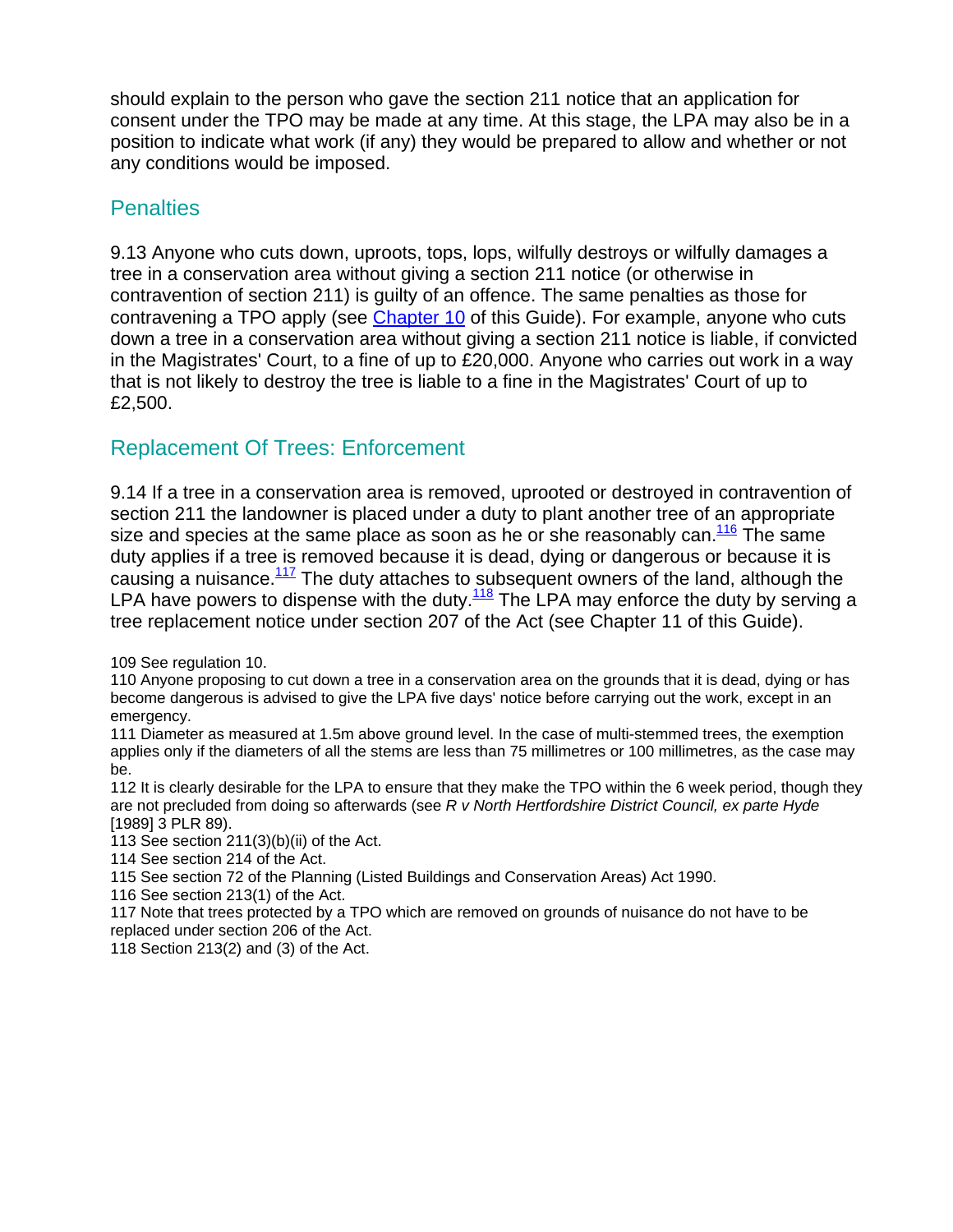should explain to the person who gave the section 211 notice that an application for consent under the TPO may be made at any time. At this stage, the LPA may also be in a position to indicate what work (if any) they would be prepared to allow and whether or not any conditions would be imposed.

## Penalties

9.13 Anyone who cuts down, uproots, tops, lops, wilfully destroys or wilfully damages a tree in a conservation area without giving a section 211 notice (or otherwise in contravention of section 211) is guilty of an offence. The same penalties as those for contravening a TPO apply (see Chapter 10 of this Guide). For example, anyone who cuts down a tree in a conservation area without giving a section 211 notice is liable, if convicted in the Magistrates' Court, to a fine of up to £20,000. Anyone who carries out work in a way that is not likely to destroy the tree is liable to a fine in the Magistrates' Court of up to £2,500.

## Replacement Of Trees: Enforcement

9.14 If a tree in a conservation area is removed, uprooted or destroyed in contravention of section 211 the landowner is placed under a duty to plant another tree of an appropriate size and species at the same place as soon as he or she reasonably can.[116] The same duty applies if a tree is removed because it is dead, dying or dangerous or because it is causing a nuisance.[117] The duty attaches to subsequent owners of the land, although the LPA have powers to dispense with the duty.[118] The LPA may enforce the duty by serving a tree replacement notice under section 207 of the Act (see Chapter 11 of this Guide).

109 See regulation 10.

110 Anyone proposing to cut down a tree in a conservation area on the grounds that it is dead, dying or has become dangerous is advised to give the LPA five days' notice before carrying out the work, except in an emergency.

111 Diameter as measured at 1.5m above ground level. In the case of multi-stemmed trees, the exemption applies only if the diameters of all the stems are less than 75 millimetres or 100 millimetres, as the case may be.

112 It is clearly desirable for the LPA to ensure that they make the TPO within the 6 week period, though they are not precluded from doing so afterwards (see *R v North Hertfordshire District Council, ex parte Hyde* [1989] 3 PLR 89).

113 See section 211(3)(b)(ii) of the Act.

114 See section 214 of the Act.

115 See section 72 of the Planning (Listed Buildings and Conservation Areas) Act 1990.

116 See section 213(1) of the Act.

117 Note that trees protected by a TPO which are removed on grounds of nuisance do not have to be replaced under section 206 of the Act.

118 Section 213(2) and (3) of the Act.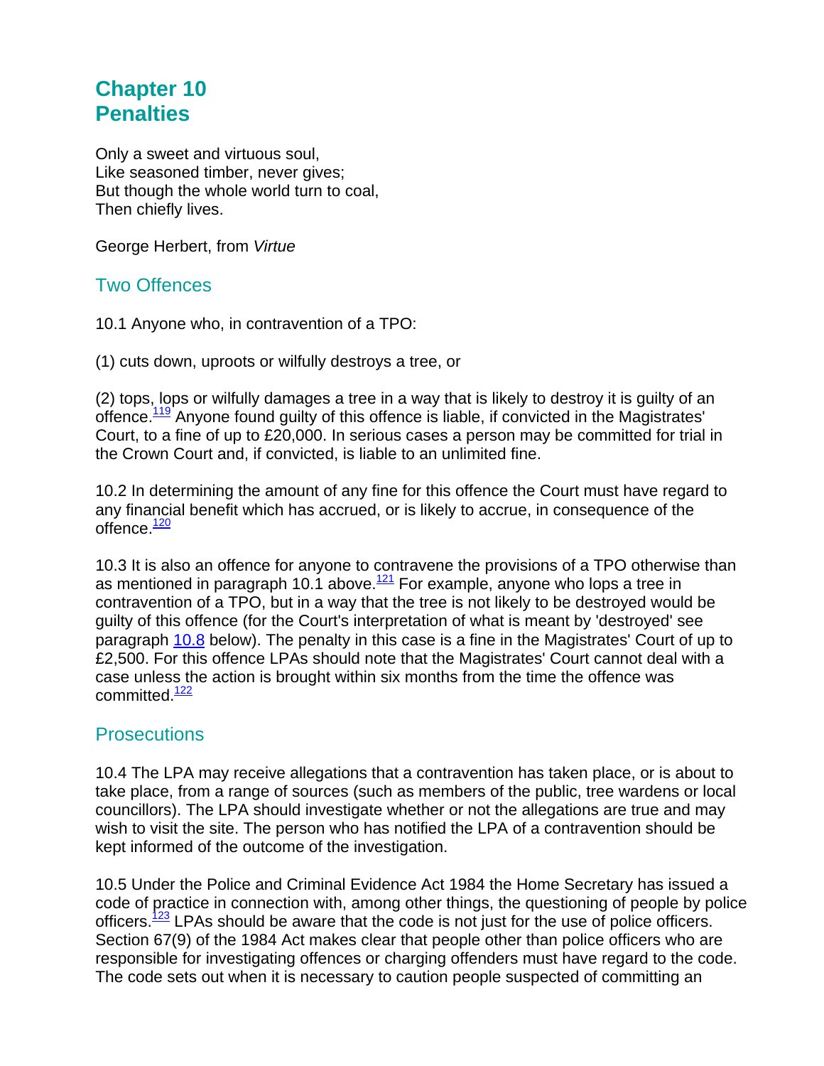# Chapter 10
# Penalties

Only a sweet and virtuous soul,
Like seasoned timber, never gives;
But though the whole world turn to coal,
Then chiefly lives.

George Herbert, from *Virtue*

## Two Offences

10.1 Anyone who, in contravention of a TPO:

(1) cuts down, uproots or wilfully destroys a tree, or

(2) tops, lops or wilfully damages a tree in a way that is likely to destroy it is guilty of an offence.[119] Anyone found guilty of this offence is liable, if convicted in the Magistrates' Court, to a fine of up to £20,000. In serious cases a person may be committed for trial in the Crown Court and, if convicted, is liable to an unlimited fine.

10.2 In determining the amount of any fine for this offence the Court must have regard to any financial benefit which has accrued, or is likely to accrue, in consequence of the offence.[120]

10.3 It is also an offence for anyone to contravene the provisions of a TPO otherwise than as mentioned in paragraph 10.1 above.[121] For example, anyone who lops a tree in contravention of a TPO, but in a way that the tree is not likely to be destroyed would be guilty of this offence (for the Court's interpretation of what is meant by 'destroyed' see paragraph 10.8 below). The penalty in this case is a fine in the Magistrates' Court of up to £2,500. For this offence LPAs should note that the Magistrates' Court cannot deal with a case unless the action is brought within six months from the time the offence was committed.[122]

## Prosecutions

10.4 The LPA may receive allegations that a contravention has taken place, or is about to take place, from a range of sources (such as members of the public, tree wardens or local councillors). The LPA should investigate whether or not the allegations are true and may wish to visit the site. The person who has notified the LPA of a contravention should be kept informed of the outcome of the investigation.

10.5 Under the Police and Criminal Evidence Act 1984 the Home Secretary has issued a code of practice in connection with, among other things, the questioning of people by police officers.[123] LPAs should be aware that the code is not just for the use of police officers. Section 67(9) of the 1984 Act makes clear that people other than police officers who are responsible for investigating offences or charging offenders must have regard to the code. The code sets out when it is necessary to caution people suspected of committing an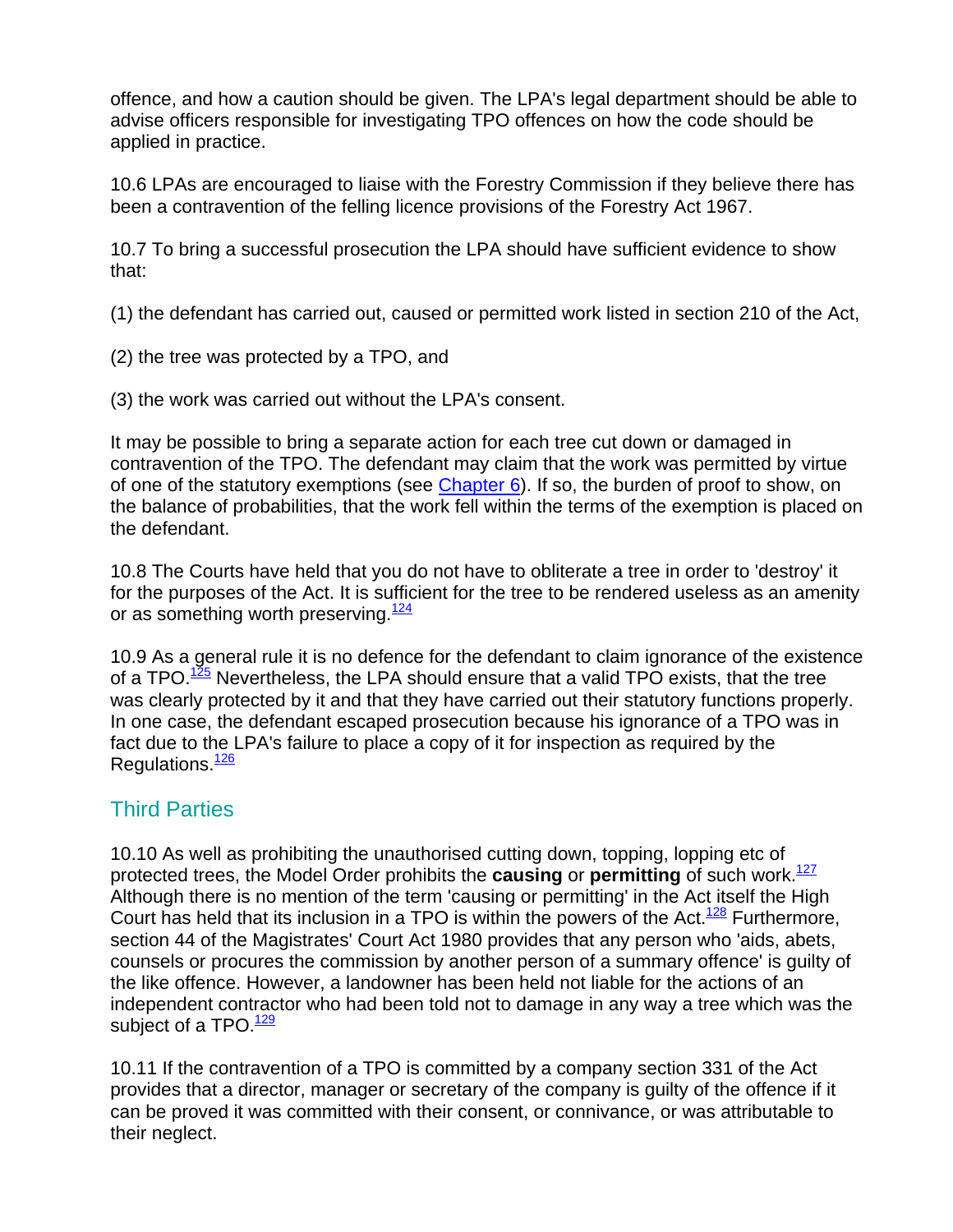offence, and how a caution should be given. The LPA's legal department should be able to advise officers responsible for investigating TPO offences on how the code should be applied in practice.

10.6 LPAs are encouraged to liaise with the Forestry Commission if they believe there has been a contravention of the felling licence provisions of the Forestry Act 1967.

10.7 To bring a successful prosecution the LPA should have sufficient evidence to show that:

(1) the defendant has carried out, caused or permitted work listed in section 210 of the Act,

(2) the tree was protected by a TPO, and

(3) the work was carried out without the LPA's consent.

It may be possible to bring a separate action for each tree cut down or damaged in contravention of the TPO. The defendant may claim that the work was permitted by virtue of one of the statutory exemptions (see Chapter 6). If so, the burden of proof to show, on the balance of probabilities, that the work fell within the terms of the exemption is placed on the defendant.

10.8 The Courts have held that you do not have to obliterate a tree in order to 'destroy' it for the purposes of the Act. It is sufficient for the tree to be rendered useless as an amenity or as something worth preserving.[124]

10.9 As a general rule it is no defence for the defendant to claim ignorance of the existence of a TPO.[125] Nevertheless, the LPA should ensure that a valid TPO exists, that the tree was clearly protected by it and that they have carried out their statutory functions properly. In one case, the defendant escaped prosecution because his ignorance of a TPO was in fact due to the LPA's failure to place a copy of it for inspection as required by the Regulations.[126]

## Third Parties

10.10 As well as prohibiting the unauthorised cutting down, topping, lopping etc of protected trees, the Model Order prohibits the **causing** or **permitting** of such work.[127] Although there is no mention of the term 'causing or permitting' in the Act itself the High Court has held that its inclusion in a TPO is within the powers of the Act.[128] Furthermore, section 44 of the Magistrates' Court Act 1980 provides that any person who 'aids, abets, counsels or procures the commission by another person of a summary offence' is guilty of the like offence. However, a landowner has been held not liable for the actions of an independent contractor who had been told not to damage in any way a tree which was the subject of a TPO.[129]

10.11 If the contravention of a TPO is committed by a company section 331 of the Act provides that a director, manager or secretary of the company is guilty of the offence if it can be proved it was committed with their consent, or connivance, or was attributable to their neglect.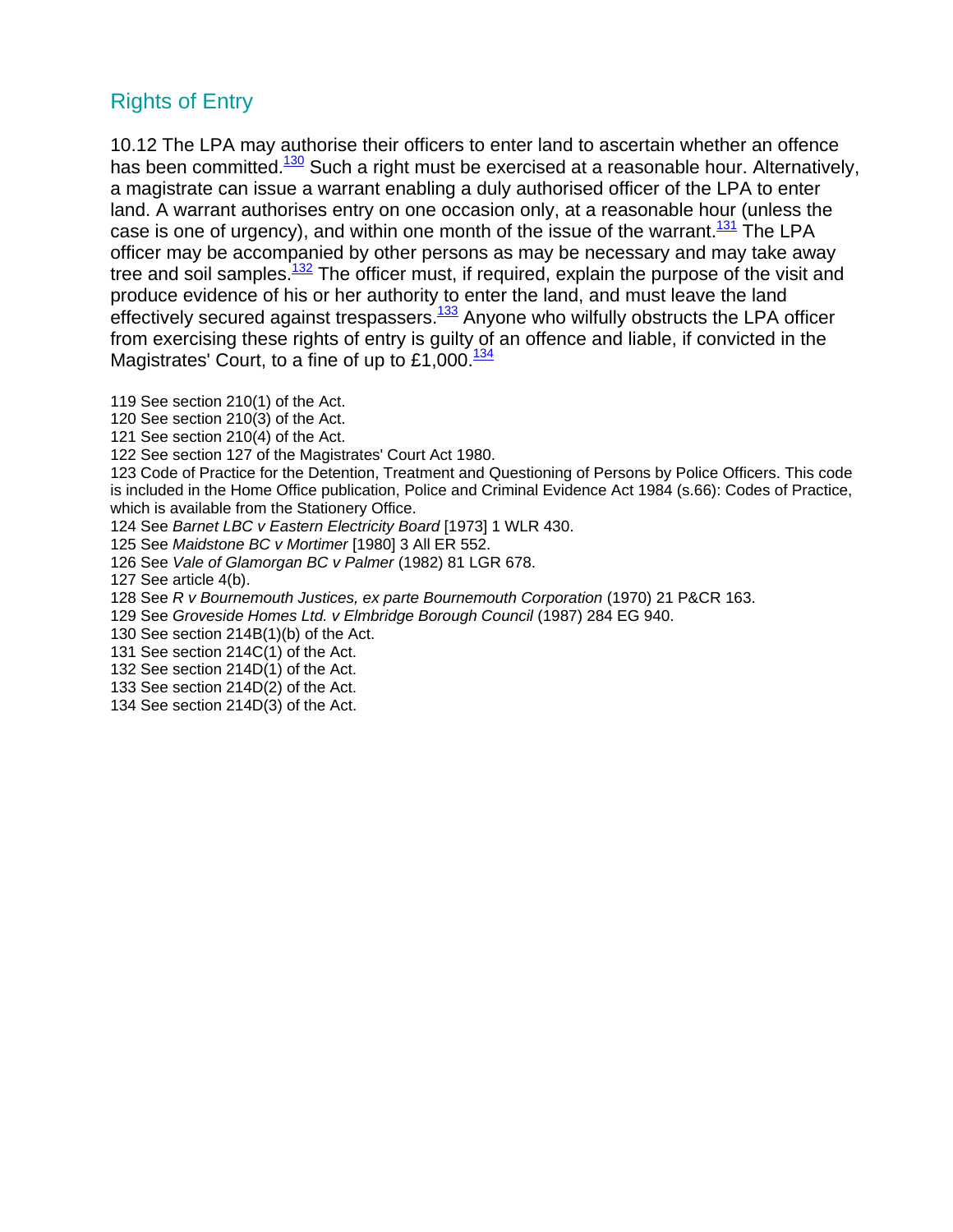## Rights of Entry

10.12 The LPA may authorise their officers to enter land to ascertain whether an offence has been committed.[130] Such a right must be exercised at a reasonable hour. Alternatively, a magistrate can issue a warrant enabling a duly authorised officer of the LPA to enter land. A warrant authorises entry on one occasion only, at a reasonable hour (unless the case is one of urgency), and within one month of the issue of the warrant.[131] The LPA officer may be accompanied by other persons as may be necessary and may take away tree and soil samples.[132] The officer must, if required, explain the purpose of the visit and produce evidence of his or her authority to enter the land, and must leave the land effectively secured against trespassers.[133] Anyone who wilfully obstructs the LPA officer from exercising these rights of entry is guilty of an offence and liable, if convicted in the Magistrates' Court, to a fine of up to £1,000.[134]

119 See section 210(1) of the Act.
120 See section 210(3) of the Act.
121 See section 210(4) of the Act.
122 See section 127 of the Magistrates' Court Act 1980.
123 Code of Practice for the Detention, Treatment and Questioning of Persons by Police Officers. This code is included in the Home Office publication, Police and Criminal Evidence Act 1984 (s.66): Codes of Practice, which is available from the Stationery Office.
124 See *Barnet LBC v Eastern Electricity Board* [1973] 1 WLR 430.
125 See *Maidstone BC v Mortimer* [1980] 3 All ER 552.
126 See *Vale of Glamorgan BC v Palmer* (1982) 81 LGR 678.
127 See article 4(b).
128 See *R v Bournemouth Justices, ex parte Bournemouth Corporation* (1970) 21 P&CR 163.
129 See *Groveside Homes Ltd. v Elmbridge Borough Council* (1987) 284 EG 940.
130 See section 214B(1)(b) of the Act.
131 See section 214C(1) of the Act.
132 See section 214D(1) of the Act.
133 See section 214D(2) of the Act.
134 See section 214D(3) of the Act.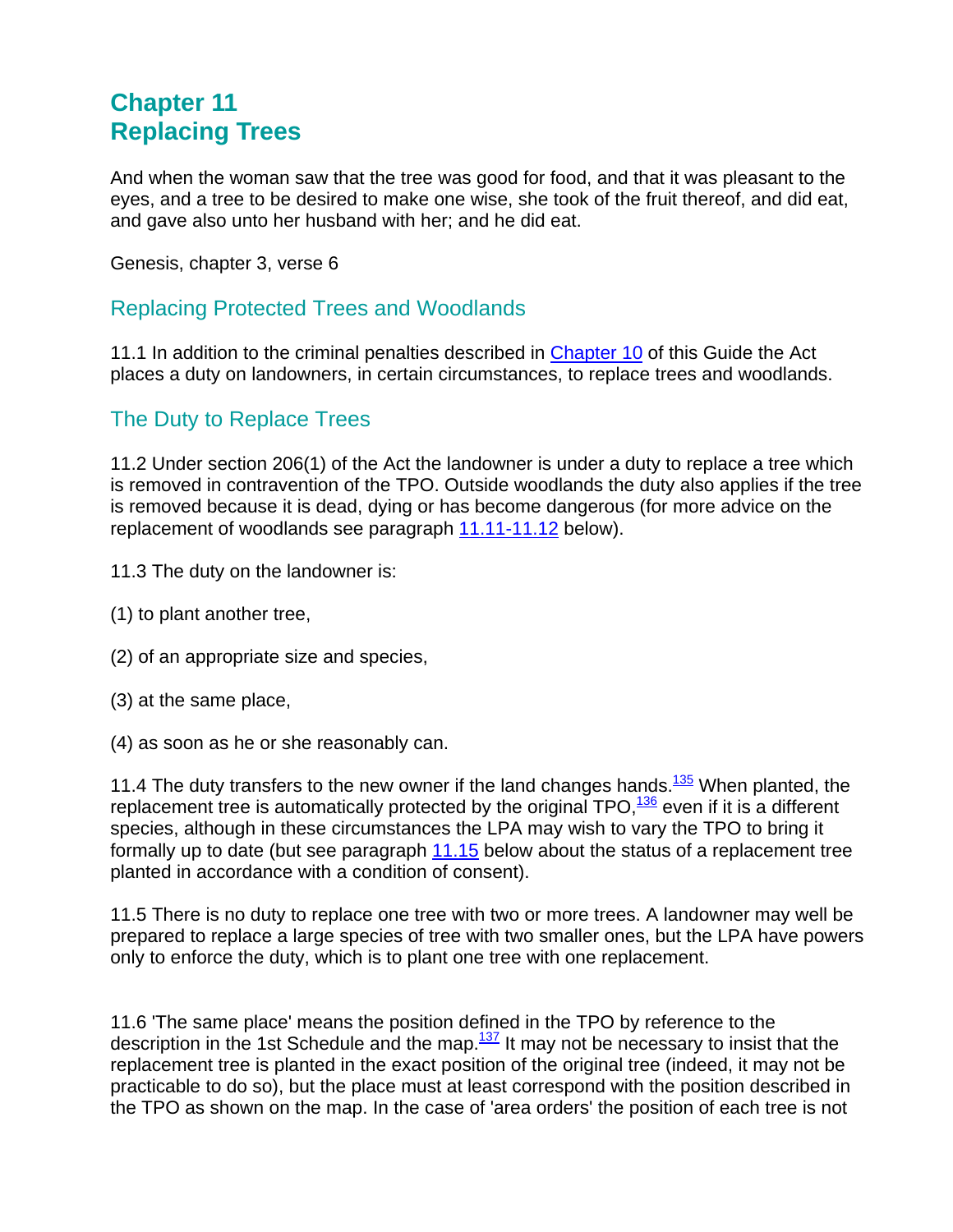# Chapter 11
# Replacing Trees

And when the woman saw that the tree was good for food, and that it was pleasant to the eyes, and a tree to be desired to make one wise, she took of the fruit thereof, and did eat, and gave also unto her husband with her; and he did eat.

Genesis, chapter 3, verse 6

## Replacing Protected Trees and Woodlands

11.1 In addition to the criminal penalties described in Chapter 10 of this Guide the Act places a duty on landowners, in certain circumstances, to replace trees and woodlands.

## The Duty to Replace Trees

11.2 Under section 206(1) of the Act the landowner is under a duty to replace a tree which is removed in contravention of the TPO. Outside woodlands the duty also applies if the tree is removed because it is dead, dying or has become dangerous (for more advice on the replacement of woodlands see paragraph 11.11-11.12 below).

11.3 The duty on the landowner is:

(1) to plant another tree,

(2) of an appropriate size and species,

(3) at the same place,

(4) as soon as he or she reasonably can.

11.4 The duty transfers to the new owner if the land changes hands.[135] When planted, the replacement tree is automatically protected by the original TPO,[136] even if it is a different species, although in these circumstances the LPA may wish to vary the TPO to bring it formally up to date (but see paragraph 11.15 below about the status of a replacement tree planted in accordance with a condition of consent).

11.5 There is no duty to replace one tree with two or more trees. A landowner may well be prepared to replace a large species of tree with two smaller ones, but the LPA have powers only to enforce the duty, which is to plant one tree with one replacement.

11.6 'The same place' means the position defined in the TPO by reference to the description in the 1st Schedule and the map.[137] It may not be necessary to insist that the replacement tree is planted in the exact position of the original tree (indeed, it may not be practicable to do so), but the place must at least correspond with the position described in the TPO as shown on the map. In the case of 'area orders' the position of each tree is not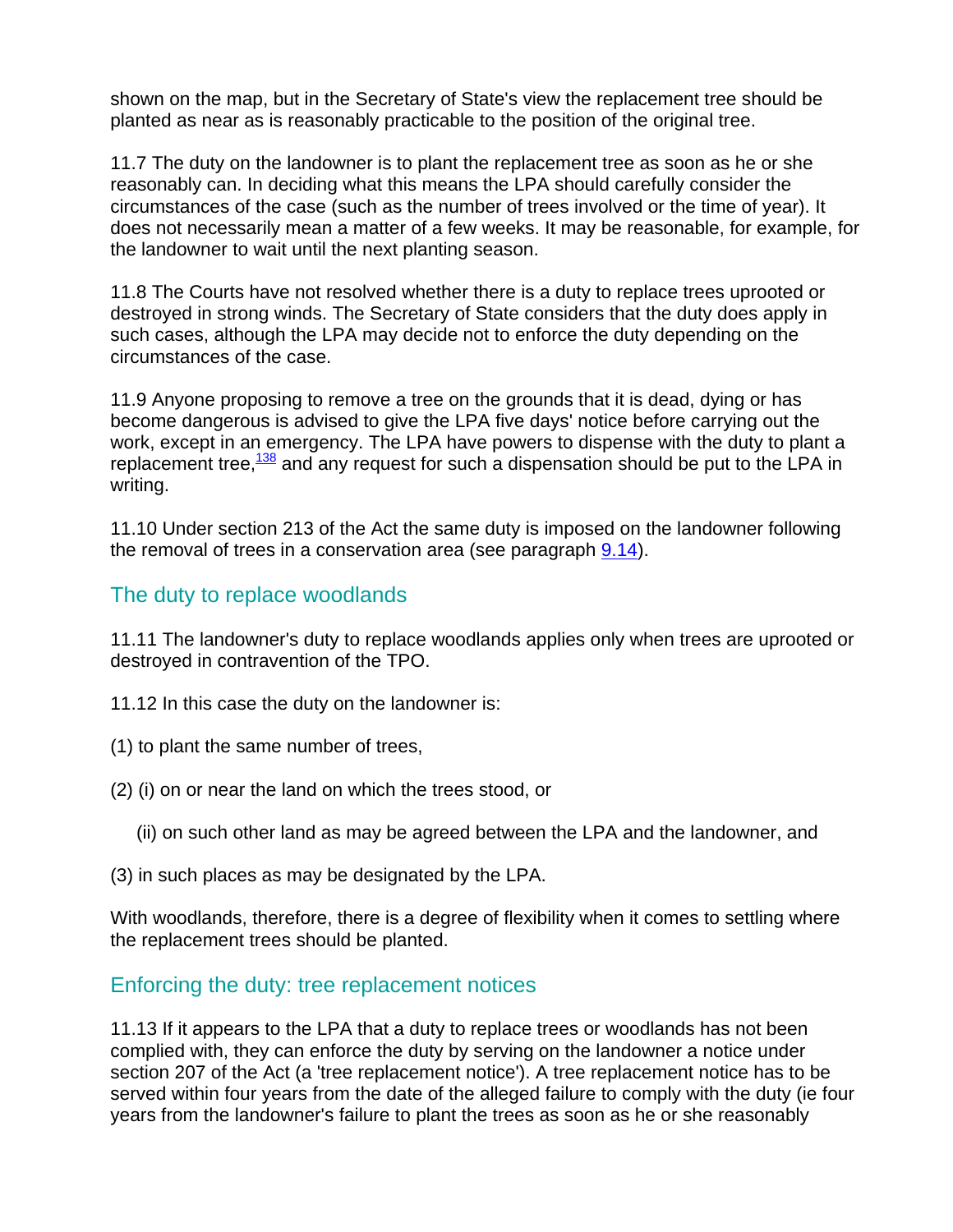shown on the map, but in the Secretary of State's view the replacement tree should be planted as near as is reasonably practicable to the position of the original tree.

11.7 The duty on the landowner is to plant the replacement tree as soon as he or she reasonably can. In deciding what this means the LPA should carefully consider the circumstances of the case (such as the number of trees involved or the time of year). It does not necessarily mean a matter of a few weeks. It may be reasonable, for example, for the landowner to wait until the next planting season.

11.8 The Courts have not resolved whether there is a duty to replace trees uprooted or destroyed in strong winds. The Secretary of State considers that the duty does apply in such cases, although the LPA may decide not to enforce the duty depending on the circumstances of the case.

11.9 Anyone proposing to remove a tree on the grounds that it is dead, dying or has become dangerous is advised to give the LPA five days' notice before carrying out the work, except in an emergency. The LPA have powers to dispense with the duty to plant a replacement tree,[138] and any request for such a dispensation should be put to the LPA in writing.

11.10 Under section 213 of the Act the same duty is imposed on the landowner following the removal of trees in a conservation area (see paragraph 9.14).

## The duty to replace woodlands

11.11 The landowner's duty to replace woodlands applies only when trees are uprooted or destroyed in contravention of the TPO.

11.12 In this case the duty on the landowner is:

(1) to plant the same number of trees,

(2) (i) on or near the land on which the trees stood, or

(ii) on such other land as may be agreed between the LPA and the landowner, and

(3) in such places as may be designated by the LPA.

With woodlands, therefore, there is a degree of flexibility when it comes to settling where the replacement trees should be planted.

## Enforcing the duty: tree replacement notices

11.13 If it appears to the LPA that a duty to replace trees or woodlands has not been complied with, they can enforce the duty by serving on the landowner a notice under section 207 of the Act (a 'tree replacement notice'). A tree replacement notice has to be served within four years from the date of the alleged failure to comply with the duty (ie four years from the landowner's failure to plant the trees as soon as he or she reasonably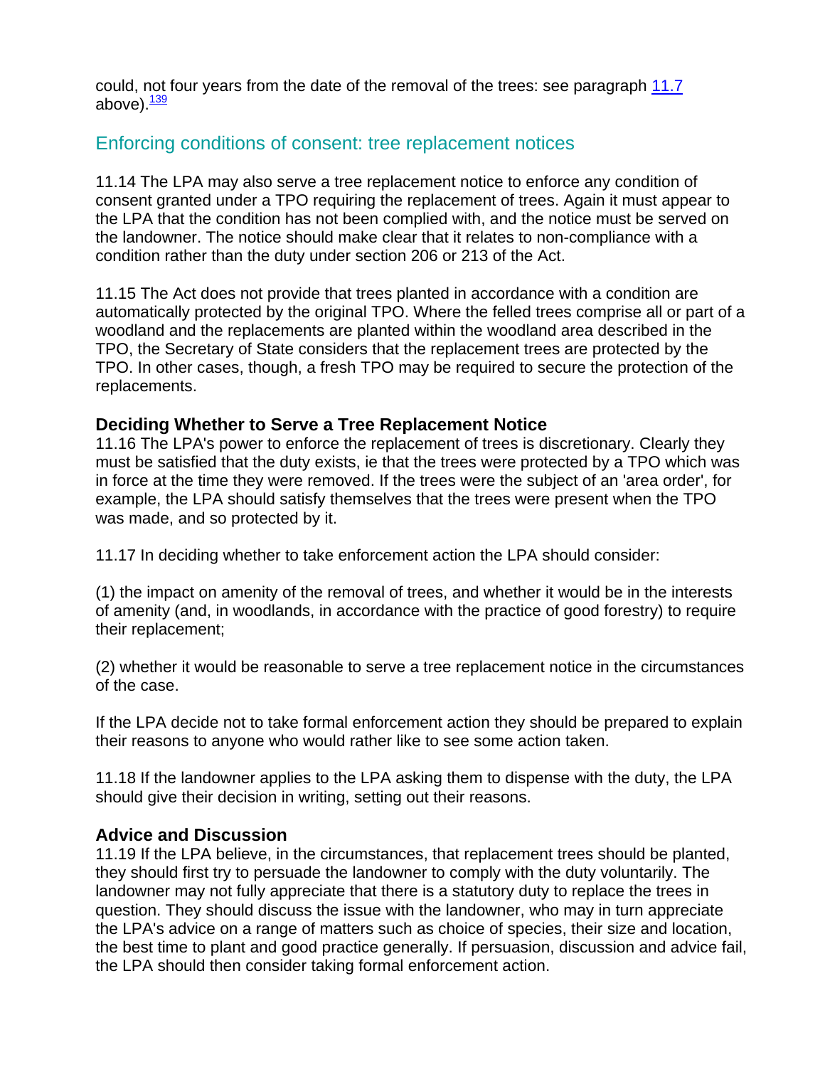could, not four years from the date of the removal of the trees: see paragraph 11.7 above).[139]

## Enforcing conditions of consent: tree replacement notices

11.14 The LPA may also serve a tree replacement notice to enforce any condition of consent granted under a TPO requiring the replacement of trees. Again it must appear to the LPA that the condition has not been complied with, and the notice must be served on the landowner. The notice should make clear that it relates to non-compliance with a condition rather than the duty under section 206 or 213 of the Act.

11.15 The Act does not provide that trees planted in accordance with a condition are automatically protected by the original TPO. Where the felled trees comprise all or part of a woodland and the replacements are planted within the woodland area described in the TPO, the Secretary of State considers that the replacement trees are protected by the TPO. In other cases, though, a fresh TPO may be required to secure the protection of the replacements.

### Deciding Whether to Serve a Tree Replacement Notice

11.16 The LPA's power to enforce the replacement of trees is discretionary. Clearly they must be satisfied that the duty exists, ie that the trees were protected by a TPO which was in force at the time they were removed. If the trees were the subject of an 'area order', for example, the LPA should satisfy themselves that the trees were present when the TPO was made, and so protected by it.

11.17 In deciding whether to take enforcement action the LPA should consider:

(1) the impact on amenity of the removal of trees, and whether it would be in the interests of amenity (and, in woodlands, in accordance with the practice of good forestry) to require their replacement;

(2) whether it would be reasonable to serve a tree replacement notice in the circumstances of the case.

If the LPA decide not to take formal enforcement action they should be prepared to explain their reasons to anyone who would rather like to see some action taken.

11.18 If the landowner applies to the LPA asking them to dispense with the duty, the LPA should give their decision in writing, setting out their reasons.

### Advice and Discussion

11.19 If the LPA believe, in the circumstances, that replacement trees should be planted, they should first try to persuade the landowner to comply with the duty voluntarily. The landowner may not fully appreciate that there is a statutory duty to replace the trees in question. They should discuss the issue with the landowner, who may in turn appreciate the LPA's advice on a range of matters such as choice of species, their size and location, the best time to plant and good practice generally. If persuasion, discussion and advice fail, the LPA should then consider taking formal enforcement action.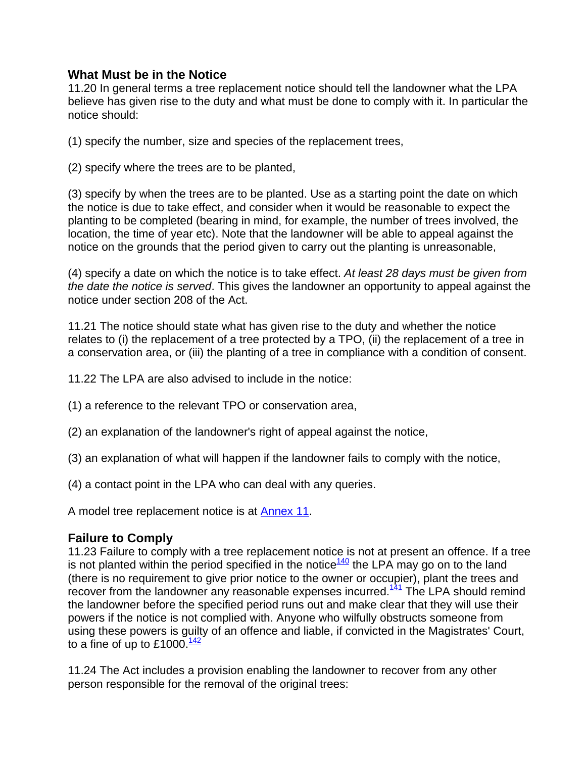### What Must be in the Notice

11.20 In general terms a tree replacement notice should tell the landowner what the LPA believe has given rise to the duty and what must be done to comply with it. In particular the notice should:

(1) specify the number, size and species of the replacement trees,

(2) specify where the trees are to be planted,

(3) specify by when the trees are to be planted. Use as a starting point the date on which the notice is due to take effect, and consider when it would be reasonable to expect the planting to be completed (bearing in mind, for example, the number of trees involved, the location, the time of year etc). Note that the landowner will be able to appeal against the notice on the grounds that the period given to carry out the planting is unreasonable,

(4) specify a date on which the notice is to take effect. *At least 28 days must be given from the date the notice is served*. This gives the landowner an opportunity to appeal against the notice under section 208 of the Act.

11.21 The notice should state what has given rise to the duty and whether the notice relates to (i) the replacement of a tree protected by a TPO, (ii) the replacement of a tree in a conservation area, or (iii) the planting of a tree in compliance with a condition of consent.

11.22 The LPA are also advised to include in the notice:

(1) a reference to the relevant TPO or conservation area,

(2) an explanation of the landowner's right of appeal against the notice,

(3) an explanation of what will happen if the landowner fails to comply with the notice,

(4) a contact point in the LPA who can deal with any queries.

A model tree replacement notice is at Annex 11.

### Failure to Comply

11.23 Failure to comply with a tree replacement notice is not at present an offence. If a tree is not planted within the period specified in the notice[140] the LPA may go on to the land (there is no requirement to give prior notice to the owner or occupier), plant the trees and recover from the landowner any reasonable expenses incurred.[141] The LPA should remind the landowner before the specified period runs out and make clear that they will use their powers if the notice is not complied with. Anyone who wilfully obstructs someone from using these powers is guilty of an offence and liable, if convicted in the Magistrates' Court, to a fine of up to £1000.[142]

11.24 The Act includes a provision enabling the landowner to recover from any other person responsible for the removal of the original trees: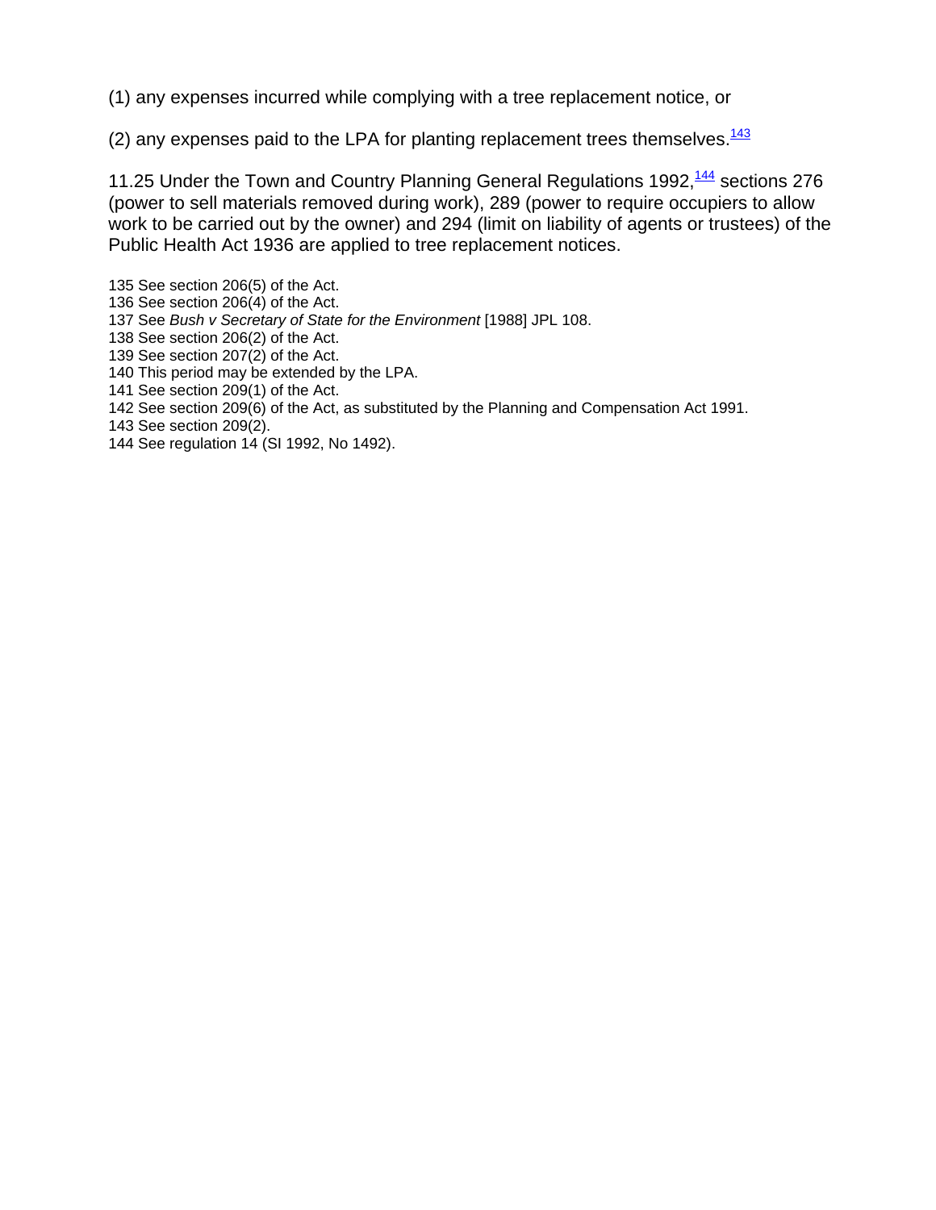(1) any expenses incurred while complying with a tree replacement notice, or

(2) any expenses paid to the LPA for planting replacement trees themselves.[143]

11.25 Under the Town and Country Planning General Regulations 1992,[144] sections 276 (power to sell materials removed during work), 289 (power to require occupiers to allow work to be carried out by the owner) and 294 (limit on liability of agents or trustees) of the Public Health Act 1936 are applied to tree replacement notices.

135 See section 206(5) of the Act.
136 See section 206(4) of the Act.
137 See *Bush v Secretary of State for the Environment* [1988] JPL 108.
138 See section 206(2) of the Act.
139 See section 207(2) of the Act.
140 This period may be extended by the LPA.
141 See section 209(1) of the Act.
142 See section 209(6) of the Act, as substituted by the Planning and Compensation Act 1991.
143 See section 209(2).
144 See regulation 14 (SI 1992, No 1492).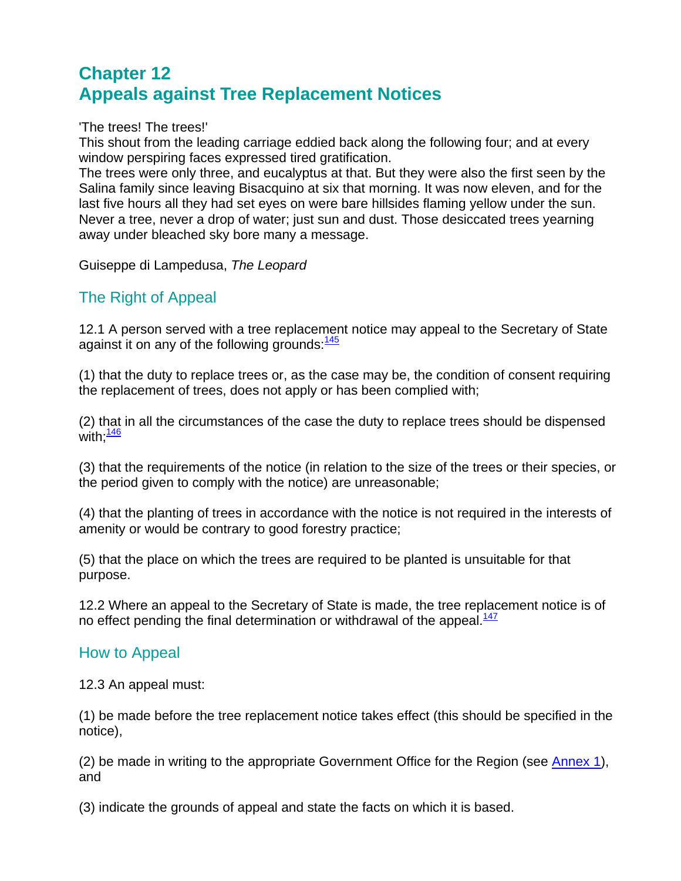# Chapter 12
# Appeals against Tree Replacement Notices

'The trees! The trees!'
This shout from the leading carriage eddied back along the following four; and at every window perspiring faces expressed tired gratification.
The trees were only three, and eucalyptus at that. But they were also the first seen by the Salina family since leaving Bisacquino at six that morning. It was now eleven, and for the last five hours all they had set eyes on were bare hillsides flaming yellow under the sun. Never a tree, never a drop of water; just sun and dust. Those desiccated trees yearning away under bleached sky bore many a message.

Guiseppe di Lampedusa, *The Leopard*

## The Right of Appeal

12.1 A person served with a tree replacement notice may appeal to the Secretary of State against it on any of the following grounds:[145]

(1) that the duty to replace trees or, as the case may be, the condition of consent requiring the replacement of trees, does not apply or has been complied with;

(2) that in all the circumstances of the case the duty to replace trees should be dispensed with;[146]

(3) that the requirements of the notice (in relation to the size of the trees or their species, or the period given to comply with the notice) are unreasonable;

(4) that the planting of trees in accordance with the notice is not required in the interests of amenity or would be contrary to good forestry practice;

(5) that the place on which the trees are required to be planted is unsuitable for that purpose.

12.2 Where an appeal to the Secretary of State is made, the tree replacement notice is of no effect pending the final determination or withdrawal of the appeal.[147]

## How to Appeal

12.3 An appeal must:

(1) be made before the tree replacement notice takes effect (this should be specified in the notice),

(2) be made in writing to the appropriate Government Office for the Region (see Annex 1), and

(3) indicate the grounds of appeal and state the facts on which it is based.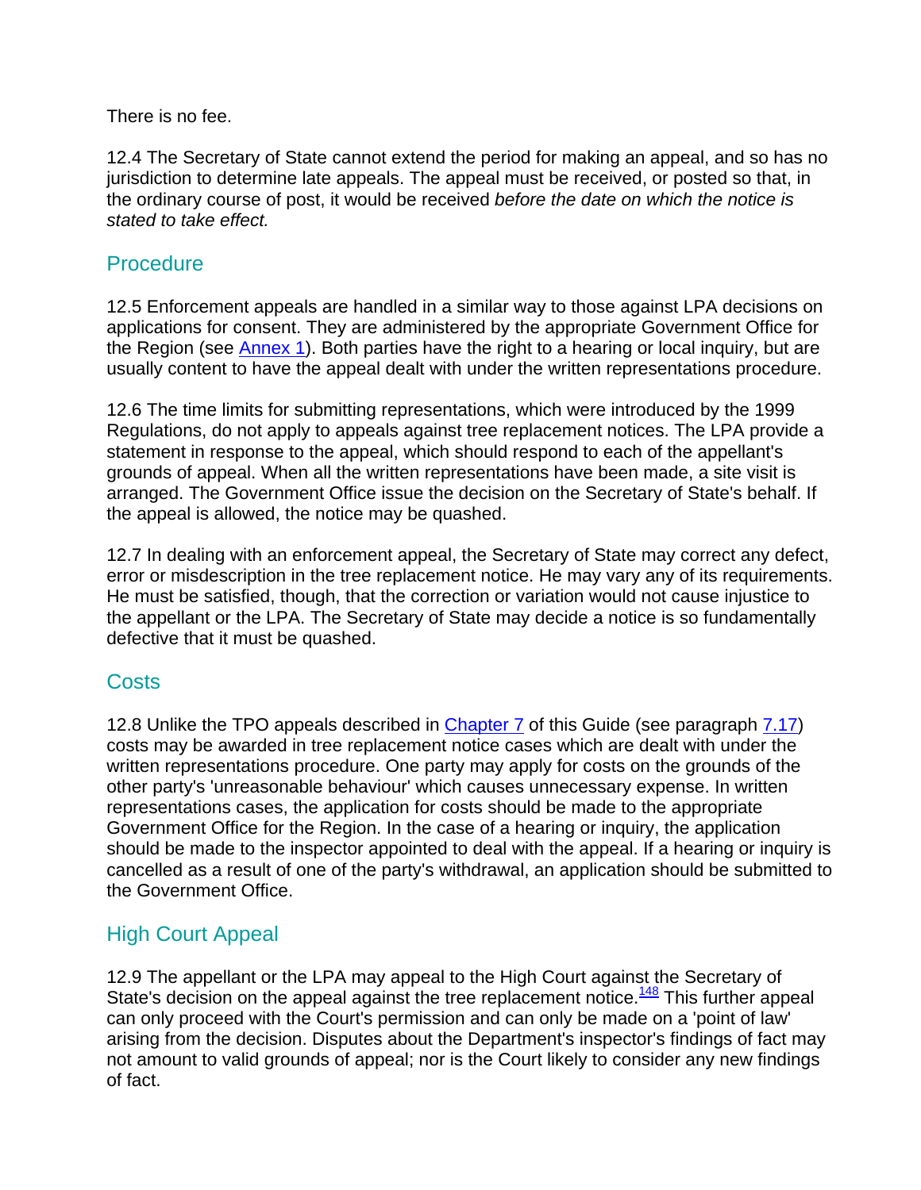There is no fee.

12.4 The Secretary of State cannot extend the period for making an appeal, and so has no jurisdiction to determine late appeals. The appeal must be received, or posted so that, in the ordinary course of post, it would be received *before the date on which the notice is stated to take effect.*

## Procedure

12.5 Enforcement appeals are handled in a similar way to those against LPA decisions on applications for consent. They are administered by the appropriate Government Office for the Region (see Annex 1). Both parties have the right to a hearing or local inquiry, but are usually content to have the appeal dealt with under the written representations procedure.

12.6 The time limits for submitting representations, which were introduced by the 1999 Regulations, do not apply to appeals against tree replacement notices. The LPA provide a statement in response to the appeal, which should respond to each of the appellant's grounds of appeal. When all the written representations have been made, a site visit is arranged. The Government Office issue the decision on the Secretary of State's behalf. If the appeal is allowed, the notice may be quashed.

12.7 In dealing with an enforcement appeal, the Secretary of State may correct any defect, error or misdescription in the tree replacement notice. He may vary any of its requirements. He must be satisfied, though, that the correction or variation would not cause injustice to the appellant or the LPA. The Secretary of State may decide a notice is so fundamentally defective that it must be quashed.

## Costs

12.8 Unlike the TPO appeals described in Chapter 7 of this Guide (see paragraph 7.17) costs may be awarded in tree replacement notice cases which are dealt with under the written representations procedure. One party may apply for costs on the grounds of the other party's 'unreasonable behaviour' which causes unnecessary expense. In written representations cases, the application for costs should be made to the appropriate Government Office for the Region. In the case of a hearing or inquiry, the application should be made to the inspector appointed to deal with the appeal. If a hearing or inquiry is cancelled as a result of one of the party's withdrawal, an application should be submitted to the Government Office.

## High Court Appeal

12.9 The appellant or the LPA may appeal to the High Court against the Secretary of State's decision on the appeal against the tree replacement notice.[148] This further appeal can only proceed with the Court's permission and can only be made on a 'point of law' arising from the decision. Disputes about the Department's inspector's findings of fact may not amount to valid grounds of appeal; nor is the Court likely to consider any new findings of fact.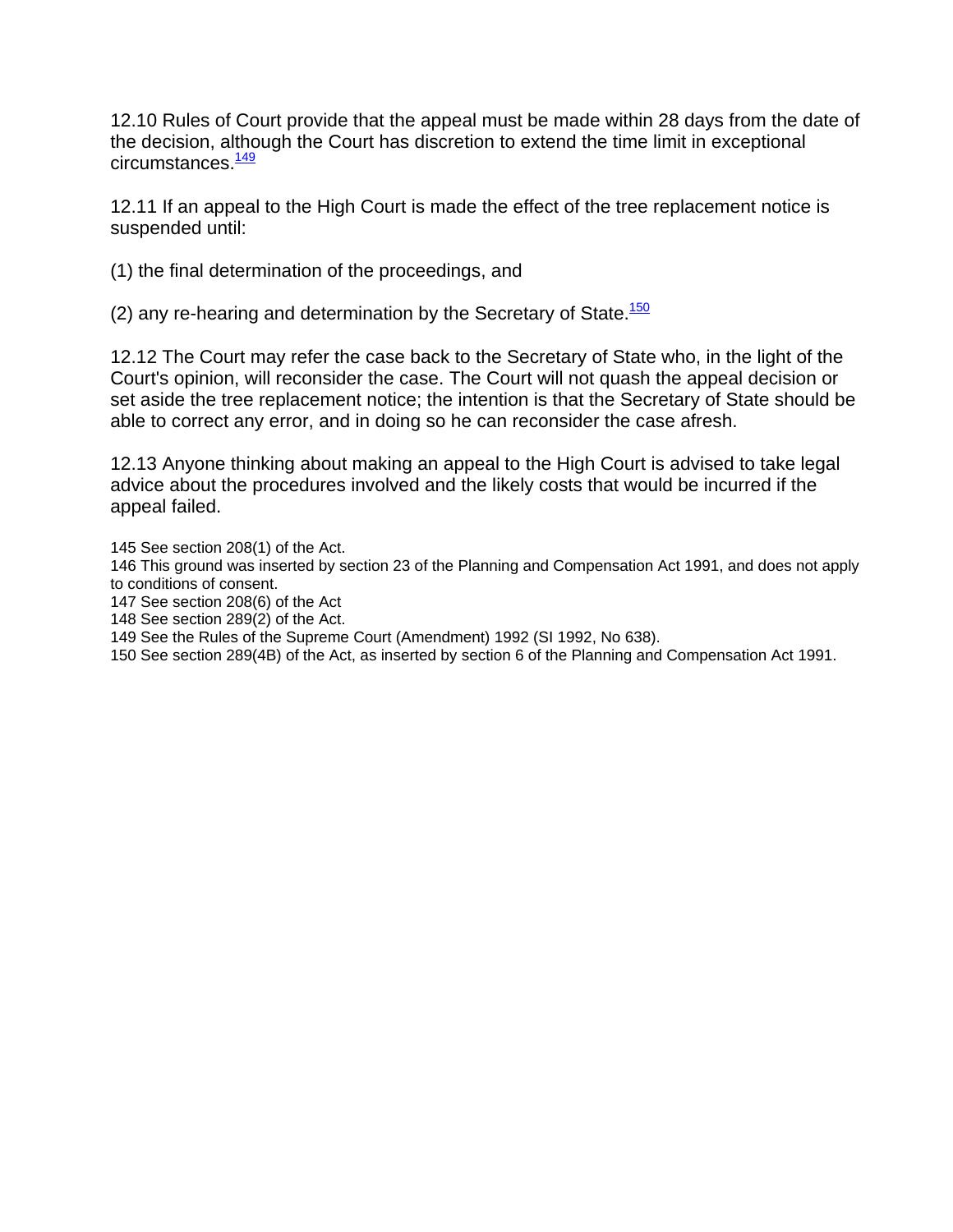12.10 Rules of Court provide that the appeal must be made within 28 days from the date of the decision, although the Court has discretion to extend the time limit in exceptional circumstances.[149]

12.11 If an appeal to the High Court is made the effect of the tree replacement notice is suspended until:

(1) the final determination of the proceedings, and

(2) any re-hearing and determination by the Secretary of State.[150]

12.12 The Court may refer the case back to the Secretary of State who, in the light of the Court's opinion, will reconsider the case. The Court will not quash the appeal decision or set aside the tree replacement notice; the intention is that the Secretary of State should be able to correct any error, and in doing so he can reconsider the case afresh.

12.13 Anyone thinking about making an appeal to the High Court is advised to take legal advice about the procedures involved and the likely costs that would be incurred if the appeal failed.

145 See section 208(1) of the Act.
146 This ground was inserted by section 23 of the Planning and Compensation Act 1991, and does not apply to conditions of consent.
147 See section 208(6) of the Act
148 See section 289(2) of the Act.
149 See the Rules of the Supreme Court (Amendment) 1992 (SI 1992, No 638).
150 See section 289(4B) of the Act, as inserted by section 6 of the Planning and Compensation Act 1991.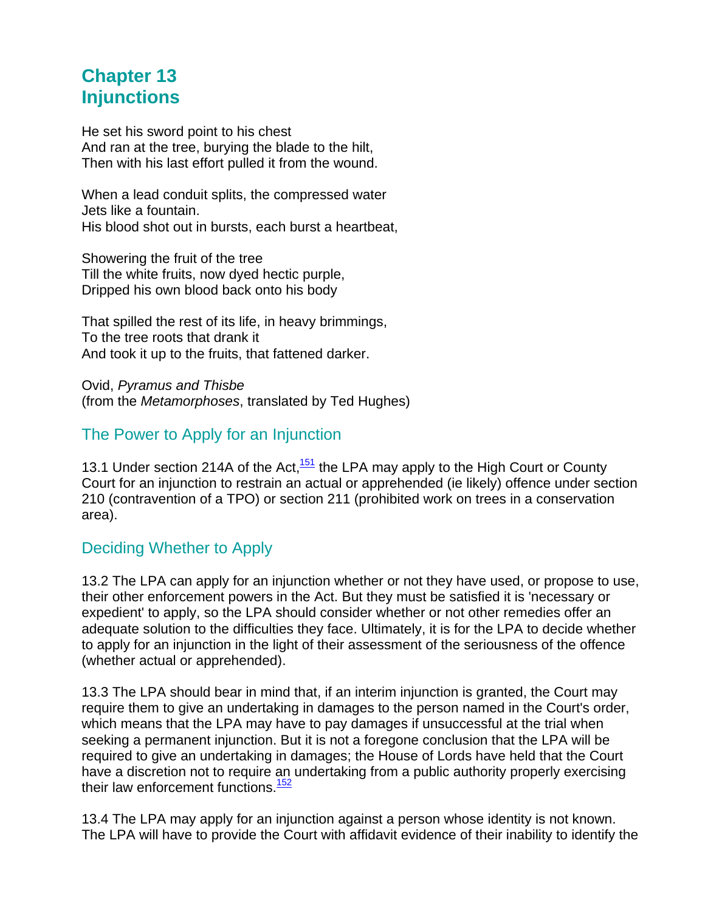# Chapter 13
# Injunctions

He set his sword point to his chest  
And ran at the tree, burying the blade to the hilt,  
Then with his last effort pulled it from the wound.

When a lead conduit splits, the compressed water  
Jets like a fountain.  
His blood shot out in bursts, each burst a heartbeat,

Showering the fruit of the tree  
Till the white fruits, now dyed hectic purple,  
Dripped his own blood back onto his body

That spilled the rest of its life, in heavy brimmings,  
To the tree roots that drank it  
And took it up to the fruits, that fattened darker.

Ovid, *Pyramus and Thisbe*  
(from the *Metamorphoses*, translated by Ted Hughes)

## The Power to Apply for an Injunction

13.1 Under section 214A of the Act,[151] the LPA may apply to the High Court or County Court for an injunction to restrain an actual or apprehended (ie likely) offence under section 210 (contravention of a TPO) or section 211 (prohibited work on trees in a conservation area).

## Deciding Whether to Apply

13.2 The LPA can apply for an injunction whether or not they have used, or propose to use, their other enforcement powers in the Act. But they must be satisfied it is 'necessary or expedient' to apply, so the LPA should consider whether or not other remedies offer an adequate solution to the difficulties they face. Ultimately, it is for the LPA to decide whether to apply for an injunction in the light of their assessment of the seriousness of the offence (whether actual or apprehended).

13.3 The LPA should bear in mind that, if an interim injunction is granted, the Court may require them to give an undertaking in damages to the person named in the Court's order, which means that the LPA may have to pay damages if unsuccessful at the trial when seeking a permanent injunction. But it is not a foregone conclusion that the LPA will be required to give an undertaking in damages; the House of Lords have held that the Court have a discretion not to require an undertaking from a public authority properly exercising their law enforcement functions.[152]

13.4 The LPA may apply for an injunction against a person whose identity is not known. The LPA will have to provide the Court with affidavit evidence of their inability to identify the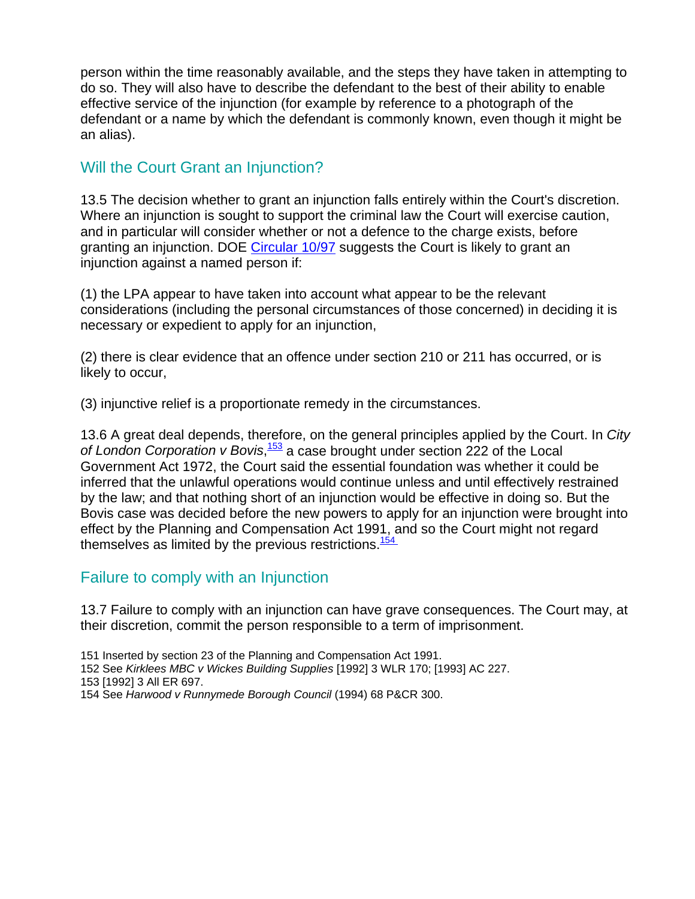person within the time reasonably available, and the steps they have taken in attempting to do so. They will also have to describe the defendant to the best of their ability to enable effective service of the injunction (for example by reference to a photograph of the defendant or a name by which the defendant is commonly known, even though it might be an alias).

## Will the Court Grant an Injunction?

13.5 The decision whether to grant an injunction falls entirely within the Court's discretion. Where an injunction is sought to support the criminal law the Court will exercise caution, and in particular will consider whether or not a defence to the charge exists, before granting an injunction. DOE Circular 10/97 suggests the Court is likely to grant an injunction against a named person if:

(1) the LPA appear to have taken into account what appear to be the relevant considerations (including the personal circumstances of those concerned) in deciding it is necessary or expedient to apply for an injunction,

(2) there is clear evidence that an offence under section 210 or 211 has occurred, or is likely to occur,

(3) injunctive relief is a proportionate remedy in the circumstances.

13.6 A great deal depends, therefore, on the general principles applied by the Court. In *City of London Corporation v Bovis*,[153] a case brought under section 222 of the Local Government Act 1972, the Court said the essential foundation was whether it could be inferred that the unlawful operations would continue unless and until effectively restrained by the law; and that nothing short of an injunction would be effective in doing so. But the Bovis case was decided before the new powers to apply for an injunction were brought into effect by the Planning and Compensation Act 1991, and so the Court might not regard themselves as limited by the previous restrictions.[154]

## Failure to comply with an Injunction

13.7 Failure to comply with an injunction can have grave consequences. The Court may, at their discretion, commit the person responsible to a term of imprisonment.

151 Inserted by section 23 of the Planning and Compensation Act 1991.
152 See *Kirklees MBC v Wickes Building Supplies* [1992] 3 WLR 170; [1993] AC 227.
153 [1992] 3 All ER 697.
154 See *Harwood v Runnymede Borough Council* (1994) 68 P&CR 300.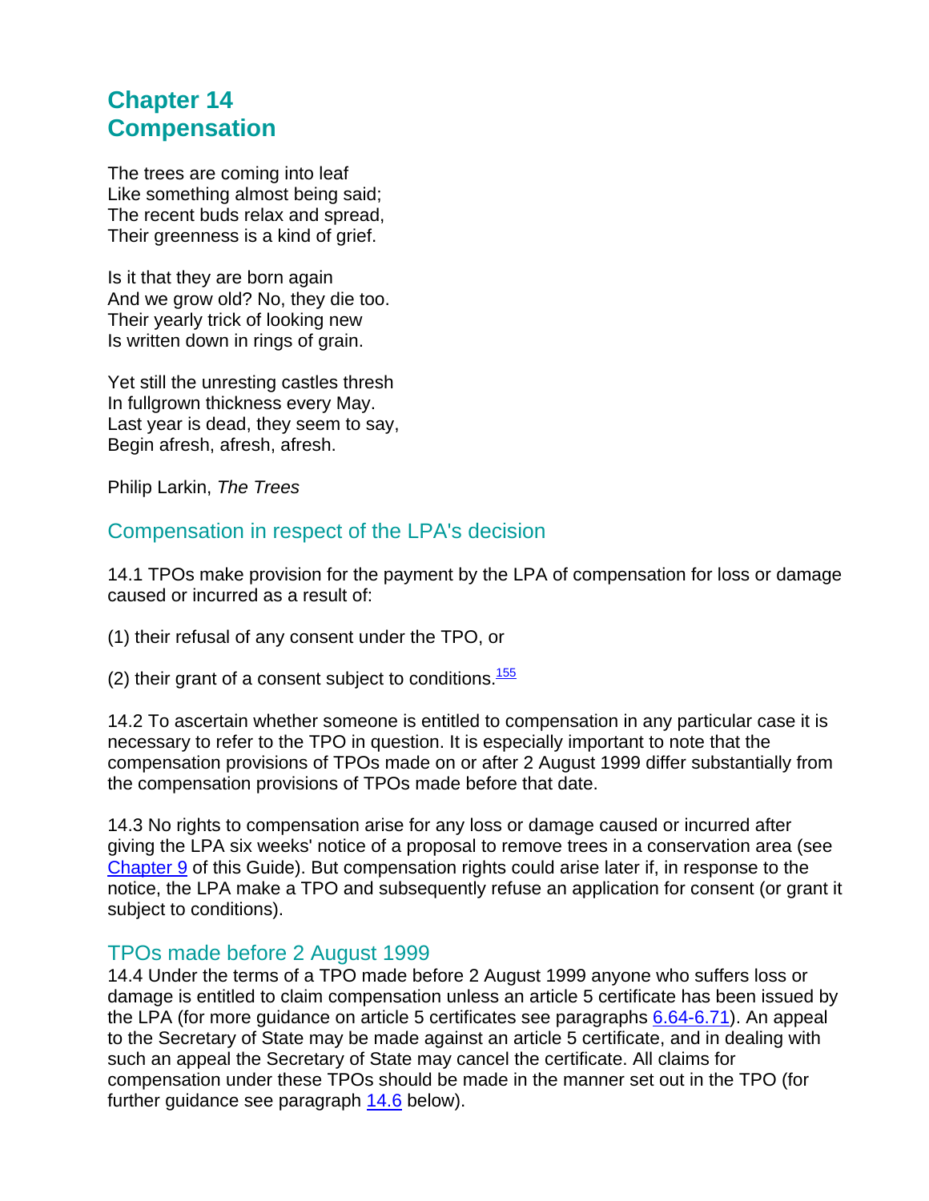# Chapter 14
# Compensation

The trees are coming into leaf
Like something almost being said;
The recent buds relax and spread,
Their greenness is a kind of grief.

Is it that they are born again
And we grow old? No, they die too.
Their yearly trick of looking new
Is written down in rings of grain.

Yet still the unresting castles thresh
In fullgrown thickness every May.
Last year is dead, they seem to say,
Begin afresh, afresh, afresh.

Philip Larkin, *The Trees*

## Compensation in respect of the LPA's decision

14.1 TPOs make provision for the payment by the LPA of compensation for loss or damage caused or incurred as a result of:

(1) their refusal of any consent under the TPO, or

(2) their grant of a consent subject to conditions.[155]

14.2 To ascertain whether someone is entitled to compensation in any particular case it is necessary to refer to the TPO in question. It is especially important to note that the compensation provisions of TPOs made on or after 2 August 1999 differ substantially from the compensation provisions of TPOs made before that date.

14.3 No rights to compensation arise for any loss or damage caused or incurred after giving the LPA six weeks' notice of a proposal to remove trees in a conservation area (see Chapter 9 of this Guide). But compensation rights could arise later if, in response to the notice, the LPA make a TPO and subsequently refuse an application for consent (or grant it subject to conditions).

## TPOs made before 2 August 1999

14.4 Under the terms of a TPO made before 2 August 1999 anyone who suffers loss or damage is entitled to claim compensation unless an article 5 certificate has been issued by the LPA (for more guidance on article 5 certificates see paragraphs 6.64-6.71). An appeal to the Secretary of State may be made against an article 5 certificate, and in dealing with such an appeal the Secretary of State may cancel the certificate. All claims for compensation under these TPOs should be made in the manner set out in the TPO (for further guidance see paragraph 14.6 below).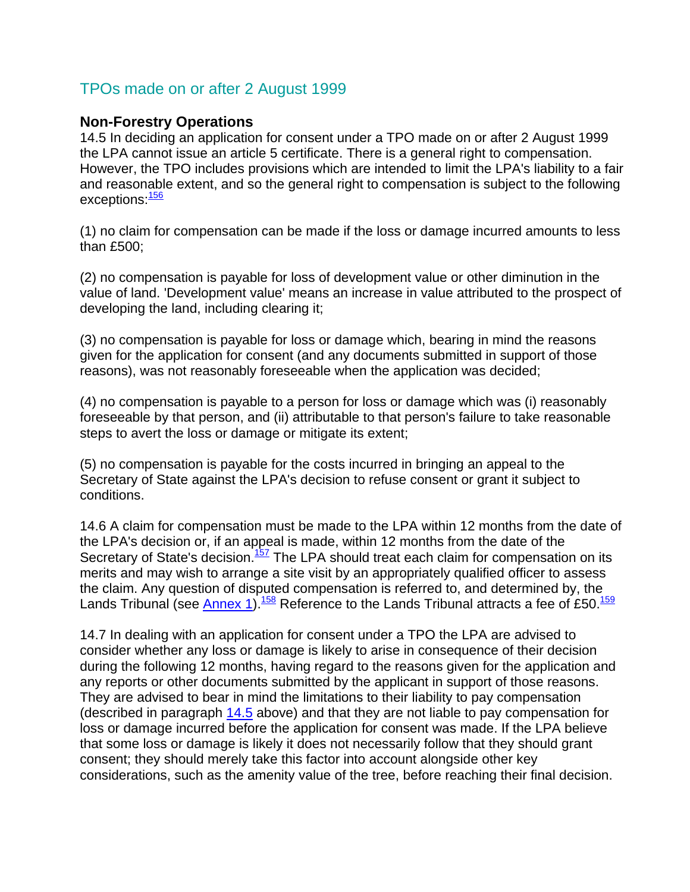## TPOs made on or after 2 August 1999

### Non-Forestry Operations

14.5 In deciding an application for consent under a TPO made on or after 2 August 1999 the LPA cannot issue an article 5 certificate. There is a general right to compensation. However, the TPO includes provisions which are intended to limit the LPA's liability to a fair and reasonable extent, and so the general right to compensation is subject to the following exceptions:[156]

(1) no claim for compensation can be made if the loss or damage incurred amounts to less than £500;

(2) no compensation is payable for loss of development value or other diminution in the value of land. 'Development value' means an increase in value attributed to the prospect of developing the land, including clearing it;

(3) no compensation is payable for loss or damage which, bearing in mind the reasons given for the application for consent (and any documents submitted in support of those reasons), was not reasonably foreseeable when the application was decided;

(4) no compensation is payable to a person for loss or damage which was (i) reasonably foreseeable by that person, and (ii) attributable to that person's failure to take reasonable steps to avert the loss or damage or mitigate its extent;

(5) no compensation is payable for the costs incurred in bringing an appeal to the Secretary of State against the LPA's decision to refuse consent or grant it subject to conditions.

14.6 A claim for compensation must be made to the LPA within 12 months from the date of the LPA's decision or, if an appeal is made, within 12 months from the date of the Secretary of State's decision.[157] The LPA should treat each claim for compensation on its merits and may wish to arrange a site visit by an appropriately qualified officer to assess the claim. Any question of disputed compensation is referred to, and determined by, the Lands Tribunal (see Annex 1).[158] Reference to the Lands Tribunal attracts a fee of £50.[159]

14.7 In dealing with an application for consent under a TPO the LPA are advised to consider whether any loss or damage is likely to arise in consequence of their decision during the following 12 months, having regard to the reasons given for the application and any reports or other documents submitted by the applicant in support of those reasons. They are advised to bear in mind the limitations to their liability to pay compensation (described in paragraph 14.5 above) and that they are not liable to pay compensation for loss or damage incurred before the application for consent was made. If the LPA believe that some loss or damage is likely it does not necessarily follow that they should grant consent; they should merely take this factor into account alongside other key considerations, such as the amenity value of the tree, before reaching their final decision.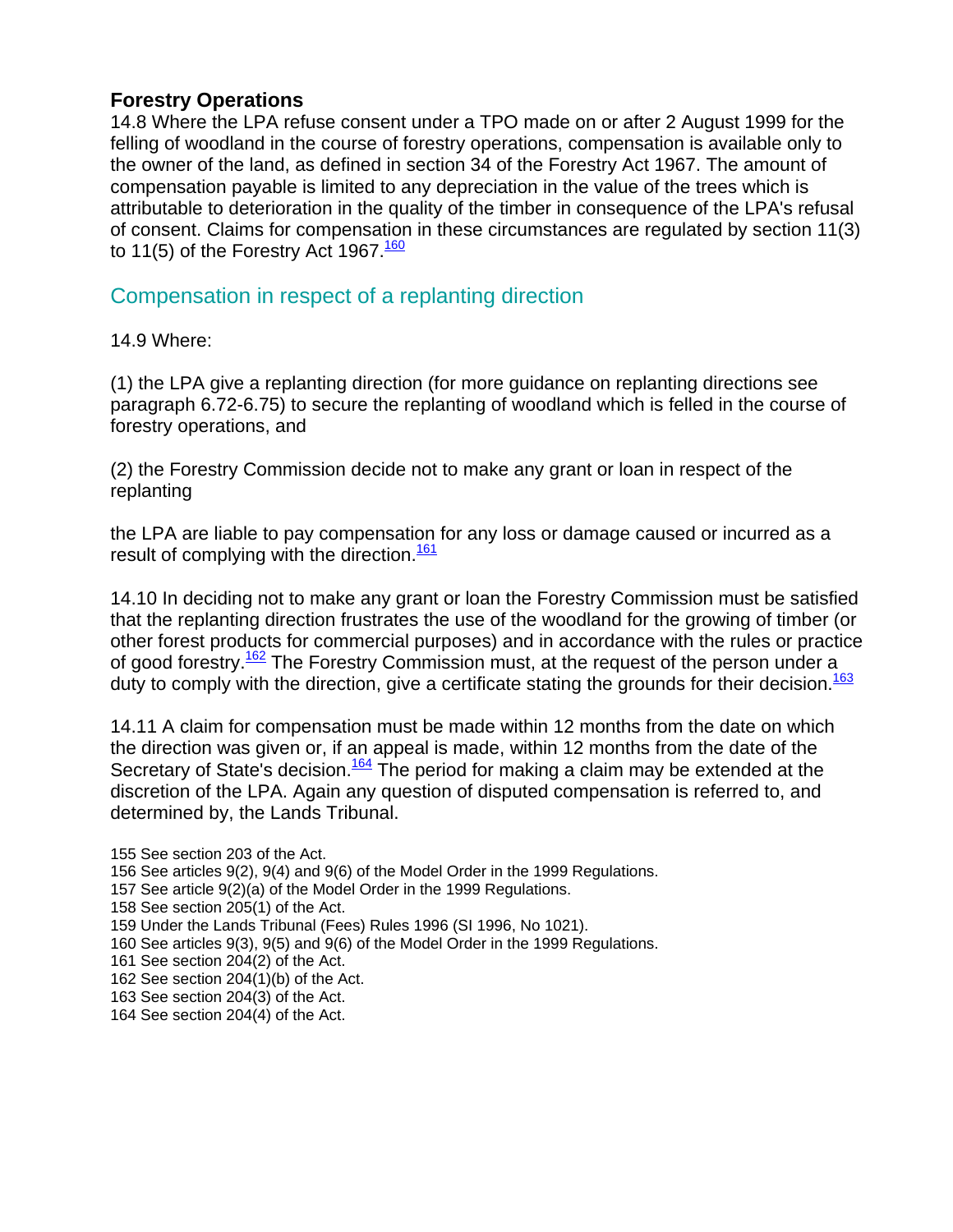**Forestry Operations**

14.8 Where the LPA refuse consent under a TPO made on or after 2 August 1999 for the felling of woodland in the course of forestry operations, compensation is available only to the owner of the land, as defined in section 34 of the Forestry Act 1967. The amount of compensation payable is limited to any depreciation in the value of the trees which is attributable to deterioration in the quality of the timber in consequence of the LPA's refusal of consent. Claims for compensation in these circumstances are regulated by section 11(3) to 11(5) of the Forestry Act 1967.[160]

## Compensation in respect of a replanting direction

14.9 Where:

(1) the LPA give a replanting direction (for more guidance on replanting directions see paragraph 6.72-6.75) to secure the replanting of woodland which is felled in the course of forestry operations, and

(2) the Forestry Commission decide not to make any grant or loan in respect of the replanting

the LPA are liable to pay compensation for any loss or damage caused or incurred as a result of complying with the direction.[161]

14.10 In deciding not to make any grant or loan the Forestry Commission must be satisfied that the replanting direction frustrates the use of the woodland for the growing of timber (or other forest products for commercial purposes) and in accordance with the rules or practice of good forestry.[162] The Forestry Commission must, at the request of the person under a duty to comply with the direction, give a certificate stating the grounds for their decision.[163]

14.11 A claim for compensation must be made within 12 months from the date on which the direction was given or, if an appeal is made, within 12 months from the date of the Secretary of State's decision.[164] The period for making a claim may be extended at the discretion of the LPA. Again any question of disputed compensation is referred to, and determined by, the Lands Tribunal.

155 See section 203 of the Act.
156 See articles 9(2), 9(4) and 9(6) of the Model Order in the 1999 Regulations.
157 See article 9(2)(a) of the Model Order in the 1999 Regulations.
158 See section 205(1) of the Act.
159 Under the Lands Tribunal (Fees) Rules 1996 (SI 1996, No 1021).
160 See articles 9(3), 9(5) and 9(6) of the Model Order in the 1999 Regulations.
161 See section 204(2) of the Act.
162 See section 204(1)(b) of the Act.
163 See section 204(3) of the Act.
164 See section 204(4) of the Act.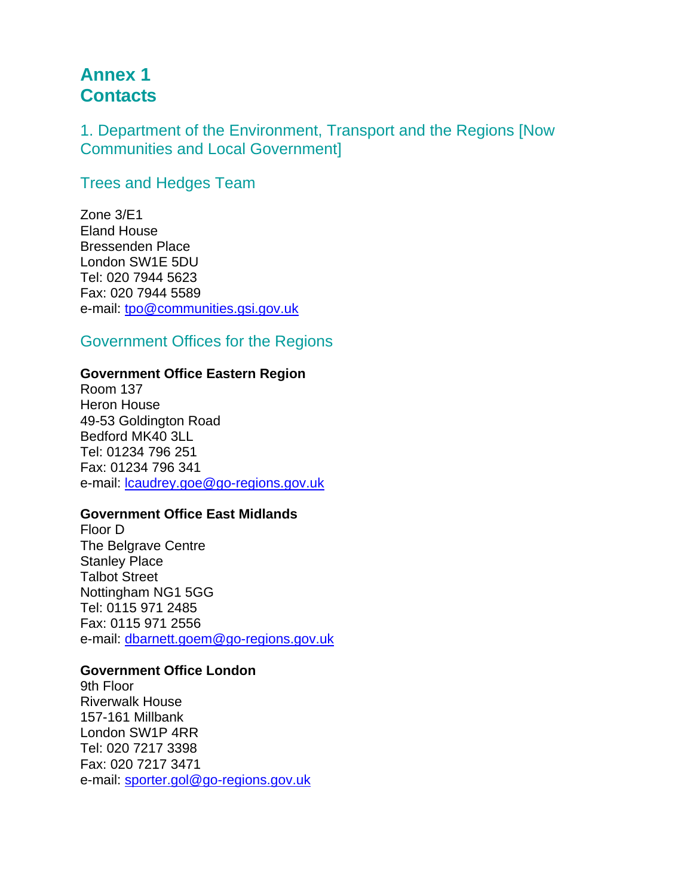# Annex 1
# Contacts

## 1. Department of the Environment, Transport and the Regions [Now Communities and Local Government]

### Trees and Hedges Team

Zone 3/E1
Eland House
Bressenden Place
London SW1E 5DU
Tel: 020 7944 5623
Fax: 020 7944 5589
e-mail: tpo@communities.gsi.gov.uk

### Government Offices for the Regions

**Government Office Eastern Region**
Room 137
Heron House
49-53 Goldington Road
Bedford MK40 3LL
Tel: 01234 796 251
Fax: 01234 796 341
e-mail: lcaudrey.goe@go-regions.gov.uk

**Government Office East Midlands**
Floor D
The Belgrave Centre
Stanley Place
Talbot Street
Nottingham NG1 5GG
Tel: 0115 971 2485
Fax: 0115 971 2556
e-mail: dbarnett.goem@go-regions.gov.uk

**Government Office London**
9th Floor
Riverwalk House
157-161 Millbank
London SW1P 4RR
Tel: 020 7217 3398
Fax: 020 7217 3471
e-mail: sporter.gol@go-regions.gov.uk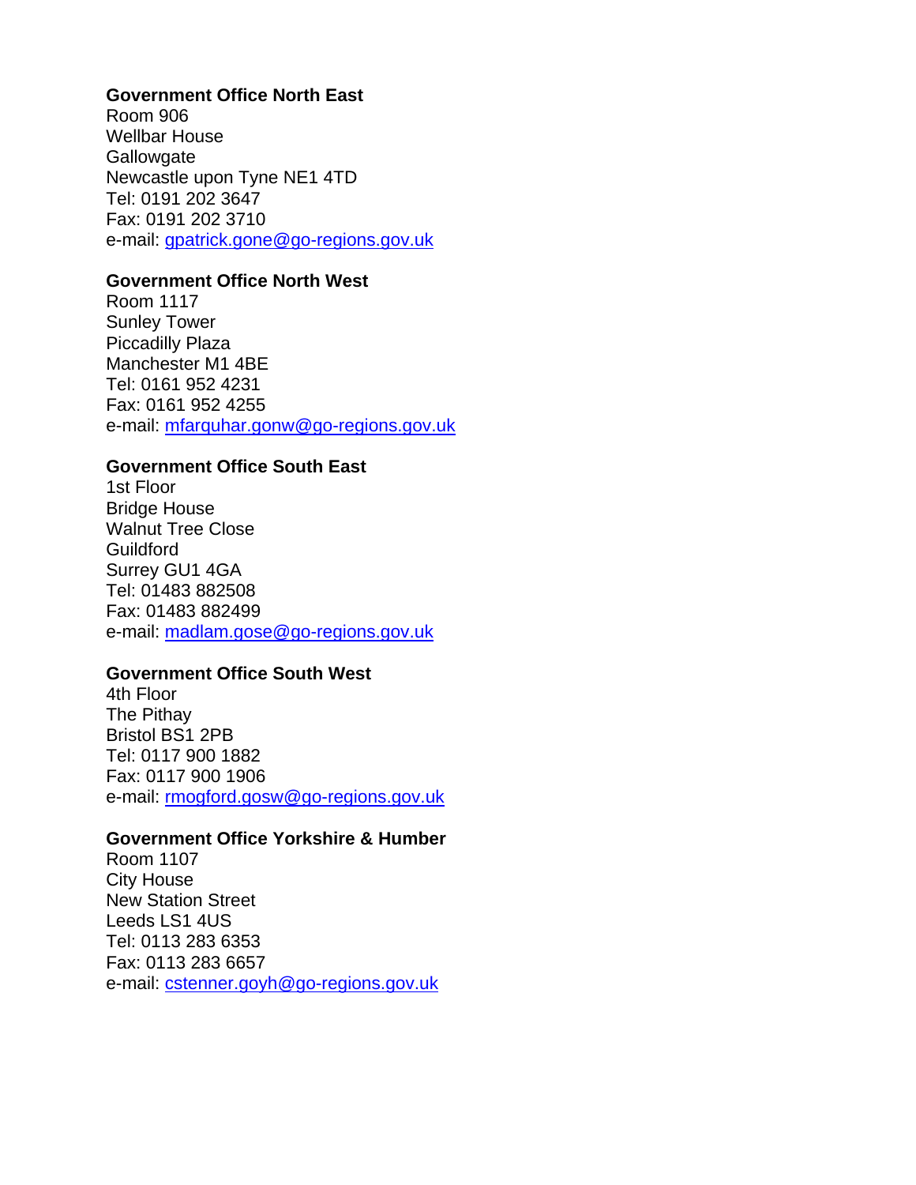**Government Office North East**
Room 906
Wellbar House
Gallowgate
Newcastle upon Tyne NE1 4TD
Tel: 0191 202 3647
Fax: 0191 202 3710
e-mail: gpatrick.gone@go-regions.gov.uk

**Government Office North West**
Room 1117
Sunley Tower
Piccadilly Plaza
Manchester M1 4BE
Tel: 0161 952 4231
Fax: 0161 952 4255
e-mail: mfarquhar.gonw@go-regions.gov.uk

**Government Office South East**
1st Floor
Bridge House
Walnut Tree Close
Guildford
Surrey GU1 4GA
Tel: 01483 882508
Fax: 01483 882499
e-mail: madlam.gose@go-regions.gov.uk

**Government Office South West**
4th Floor
The Pithay
Bristol BS1 2PB
Tel: 0117 900 1882
Fax: 0117 900 1906
e-mail: rmogford.gosw@go-regions.gov.uk

**Government Office Yorkshire & Humber**
Room 1107
City House
New Station Street
Leeds LS1 4US
Tel: 0113 283 6353
Fax: 0113 283 6657
e-mail: cstenner.goyh@go-regions.gov.uk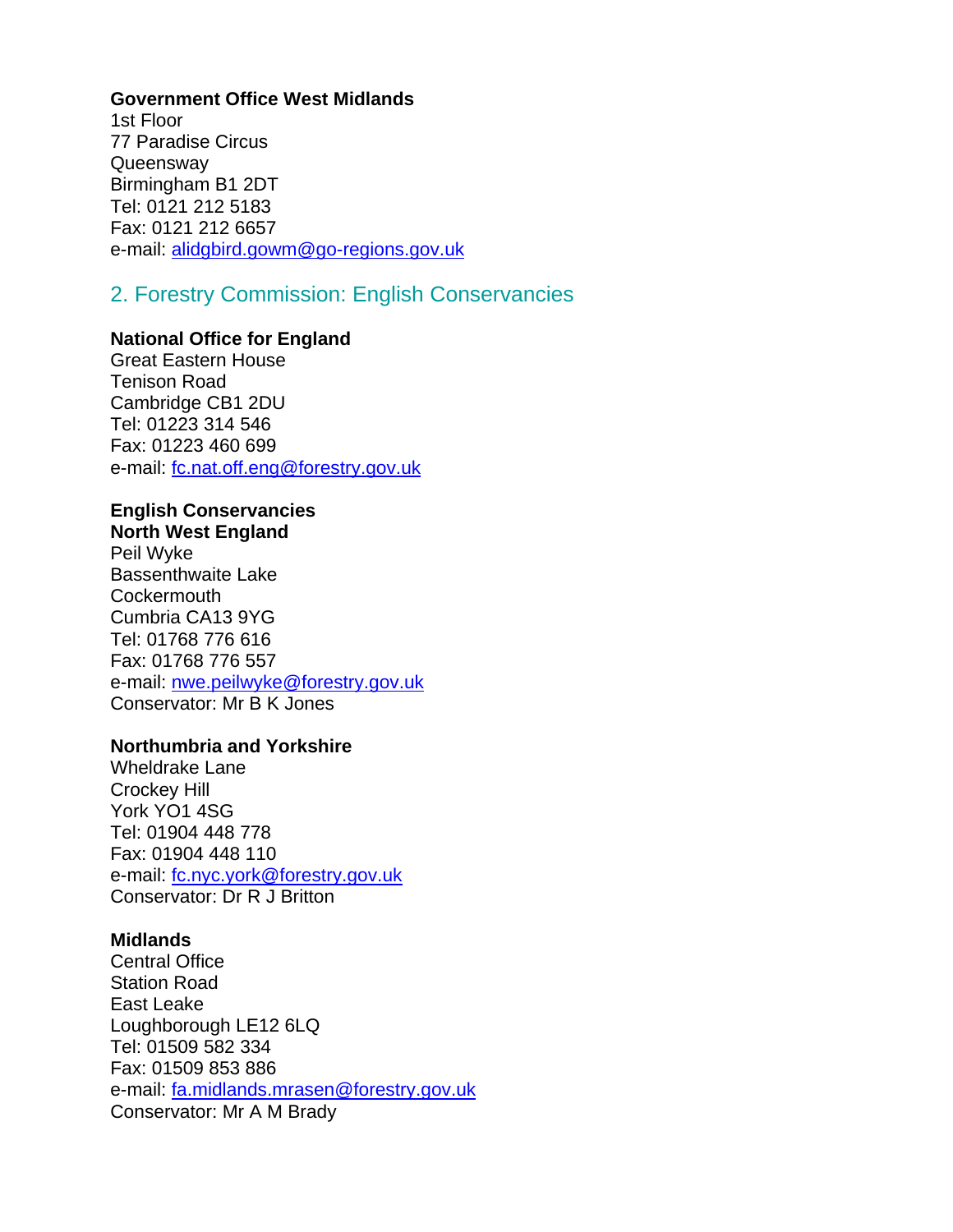**Government Office West Midlands**
1st Floor
77 Paradise Circus
Queensway
Birmingham B1 2DT
Tel: 0121 212 5183
Fax: 0121 212 6657
e-mail: alidgbird.gowm@go-regions.gov.uk

## 2. Forestry Commission: English Conservancies

**National Office for England**
Great Eastern House
Tenison Road
Cambridge CB1 2DU
Tel: 01223 314 546
Fax: 01223 460 699
e-mail: fc.nat.off.eng@forestry.gov.uk

**English Conservancies**
**North West England**
Peil Wyke
Bassenthwaite Lake
Cockermouth
Cumbria CA13 9YG
Tel: 01768 776 616
Fax: 01768 776 557
e-mail: nwe.peilwyke@forestry.gov.uk
Conservator: Mr B K Jones

**Northumbria and Yorkshire**
Wheldrake Lane
Crockey Hill
York YO1 4SG
Tel: 01904 448 778
Fax: 01904 448 110
e-mail: fc.nyc.york@forestry.gov.uk
Conservator: Dr R J Britton

**Midlands**
Central Office
Station Road
East Leake
Loughborough LE12 6LQ
Tel: 01509 582 334
Fax: 01509 853 886
e-mail: fa.midlands.mrasen@forestry.gov.uk
Conservator: Mr A M Brady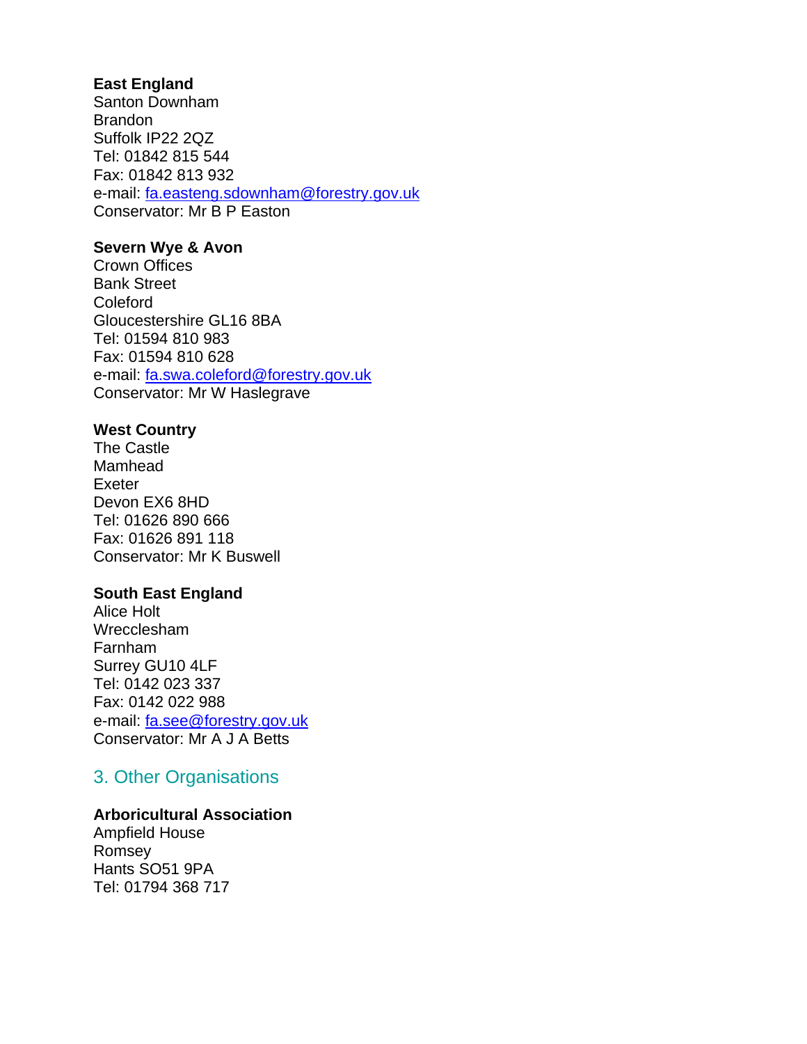**East England**
Santon Downham
Brandon
Suffolk IP22 2QZ
Tel: 01842 815 544
Fax: 01842 813 932
e-mail: fa.easteng.sdownham@forestry.gov.uk
Conservator: Mr B P Easton

**Severn Wye & Avon**
Crown Offices
Bank Street
Coleford
Gloucestershire GL16 8BA
Tel: 01594 810 983
Fax: 01594 810 628
e-mail: fa.swa.coleford@forestry.gov.uk
Conservator: Mr W Haslegrave

**West Country**
The Castle
Mamhead
Exeter
Devon EX6 8HD
Tel: 01626 890 666
Fax: 01626 891 118
Conservator: Mr K Buswell

**South East England**
Alice Holt
Wrecclesham
Farnham
Surrey GU10 4LF
Tel: 0142 023 337
Fax: 0142 022 988
e-mail: fa.see@forestry.gov.uk
Conservator: Mr A J A Betts

## 3. Other Organisations

**Arboricultural Association**
Ampfield House
Romsey
Hants SO51 9PA
Tel: 01794 368 717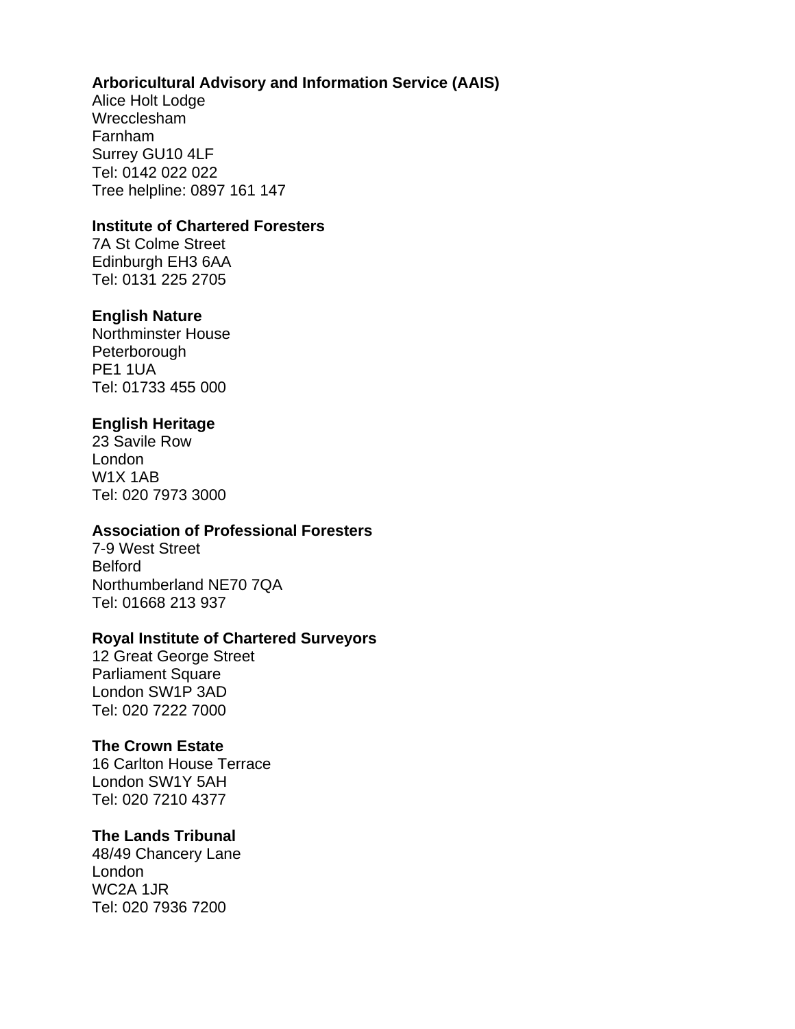**Arboricultural Advisory and Information Service (AAIS)**
Alice Holt Lodge
Wrecclesham
Farnham
Surrey GU10 4LF
Tel: 0142 022 022
Tree helpline: 0897 161 147

**Institute of Chartered Foresters**
7A St Colme Street
Edinburgh EH3 6AA
Tel: 0131 225 2705

**English Nature**
Northminster House
Peterborough
PE1 1UA
Tel: 01733 455 000

**English Heritage**
23 Savile Row
London
W1X 1AB
Tel: 020 7973 3000

**Association of Professional Foresters**
7-9 West Street
Belford
Northumberland NE70 7QA
Tel: 01668 213 937

**Royal Institute of Chartered Surveyors**
12 Great George Street
Parliament Square
London SW1P 3AD
Tel: 020 7222 7000

**The Crown Estate**
16 Carlton House Terrace
London SW1Y 5AH
Tel: 020 7210 4377

**The Lands Tribunal**
48/49 Chancery Lane
London
WC2A 1JR
Tel: 020 7936 7200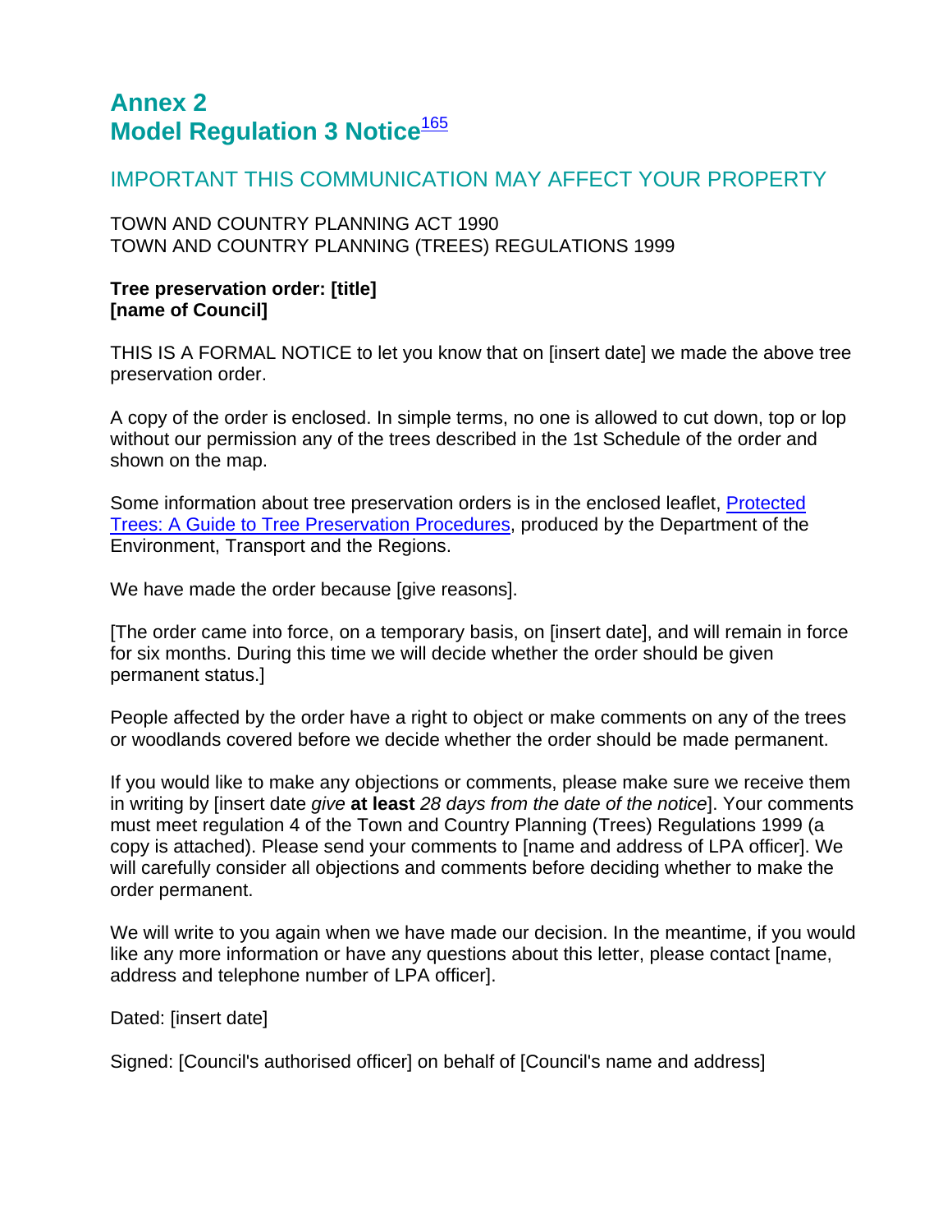# Annex 2
# Model Regulation 3 Notice[165]

## IMPORTANT THIS COMMUNICATION MAY AFFECT YOUR PROPERTY

TOWN AND COUNTRY PLANNING ACT 1990
TOWN AND COUNTRY PLANNING (TREES) REGULATIONS 1999

**Tree preservation order: [title]**
**[name of Council]**

THIS IS A FORMAL NOTICE to let you know that on [insert date] we made the above tree preservation order.

A copy of the order is enclosed. In simple terms, no one is allowed to cut down, top or lop without our permission any of the trees described in the 1st Schedule of the order and shown on the map.

Some information about tree preservation orders is in the enclosed leaflet, Protected Trees: A Guide to Tree Preservation Procedures, produced by the Department of the Environment, Transport and the Regions.

We have made the order because [give reasons].

[The order came into force, on a temporary basis, on [insert date], and will remain in force for six months. During this time we will decide whether the order should be given permanent status.]

People affected by the order have a right to object or make comments on any of the trees or woodlands covered before we decide whether the order should be made permanent.

If you would like to make any objections or comments, please make sure we receive them in writing by [insert date *give* **at least** *28 days from the date of the notice*]. Your comments must meet regulation 4 of the Town and Country Planning (Trees) Regulations 1999 (a copy is attached). Please send your comments to [name and address of LPA officer]. We will carefully consider all objections and comments before deciding whether to make the order permanent.

We will write to you again when we have made our decision. In the meantime, if you would like any more information or have any questions about this letter, please contact [name, address and telephone number of LPA officer].

Dated: [insert date]

Signed: [Council's authorised officer] on behalf of [Council's name and address]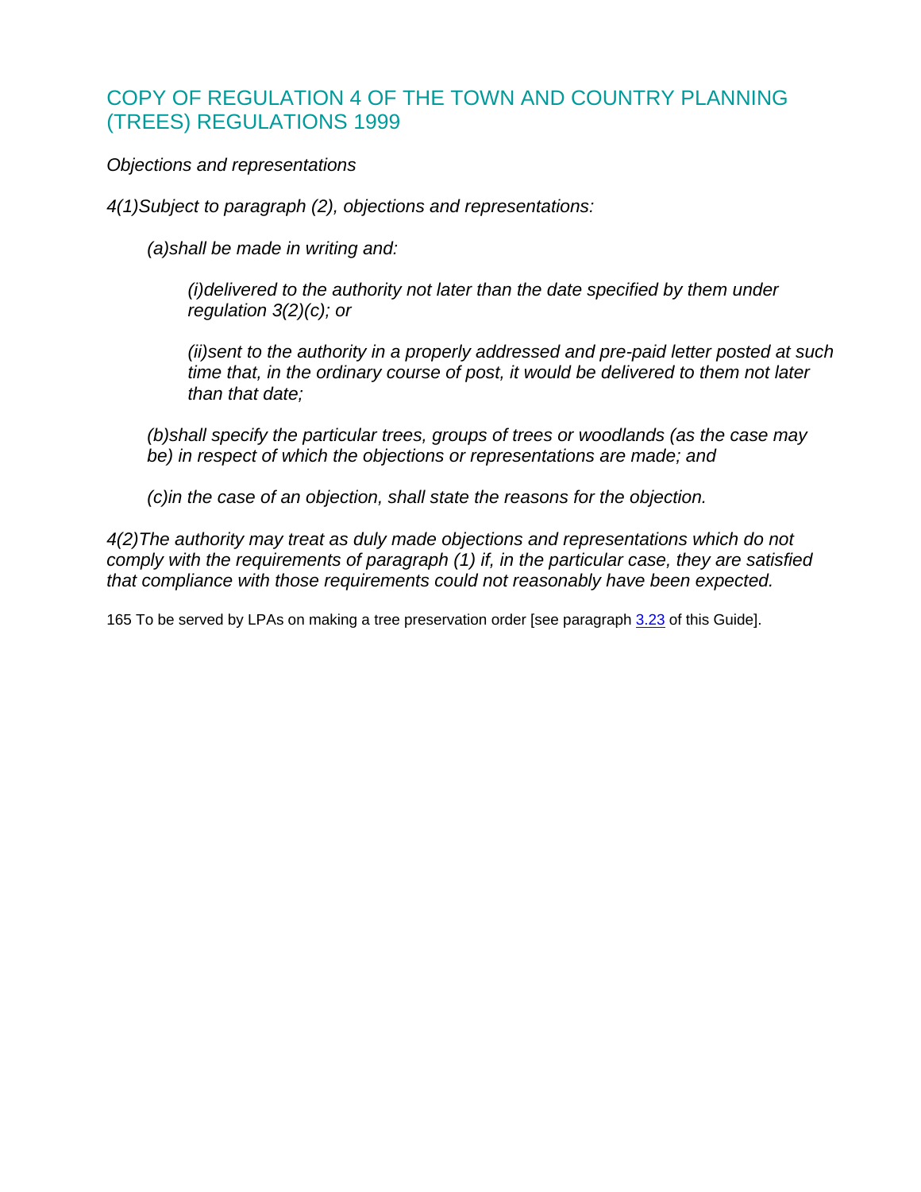## COPY OF REGULATION 4 OF THE TOWN AND COUNTRY PLANNING (TREES) REGULATIONS 1999

*Objections and representations*

*4(1)Subject to paragraph (2), objections and representations:*

> *(a)shall be made in writing and:*
>
> > *(i)delivered to the authority not later than the date specified by them under regulation 3(2)(c); or*
> >
> > *(ii)sent to the authority in a properly addressed and pre-paid letter posted at such time that, in the ordinary course of post, it would be delivered to them not later than that date;*
>
> *(b)shall specify the particular trees, groups of trees or woodlands (as the case may be) in respect of which the objections or representations are made; and*
>
> *(c)in the case of an objection, shall state the reasons for the objection.*

*4(2)The authority may treat as duly made objections and representations which do not comply with the requirements of paragraph (1) if, in the particular case, they are satisfied that compliance with those requirements could not reasonably have been expected.*

165 To be served by LPAs on making a tree preservation order [see paragraph 3.23 of this Guide].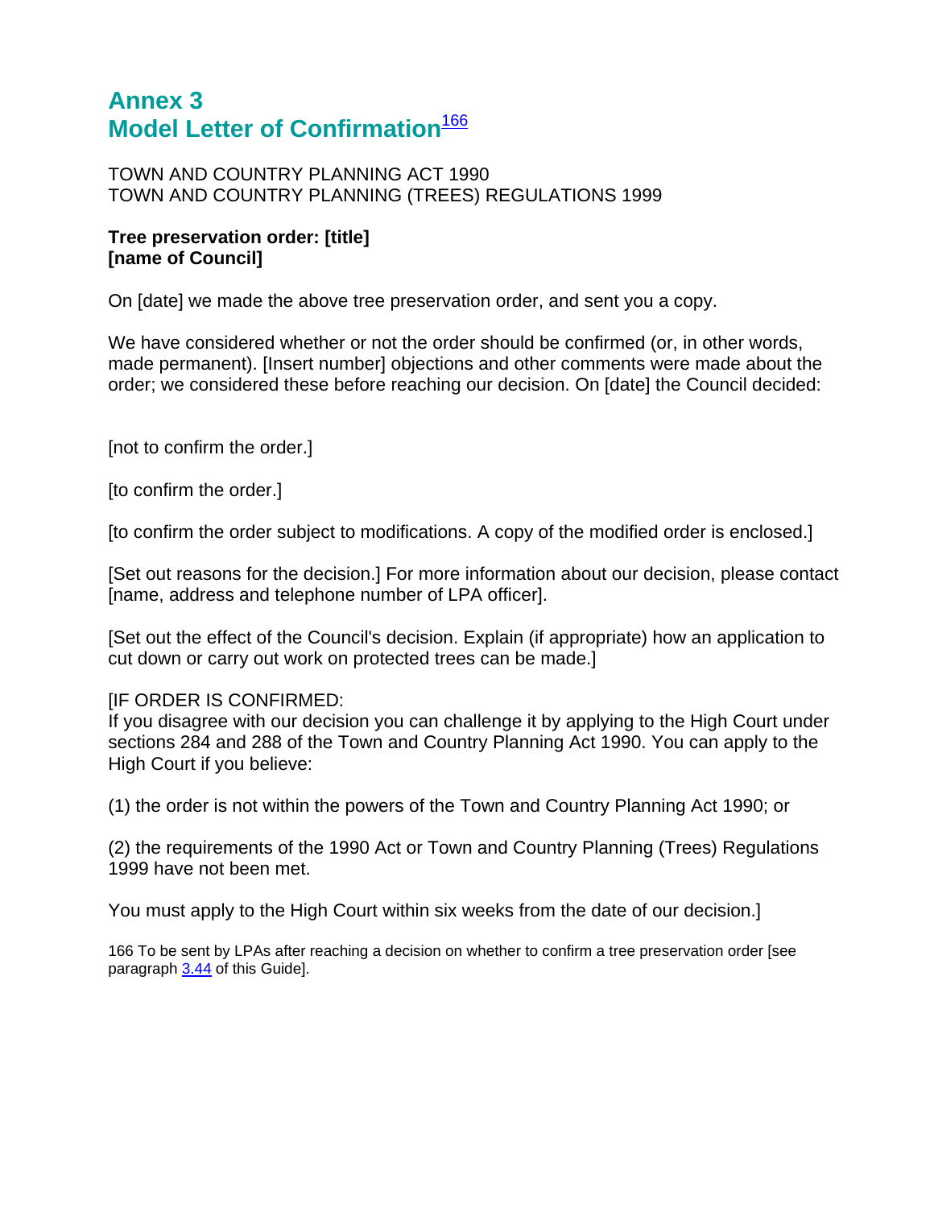# Annex 3
# Model Letter of Confirmation[166]

TOWN AND COUNTRY PLANNING ACT 1990
TOWN AND COUNTRY PLANNING (TREES) REGULATIONS 1999

**Tree preservation order: [title]**
**[name of Council]**

On [date] we made the above tree preservation order, and sent you a copy.

We have considered whether or not the order should be confirmed (or, in other words, made permanent). [Insert number] objections and other comments were made about the order; we considered these before reaching our decision. On [date] the Council decided:

[not to confirm the order.]

[to confirm the order.]

[to confirm the order subject to modifications. A copy of the modified order is enclosed.]

[Set out reasons for the decision.] For more information about our decision, please contact [name, address and telephone number of LPA officer].

[Set out the effect of the Council's decision. Explain (if appropriate) how an application to cut down or carry out work on protected trees can be made.]

[IF ORDER IS CONFIRMED:
If you disagree with our decision you can challenge it by applying to the High Court under sections 284 and 288 of the Town and Country Planning Act 1990. You can apply to the High Court if you believe:

(1) the order is not within the powers of the Town and Country Planning Act 1990; or

(2) the requirements of the 1990 Act or Town and Country Planning (Trees) Regulations 1999 have not been met.

You must apply to the High Court within six weeks from the date of our decision.]

166 To be sent by LPAs after reaching a decision on whether to confirm a tree preservation order [see paragraph 3.44 of this Guide].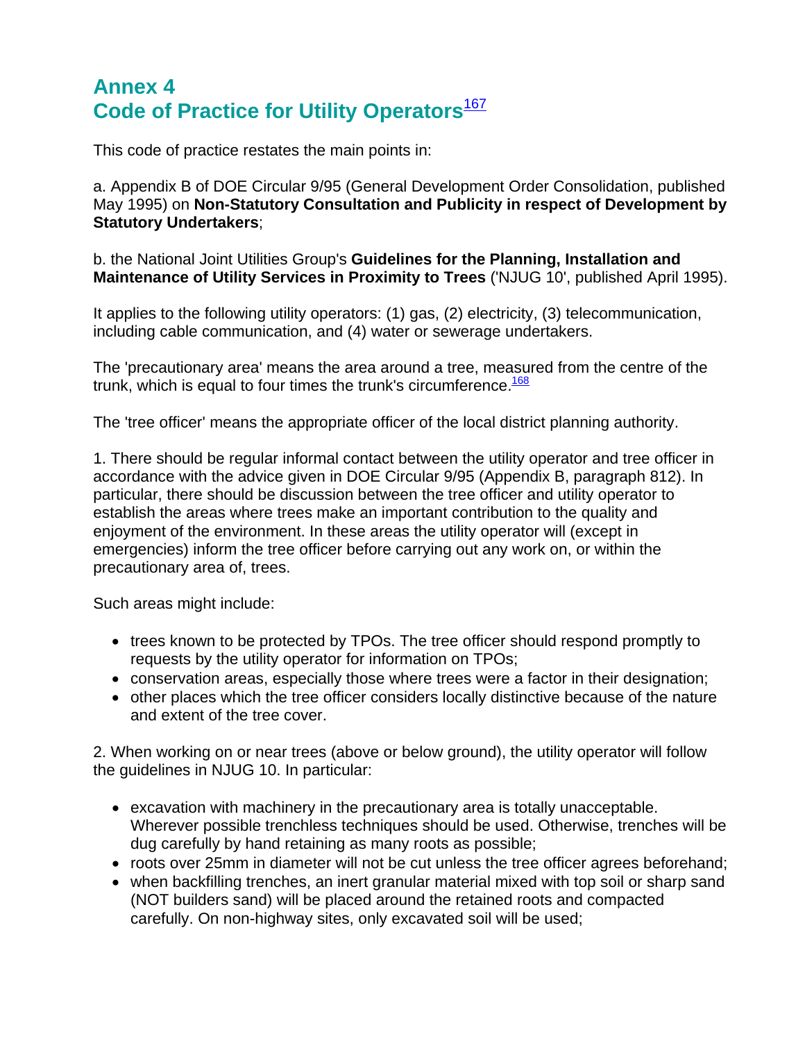# Annex 4
# Code of Practice for Utility Operators[167]

This code of practice restates the main points in:

a. Appendix B of DOE Circular 9/95 (General Development Order Consolidation, published May 1995) on **Non-Statutory Consultation and Publicity in respect of Development by Statutory Undertakers**;

b. the National Joint Utilities Group's **Guidelines for the Planning, Installation and Maintenance of Utility Services in Proximity to Trees** ('NJUG 10', published April 1995).

It applies to the following utility operators: (1) gas, (2) electricity, (3) telecommunication, including cable communication, and (4) water or sewerage undertakers.

The 'precautionary area' means the area around a tree, measured from the centre of the trunk, which is equal to four times the trunk's circumference.[168]

The 'tree officer' means the appropriate officer of the local district planning authority.

1. There should be regular informal contact between the utility operator and tree officer in accordance with the advice given in DOE Circular 9/95 (Appendix B, paragraph 812). In particular, there should be discussion between the tree officer and utility operator to establish the areas where trees make an important contribution to the quality and enjoyment of the environment. In these areas the utility operator will (except in emergencies) inform the tree officer before carrying out any work on, or within the precautionary area of, trees.

Such areas might include:

- trees known to be protected by TPOs. The tree officer should respond promptly to requests by the utility operator for information on TPOs;
- conservation areas, especially those where trees were a factor in their designation;
- other places which the tree officer considers locally distinctive because of the nature and extent of the tree cover.

2. When working on or near trees (above or below ground), the utility operator will follow the guidelines in NJUG 10. In particular:

- excavation with machinery in the precautionary area is totally unacceptable. Wherever possible trenchless techniques should be used. Otherwise, trenches will be dug carefully by hand retaining as many roots as possible;
- roots over 25mm in diameter will not be cut unless the tree officer agrees beforehand;
- when backfilling trenches, an inert granular material mixed with top soil or sharp sand (NOT builders sand) will be placed around the retained roots and compacted carefully. On non-highway sites, only excavated soil will be used;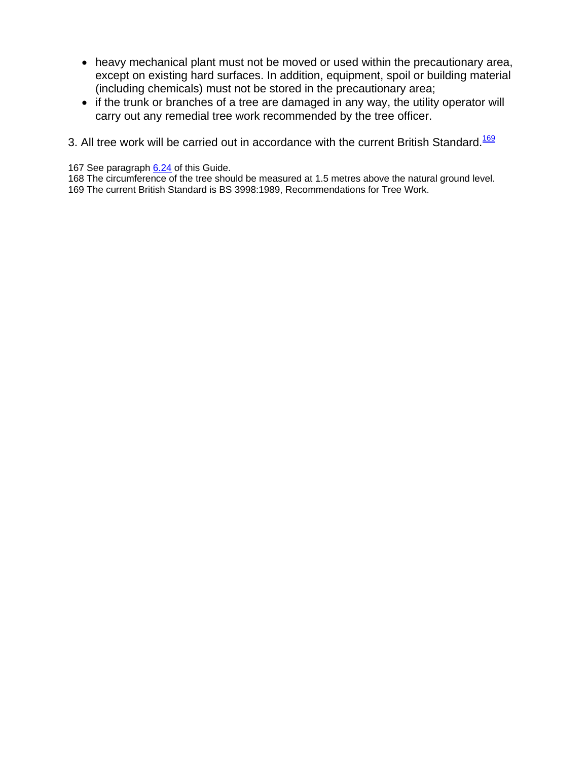- heavy mechanical plant must not be moved or used within the precautionary area, except on existing hard surfaces. In addition, equipment, spoil or building material (including chemicals) must not be stored in the precautionary area;
- if the trunk or branches of a tree are damaged in any way, the utility operator will carry out any remedial tree work recommended by the tree officer.

3. All tree work will be carried out in accordance with the current British Standard.[169]

167 See paragraph 6.24 of this Guide.
168 The circumference of the tree should be measured at 1.5 metres above the natural ground level.
169 The current British Standard is BS 3998:1989, Recommendations for Tree Work.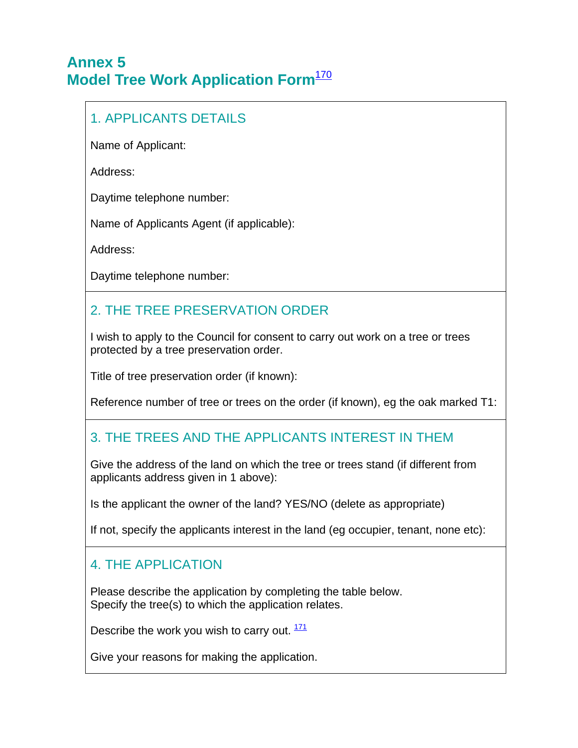# Annex 5
# Model Tree Work Application Form[170]

## 1. APPLICANTS DETAILS

Name of Applicant:

Address:

Daytime telephone number:

Name of Applicants Agent (if applicable):

Address:

Daytime telephone number:

## 2. THE TREE PRESERVATION ORDER

I wish to apply to the Council for consent to carry out work on a tree or trees protected by a tree preservation order.

Title of tree preservation order (if known):

Reference number of tree or trees on the order (if known), eg the oak marked T1:

## 3. THE TREES AND THE APPLICANTS INTEREST IN THEM

Give the address of the land on which the tree or trees stand (if different from applicants address given in 1 above):

Is the applicant the owner of the land? YES/NO (delete as appropriate)

If not, specify the applicants interest in the land (eg occupier, tenant, none etc):

## 4. THE APPLICATION

Please describe the application by completing the table below.
Specify the tree(s) to which the application relates.

Describe the work you wish to carry out. [171]

Give your reasons for making the application.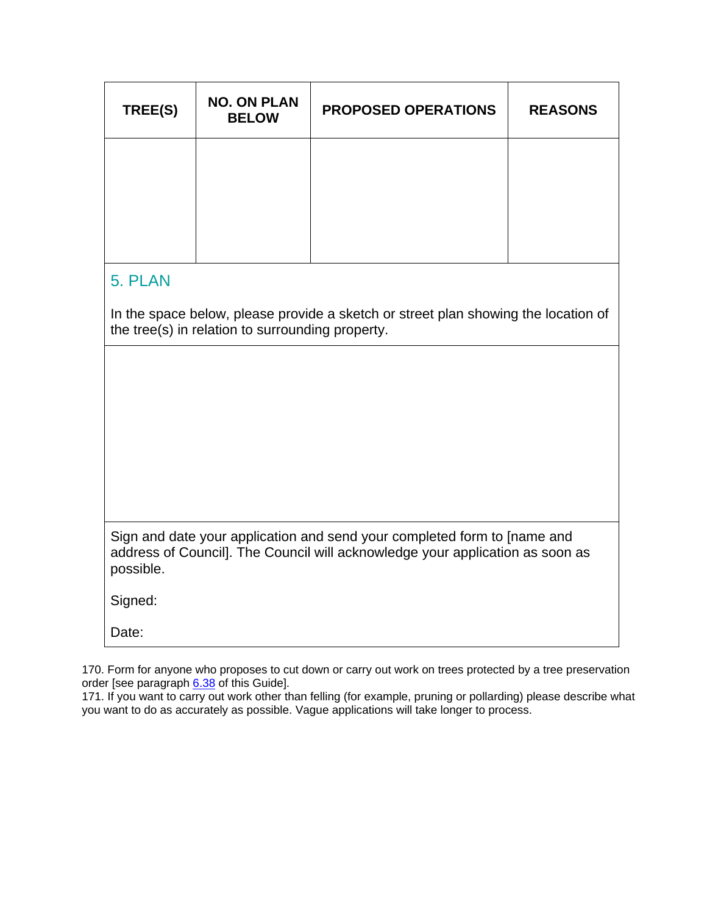| TREE(S) | NO. ON PLAN BELOW | PROPOSED OPERATIONS | REASONS |
|---|---|---|---|
| | | | |

## 5. PLAN

In the space below, please provide a sketch or street plan showing the location of the tree(s) in relation to surrounding property.

Sign and date your application and send your completed form to [name and address of Council]. The Council will acknowledge your application as soon as possible.

Signed:

Date:

170. Form for anyone who proposes to cut down or carry out work on trees protected by a tree preservation order [see paragraph 6.38 of this Guide].

171. If you want to carry out work other than felling (for example, pruning or pollarding) please describe what you want to do as accurately as possible. Vague applications will take longer to process.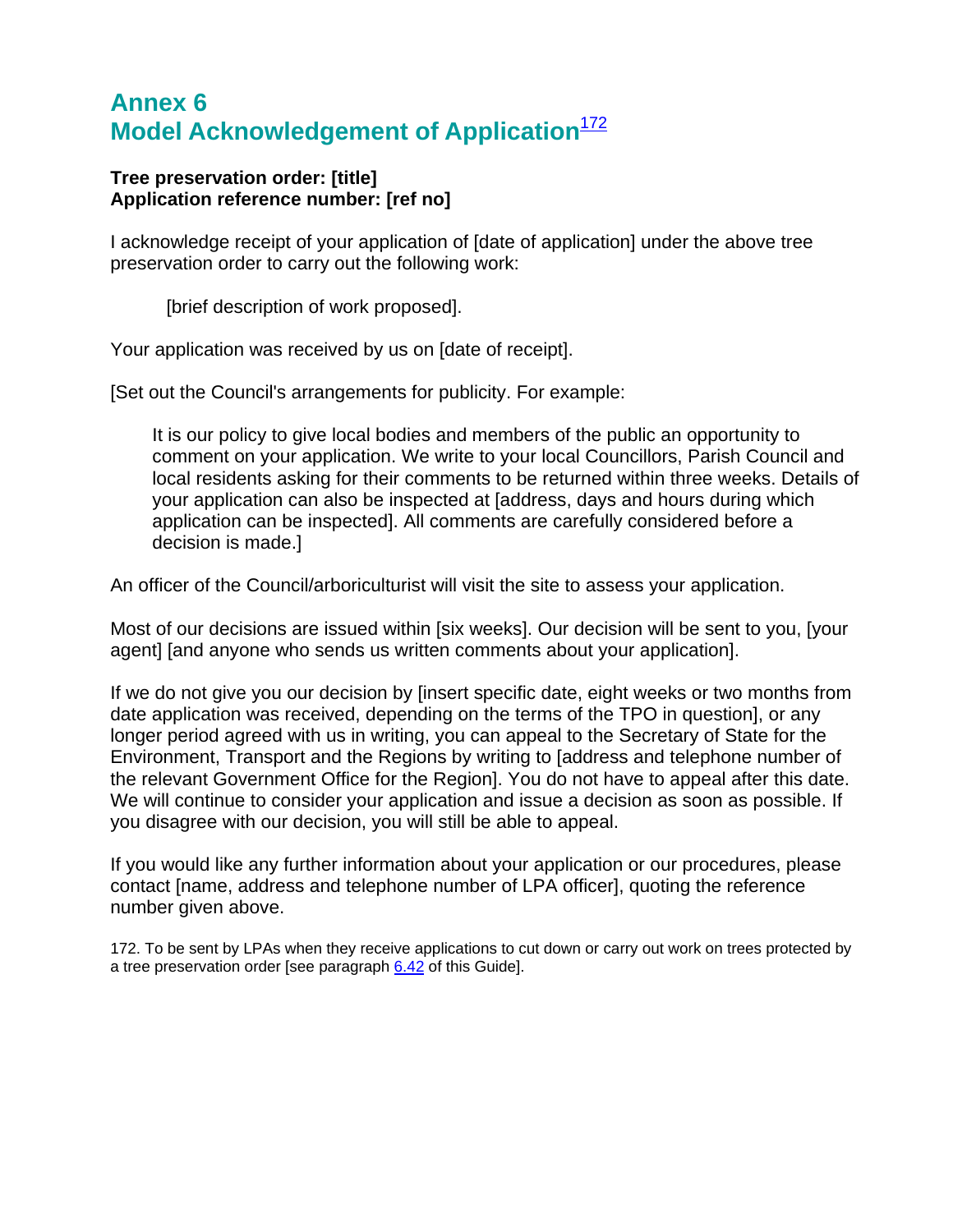# Annex 6
# Model Acknowledgement of Application[172]

**Tree preservation order: [title]**
**Application reference number: [ref no]**

I acknowledge receipt of your application of [date of application] under the above tree preservation order to carry out the following work:

> [brief description of work proposed].

Your application was received by us on [date of receipt].

[Set out the Council's arrangements for publicity. For example:

> It is our policy to give local bodies and members of the public an opportunity to comment on your application. We write to your local Councillors, Parish Council and local residents asking for their comments to be returned within three weeks. Details of your application can also be inspected at [address, days and hours during which application can be inspected]. All comments are carefully considered before a decision is made.]

An officer of the Council/arboriculturist will visit the site to assess your application.

Most of our decisions are issued within [six weeks]. Our decision will be sent to you, [your agent] [and anyone who sends us written comments about your application].

If we do not give you our decision by [insert specific date, eight weeks or two months from date application was received, depending on the terms of the TPO in question], or any longer period agreed with us in writing, you can appeal to the Secretary of State for the Environment, Transport and the Regions by writing to [address and telephone number of the relevant Government Office for the Region]. You do not have to appeal after this date. We will continue to consider your application and issue a decision as soon as possible. If you disagree with our decision, you will still be able to appeal.

If you would like any further information about your application or our procedures, please contact [name, address and telephone number of LPA officer], quoting the reference number given above.

172. To be sent by LPAs when they receive applications to cut down or carry out work on trees protected by a tree preservation order [see paragraph 6.42 of this Guide].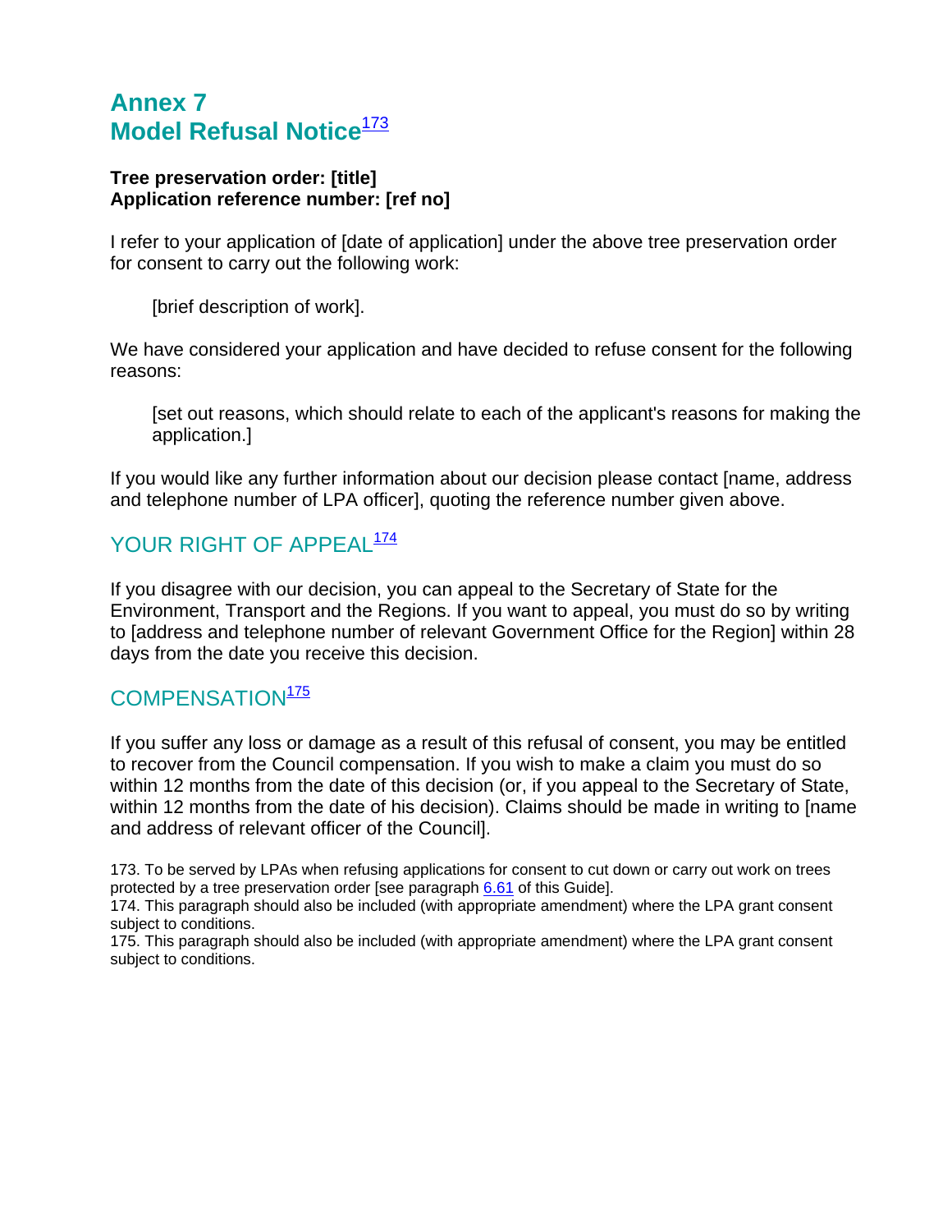# Annex 7
# Model Refusal Notice[173]

**Tree preservation order: [title]**
**Application reference number: [ref no]**

I refer to your application of [date of application] under the above tree preservation order for consent to carry out the following work:

> [brief description of work].

We have considered your application and have decided to refuse consent for the following reasons:

> [set out reasons, which should relate to each of the applicant's reasons for making the application.]

If you would like any further information about our decision please contact [name, address and telephone number of LPA officer], quoting the reference number given above.

## YOUR RIGHT OF APPEAL[174]

If you disagree with our decision, you can appeal to the Secretary of State for the Environment, Transport and the Regions. If you want to appeal, you must do so by writing to [address and telephone number of relevant Government Office for the Region] within 28 days from the date you receive this decision.

## COMPENSATION[175]

If you suffer any loss or damage as a result of this refusal of consent, you may be entitled to recover from the Council compensation. If you wish to make a claim you must do so within 12 months from the date of this decision (or, if you appeal to the Secretary of State, within 12 months from the date of his decision). Claims should be made in writing to [name and address of relevant officer of the Council].

173. To be served by LPAs when refusing applications for consent to cut down or carry out work on trees protected by a tree preservation order [see paragraph 6.61 of this Guide].
174. This paragraph should also be included (with appropriate amendment) where the LPA grant consent subject to conditions.
175. This paragraph should also be included (with appropriate amendment) where the LPA grant consent subject to conditions.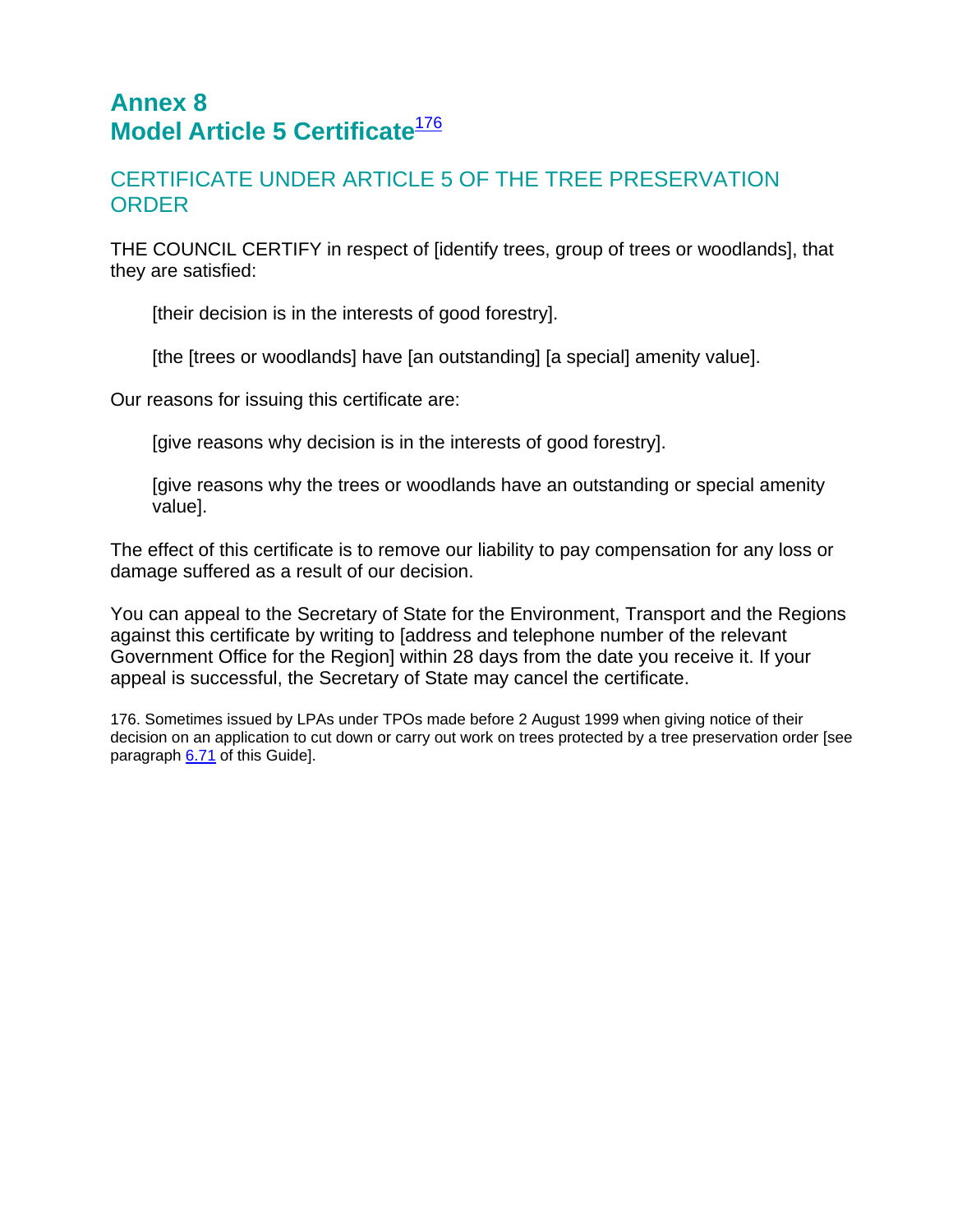# Annex 8
# Model Article 5 Certificate[176]

## CERTIFICATE UNDER ARTICLE 5 OF THE TREE PRESERVATION ORDER

THE COUNCIL CERTIFY in respect of [identify trees, group of trees or woodlands], that they are satisfied:

> [their decision is in the interests of good forestry].
>
> [the [trees or woodlands] have [an outstanding] [a special] amenity value].

Our reasons for issuing this certificate are:

> [give reasons why decision is in the interests of good forestry].
>
> [give reasons why the trees or woodlands have an outstanding or special amenity value].

The effect of this certificate is to remove our liability to pay compensation for any loss or damage suffered as a result of our decision.

You can appeal to the Secretary of State for the Environment, Transport and the Regions against this certificate by writing to [address and telephone number of the relevant Government Office for the Region] within 28 days from the date you receive it. If your appeal is successful, the Secretary of State may cancel the certificate.

176. Sometimes issued by LPAs under TPOs made before 2 August 1999 when giving notice of their decision on an application to cut down or carry out work on trees protected by a tree preservation order [see paragraph 6.71 of this Guide].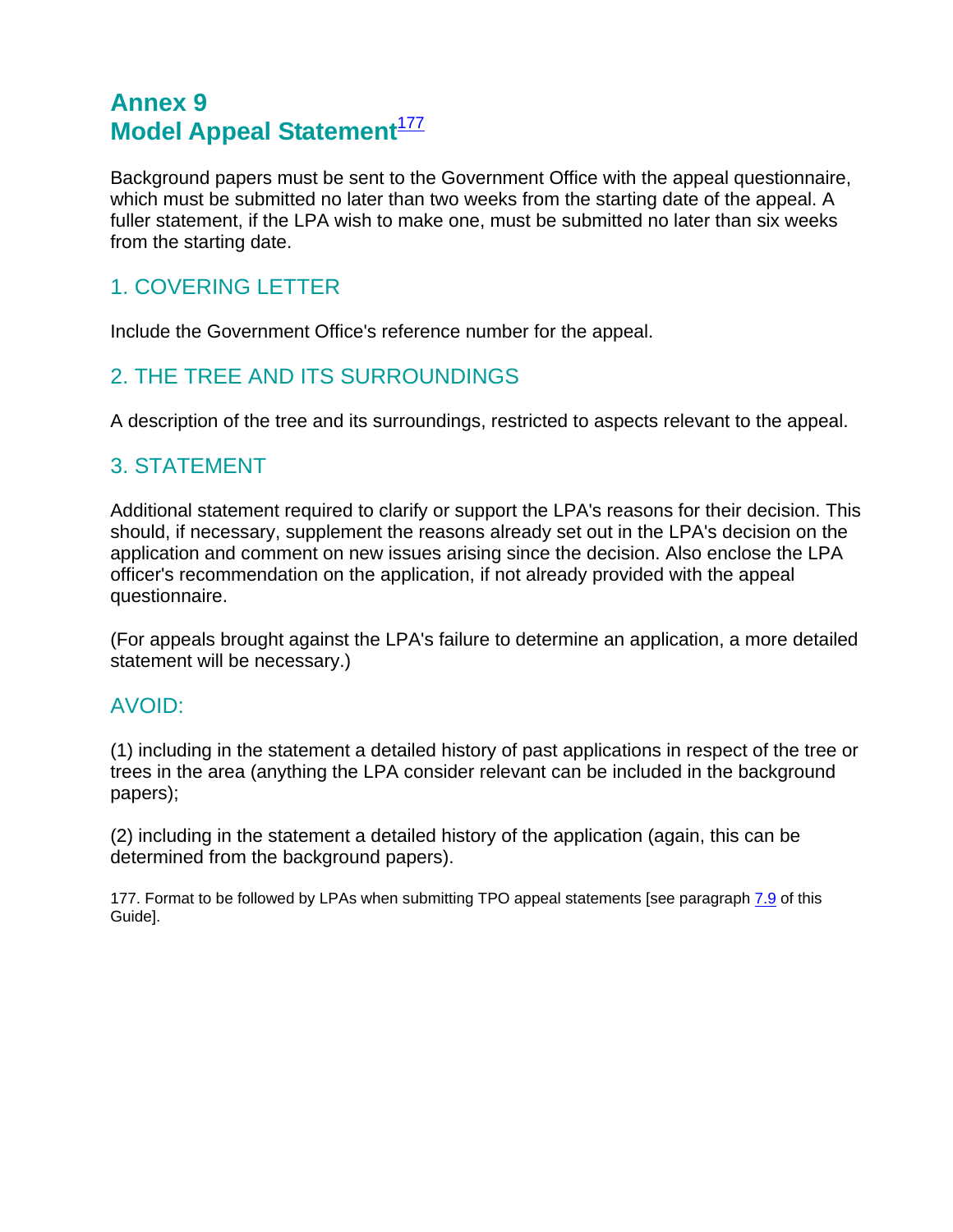# Annex 9
# Model Appeal Statement[177]

Background papers must be sent to the Government Office with the appeal questionnaire, which must be submitted no later than two weeks from the starting date of the appeal. A fuller statement, if the LPA wish to make one, must be submitted no later than six weeks from the starting date.

## 1. COVERING LETTER

Include the Government Office's reference number for the appeal.

## 2. THE TREE AND ITS SURROUNDINGS

A description of the tree and its surroundings, restricted to aspects relevant to the appeal.

## 3. STATEMENT

Additional statement required to clarify or support the LPA's reasons for their decision. This should, if necessary, supplement the reasons already set out in the LPA's decision on the application and comment on new issues arising since the decision. Also enclose the LPA officer's recommendation on the application, if not already provided with the appeal questionnaire.

(For appeals brought against the LPA's failure to determine an application, a more detailed statement will be necessary.)

## AVOID:

(1) including in the statement a detailed history of past applications in respect of the tree or trees in the area (anything the LPA consider relevant can be included in the background papers);

(2) including in the statement a detailed history of the application (again, this can be determined from the background papers).

177. Format to be followed by LPAs when submitting TPO appeal statements [see paragraph 7.9 of this Guide].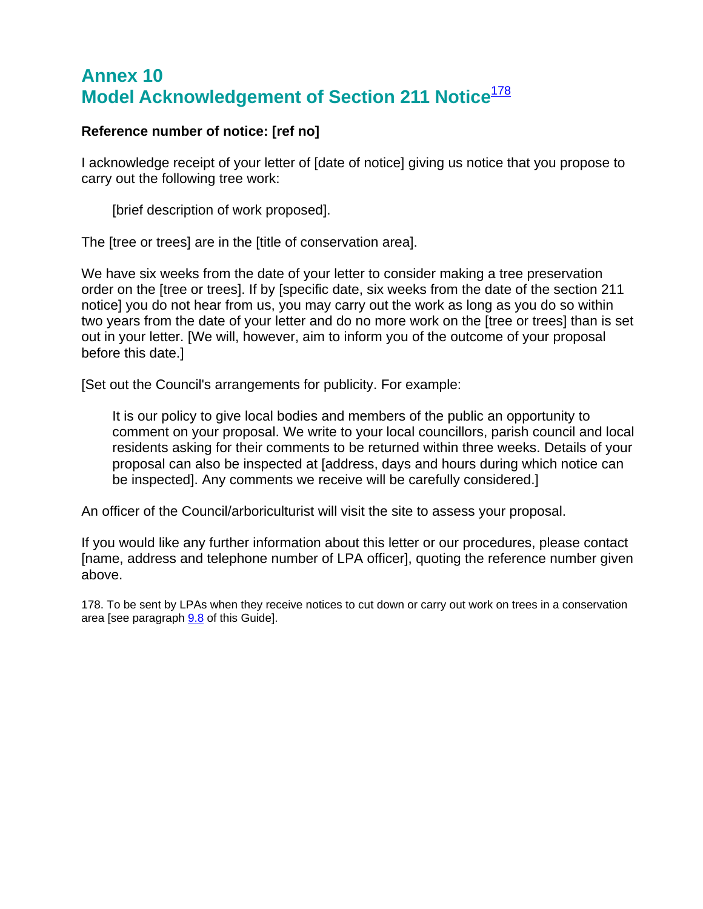# Annex 10
# Model Acknowledgement of Section 211 Notice[178]

**Reference number of notice: [ref no]**

I acknowledge receipt of your letter of [date of notice] giving us notice that you propose to carry out the following tree work:

> [brief description of work proposed].

The [tree or trees] are in the [title of conservation area].

We have six weeks from the date of your letter to consider making a tree preservation order on the [tree or trees]. If by [specific date, six weeks from the date of the section 211 notice] you do not hear from us, you may carry out the work as long as you do so within two years from the date of your letter and do no more work on the [tree or trees] than is set out in your letter. [We will, however, aim to inform you of the outcome of your proposal before this date.]

[Set out the Council's arrangements for publicity. For example:

> It is our policy to give local bodies and members of the public an opportunity to comment on your proposal. We write to your local councillors, parish council and local residents asking for their comments to be returned within three weeks. Details of your proposal can also be inspected at [address, days and hours during which notice can be inspected]. Any comments we receive will be carefully considered.]

An officer of the Council/arboriculturist will visit the site to assess your proposal.

If you would like any further information about this letter or our procedures, please contact [name, address and telephone number of LPA officer], quoting the reference number given above.

178. To be sent by LPAs when they receive notices to cut down or carry out work on trees in a conservation area [see paragraph 9.8 of this Guide].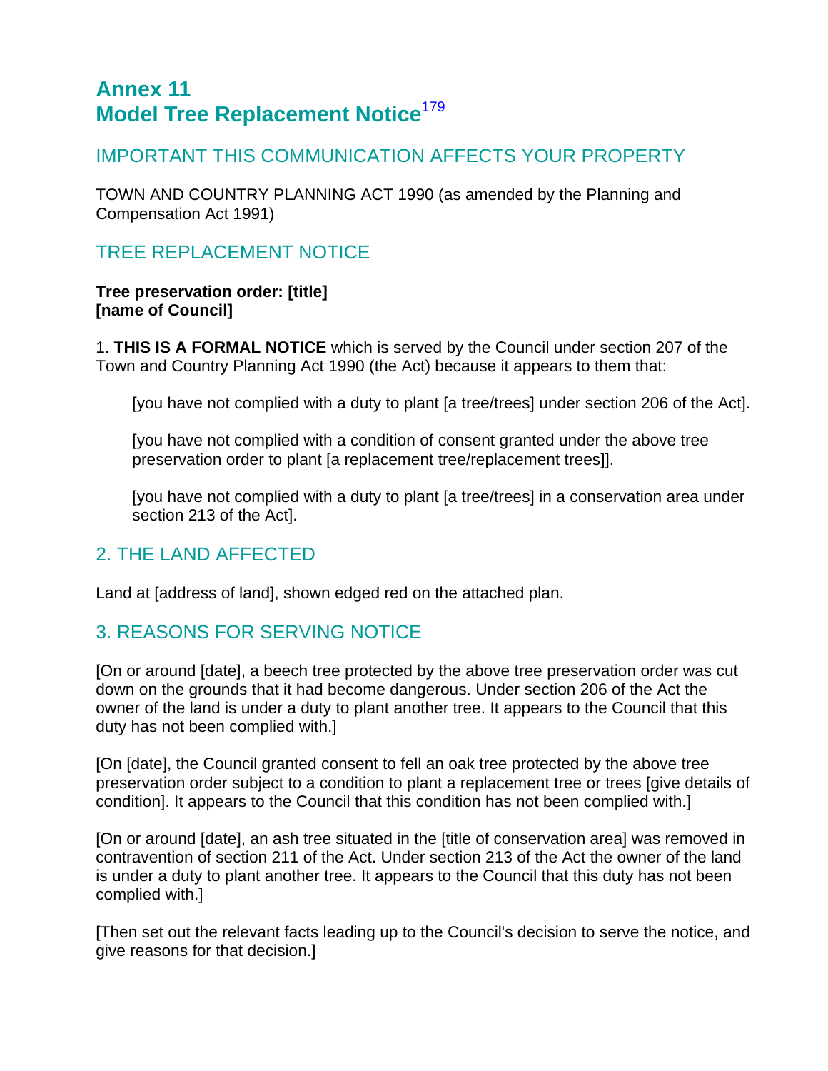# Annex 11
# Model Tree Replacement Notice[179]

## IMPORTANT THIS COMMUNICATION AFFECTS YOUR PROPERTY

TOWN AND COUNTRY PLANNING ACT 1990 (as amended by the Planning and Compensation Act 1991)

## TREE REPLACEMENT NOTICE

**Tree preservation order: [title]**
**[name of Council]**

1. **THIS IS A FORMAL NOTICE** which is served by the Council under section 207 of the Town and Country Planning Act 1990 (the Act) because it appears to them that:

> [you have not complied with a duty to plant [a tree/trees] under section 206 of the Act].
>
> [you have not complied with a condition of consent granted under the above tree preservation order to plant [a replacement tree/replacement trees]].
>
> [you have not complied with a duty to plant [a tree/trees] in a conservation area under section 213 of the Act].

## 2. THE LAND AFFECTED

Land at [address of land], shown edged red on the attached plan.

## 3. REASONS FOR SERVING NOTICE

[On or around [date], a beech tree protected by the above tree preservation order was cut down on the grounds that it had become dangerous. Under section 206 of the Act the owner of the land is under a duty to plant another tree. It appears to the Council that this duty has not been complied with.]

[On [date], the Council granted consent to fell an oak tree protected by the above tree preservation order subject to a condition to plant a replacement tree or trees [give details of condition]. It appears to the Council that this condition has not been complied with.]

[On or around [date], an ash tree situated in the [title of conservation area] was removed in contravention of section 211 of the Act. Under section 213 of the Act the owner of the land is under a duty to plant another tree. It appears to the Council that this duty has not been complied with.]

[Then set out the relevant facts leading up to the Council's decision to serve the notice, and give reasons for that decision.]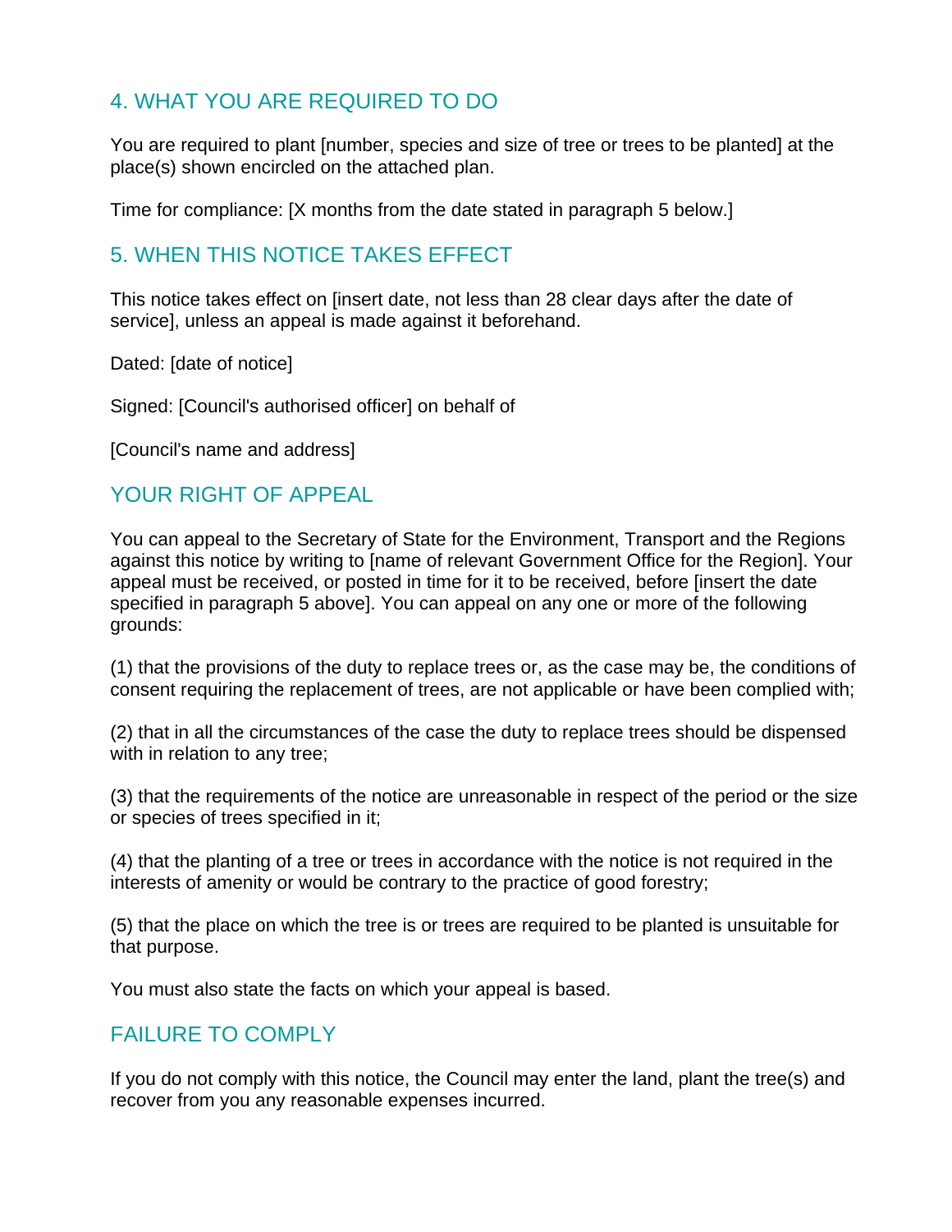## 4. WHAT YOU ARE REQUIRED TO DO

You are required to plant [number, species and size of tree or trees to be planted] at the place(s) shown encircled on the attached plan.

Time for compliance: [X months from the date stated in paragraph 5 below.]

## 5. WHEN THIS NOTICE TAKES EFFECT

This notice takes effect on [insert date, not less than 28 clear days after the date of service], unless an appeal is made against it beforehand.

Dated: [date of notice]

Signed: [Council's authorised officer] on behalf of

[Council's name and address]

## YOUR RIGHT OF APPEAL

You can appeal to the Secretary of State for the Environment, Transport and the Regions against this notice by writing to [name of relevant Government Office for the Region]. Your appeal must be received, or posted in time for it to be received, before [insert the date specified in paragraph 5 above]. You can appeal on any one or more of the following grounds:

(1) that the provisions of the duty to replace trees or, as the case may be, the conditions of consent requiring the replacement of trees, are not applicable or have been complied with;

(2) that in all the circumstances of the case the duty to replace trees should be dispensed with in relation to any tree;

(3) that the requirements of the notice are unreasonable in respect of the period or the size or species of trees specified in it;

(4) that the planting of a tree or trees in accordance with the notice is not required in the interests of amenity or would be contrary to the practice of good forestry;

(5) that the place on which the tree is or trees are required to be planted is unsuitable for that purpose.

You must also state the facts on which your appeal is based.

## FAILURE TO COMPLY

If you do not comply with this notice, the Council may enter the land, plant the tree(s) and recover from you any reasonable expenses incurred.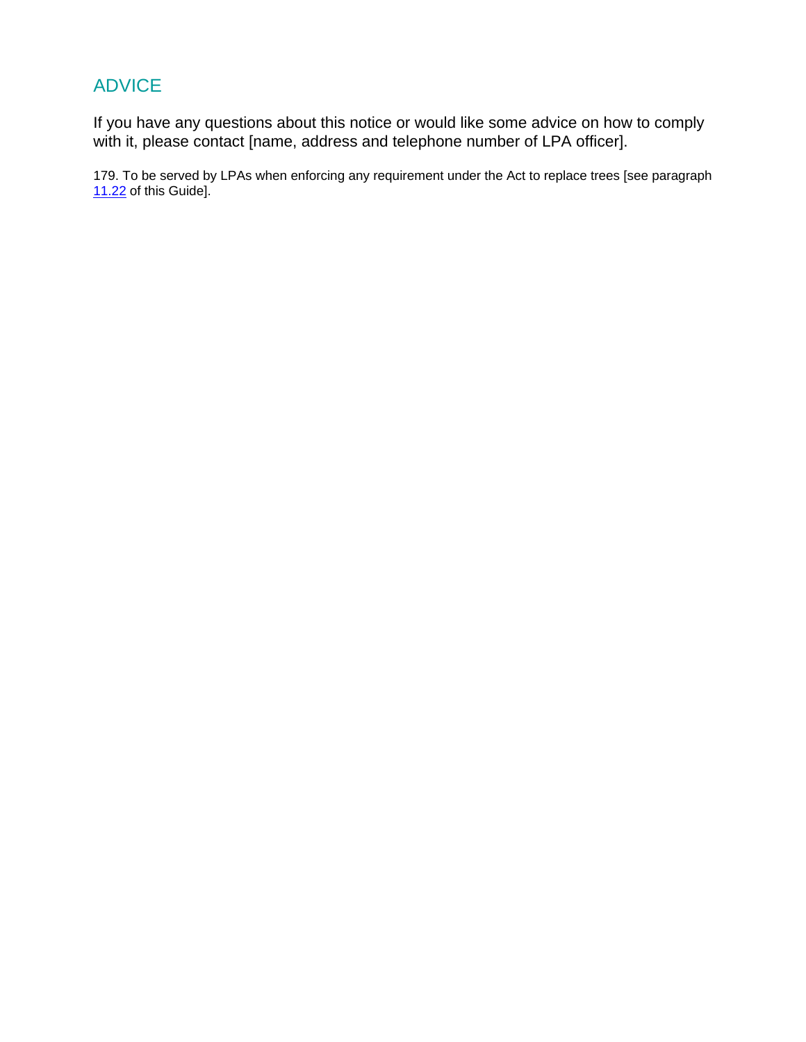## ADVICE

If you have any questions about this notice or would like some advice on how to comply with it, please contact [name, address and telephone number of LPA officer].

179. To be served by LPAs when enforcing any requirement under the Act to replace trees [see paragraph 11.22 of this Guide].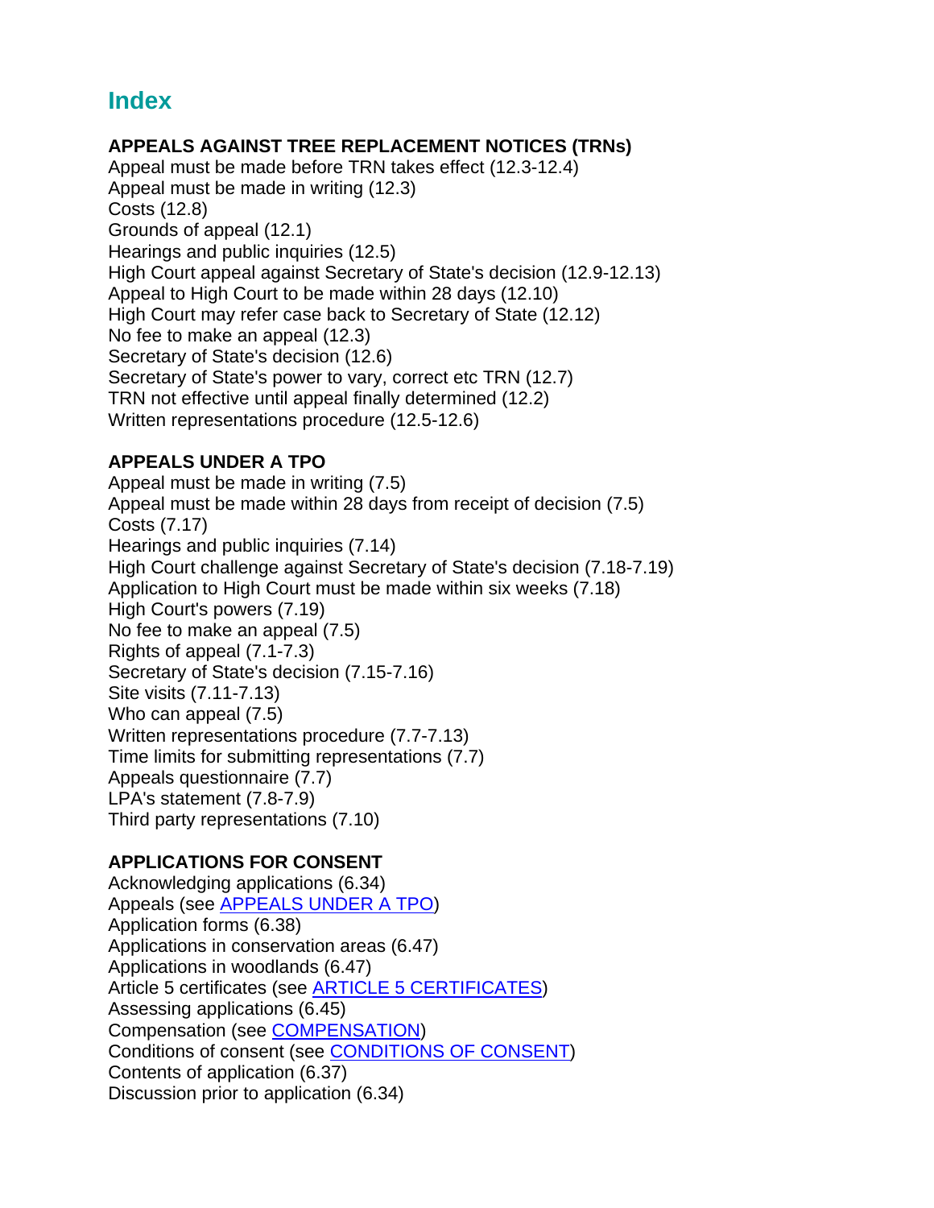# Index

**APPEALS AGAINST TREE REPLACEMENT NOTICES (TRNs)**
Appeal must be made before TRN takes effect (12.3-12.4)
Appeal must be made in writing (12.3)
Costs (12.8)
Grounds of appeal (12.1)
Hearings and public inquiries (12.5)
High Court appeal against Secretary of State's decision (12.9-12.13)
Appeal to High Court to be made within 28 days (12.10)
High Court may refer case back to Secretary of State (12.12)
No fee to make an appeal (12.3)
Secretary of State's decision (12.6)
Secretary of State's power to vary, correct etc TRN (12.7)
TRN not effective until appeal finally determined (12.2)
Written representations procedure (12.5-12.6)

**APPEALS UNDER A TPO**
Appeal must be made in writing (7.5)
Appeal must be made within 28 days from receipt of decision (7.5)
Costs (7.17)
Hearings and public inquiries (7.14)
High Court challenge against Secretary of State's decision (7.18-7.19)
Application to High Court must be made within six weeks (7.18)
High Court's powers (7.19)
No fee to make an appeal (7.5)
Rights of appeal (7.1-7.3)
Secretary of State's decision (7.15-7.16)
Site visits (7.11-7.13)
Who can appeal (7.5)
Written representations procedure (7.7-7.13)
Time limits for submitting representations (7.7)
Appeals questionnaire (7.7)
LPA's statement (7.8-7.9)
Third party representations (7.10)

**APPLICATIONS FOR CONSENT**
Acknowledging applications (6.34)
Appeals (see APPEALS UNDER A TPO)
Application forms (6.38)
Applications in conservation areas (6.47)
Applications in woodlands (6.47)
Article 5 certificates (see ARTICLE 5 CERTIFICATES)
Assessing applications (6.45)
Compensation (see COMPENSATION)
Conditions of consent (see CONDITIONS OF CONSENT)
Contents of application (6.37)
Discussion prior to application (6.34)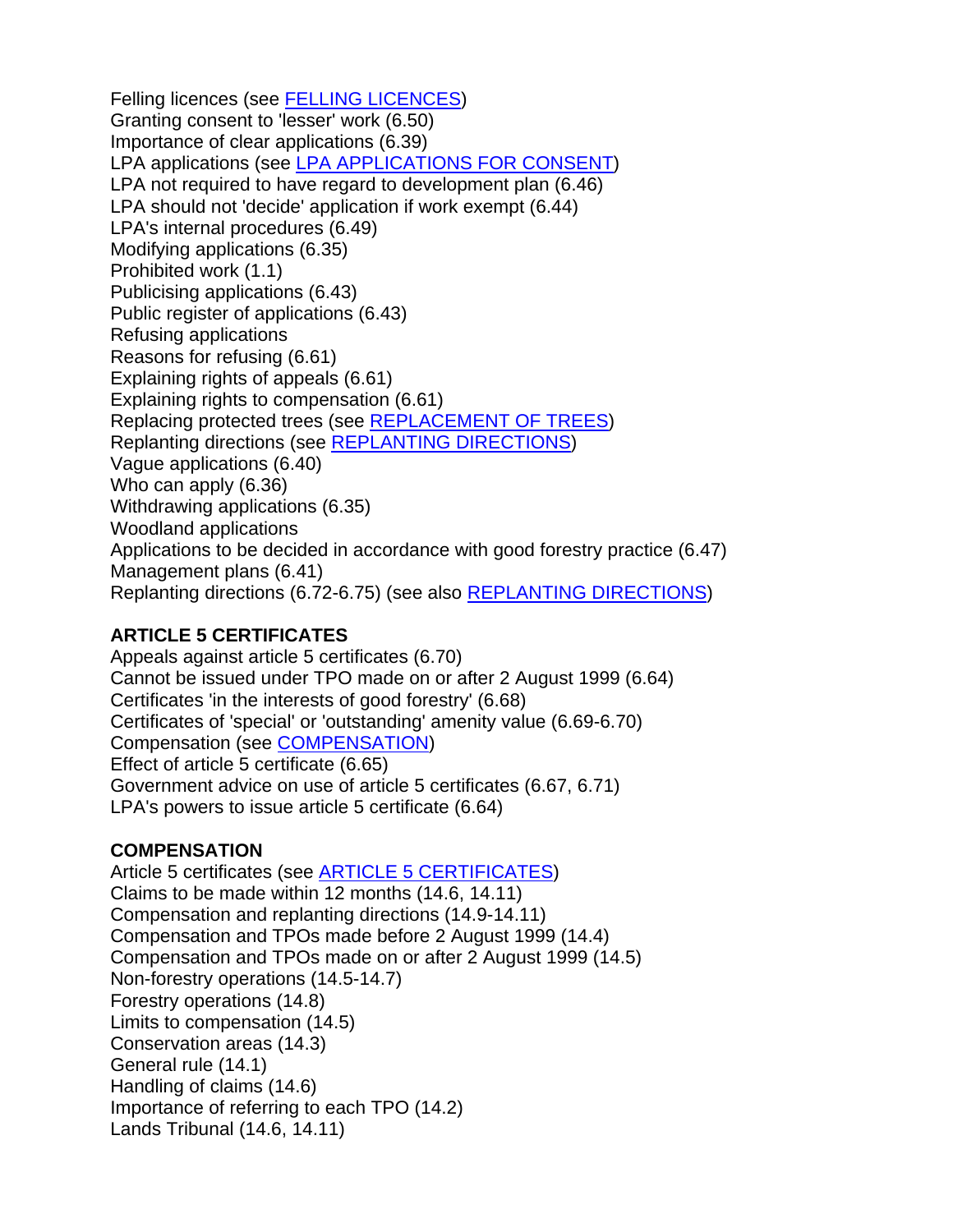Felling licences (see FELLING LICENCES)
Granting consent to 'lesser' work (6.50)
Importance of clear applications (6.39)
LPA applications (see LPA APPLICATIONS FOR CONSENT)
LPA not required to have regard to development plan (6.46)
LPA should not 'decide' application if work exempt (6.44)
LPA's internal procedures (6.49)
Modifying applications (6.35)
Prohibited work (1.1)
Publicising applications (6.43)
Public register of applications (6.43)
Refusing applications
Reasons for refusing (6.61)
Explaining rights of appeals (6.61)
Explaining rights to compensation (6.61)
Replacing protected trees (see REPLACEMENT OF TREES)
Replanting directions (see REPLANTING DIRECTIONS)
Vague applications (6.40)
Who can apply (6.36)
Withdrawing applications (6.35)
Woodland applications
Applications to be decided in accordance with good forestry practice (6.47)
Management plans (6.41)
Replanting directions (6.72-6.75) (see also REPLANTING DIRECTIONS)

**ARTICLE 5 CERTIFICATES**
Appeals against article 5 certificates (6.70)
Cannot be issued under TPO made on or after 2 August 1999 (6.64)
Certificates 'in the interests of good forestry' (6.68)
Certificates of 'special' or 'outstanding' amenity value (6.69-6.70)
Compensation (see COMPENSATION)
Effect of article 5 certificate (6.65)
Government advice on use of article 5 certificates (6.67, 6.71)
LPA's powers to issue article 5 certificate (6.64)

**COMPENSATION**
Article 5 certificates (see ARTICLE 5 CERTIFICATES)
Claims to be made within 12 months (14.6, 14.11)
Compensation and replanting directions (14.9-14.11)
Compensation and TPOs made before 2 August 1999 (14.4)
Compensation and TPOs made on or after 2 August 1999 (14.5)
Non-forestry operations (14.5-14.7)
Forestry operations (14.8)
Limits to compensation (14.5)
Conservation areas (14.3)
General rule (14.1)
Handling of claims (14.6)
Importance of referring to each TPO (14.2)
Lands Tribunal (14.6, 14.11)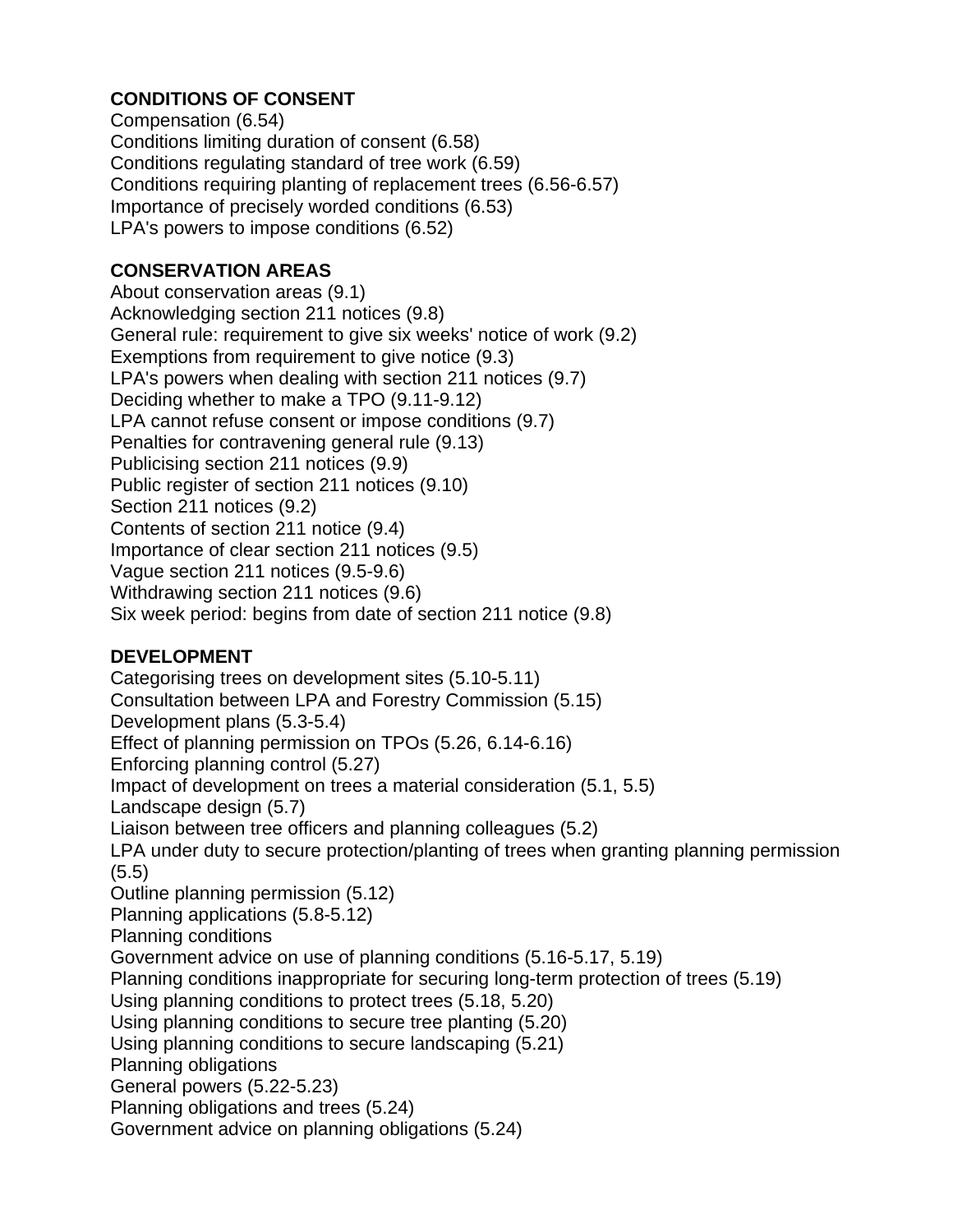**CONDITIONS OF CONSENT**
Compensation (6.54)
Conditions limiting duration of consent (6.58)
Conditions regulating standard of tree work (6.59)
Conditions requiring planting of replacement trees (6.56-6.57)
Importance of precisely worded conditions (6.53)
LPA's powers to impose conditions (6.52)

**CONSERVATION AREAS**
About conservation areas (9.1)
Acknowledging section 211 notices (9.8)
General rule: requirement to give six weeks' notice of work (9.2)
Exemptions from requirement to give notice (9.3)
LPA's powers when dealing with section 211 notices (9.7)
Deciding whether to make a TPO (9.11-9.12)
LPA cannot refuse consent or impose conditions (9.7)
Penalties for contravening general rule (9.13)
Publicising section 211 notices (9.9)
Public register of section 211 notices (9.10)
Section 211 notices (9.2)
Contents of section 211 notice (9.4)
Importance of clear section 211 notices (9.5)
Vague section 211 notices (9.5-9.6)
Withdrawing section 211 notices (9.6)
Six week period: begins from date of section 211 notice (9.8)

**DEVELOPMENT**
Categorising trees on development sites (5.10-5.11)
Consultation between LPA and Forestry Commission (5.15)
Development plans (5.3-5.4)
Effect of planning permission on TPOs (5.26, 6.14-6.16)
Enforcing planning control (5.27)
Impact of development on trees a material consideration (5.1, 5.5)
Landscape design (5.7)
Liaison between tree officers and planning colleagues (5.2)
LPA under duty to secure protection/planting of trees when granting planning permission (5.5)
Outline planning permission (5.12)
Planning applications (5.8-5.12)
Planning conditions
Government advice on use of planning conditions (5.16-5.17, 5.19)
Planning conditions inappropriate for securing long-term protection of trees (5.19)
Using planning conditions to protect trees (5.18, 5.20)
Using planning conditions to secure tree planting (5.20)
Using planning conditions to secure landscaping (5.21)
Planning obligations
General powers (5.22-5.23)
Planning obligations and trees (5.24)
Government advice on planning obligations (5.24)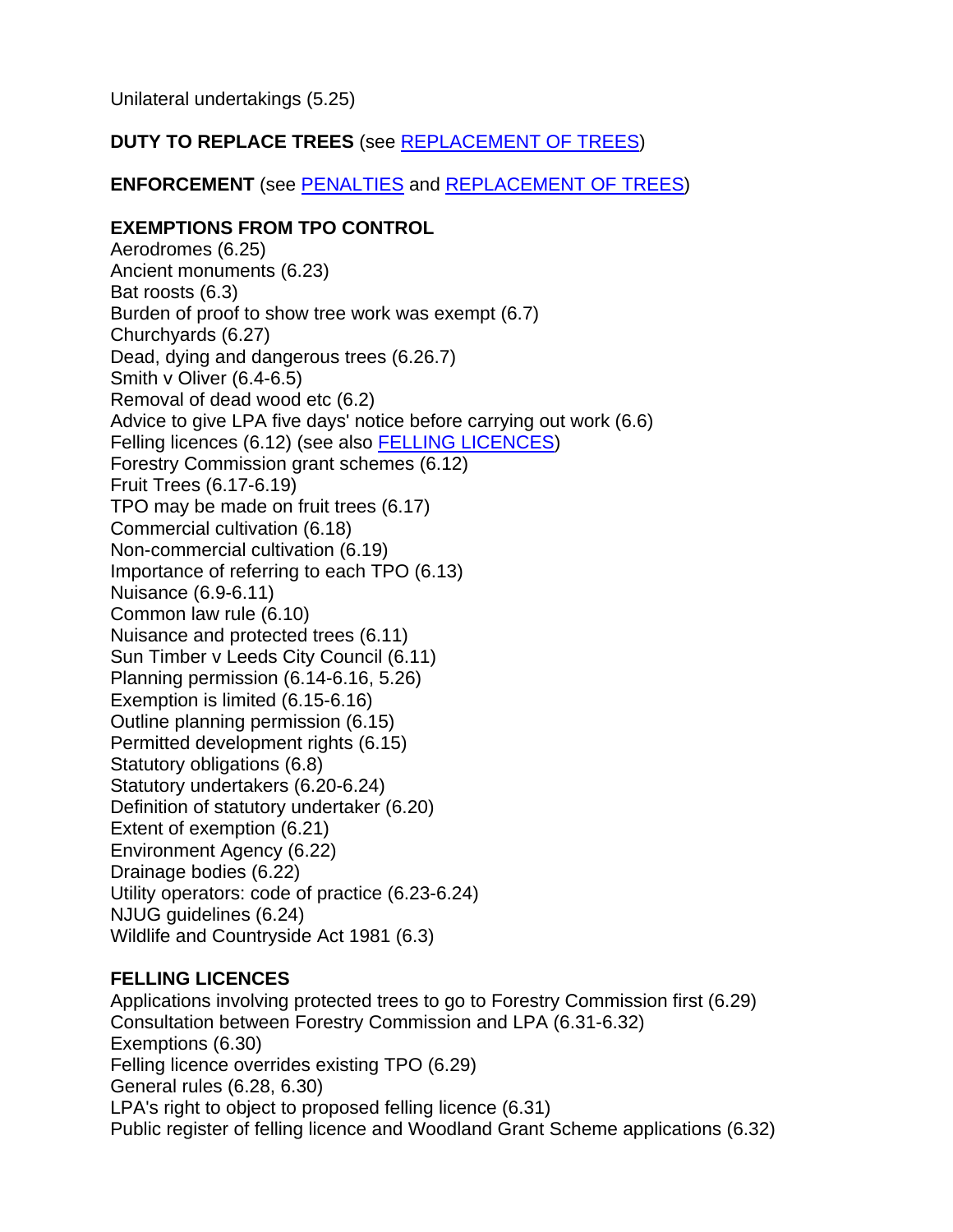Unilateral undertakings (5.25)

**DUTY TO REPLACE TREES** (see REPLACEMENT OF TREES)

**ENFORCEMENT** (see PENALTIES and REPLACEMENT OF TREES)

**EXEMPTIONS FROM TPO CONTROL**
Aerodromes (6.25)
Ancient monuments (6.23)
Bat roosts (6.3)
Burden of proof to show tree work was exempt (6.7)
Churchyards (6.27)
Dead, dying and dangerous trees (6.26.7)
Smith v Oliver (6.4-6.5)
Removal of dead wood etc (6.2)
Advice to give LPA five days' notice before carrying out work (6.6)
Felling licences (6.12) (see also FELLING LICENCES)
Forestry Commission grant schemes (6.12)
Fruit Trees (6.17-6.19)
TPO may be made on fruit trees (6.17)
Commercial cultivation (6.18)
Non-commercial cultivation (6.19)
Importance of referring to each TPO (6.13)
Nuisance (6.9-6.11)
Common law rule (6.10)
Nuisance and protected trees (6.11)
Sun Timber v Leeds City Council (6.11)
Planning permission (6.14-6.16, 5.26)
Exemption is limited (6.15-6.16)
Outline planning permission (6.15)
Permitted development rights (6.15)
Statutory obligations (6.8)
Statutory undertakers (6.20-6.24)
Definition of statutory undertaker (6.20)
Extent of exemption (6.21)
Environment Agency (6.22)
Drainage bodies (6.22)
Utility operators: code of practice (6.23-6.24)
NJUG guidelines (6.24)
Wildlife and Countryside Act 1981 (6.3)

**FELLING LICENCES**
Applications involving protected trees to go to Forestry Commission first (6.29)
Consultation between Forestry Commission and LPA (6.31-6.32)
Exemptions (6.30)
Felling licence overrides existing TPO (6.29)
General rules (6.28, 6.30)
LPA's right to object to proposed felling licence (6.31)
Public register of felling licence and Woodland Grant Scheme applications (6.32)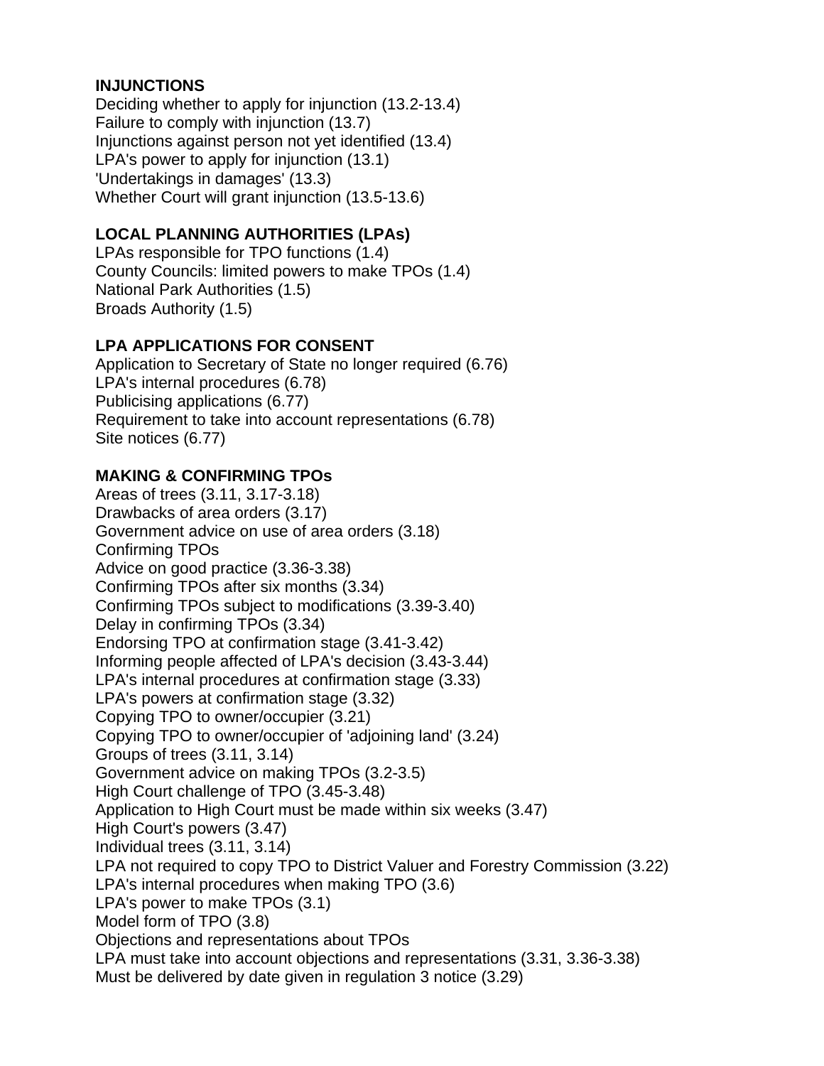**INJUNCTIONS**

Deciding whether to apply for injunction (13.2-13.4)
Failure to comply with injunction (13.7)
Injunctions against person not yet identified (13.4)
LPA's power to apply for injunction (13.1)
'Undertakings in damages' (13.3)
Whether Court will grant injunction (13.5-13.6)

**LOCAL PLANNING AUTHORITIES (LPAs)**

LPAs responsible for TPO functions (1.4)
County Councils: limited powers to make TPOs (1.4)
National Park Authorities (1.5)
Broads Authority (1.5)

**LPA APPLICATIONS FOR CONSENT**

Application to Secretary of State no longer required (6.76)
LPA's internal procedures (6.78)
Publicising applications (6.77)
Requirement to take into account representations (6.78)
Site notices (6.77)

**MAKING & CONFIRMING TPOs**

Areas of trees (3.11, 3.17-3.18)
Drawbacks of area orders (3.17)
Government advice on use of area orders (3.18)
Confirming TPOs
Advice on good practice (3.36-3.38)
Confirming TPOs after six months (3.34)
Confirming TPOs subject to modifications (3.39-3.40)
Delay in confirming TPOs (3.34)
Endorsing TPO at confirmation stage (3.41-3.42)
Informing people affected of LPA's decision (3.43-3.44)
LPA's internal procedures at confirmation stage (3.33)
LPA's powers at confirmation stage (3.32)
Copying TPO to owner/occupier (3.21)
Copying TPO to owner/occupier of 'adjoining land' (3.24)
Groups of trees (3.11, 3.14)
Government advice on making TPOs (3.2-3.5)
High Court challenge of TPO (3.45-3.48)
Application to High Court must be made within six weeks (3.47)
High Court's powers (3.47)
Individual trees (3.11, 3.14)
LPA not required to copy TPO to District Valuer and Forestry Commission (3.22)
LPA's internal procedures when making TPO (3.6)
LPA's power to make TPOs (3.1)
Model form of TPO (3.8)
Objections and representations about TPOs
LPA must take into account objections and representations (3.31, 3.36-3.38)
Must be delivered by date given in regulation 3 notice (3.29)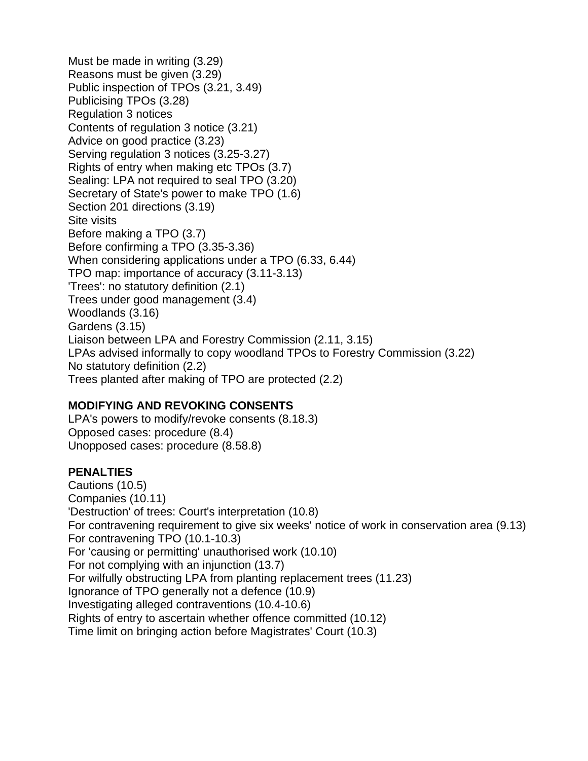Must be made in writing (3.29)
Reasons must be given (3.29)
Public inspection of TPOs (3.21, 3.49)
Publicising TPOs (3.28)
Regulation 3 notices
Contents of regulation 3 notice (3.21)
Advice on good practice (3.23)
Serving regulation 3 notices (3.25-3.27)
Rights of entry when making etc TPOs (3.7)
Sealing: LPA not required to seal TPO (3.20)
Secretary of State's power to make TPO (1.6)
Section 201 directions (3.19)
Site visits
Before making a TPO (3.7)
Before confirming a TPO (3.35-3.36)
When considering applications under a TPO (6.33, 6.44)
TPO map: importance of accuracy (3.11-3.13)
'Trees': no statutory definition (2.1)
Trees under good management (3.4)
Woodlands (3.16)
Gardens (3.15)
Liaison between LPA and Forestry Commission (2.11, 3.15)
LPAs advised informally to copy woodland TPOs to Forestry Commission (3.22)
No statutory definition (2.2)
Trees planted after making of TPO are protected (2.2)

**MODIFYING AND REVOKING CONSENTS**
LPA's powers to modify/revoke consents (8.18.3)
Opposed cases: procedure (8.4)
Unopposed cases: procedure (8.58.8)

**PENALTIES**
Cautions (10.5)
Companies (10.11)
'Destruction' of trees: Court's interpretation (10.8)
For contravening requirement to give six weeks' notice of work in conservation area (9.13)
For contravening TPO (10.1-10.3)
For 'causing or permitting' unauthorised work (10.10)
For not complying with an injunction (13.7)
For wilfully obstructing LPA from planting replacement trees (11.23)
Ignorance of TPO generally not a defence (10.9)
Investigating alleged contraventions (10.4-10.6)
Rights of entry to ascertain whether offence committed (10.12)
Time limit on bringing action before Magistrates' Court (10.3)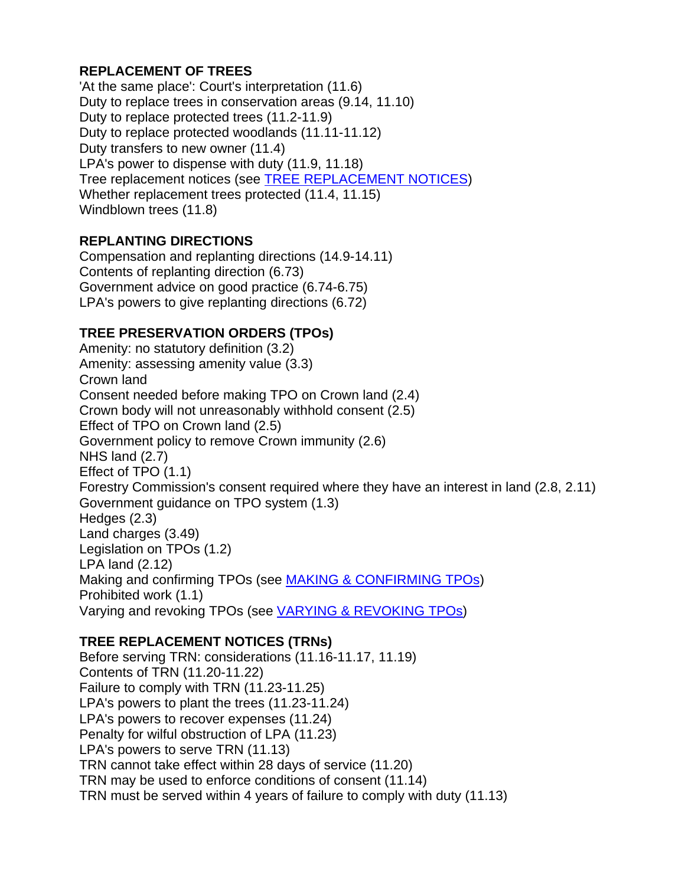**REPLACEMENT OF TREES**
'At the same place': Court's interpretation (11.6)
Duty to replace trees in conservation areas (9.14, 11.10)
Duty to replace protected trees (11.2-11.9)
Duty to replace protected woodlands (11.11-11.12)
Duty transfers to new owner (11.4)
LPA's power to dispense with duty (11.9, 11.18)
Tree replacement notices (see TREE REPLACEMENT NOTICES)
Whether replacement trees protected (11.4, 11.15)
Windblown trees (11.8)

**REPLANTING DIRECTIONS**
Compensation and replanting directions (14.9-14.11)
Contents of replanting direction (6.73)
Government advice on good practice (6.74-6.75)
LPA's powers to give replanting directions (6.72)

**TREE PRESERVATION ORDERS (TPOs)**
Amenity: no statutory definition (3.2)
Amenity: assessing amenity value (3.3)
Crown land
Consent needed before making TPO on Crown land (2.4)
Crown body will not unreasonably withhold consent (2.5)
Effect of TPO on Crown land (2.5)
Government policy to remove Crown immunity (2.6)
NHS land (2.7)
Effect of TPO (1.1)
Forestry Commission's consent required where they have an interest in land (2.8, 2.11)
Government guidance on TPO system (1.3)
Hedges (2.3)
Land charges (3.49)
Legislation on TPOs (1.2)
LPA land (2.12)
Making and confirming TPOs (see MAKING & CONFIRMING TPOs)
Prohibited work (1.1)
Varying and revoking TPOs (see VARYING & REVOKING TPOs)

**TREE REPLACEMENT NOTICES (TRNs)**
Before serving TRN: considerations (11.16-11.17, 11.19)
Contents of TRN (11.20-11.22)
Failure to comply with TRN (11.23-11.25)
LPA's powers to plant the trees (11.23-11.24)
LPA's powers to recover expenses (11.24)
Penalty for wilful obstruction of LPA (11.23)
LPA's powers to serve TRN (11.13)
TRN cannot take effect within 28 days of service (11.20)
TRN may be used to enforce conditions of consent (11.14)
TRN must be served within 4 years of failure to comply with duty (11.13)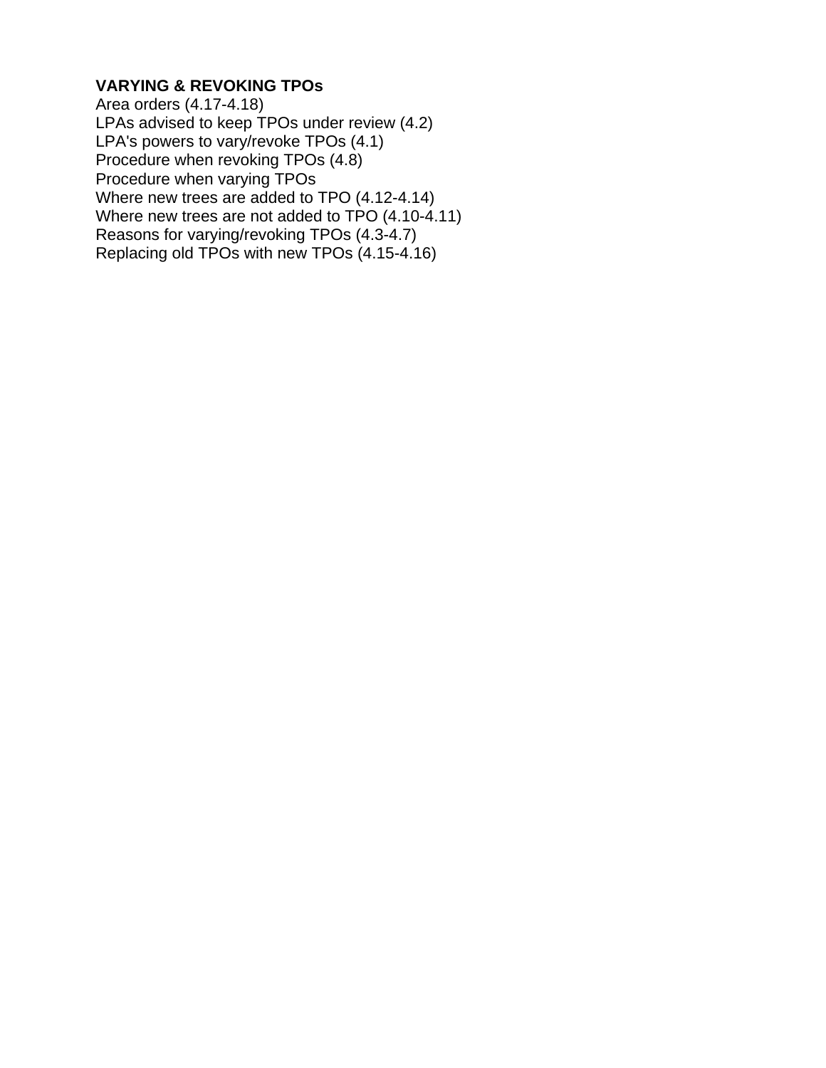**VARYING & REVOKING TPOs**

Area orders (4.17-4.18)
LPAs advised to keep TPOs under review (4.2)
LPA's powers to vary/revoke TPOs (4.1)
Procedure when revoking TPOs (4.8)
Procedure when varying TPOs
Where new trees are added to TPO (4.12-4.14)
Where new trees are not added to TPO (4.10-4.11)
Reasons for varying/revoking TPOs (4.3-4.7)
Replacing old TPOs with new TPOs (4.15-4.16)